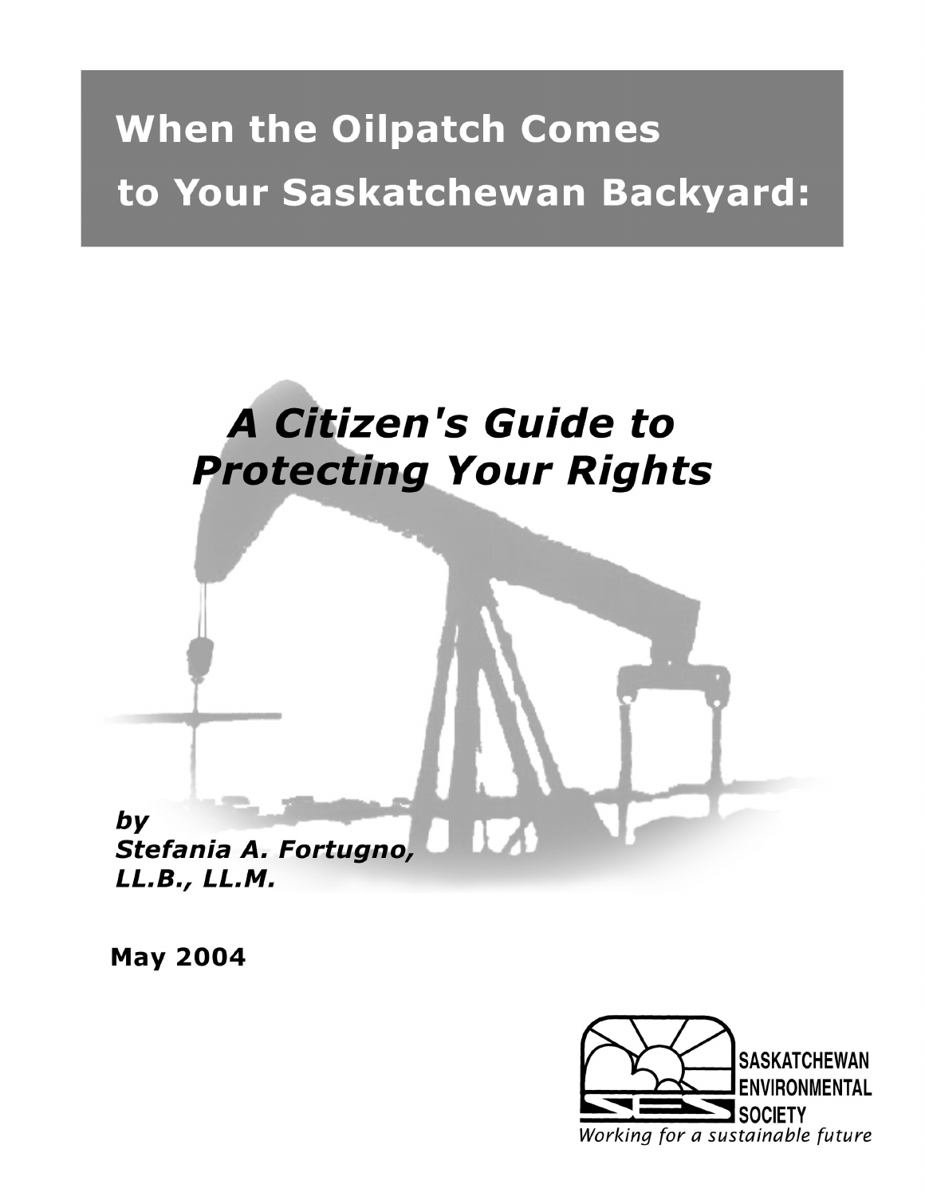# When the Oilpatch Comes to Your Saskatchewan Backyard:

## *A Citizen's Guide to Protecting Your Rights*

***by***
***Stefania A. Fortugno, LL.B., LL.M.***

**May 2004**

SASKATCHEWAN ENVIRONMENTAL SOCIETY

*Working for a sustainable future*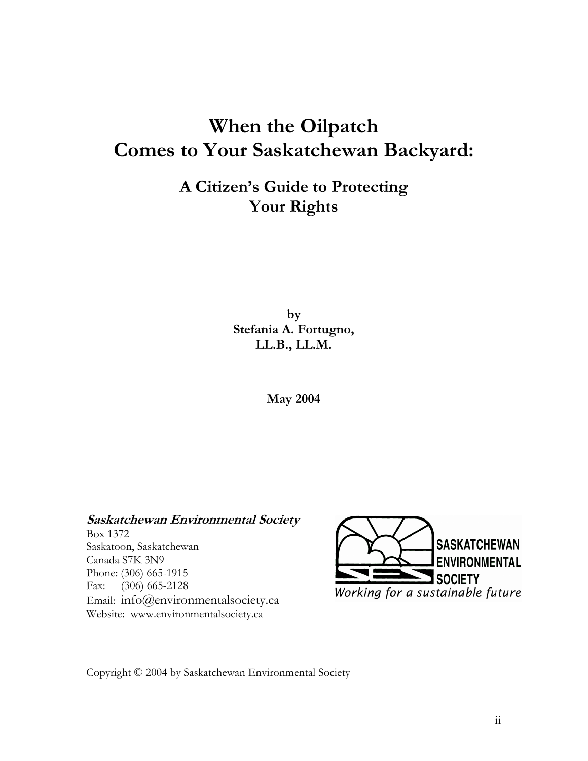# When the Oilpatch
# Comes to Your Saskatchewan Backyard:

## A Citizen's Guide to Protecting Your Rights

**by**
**Stefania A. Fortugno,**
**LL.B., LL.M.**

**May 2004**

***Saskatchewan Environmental Society***
Box 1372
Saskatoon, Saskatchewan
Canada S7K 3N9
Phone: (306) 665-1915
Fax: (306) 665-2128
Email: info@environmentalsociety.ca
Website: www.environmentalsociety.ca

SASKATCHEWAN ENVIRONMENTAL SOCIETY
*Working for a sustainable future*

Copyright © 2004 by Saskatchewan Environmental Society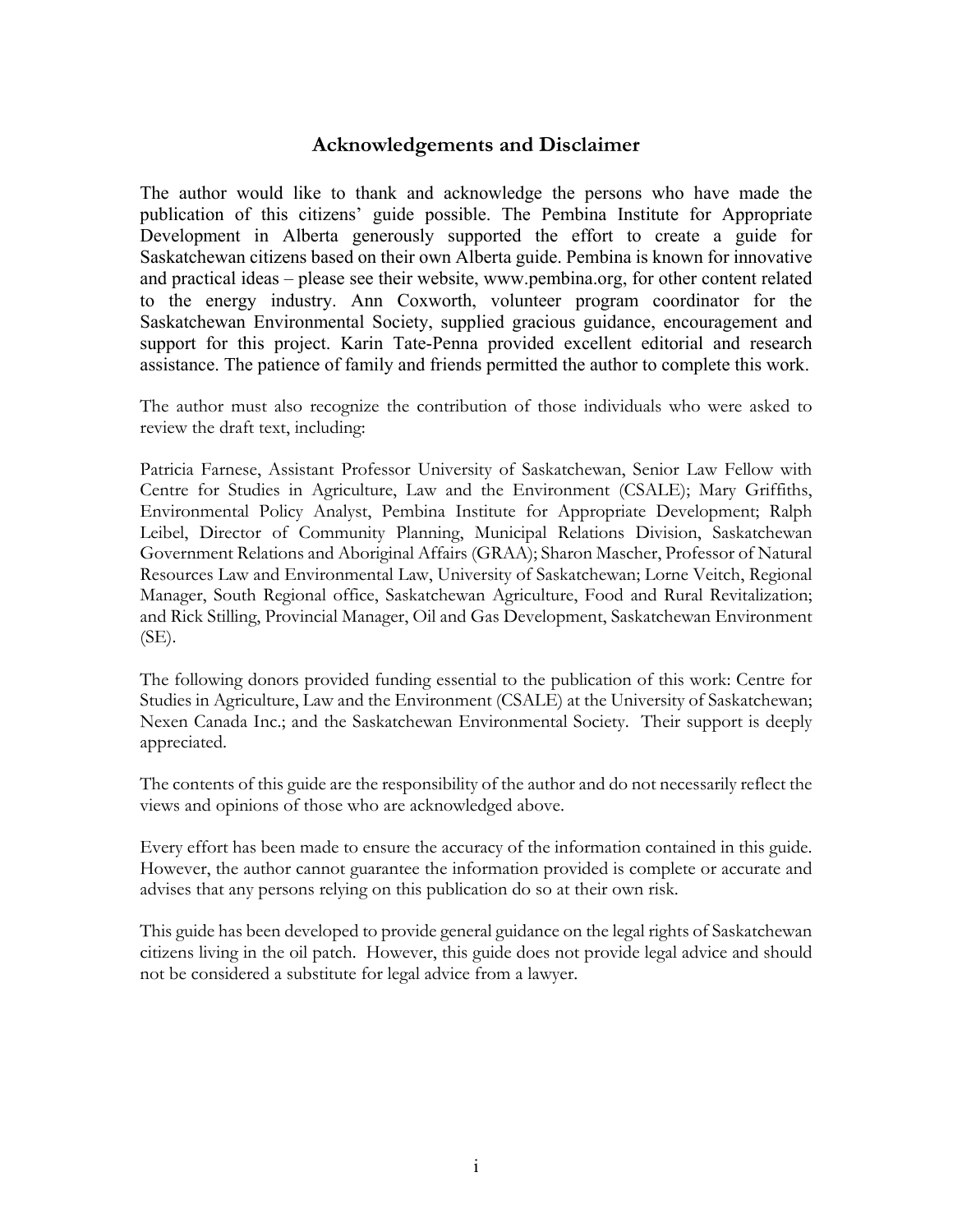## Acknowledgements and Disclaimer

The author would like to thank and acknowledge the persons who have made the publication of this citizens' guide possible. The Pembina Institute for Appropriate Development in Alberta generously supported the effort to create a guide for Saskatchewan citizens based on their own Alberta guide. Pembina is known for innovative and practical ideas – please see their website, www.pembina.org, for other content related to the energy industry. Ann Coxworth, volunteer program coordinator for the Saskatchewan Environmental Society, supplied gracious guidance, encouragement and support for this project. Karin Tate-Penna provided excellent editorial and research assistance. The patience of family and friends permitted the author to complete this work.

The author must also recognize the contribution of those individuals who were asked to review the draft text, including:

Patricia Farnese, Assistant Professor University of Saskatchewan, Senior Law Fellow with Centre for Studies in Agriculture, Law and the Environment (CSALE); Mary Griffiths, Environmental Policy Analyst, Pembina Institute for Appropriate Development; Ralph Leibel, Director of Community Planning, Municipal Relations Division, Saskatchewan Government Relations and Aboriginal Affairs (GRAA); Sharon Mascher, Professor of Natural Resources Law and Environmental Law, University of Saskatchewan; Lorne Veitch, Regional Manager, South Regional office, Saskatchewan Agriculture, Food and Rural Revitalization; and Rick Stilling, Provincial Manager, Oil and Gas Development, Saskatchewan Environment (SE).

The following donors provided funding essential to the publication of this work: Centre for Studies in Agriculture, Law and the Environment (CSALE) at the University of Saskatchewan; Nexen Canada Inc.; and the Saskatchewan Environmental Society. Their support is deeply appreciated.

The contents of this guide are the responsibility of the author and do not necessarily reflect the views and opinions of those who are acknowledged above.

Every effort has been made to ensure the accuracy of the information contained in this guide. However, the author cannot guarantee the information provided is complete or accurate and advises that any persons relying on this publication do so at their own risk.

This guide has been developed to provide general guidance on the legal rights of Saskatchewan citizens living in the oil patch. However, this guide does not provide legal advice and should not be considered a substitute for legal advice from a lawyer.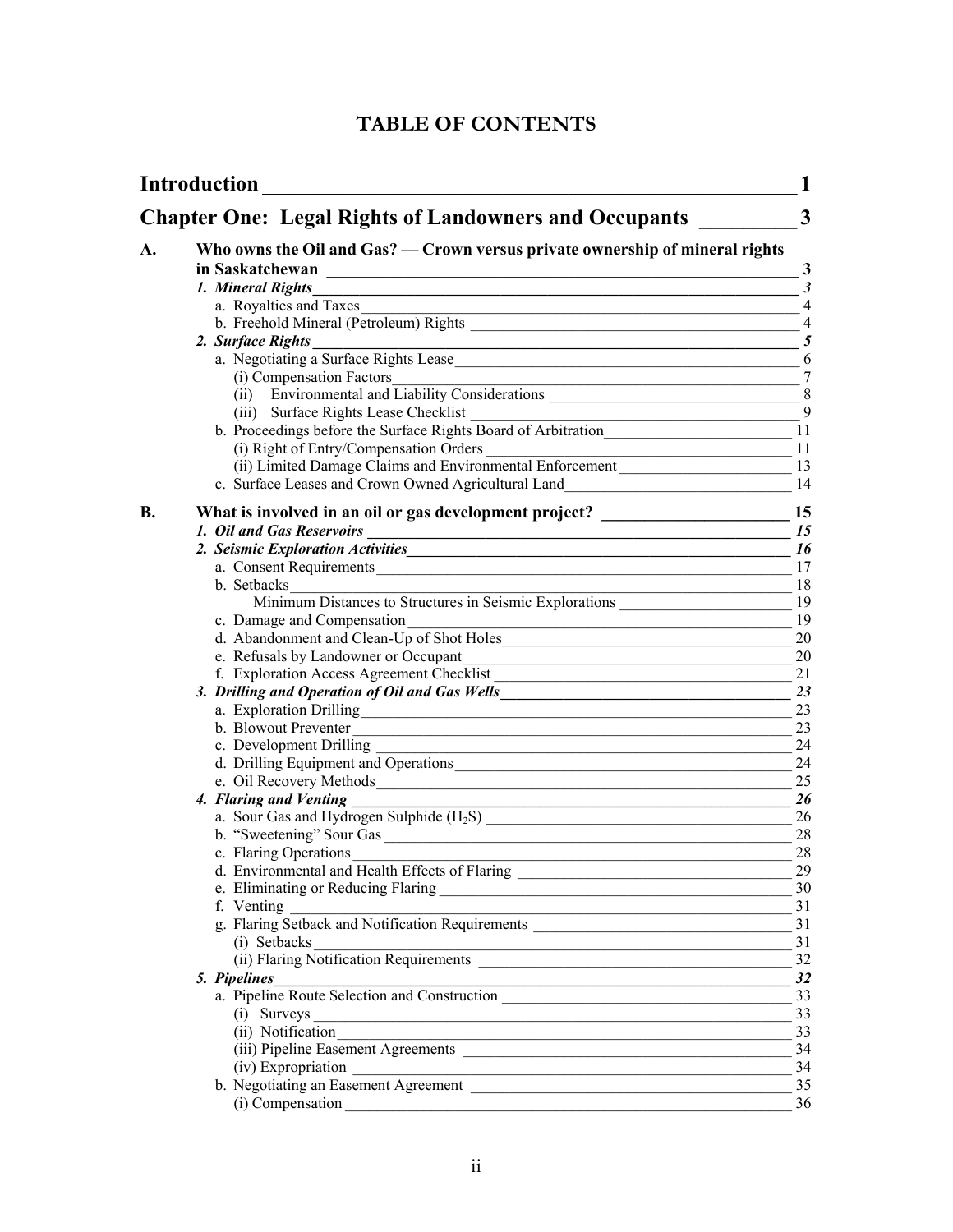# TABLE OF CONTENTS

**Introduction** 1

**Chapter One: Legal Rights of Landowners and Occupants** 3

**A. Who owns the Oil and Gas? — Crown versus private ownership of mineral rights in Saskatchewan** 3

- ***1. Mineral Rights*** *3*
  - a. Royalties and Taxes 4
  - b. Freehold Mineral (Petroleum) Rights 4
- ***2. Surface Rights*** *5*
  - a. Negotiating a Surface Rights Lease 6
    - (i) Compensation Factors 7
    - (ii) Environmental and Liability Considerations 8
    - (iii) Surface Rights Lease Checklist 9
  - b. Proceedings before the Surface Rights Board of Arbitration 11
    - (i) Right of Entry/Compensation Orders 11
    - (ii) Limited Damage Claims and Environmental Enforcement 13
  - c. Surface Leases and Crown Owned Agricultural Land 14

**B. What is involved in an oil or gas development project?** 15

- ***1. Oil and Gas Reservoirs*** *15*
- ***2. Seismic Exploration Activities*** *16*
  - a. Consent Requirements 17
  - b. Setbacks 18
    - Minimum Distances to Structures in Seismic Explorations 19
  - c. Damage and Compensation 19
  - d. Abandonment and Clean-Up of Shot Holes 20
  - e. Refusals by Landowner or Occupant 20
  - f. Exploration Access Agreement Checklist 21
- ***3. Drilling and Operation of Oil and Gas Wells*** *23*
  - a. Exploration Drilling 23
  - b. Blowout Preventer 23
  - c. Development Drilling 24
  - d. Drilling Equipment and Operations 24
  - e. Oil Recovery Methods 25
- ***4. Flaring and Venting*** *26*
  - a. Sour Gas and Hydrogen Sulphide ($H_2S$) 26
  - b. "Sweetening" Sour Gas 28
  - c. Flaring Operations 28
  - d. Environmental and Health Effects of Flaring 29
  - e. Eliminating or Reducing Flaring 30
  - f. Venting 31
  - g. Flaring Setback and Notification Requirements 31
    - (i) Setbacks 31
    - (ii) Flaring Notification Requirements 32
- ***5. Pipelines*** *32*
  - a. Pipeline Route Selection and Construction 33
    - (i) Surveys 33
    - (ii) Notification 33
    - (iii) Pipeline Easement Agreements 34
    - (iv) Expropriation 34
  - b. Negotiating an Easement Agreement 35
    - (i) Compensation 36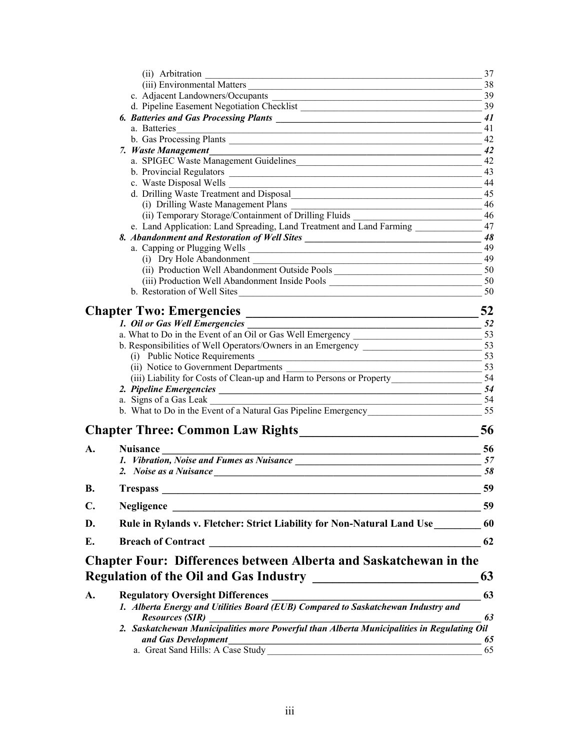(ii) Arbitration 37
(iii) Environmental Matters 38
c. Adjacent Landowners/Occupants 39
d. Pipeline Easement Negotiation Checklist 39

***6. Batteries and Gas Processing Plants*** ***41***
a. Batteries 41
b. Gas Processing Plants 42

***7. Waste Management*** ***42***
a. SPIGEC Waste Management Guidelines 42
b. Provincial Regulators 43
c. Waste Disposal Wells 44
d. Drilling Waste Treatment and Disposal 45
(i) Drilling Waste Management Plans 46
(ii) Temporary Storage/Containment of Drilling Fluids 46
e. Land Application: Land Spreading, Land Treatment and Land Farming 47

***8. Abandonment and Restoration of Well Sites*** ***48***
a. Capping or Plugging Wells 49
(i) Dry Hole Abandonment 49
(ii) Production Well Abandonment Outside Pools 50
(iii) Production Well Abandonment Inside Pools 50
b. Restoration of Well Sites 50

## Chapter Two: Emergencies 52

***1. Oil or Gas Well Emergencies*** ***52***
a. What to Do in the Event of an Oil or Gas Well Emergency 53
b. Responsibilities of Well Operators/Owners in an Emergency 53
(i) Public Notice Requirements 53
(ii) Notice to Government Departments 53
(iii) Liability for Costs of Clean-up and Harm to Persons or Property 54

***2. Pipeline Emergencies*** ***54***
a. Signs of a Gas Leak 54
b. What to Do in the Event of a Natural Gas Pipeline Emergency 55

## Chapter Three: Common Law Rights 56

**A. Nuisance** **56**
***1. Vibration, Noise and Fumes as Nuisance*** ***57***
***2. Noise as a Nuisance*** ***58***

**B. Trespass** **59**

**C. Negligence** **59**

**D. Rule in Rylands v. Fletcher: Strict Liability for Non-Natural Land Use** **60**

**E. Breach of Contract** **62**

## Chapter Four: Differences between Alberta and Saskatchewan in the Regulation of the Oil and Gas Industry 63

**A. Regulatory Oversight Differences** **63**
***1. Alberta Energy and Utilities Board (EUB) Compared to Saskatchewan Industry and Resources (SIR)*** ***63***
***2. Saskatchewan Municipalities more Powerful than Alberta Municipalities in Regulating Oil and Gas Development*** ***65***
a. Great Sand Hills: A Case Study 65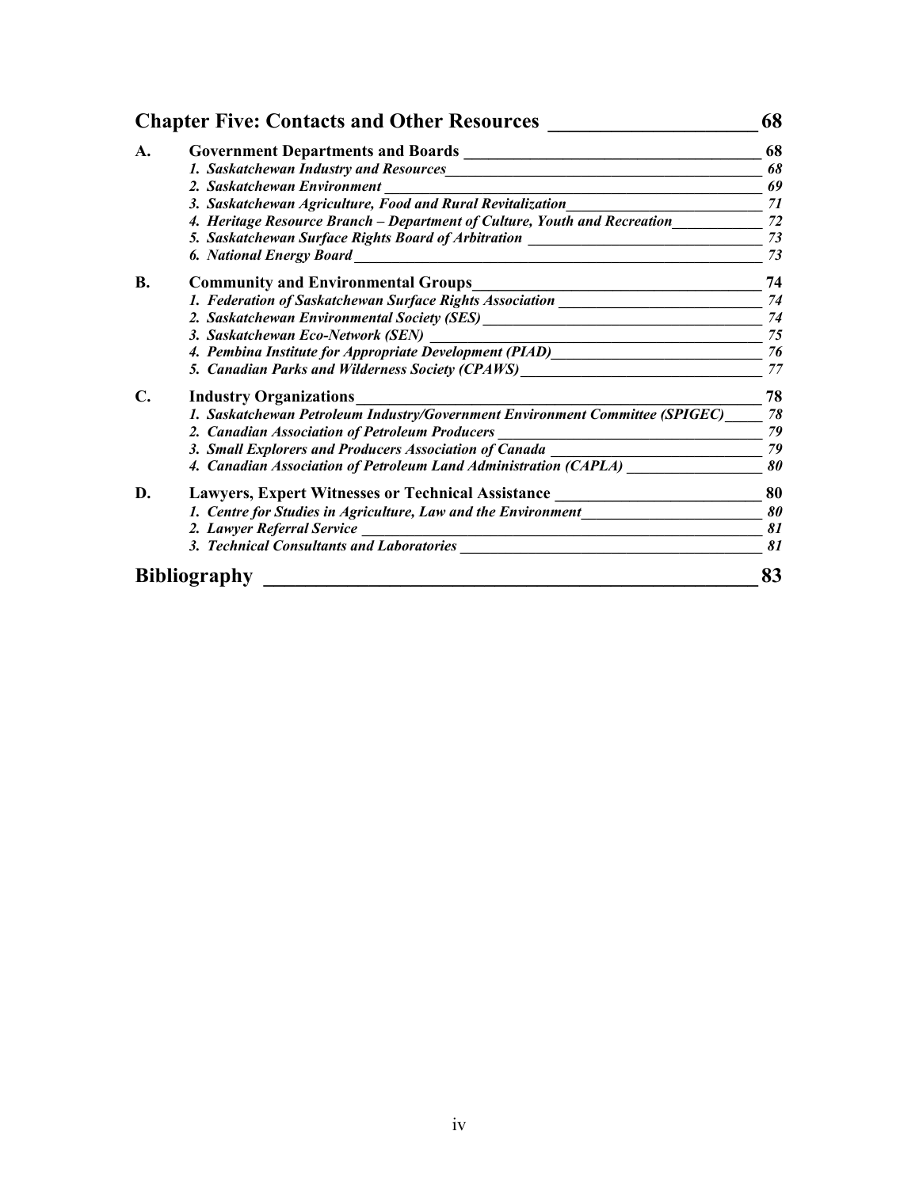**Chapter Five: Contacts and Other Resources** — 68

**A. Government Departments and Boards** — 68

- *1. Saskatchewan Industry and Resources* — 68
- *2. Saskatchewan Environment* — 69
- *3. Saskatchewan Agriculture, Food and Rural Revitalization* — 71
- *4. Heritage Resource Branch – Department of Culture, Youth and Recreation* — 72
- *5. Saskatchewan Surface Rights Board of Arbitration* — 73
- *6. National Energy Board* — 73

**B. Community and Environmental Groups** — 74

- *1. Federation of Saskatchewan Surface Rights Association* — 74
- *2. Saskatchewan Environmental Society (SES)* — 74
- *3. Saskatchewan Eco-Network (SEN)* — 75
- *4. Pembina Institute for Appropriate Development (PIAD)* — 76
- *5. Canadian Parks and Wilderness Society (CPAWS)* — 77

**C. Industry Organizations** — 78

- *1. Saskatchewan Petroleum Industry/Government Environment Committee (SPIGEC)* — 78
- *2. Canadian Association of Petroleum Producers* — 79
- *3. Small Explorers and Producers Association of Canada* — 79
- *4. Canadian Association of Petroleum Land Administration (CAPLA)* — 80

**D. Lawyers, Expert Witnesses or Technical Assistance** — 80

- *1. Centre for Studies in Agriculture, Law and the Environment* — 80
- *2. Lawyer Referral Service* — 81
- *3. Technical Consultants and Laboratories* — 81

**Bibliography** — 83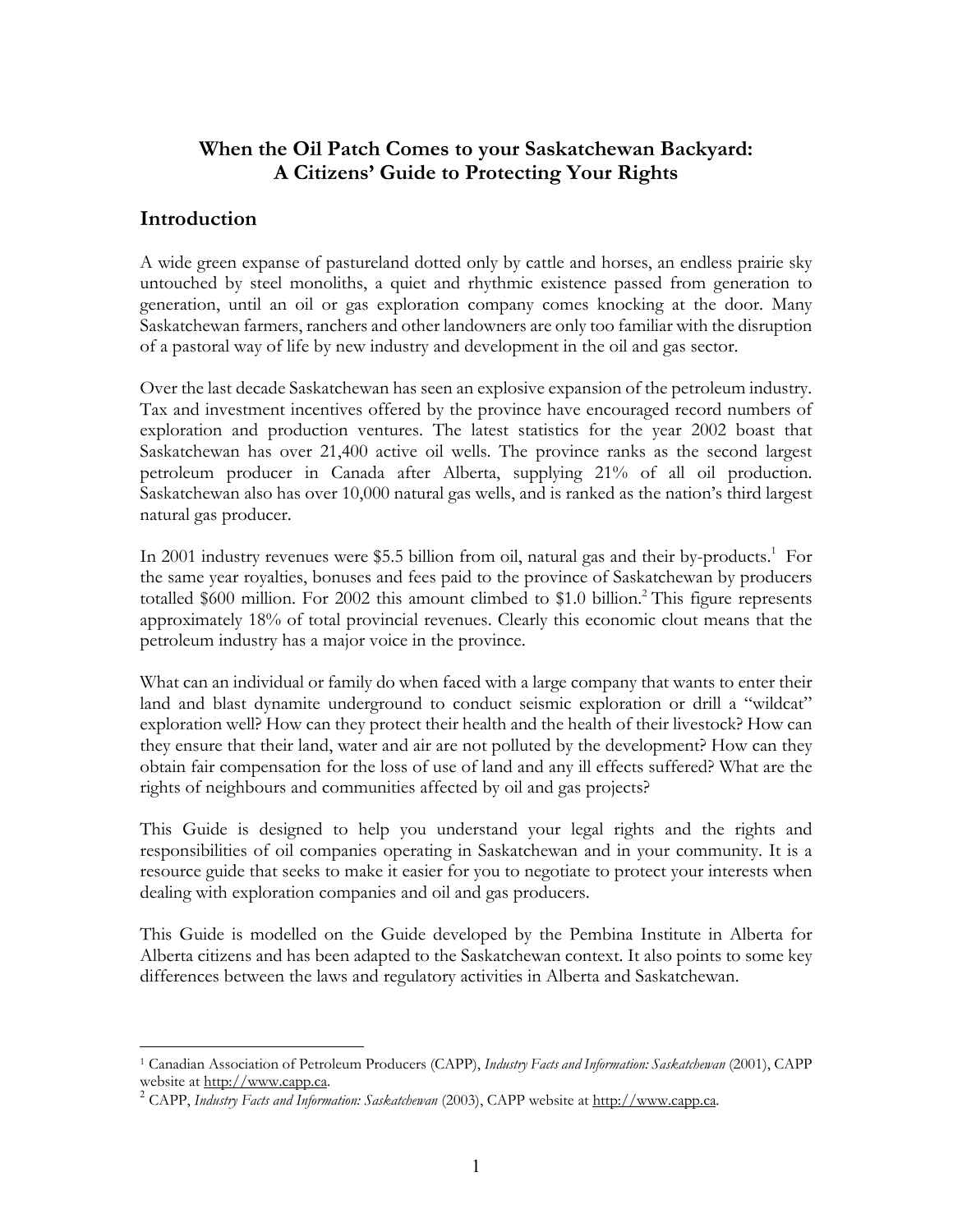# When the Oil Patch Comes to your Saskatchewan Backyard: A Citizens' Guide to Protecting Your Rights

## Introduction

A wide green expanse of pastureland dotted only by cattle and horses, an endless prairie sky untouched by steel monoliths, a quiet and rhythmic existence passed from generation to generation, until an oil or gas exploration company comes knocking at the door. Many Saskatchewan farmers, ranchers and other landowners are only too familiar with the disruption of a pastoral way of life by new industry and development in the oil and gas sector.

Over the last decade Saskatchewan has seen an explosive expansion of the petroleum industry. Tax and investment incentives offered by the province have encouraged record numbers of exploration and production ventures. The latest statistics for the year 2002 boast that Saskatchewan has over 21,400 active oil wells. The province ranks as the second largest petroleum producer in Canada after Alberta, supplying 21% of all oil production. Saskatchewan also has over 10,000 natural gas wells, and is ranked as the nation's third largest natural gas producer.

In 2001 industry revenues were $5.5 billion from oil, natural gas and their by-products.[1] For the same year royalties, bonuses and fees paid to the province of Saskatchewan by producers totalled $600 million. For 2002 this amount climbed to $1.0 billion.[2] This figure represents approximately 18% of total provincial revenues. Clearly this economic clout means that the petroleum industry has a major voice in the province.

What can an individual or family do when faced with a large company that wants to enter their land and blast dynamite underground to conduct seismic exploration or drill a "wildcat" exploration well? How can they protect their health and the health of their livestock? How can they ensure that their land, water and air are not polluted by the development? How can they obtain fair compensation for the loss of use of land and any ill effects suffered? What are the rights of neighbours and communities affected by oil and gas projects?

This Guide is designed to help you understand your legal rights and the rights and responsibilities of oil companies operating in Saskatchewan and in your community. It is a resource guide that seeks to make it easier for you to negotiate to protect your interests when dealing with exploration companies and oil and gas producers.

This Guide is modelled on the Guide developed by the Pembina Institute in Alberta for Alberta citizens and has been adapted to the Saskatchewan context. It also points to some key differences between the laws and regulatory activities in Alberta and Saskatchewan.

---

[1] Canadian Association of Petroleum Producers (CAPP), *Industry Facts and Information: Saskatchewan* (2001), CAPP website at http://www.capp.ca.

[2] CAPP, *Industry Facts and Information: Saskatchewan* (2003), CAPP website at http://www.capp.ca.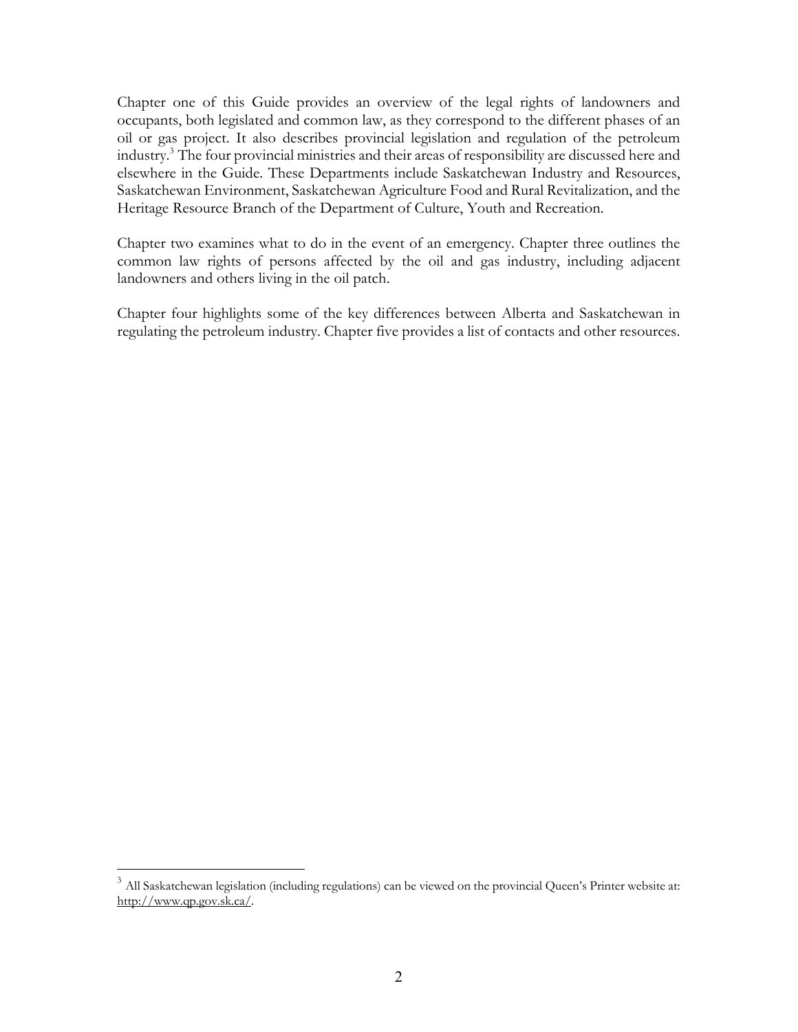Chapter one of this Guide provides an overview of the legal rights of landowners and occupants, both legislated and common law, as they correspond to the different phases of an oil or gas project. It also describes provincial legislation and regulation of the petroleum industry.[3] The four provincial ministries and their areas of responsibility are discussed here and elsewhere in the Guide. These Departments include Saskatchewan Industry and Resources, Saskatchewan Environment, Saskatchewan Agriculture Food and Rural Revitalization, and the Heritage Resource Branch of the Department of Culture, Youth and Recreation.

Chapter two examines what to do in the event of an emergency. Chapter three outlines the common law rights of persons affected by the oil and gas industry, including adjacent landowners and others living in the oil patch.

Chapter four highlights some of the key differences between Alberta and Saskatchewan in regulating the petroleum industry. Chapter five provides a list of contacts and other resources.

---

[3] All Saskatchewan legislation (including regulations) can be viewed on the provincial Queen's Printer website at: http://www.qp.gov.sk.ca/.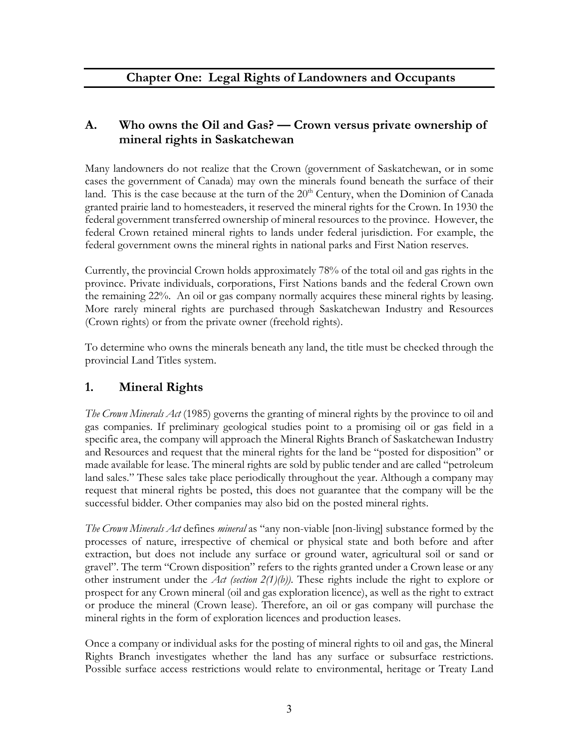# Chapter One: Legal Rights of Landowners and Occupants

## A. Who owns the Oil and Gas? — Crown versus private ownership of mineral rights in Saskatchewan

Many landowners do not realize that the Crown (government of Saskatchewan, or in some cases the government of Canada) may own the minerals found beneath the surface of their land. This is the case because at the turn of the 20th Century, when the Dominion of Canada granted prairie land to homesteaders, it reserved the mineral rights for the Crown. In 1930 the federal government transferred ownership of mineral resources to the province. However, the federal Crown retained mineral rights to lands under federal jurisdiction. For example, the federal government owns the mineral rights in national parks and First Nation reserves.

Currently, the provincial Crown holds approximately 78% of the total oil and gas rights in the province. Private individuals, corporations, First Nations bands and the federal Crown own the remaining 22%. An oil or gas company normally acquires these mineral rights by leasing. More rarely mineral rights are purchased through Saskatchewan Industry and Resources (Crown rights) or from the private owner (freehold rights).

To determine who owns the minerals beneath any land, the title must be checked through the provincial Land Titles system.

## 1. Mineral Rights

*The Crown Minerals Act* (1985) governs the granting of mineral rights by the province to oil and gas companies. If preliminary geological studies point to a promising oil or gas field in a specific area, the company will approach the Mineral Rights Branch of Saskatchewan Industry and Resources and request that the mineral rights for the land be "posted for disposition" or made available for lease. The mineral rights are sold by public tender and are called "petroleum land sales." These sales take place periodically throughout the year. Although a company may request that mineral rights be posted, this does not guarantee that the company will be the successful bidder. Other companies may also bid on the posted mineral rights.

*The Crown Minerals Act* defines *mineral* as "any non-viable [non-living] substance formed by the processes of nature, irrespective of chemical or physical state and both before and after extraction, but does not include any surface or ground water, agricultural soil or sand or gravel". The term "Crown disposition" refers to the rights granted under a Crown lease or any other instrument under the *Act (section 2(1)(b))*. These rights include the right to explore or prospect for any Crown mineral (oil and gas exploration licence), as well as the right to extract or produce the mineral (Crown lease). Therefore, an oil or gas company will purchase the mineral rights in the form of exploration licences and production leases.

Once a company or individual asks for the posting of mineral rights to oil and gas, the Mineral Rights Branch investigates whether the land has any surface or subsurface restrictions. Possible surface access restrictions would relate to environmental, heritage or Treaty Land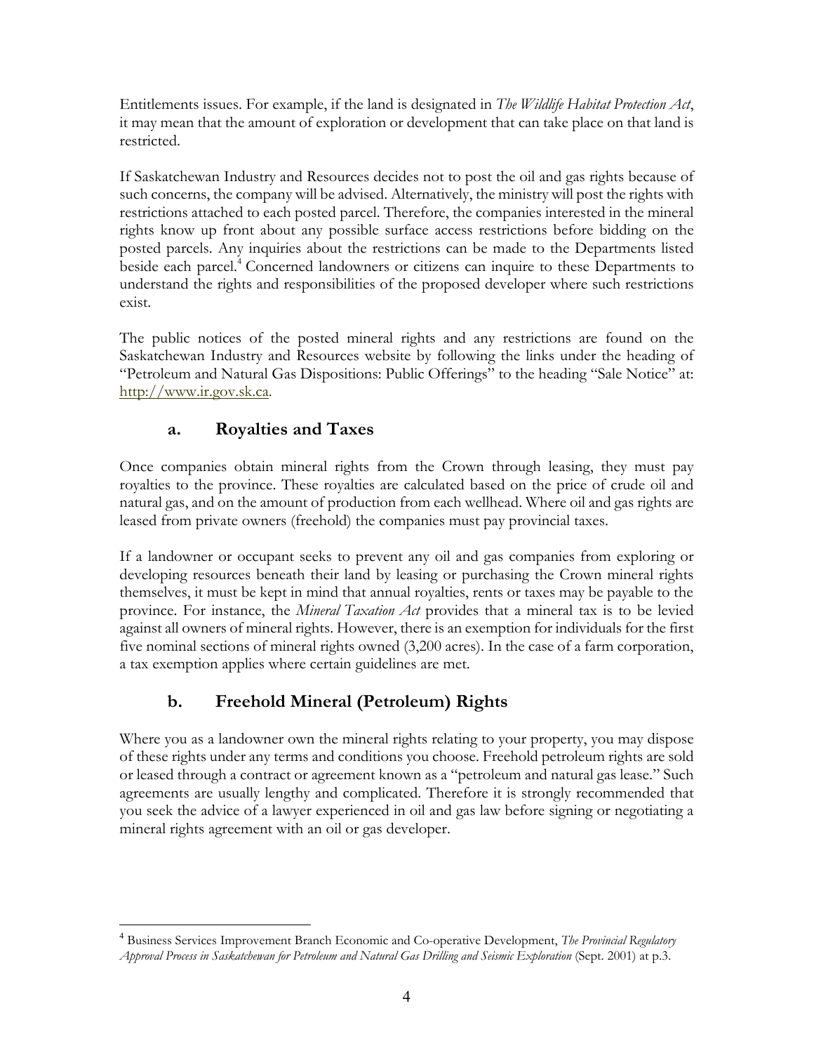Entitlements issues. For example, if the land is designated in *The Wildlife Habitat Protection Act*, it may mean that the amount of exploration or development that can take place on that land is restricted.

If Saskatchewan Industry and Resources decides not to post the oil and gas rights because of such concerns, the company will be advised. Alternatively, the ministry will post the rights with restrictions attached to each posted parcel. Therefore, the companies interested in the mineral rights know up front about any possible surface access restrictions before bidding on the posted parcels. Any inquiries about the restrictions can be made to the Departments listed beside each parcel.[4] Concerned landowners or citizens can inquire to these Departments to understand the rights and responsibilities of the proposed developer where such restrictions exist.

The public notices of the posted mineral rights and any restrictions are found on the Saskatchewan Industry and Resources website by following the links under the heading of "Petroleum and Natural Gas Dispositions: Public Offerings" to the heading "Sale Notice" at: http://www.ir.gov.sk.ca.

### a. Royalties and Taxes

Once companies obtain mineral rights from the Crown through leasing, they must pay royalties to the province. These royalties are calculated based on the price of crude oil and natural gas, and on the amount of production from each wellhead. Where oil and gas rights are leased from private owners (freehold) the companies must pay provincial taxes.

If a landowner or occupant seeks to prevent any oil and gas companies from exploring or developing resources beneath their land by leasing or purchasing the Crown mineral rights themselves, it must be kept in mind that annual royalties, rents or taxes may be payable to the province. For instance, the *Mineral Taxation Act* provides that a mineral tax is to be levied against all owners of mineral rights. However, there is an exemption for individuals for the first five nominal sections of mineral rights owned (3,200 acres). In the case of a farm corporation, a tax exemption applies where certain guidelines are met.

### b. Freehold Mineral (Petroleum) Rights

Where you as a landowner own the mineral rights relating to your property, you may dispose of these rights under any terms and conditions you choose. Freehold petroleum rights are sold or leased through a contract or agreement known as a "petroleum and natural gas lease." Such agreements are usually lengthy and complicated. Therefore it is strongly recommended that you seek the advice of a lawyer experienced in oil and gas law before signing or negotiating a mineral rights agreement with an oil or gas developer.

---

[4] Business Services Improvement Branch Economic and Co-operative Development, *The Provincial Regulatory Approval Process in Saskatchewan for Petroleum and Natural Gas Drilling and Seismic Exploration* (Sept. 2001) at p.3.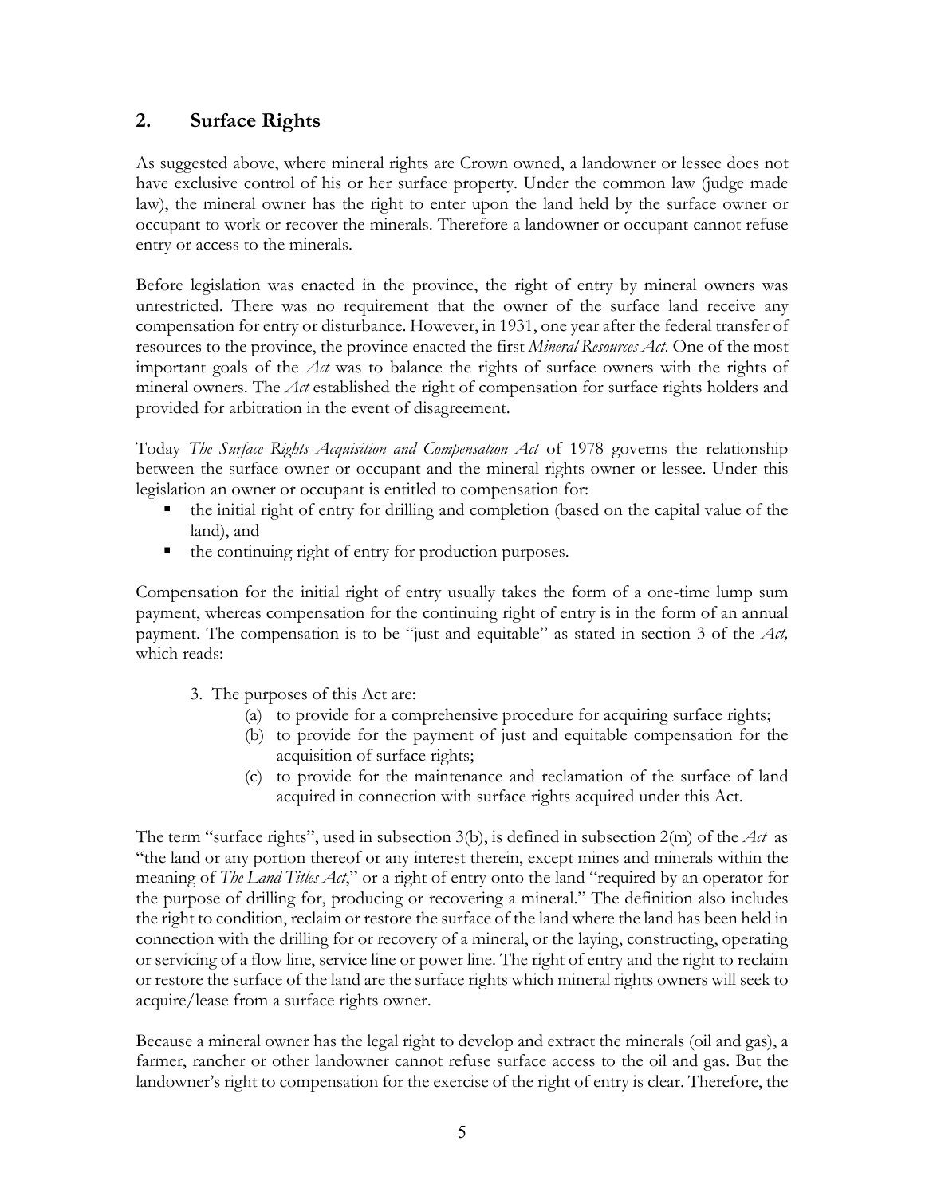## 2. Surface Rights

As suggested above, where mineral rights are Crown owned, a landowner or lessee does not have exclusive control of his or her surface property. Under the common law (judge made law), the mineral owner has the right to enter upon the land held by the surface owner or occupant to work or recover the minerals. Therefore a landowner or occupant cannot refuse entry or access to the minerals.

Before legislation was enacted in the province, the right of entry by mineral owners was unrestricted. There was no requirement that the owner of the surface land receive any compensation for entry or disturbance. However, in 1931, one year after the federal transfer of resources to the province, the province enacted the first *Mineral Resources Act*. One of the most important goals of the *Act* was to balance the rights of surface owners with the rights of mineral owners. The *Act* established the right of compensation for surface rights holders and provided for arbitration in the event of disagreement.

Today *The Surface Rights Acquisition and Compensation Act* of 1978 governs the relationship between the surface owner or occupant and the mineral rights owner or lessee. Under this legislation an owner or occupant is entitled to compensation for:

- the initial right of entry for drilling and completion (based on the capital value of the land), and
- the continuing right of entry for production purposes.

Compensation for the initial right of entry usually takes the form of a one-time lump sum payment, whereas compensation for the continuing right of entry is in the form of an annual payment. The compensation is to be "just and equitable" as stated in section 3 of the *Act,* which reads:

> 3. The purposes of this Act are:
> (a) to provide for a comprehensive procedure for acquiring surface rights;
> (b) to provide for the payment of just and equitable compensation for the acquisition of surface rights;
> (c) to provide for the maintenance and reclamation of the surface of land acquired in connection with surface rights acquired under this Act.

The term "surface rights", used in subsection 3(b), is defined in subsection 2(m) of the *Act* as "the land or any portion thereof or any interest therein, except mines and minerals within the meaning of *The Land Titles Act*," or a right of entry onto the land "required by an operator for the purpose of drilling for, producing or recovering a mineral." The definition also includes the right to condition, reclaim or restore the surface of the land where the land has been held in connection with the drilling for or recovery of a mineral, or the laying, constructing, operating or servicing of a flow line, service line or power line. The right of entry and the right to reclaim or restore the surface of the land are the surface rights which mineral rights owners will seek to acquire/lease from a surface rights owner.

Because a mineral owner has the legal right to develop and extract the minerals (oil and gas), a farmer, rancher or other landowner cannot refuse surface access to the oil and gas. But the landowner's right to compensation for the exercise of the right of entry is clear. Therefore, the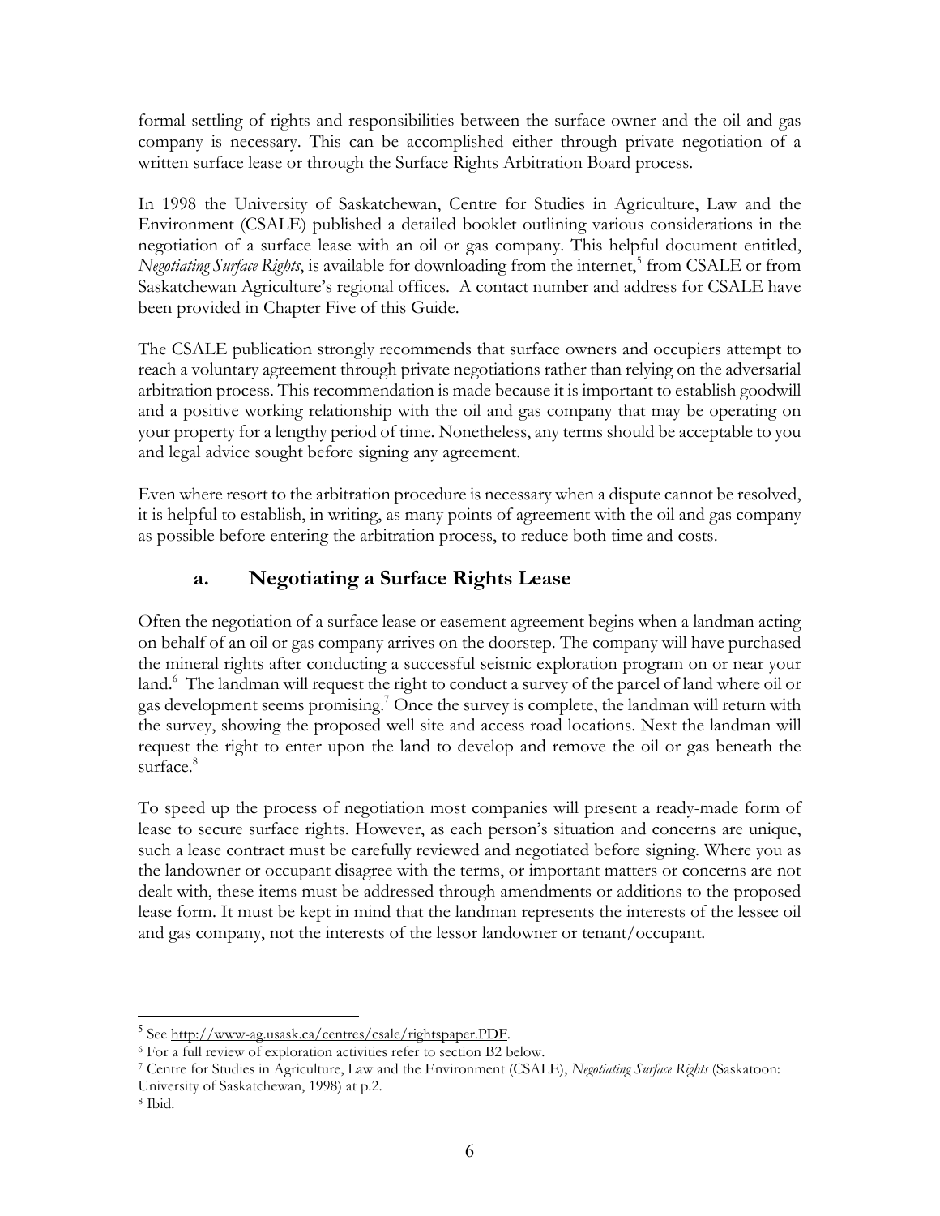formal settling of rights and responsibilities between the surface owner and the oil and gas company is necessary. This can be accomplished either through private negotiation of a written surface lease or through the Surface Rights Arbitration Board process.

In 1998 the University of Saskatchewan, Centre for Studies in Agriculture, Law and the Environment (CSALE) published a detailed booklet outlining various considerations in the negotiation of a surface lease with an oil or gas company. This helpful document entitled, *Negotiating Surface Rights*, is available for downloading from the internet,[5] from CSALE or from Saskatchewan Agriculture's regional offices. A contact number and address for CSALE have been provided in Chapter Five of this Guide.

The CSALE publication strongly recommends that surface owners and occupiers attempt to reach a voluntary agreement through private negotiations rather than relying on the adversarial arbitration process. This recommendation is made because it is important to establish goodwill and a positive working relationship with the oil and gas company that may be operating on your property for a lengthy period of time. Nonetheless, any terms should be acceptable to you and legal advice sought before signing any agreement.

Even where resort to the arbitration procedure is necessary when a dispute cannot be resolved, it is helpful to establish, in writing, as many points of agreement with the oil and gas company as possible before entering the arbitration process, to reduce both time and costs.

### a. Negotiating a Surface Rights Lease

Often the negotiation of a surface lease or easement agreement begins when a landman acting on behalf of an oil or gas company arrives on the doorstep. The company will have purchased the mineral rights after conducting a successful seismic exploration program on or near your land.[6] The landman will request the right to conduct a survey of the parcel of land where oil or gas development seems promising.[7] Once the survey is complete, the landman will return with the survey, showing the proposed well site and access road locations. Next the landman will request the right to enter upon the land to develop and remove the oil or gas beneath the surface.[8]

To speed up the process of negotiation most companies will present a ready-made form of lease to secure surface rights. However, as each person's situation and concerns are unique, such a lease contract must be carefully reviewed and negotiated before signing. Where you as the landowner or occupant disagree with the terms, or important matters or concerns are not dealt with, these items must be addressed through amendments or additions to the proposed lease form. It must be kept in mind that the landman represents the interests of the lessee oil and gas company, not the interests of the lessor landowner or tenant/occupant.

---

[5] See http://www-ag.usask.ca/centres/csale/rightspaper.PDF.

[6] For a full review of exploration activities refer to section B2 below.

[7] Centre for Studies in Agriculture, Law and the Environment (CSALE), *Negotiating Surface Rights* (Saskatoon: University of Saskatchewan, 1998) at p.2.

[8] Ibid.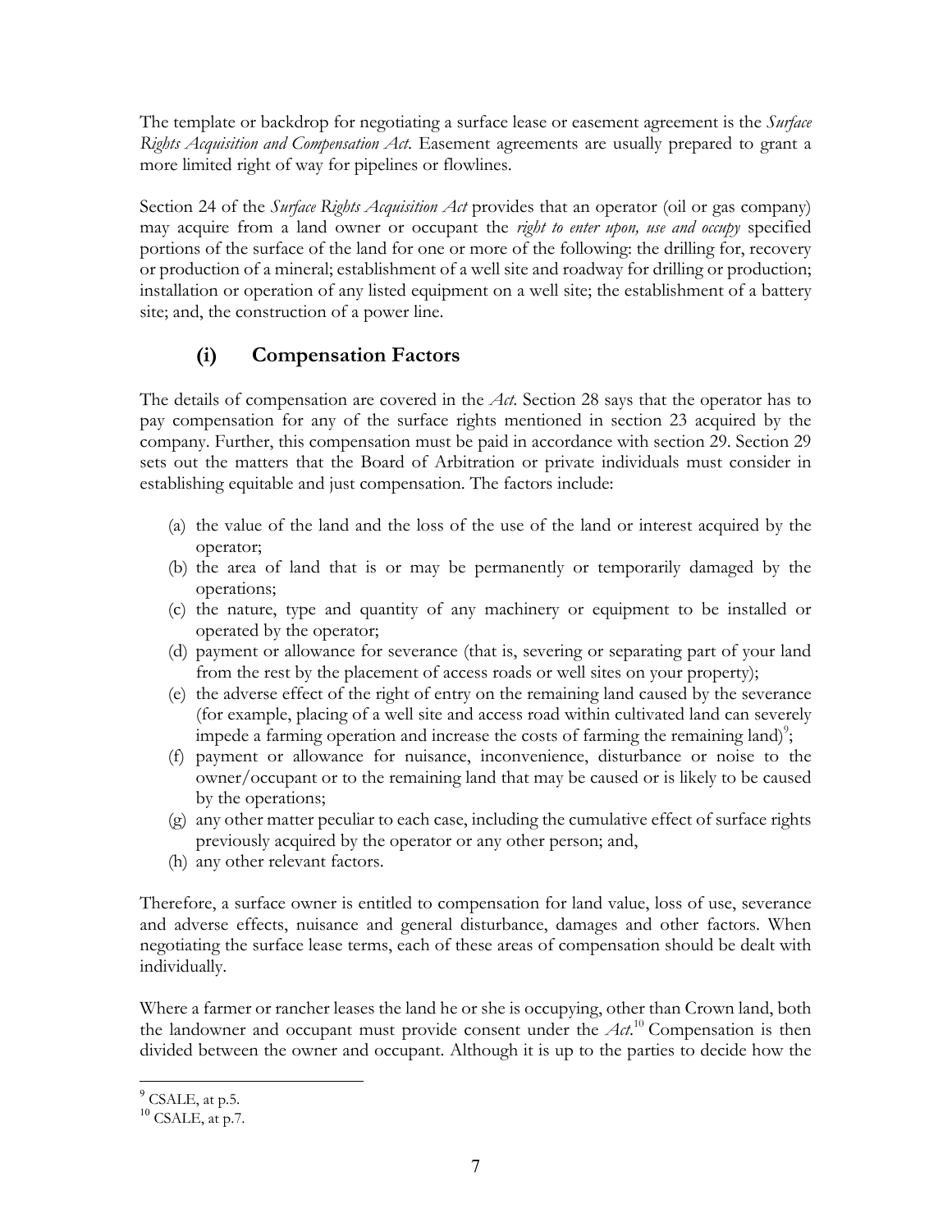The template or backdrop for negotiating a surface lease or easement agreement is the *Surface Rights Acquisition and Compensation Act*. Easement agreements are usually prepared to grant a more limited right of way for pipelines or flowlines.

Section 24 of the *Surface Rights Acquisition Act* provides that an operator (oil or gas company) may acquire from a land owner or occupant the *right to enter upon, use and occupy* specified portions of the surface of the land for one or more of the following: the drilling for, recovery or production of a mineral; establishment of a well site and roadway for drilling or production; installation or operation of any listed equipment on a well site; the establishment of a battery site; and, the construction of a power line.

### (i) Compensation Factors

The details of compensation are covered in the *Act*. Section 28 says that the operator has to pay compensation for any of the surface rights mentioned in section 23 acquired by the company. Further, this compensation must be paid in accordance with section 29. Section 29 sets out the matters that the Board of Arbitration or private individuals must consider in establishing equitable and just compensation. The factors include:

(a) the value of the land and the loss of the use of the land or interest acquired by the operator;
(b) the area of land that is or may be permanently or temporarily damaged by the operations;
(c) the nature, type and quantity of any machinery or equipment to be installed or operated by the operator;
(d) payment or allowance for severance (that is, severing or separating part of your land from the rest by the placement of access roads or well sites on your property);
(e) the adverse effect of the right of entry on the remaining land caused by the severance (for example, placing of a well site and access road within cultivated land can severely impede a farming operation and increase the costs of farming the remaining land)[9];
(f) payment or allowance for nuisance, inconvenience, disturbance or noise to the owner/occupant or to the remaining land that may be caused or is likely to be caused by the operations;
(g) any other matter peculiar to each case, including the cumulative effect of surface rights previously acquired by the operator or any other person; and,
(h) any other relevant factors.

Therefore, a surface owner is entitled to compensation for land value, loss of use, severance and adverse effects, nuisance and general disturbance, damages and other factors. When negotiating the surface lease terms, each of these areas of compensation should be dealt with individually.

Where a farmer or rancher leases the land he or she is occupying, other than Crown land, both the landowner and occupant must provide consent under the *Act*.[10] Compensation is then divided between the owner and occupant. Although it is up to the parties to decide how the

---

[9] CSALE, at p.5.

[10] CSALE, at p.7.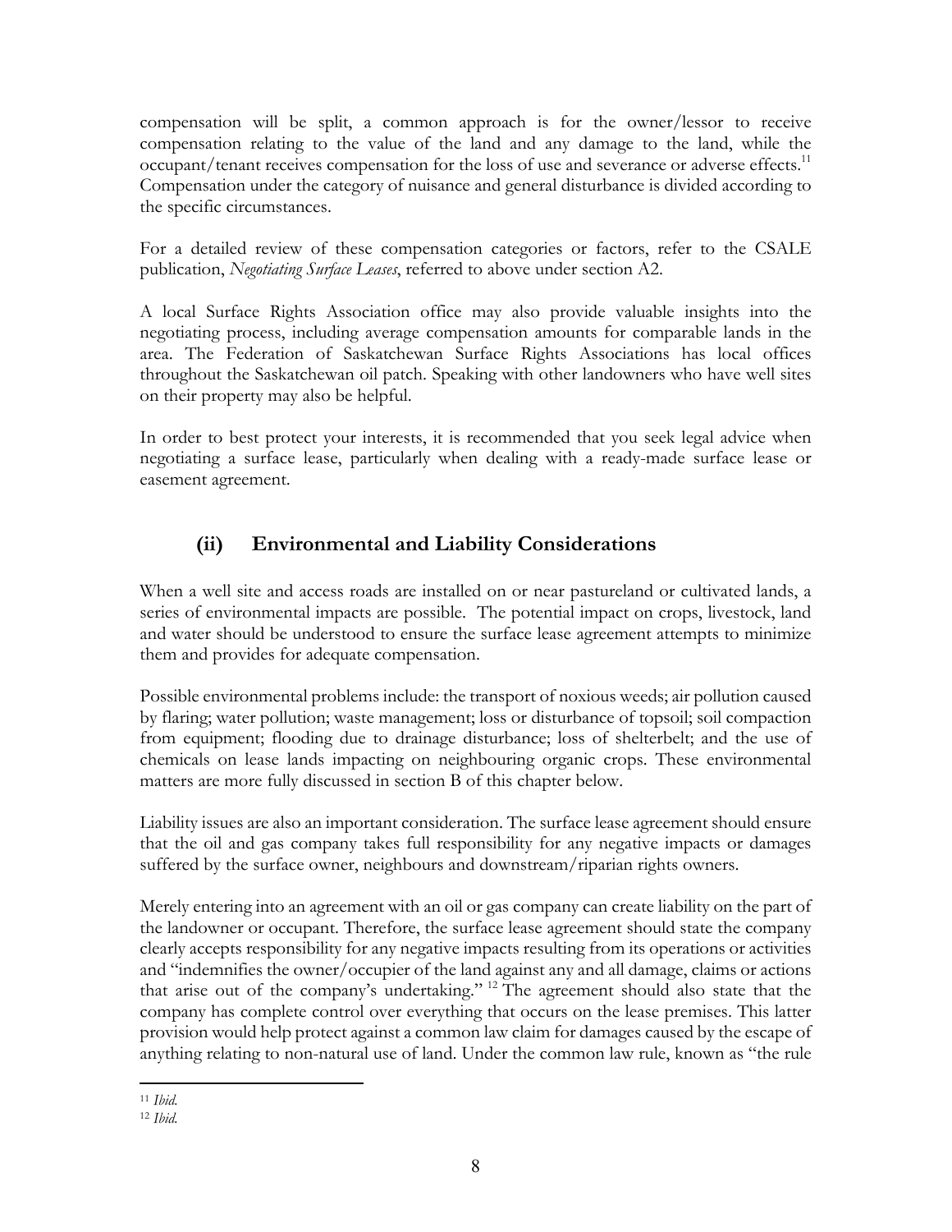compensation will be split, a common approach is for the owner/lessor to receive compensation relating to the value of the land and any damage to the land, while the occupant/tenant receives compensation for the loss of use and severance or adverse effects.[11] Compensation under the category of nuisance and general disturbance is divided according to the specific circumstances.

For a detailed review of these compensation categories or factors, refer to the CSALE publication, *Negotiating Surface Leases*, referred to above under section A2.

A local Surface Rights Association office may also provide valuable insights into the negotiating process, including average compensation amounts for comparable lands in the area. The Federation of Saskatchewan Surface Rights Associations has local offices throughout the Saskatchewan oil patch. Speaking with other landowners who have well sites on their property may also be helpful.

In order to best protect your interests, it is recommended that you seek legal advice when negotiating a surface lease, particularly when dealing with a ready-made surface lease or easement agreement.

## (ii) Environmental and Liability Considerations

When a well site and access roads are installed on or near pastureland or cultivated lands, a series of environmental impacts are possible. The potential impact on crops, livestock, land and water should be understood to ensure the surface lease agreement attempts to minimize them and provides for adequate compensation.

Possible environmental problems include: the transport of noxious weeds; air pollution caused by flaring; water pollution; waste management; loss or disturbance of topsoil; soil compaction from equipment; flooding due to drainage disturbance; loss of shelterbelt; and the use of chemicals on lease lands impacting on neighbouring organic crops. These environmental matters are more fully discussed in section B of this chapter below.

Liability issues are also an important consideration. The surface lease agreement should ensure that the oil and gas company takes full responsibility for any negative impacts or damages suffered by the surface owner, neighbours and downstream/riparian rights owners.

Merely entering into an agreement with an oil or gas company can create liability on the part of the landowner or occupant. Therefore, the surface lease agreement should state the company clearly accepts responsibility for any negative impacts resulting from its operations or activities and "indemnifies the owner/occupier of the land against any and all damage, claims or actions that arise out of the company's undertaking."[12] The agreement should also state that the company has complete control over everything that occurs on the lease premises. This latter provision would help protect against a common law claim for damages caused by the escape of anything relating to non-natural use of land. Under the common law rule, known as "the rule

---

[11] *Ibid.*

[12] *Ibid.*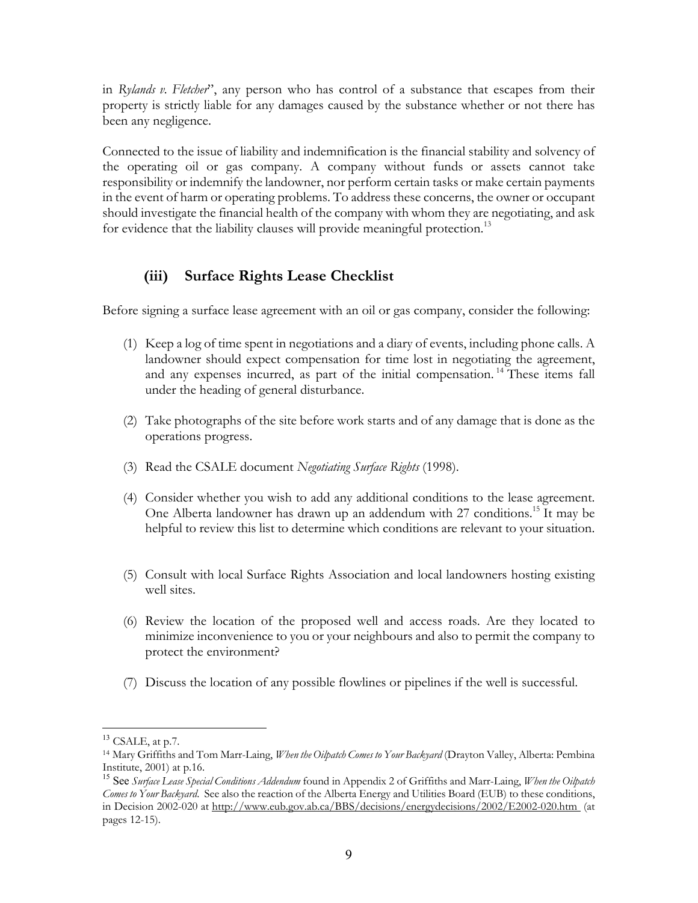in *Rylands v. Fletcher*", any person who has control of a substance that escapes from their property is strictly liable for any damages caused by the substance whether or not there has been any negligence.

Connected to the issue of liability and indemnification is the financial stability and solvency of the operating oil or gas company. A company without funds or assets cannot take responsibility or indemnify the landowner, nor perform certain tasks or make certain payments in the event of harm or operating problems. To address these concerns, the owner or occupant should investigate the financial health of the company with whom they are negotiating, and ask for evidence that the liability clauses will provide meaningful protection.[13]

### (iii) Surface Rights Lease Checklist

Before signing a surface lease agreement with an oil or gas company, consider the following:

(1) Keep a log of time spent in negotiations and a diary of events, including phone calls. A landowner should expect compensation for time lost in negotiating the agreement, and any expenses incurred, as part of the initial compensation.[14] These items fall under the heading of general disturbance.

(2) Take photographs of the site before work starts and of any damage that is done as the operations progress.

(3) Read the CSALE document *Negotiating Surface Rights* (1998).

(4) Consider whether you wish to add any additional conditions to the lease agreement. One Alberta landowner has drawn up an addendum with 27 conditions.[15] It may be helpful to review this list to determine which conditions are relevant to your situation.

(5) Consult with local Surface Rights Association and local landowners hosting existing well sites.

(6) Review the location of the proposed well and access roads. Are they located to minimize inconvenience to you or your neighbours and also to permit the company to protect the environment?

(7) Discuss the location of any possible flowlines or pipelines if the well is successful.

---

[13] CSALE, at p.7.

[14] Mary Griffiths and Tom Marr-Laing, *When the Oilpatch Comes to Your Backyard* (Drayton Valley, Alberta: Pembina Institute, 2001) at p.16.

[15] See *Surface Lease Special Conditions Addendum* found in Appendix 2 of Griffiths and Marr-Laing, *When the Oilpatch Comes to Your Backyard*. See also the reaction of the Alberta Energy and Utilities Board (EUB) to these conditions, in Decision 2002-020 at http://www.eub.gov.ab.ca/BBS/decisions/energydecisions/2002/E2002-020.htm (at pages 12-15).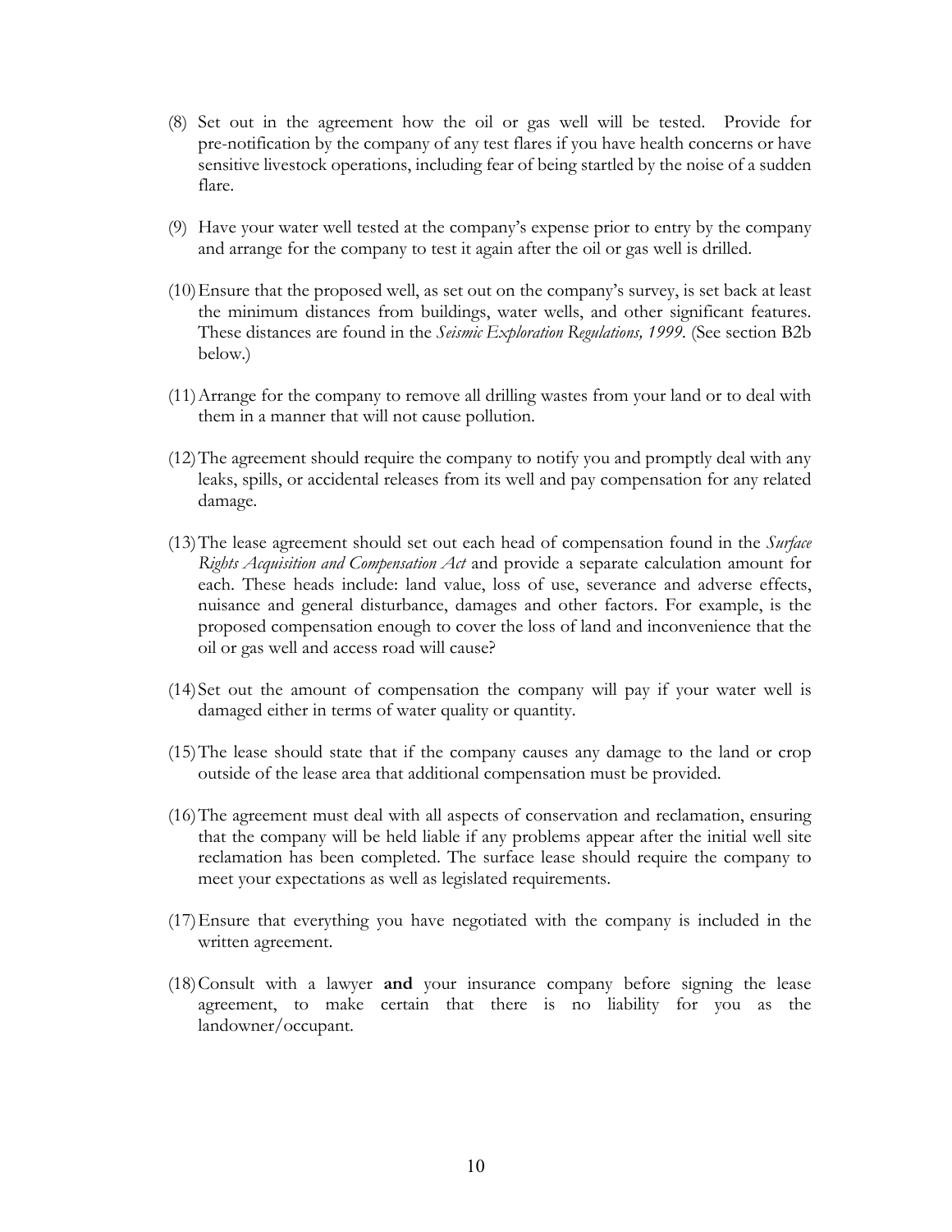(8) Set out in the agreement how the oil or gas well will be tested. Provide for pre-notification by the company of any test flares if you have health concerns or have sensitive livestock operations, including fear of being startled by the noise of a sudden flare.

(9) Have your water well tested at the company's expense prior to entry by the company and arrange for the company to test it again after the oil or gas well is drilled.

(10) Ensure that the proposed well, as set out on the company's survey, is set back at least the minimum distances from buildings, water wells, and other significant features. These distances are found in the *Seismic Exploration Regulations, 1999*. (See section B2b below.)

(11) Arrange for the company to remove all drilling wastes from your land or to deal with them in a manner that will not cause pollution.

(12) The agreement should require the company to notify you and promptly deal with any leaks, spills, or accidental releases from its well and pay compensation for any related damage.

(13) The lease agreement should set out each head of compensation found in the *Surface Rights Acquisition and Compensation Act* and provide a separate calculation amount for each. These heads include: land value, loss of use, severance and adverse effects, nuisance and general disturbance, damages and other factors. For example, is the proposed compensation enough to cover the loss of land and inconvenience that the oil or gas well and access road will cause?

(14) Set out the amount of compensation the company will pay if your water well is damaged either in terms of water quality or quantity.

(15) The lease should state that if the company causes any damage to the land or crop outside of the lease area that additional compensation must be provided.

(16) The agreement must deal with all aspects of conservation and reclamation, ensuring that the company will be held liable if any problems appear after the initial well site reclamation has been completed. The surface lease should require the company to meet your expectations as well as legislated requirements.

(17) Ensure that everything you have negotiated with the company is included in the written agreement.

(18) Consult with a lawyer **and** your insurance company before signing the lease agreement, to make certain that there is no liability for you as the landowner/occupant.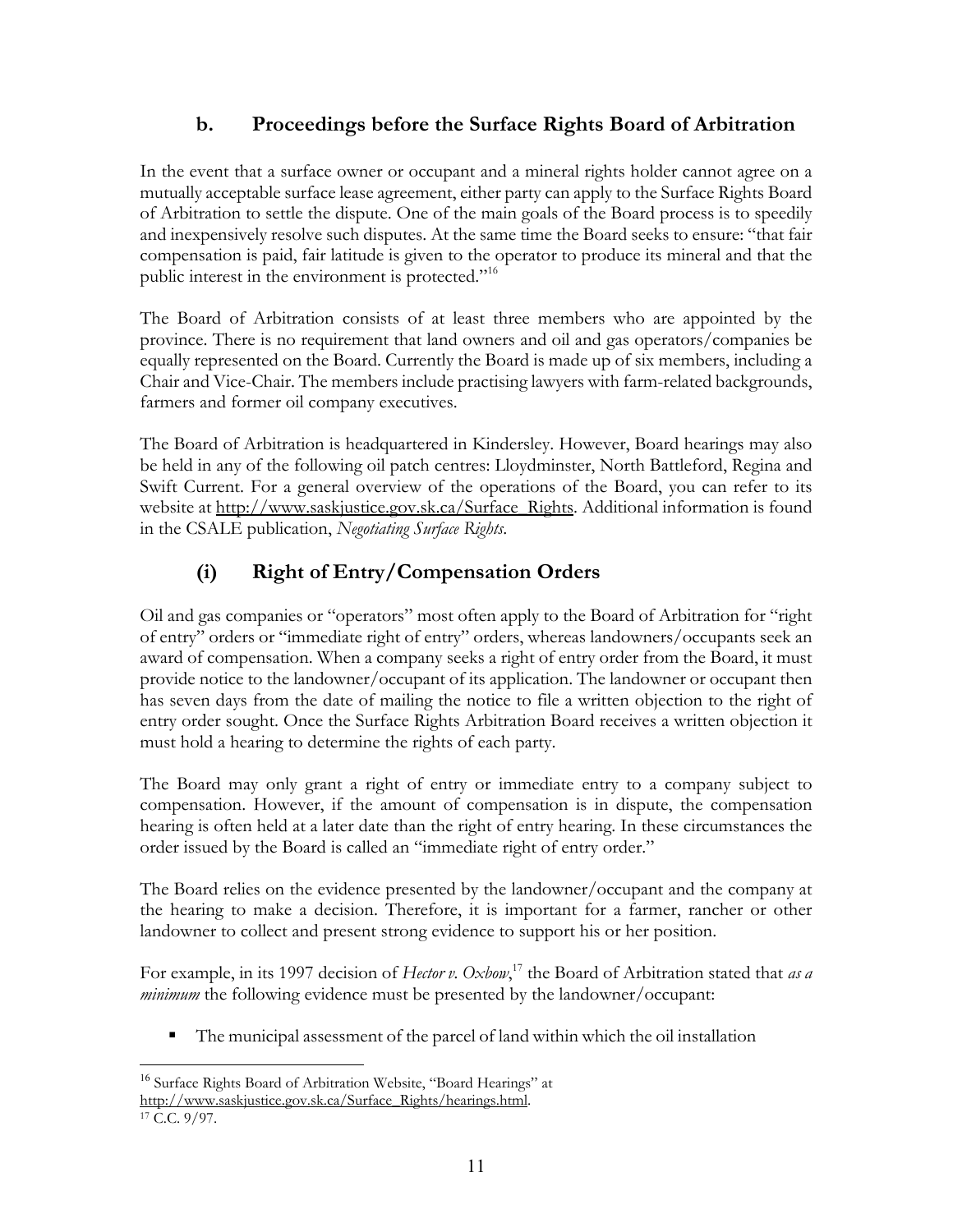### b. Proceedings before the Surface Rights Board of Arbitration

In the event that a surface owner or occupant and a mineral rights holder cannot agree on a mutually acceptable surface lease agreement, either party can apply to the Surface Rights Board of Arbitration to settle the dispute. One of the main goals of the Board process is to speedily and inexpensively resolve such disputes. At the same time the Board seeks to ensure: "that fair compensation is paid, fair latitude is given to the operator to produce its mineral and that the public interest in the environment is protected."[16]

The Board of Arbitration consists of at least three members who are appointed by the province. There is no requirement that land owners and oil and gas operators/companies be equally represented on the Board. Currently the Board is made up of six members, including a Chair and Vice-Chair. The members include practising lawyers with farm-related backgrounds, farmers and former oil company executives.

The Board of Arbitration is headquartered in Kindersley. However, Board hearings may also be held in any of the following oil patch centres: Lloydminster, North Battleford, Regina and Swift Current. For a general overview of the operations of the Board, you can refer to its website at http://www.saskjustice.gov.sk.ca/Surface_Rights. Additional information is found in the CSALE publication, *Negotiating Surface Rights*.

#### (i) Right of Entry/Compensation Orders

Oil and gas companies or "operators" most often apply to the Board of Arbitration for "right of entry" orders or "immediate right of entry" orders, whereas landowners/occupants seek an award of compensation. When a company seeks a right of entry order from the Board, it must provide notice to the landowner/occupant of its application. The landowner or occupant then has seven days from the date of mailing the notice to file a written objection to the right of entry order sought. Once the Surface Rights Arbitration Board receives a written objection it must hold a hearing to determine the rights of each party.

The Board may only grant a right of entry or immediate entry to a company subject to compensation. However, if the amount of compensation is in dispute, the compensation hearing is often held at a later date than the right of entry hearing. In these circumstances the order issued by the Board is called an "immediate right of entry order."

The Board relies on the evidence presented by the landowner/occupant and the company at the hearing to make a decision. Therefore, it is important for a farmer, rancher or other landowner to collect and present strong evidence to support his or her position.

For example, in its 1997 decision of *Hector v. Oxbow*,[17] the Board of Arbitration stated that *as a minimum* the following evidence must be presented by the landowner/occupant:

- The municipal assessment of the parcel of land within which the oil installation

---

[16] Surface Rights Board of Arbitration Website, "Board Hearings" at http://www.saskjustice.gov.sk.ca/Surface_Rights/hearings.html.

[17] C.C. 9/97.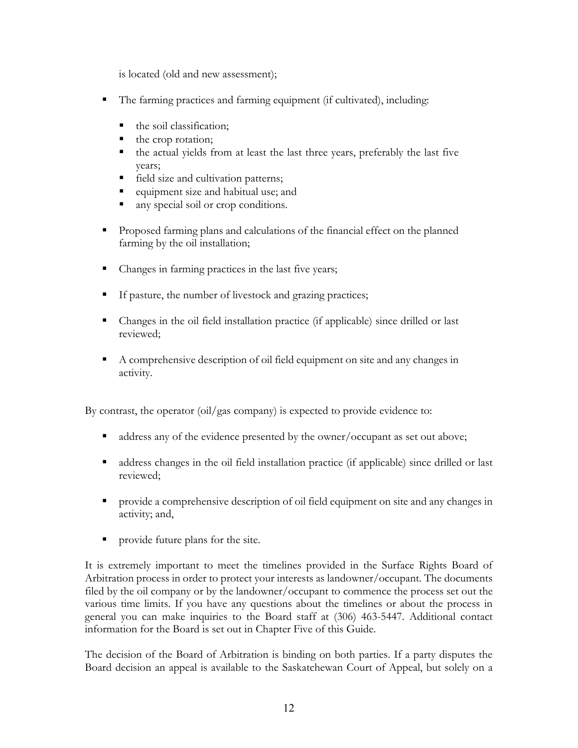is located (old and new assessment);

- The farming practices and farming equipment (if cultivated), including:
  - the soil classification;
  - the crop rotation;
  - the actual yields from at least the last three years, preferably the last five years;
  - field size and cultivation patterns;
  - equipment size and habitual use; and
  - any special soil or crop conditions.

- Proposed farming plans and calculations of the financial effect on the planned farming by the oil installation;

- Changes in farming practices in the last five years;

- If pasture, the number of livestock and grazing practices;

- Changes in the oil field installation practice (if applicable) since drilled or last reviewed;

- A comprehensive description of oil field equipment on site and any changes in activity.

By contrast, the operator (oil/gas company) is expected to provide evidence to:

- address any of the evidence presented by the owner/occupant as set out above;

- address changes in the oil field installation practice (if applicable) since drilled or last reviewed;

- provide a comprehensive description of oil field equipment on site and any changes in activity; and,

- provide future plans for the site.

It is extremely important to meet the timelines provided in the Surface Rights Board of Arbitration process in order to protect your interests as landowner/occupant. The documents filed by the oil company or by the landowner/occupant to commence the process set out the various time limits. If you have any questions about the timelines or about the process in general you can make inquiries to the Board staff at (306) 463-5447. Additional contact information for the Board is set out in Chapter Five of this Guide.

The decision of the Board of Arbitration is binding on both parties. If a party disputes the Board decision an appeal is available to the Saskatchewan Court of Appeal, but solely on a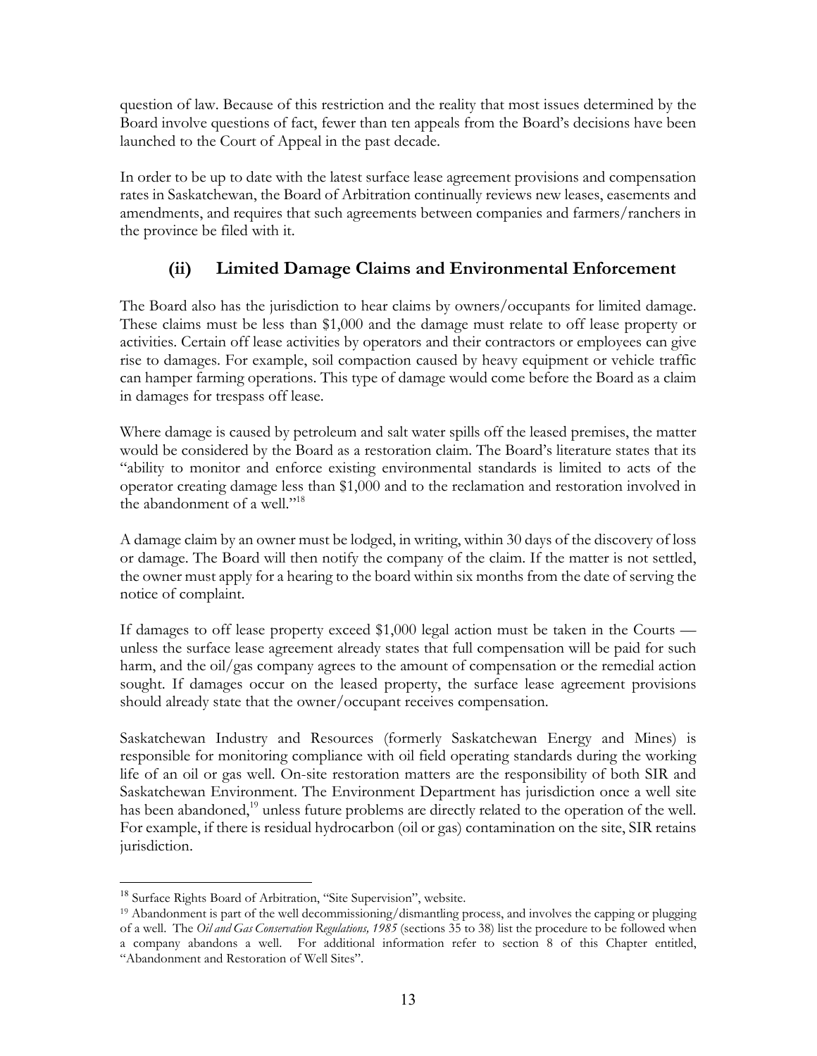question of law. Because of this restriction and the reality that most issues determined by the Board involve questions of fact, fewer than ten appeals from the Board's decisions have been launched to the Court of Appeal in the past decade.

In order to be up to date with the latest surface lease agreement provisions and compensation rates in Saskatchewan, the Board of Arbitration continually reviews new leases, easements and amendments, and requires that such agreements between companies and farmers/ranchers in the province be filed with it.

### (ii) Limited Damage Claims and Environmental Enforcement

The Board also has the jurisdiction to hear claims by owners/occupants for limited damage. These claims must be less than $1,000 and the damage must relate to off lease property or activities. Certain off lease activities by operators and their contractors or employees can give rise to damages. For example, soil compaction caused by heavy equipment or vehicle traffic can hamper farming operations. This type of damage would come before the Board as a claim in damages for trespass off lease.

Where damage is caused by petroleum and salt water spills off the leased premises, the matter would be considered by the Board as a restoration claim. The Board's literature states that its "ability to monitor and enforce existing environmental standards is limited to acts of the operator creating damage less than $1,000 and to the reclamation and restoration involved in the abandonment of a well."[18]

A damage claim by an owner must be lodged, in writing, within 30 days of the discovery of loss or damage. The Board will then notify the company of the claim. If the matter is not settled, the owner must apply for a hearing to the board within six months from the date of serving the notice of complaint.

If damages to off lease property exceed $1,000 legal action must be taken in the Courts — unless the surface lease agreement already states that full compensation will be paid for such harm, and the oil/gas company agrees to the amount of compensation or the remedial action sought. If damages occur on the leased property, the surface lease agreement provisions should already state that the owner/occupant receives compensation.

Saskatchewan Industry and Resources (formerly Saskatchewan Energy and Mines) is responsible for monitoring compliance with oil field operating standards during the working life of an oil or gas well. On-site restoration matters are the responsibility of both SIR and Saskatchewan Environment. The Environment Department has jurisdiction once a well site has been abandoned,[19] unless future problems are directly related to the operation of the well. For example, if there is residual hydrocarbon (oil or gas) contamination on the site, SIR retains jurisdiction.

---

[18] Surface Rights Board of Arbitration, "Site Supervision", website.

[19] Abandonment is part of the well decommissioning/dismantling process, and involves the capping or plugging of a well. The *Oil and Gas Conservation Regulations, 1985* (sections 35 to 38) list the procedure to be followed when a company abandons a well. For additional information refer to section 8 of this Chapter entitled, "Abandonment and Restoration of Well Sites".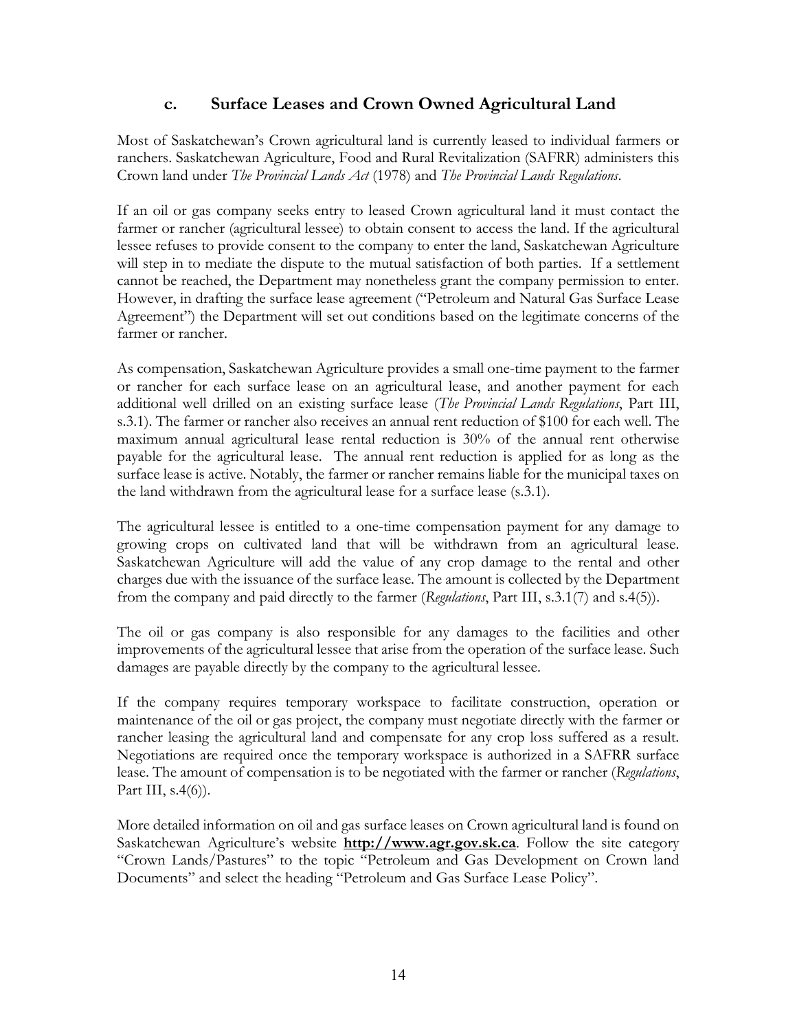### c. Surface Leases and Crown Owned Agricultural Land

Most of Saskatchewan's Crown agricultural land is currently leased to individual farmers or ranchers. Saskatchewan Agriculture, Food and Rural Revitalization (SAFRR) administers this Crown land under *The Provincial Lands Act* (1978) and *The Provincial Lands Regulations*.

If an oil or gas company seeks entry to leased Crown agricultural land it must contact the farmer or rancher (agricultural lessee) to obtain consent to access the land. If the agricultural lessee refuses to provide consent to the company to enter the land, Saskatchewan Agriculture will step in to mediate the dispute to the mutual satisfaction of both parties. If a settlement cannot be reached, the Department may nonetheless grant the company permission to enter. However, in drafting the surface lease agreement ("Petroleum and Natural Gas Surface Lease Agreement") the Department will set out conditions based on the legitimate concerns of the farmer or rancher.

As compensation, Saskatchewan Agriculture provides a small one-time payment to the farmer or rancher for each surface lease on an agricultural lease, and another payment for each additional well drilled on an existing surface lease (*The Provincial Lands Regulations*, Part III, s.3.1). The farmer or rancher also receives an annual rent reduction of $100 for each well. The maximum annual agricultural lease rental reduction is 30% of the annual rent otherwise payable for the agricultural lease. The annual rent reduction is applied for as long as the surface lease is active. Notably, the farmer or rancher remains liable for the municipal taxes on the land withdrawn from the agricultural lease for a surface lease (s.3.1).

The agricultural lessee is entitled to a one-time compensation payment for any damage to growing crops on cultivated land that will be withdrawn from an agricultural lease. Saskatchewan Agriculture will add the value of any crop damage to the rental and other charges due with the issuance of the surface lease. The amount is collected by the Department from the company and paid directly to the farmer (*Regulations*, Part III, s.3.1(7) and s.4(5)).

The oil or gas company is also responsible for any damages to the facilities and other improvements of the agricultural lessee that arise from the operation of the surface lease. Such damages are payable directly by the company to the agricultural lessee.

If the company requires temporary workspace to facilitate construction, operation or maintenance of the oil or gas project, the company must negotiate directly with the farmer or rancher leasing the agricultural land and compensate for any crop loss suffered as a result. Negotiations are required once the temporary workspace is authorized in a SAFRR surface lease. The amount of compensation is to be negotiated with the farmer or rancher (*Regulations*, Part III, s.4(6)).

More detailed information on oil and gas surface leases on Crown agricultural land is found on Saskatchewan Agriculture's website **http://www.agr.gov.sk.ca**. Follow the site category "Crown Lands/Pastures" to the topic "Petroleum and Gas Development on Crown land Documents" and select the heading "Petroleum and Gas Surface Lease Policy".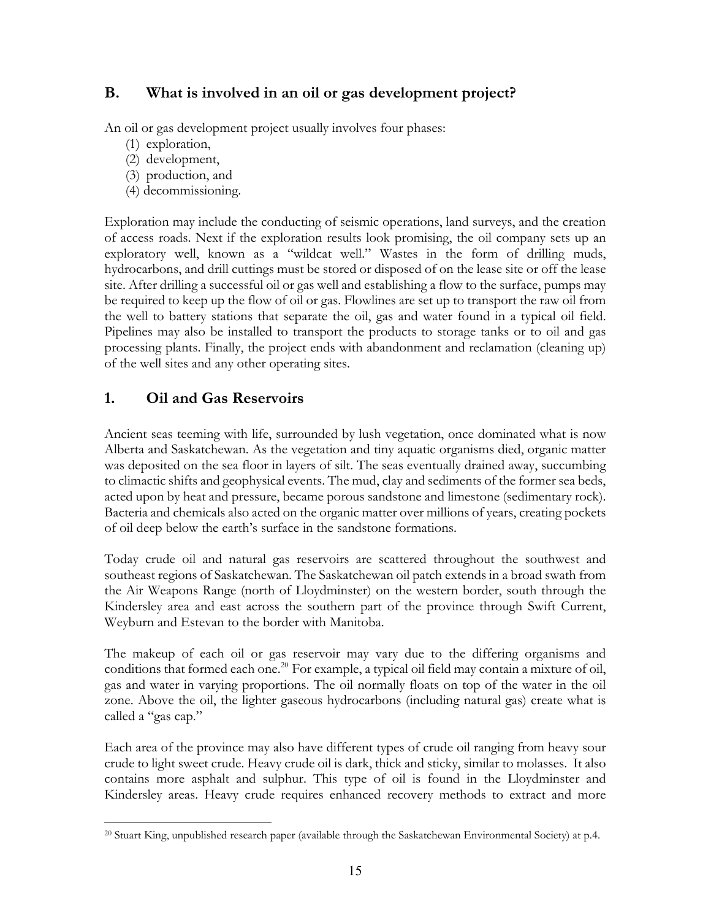## B. What is involved in an oil or gas development project?

An oil or gas development project usually involves four phases:

(1) exploration,
(2) development,
(3) production, and
(4) decommissioning.

Exploration may include the conducting of seismic operations, land surveys, and the creation of access roads. Next if the exploration results look promising, the oil company sets up an exploratory well, known as a "wildcat well." Wastes in the form of drilling muds, hydrocarbons, and drill cuttings must be stored or disposed of on the lease site or off the lease site. After drilling a successful oil or gas well and establishing a flow to the surface, pumps may be required to keep up the flow of oil or gas. Flowlines are set up to transport the raw oil from the well to battery stations that separate the oil, gas and water found in a typical oil field. Pipelines may also be installed to transport the products to storage tanks or to oil and gas processing plants. Finally, the project ends with abandonment and reclamation (cleaning up) of the well sites and any other operating sites.

## 1. Oil and Gas Reservoirs

Ancient seas teeming with life, surrounded by lush vegetation, once dominated what is now Alberta and Saskatchewan. As the vegetation and tiny aquatic organisms died, organic matter was deposited on the sea floor in layers of silt. The seas eventually drained away, succumbing to climactic shifts and geophysical events. The mud, clay and sediments of the former sea beds, acted upon by heat and pressure, became porous sandstone and limestone (sedimentary rock). Bacteria and chemicals also acted on the organic matter over millions of years, creating pockets of oil deep below the earth's surface in the sandstone formations.

Today crude oil and natural gas reservoirs are scattered throughout the southwest and southeast regions of Saskatchewan. The Saskatchewan oil patch extends in a broad swath from the Air Weapons Range (north of Lloydminster) on the western border, south through the Kindersley area and east across the southern part of the province through Swift Current, Weyburn and Estevan to the border with Manitoba.

The makeup of each oil or gas reservoir may vary due to the differing organisms and conditions that formed each one.[20] For example, a typical oil field may contain a mixture of oil, gas and water in varying proportions. The oil normally floats on top of the water in the oil zone. Above the oil, the lighter gaseous hydrocarbons (including natural gas) create what is called a "gas cap."

Each area of the province may also have different types of crude oil ranging from heavy sour crude to light sweet crude. Heavy crude oil is dark, thick and sticky, similar to molasses. It also contains more asphalt and sulphur. This type of oil is found in the Lloydminster and Kindersley areas. Heavy crude requires enhanced recovery methods to extract and more

[20] Stuart King, unpublished research paper (available through the Saskatchewan Environmental Society) at p.4.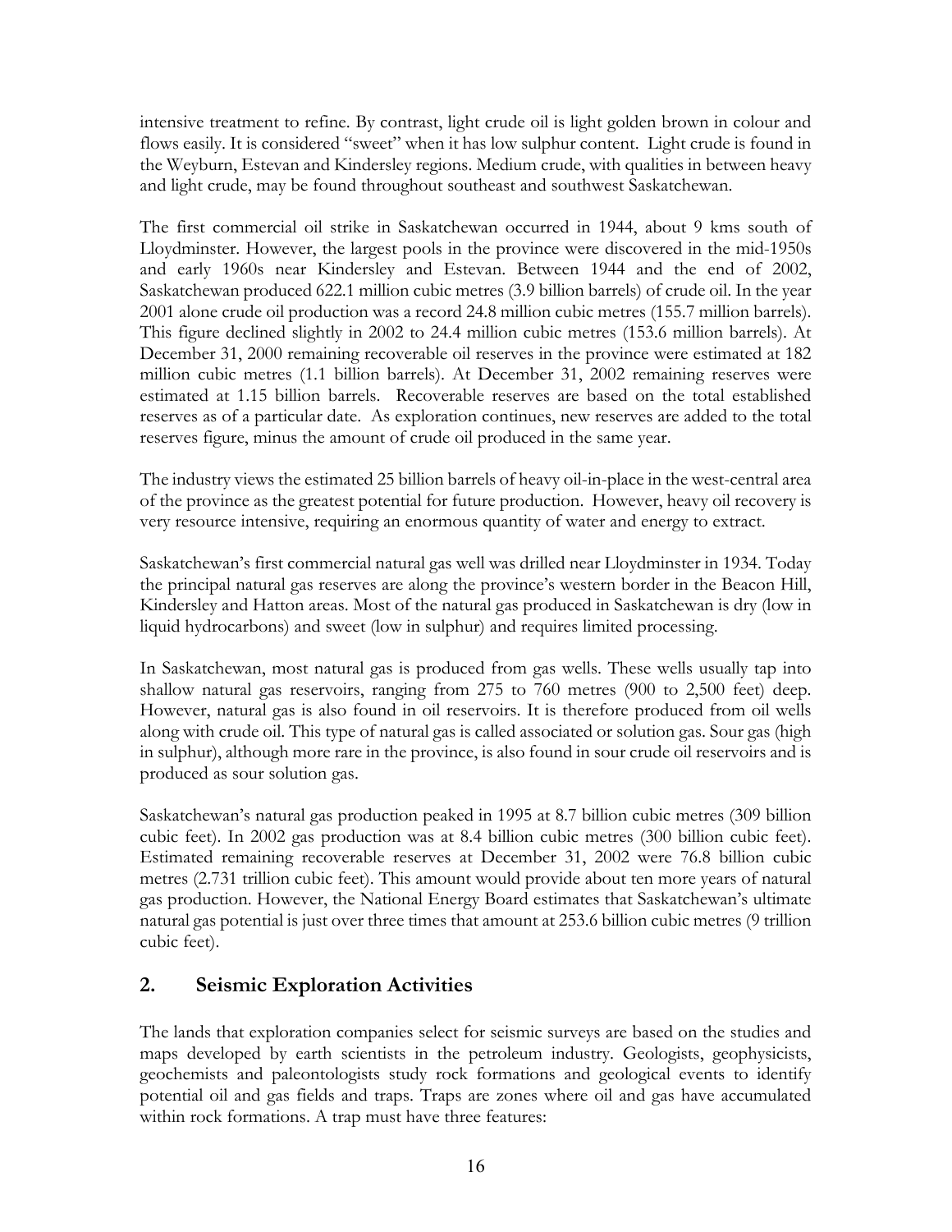intensive treatment to refine. By contrast, light crude oil is light golden brown in colour and flows easily. It is considered "sweet" when it has low sulphur content. Light crude is found in the Weyburn, Estevan and Kindersley regions. Medium crude, with qualities in between heavy and light crude, may be found throughout southeast and southwest Saskatchewan.

The first commercial oil strike in Saskatchewan occurred in 1944, about 9 kms south of Lloydminster. However, the largest pools in the province were discovered in the mid-1950s and early 1960s near Kindersley and Estevan. Between 1944 and the end of 2002, Saskatchewan produced 622.1 million cubic metres (3.9 billion barrels) of crude oil. In the year 2001 alone crude oil production was a record 24.8 million cubic metres (155.7 million barrels). This figure declined slightly in 2002 to 24.4 million cubic metres (153.6 million barrels). At December 31, 2000 remaining recoverable oil reserves in the province were estimated at 182 million cubic metres (1.1 billion barrels). At December 31, 2002 remaining reserves were estimated at 1.15 billion barrels. Recoverable reserves are based on the total established reserves as of a particular date. As exploration continues, new reserves are added to the total reserves figure, minus the amount of crude oil produced in the same year.

The industry views the estimated 25 billion barrels of heavy oil-in-place in the west-central area of the province as the greatest potential for future production. However, heavy oil recovery is very resource intensive, requiring an enormous quantity of water and energy to extract.

Saskatchewan's first commercial natural gas well was drilled near Lloydminster in 1934. Today the principal natural gas reserves are along the province's western border in the Beacon Hill, Kindersley and Hatton areas. Most of the natural gas produced in Saskatchewan is dry (low in liquid hydrocarbons) and sweet (low in sulphur) and requires limited processing.

In Saskatchewan, most natural gas is produced from gas wells. These wells usually tap into shallow natural gas reservoirs, ranging from 275 to 760 metres (900 to 2,500 feet) deep. However, natural gas is also found in oil reservoirs. It is therefore produced from oil wells along with crude oil. This type of natural gas is called associated or solution gas. Sour gas (high in sulphur), although more rare in the province, is also found in sour crude oil reservoirs and is produced as sour solution gas.

Saskatchewan's natural gas production peaked in 1995 at 8.7 billion cubic metres (309 billion cubic feet). In 2002 gas production was at 8.4 billion cubic metres (300 billion cubic feet). Estimated remaining recoverable reserves at December 31, 2002 were 76.8 billion cubic metres (2.731 trillion cubic feet). This amount would provide about ten more years of natural gas production. However, the National Energy Board estimates that Saskatchewan's ultimate natural gas potential is just over three times that amount at 253.6 billion cubic metres (9 trillion cubic feet).

## 2. Seismic Exploration Activities

The lands that exploration companies select for seismic surveys are based on the studies and maps developed by earth scientists in the petroleum industry. Geologists, geophysicists, geochemists and paleontologists study rock formations and geological events to identify potential oil and gas fields and traps. Traps are zones where oil and gas have accumulated within rock formations. A trap must have three features: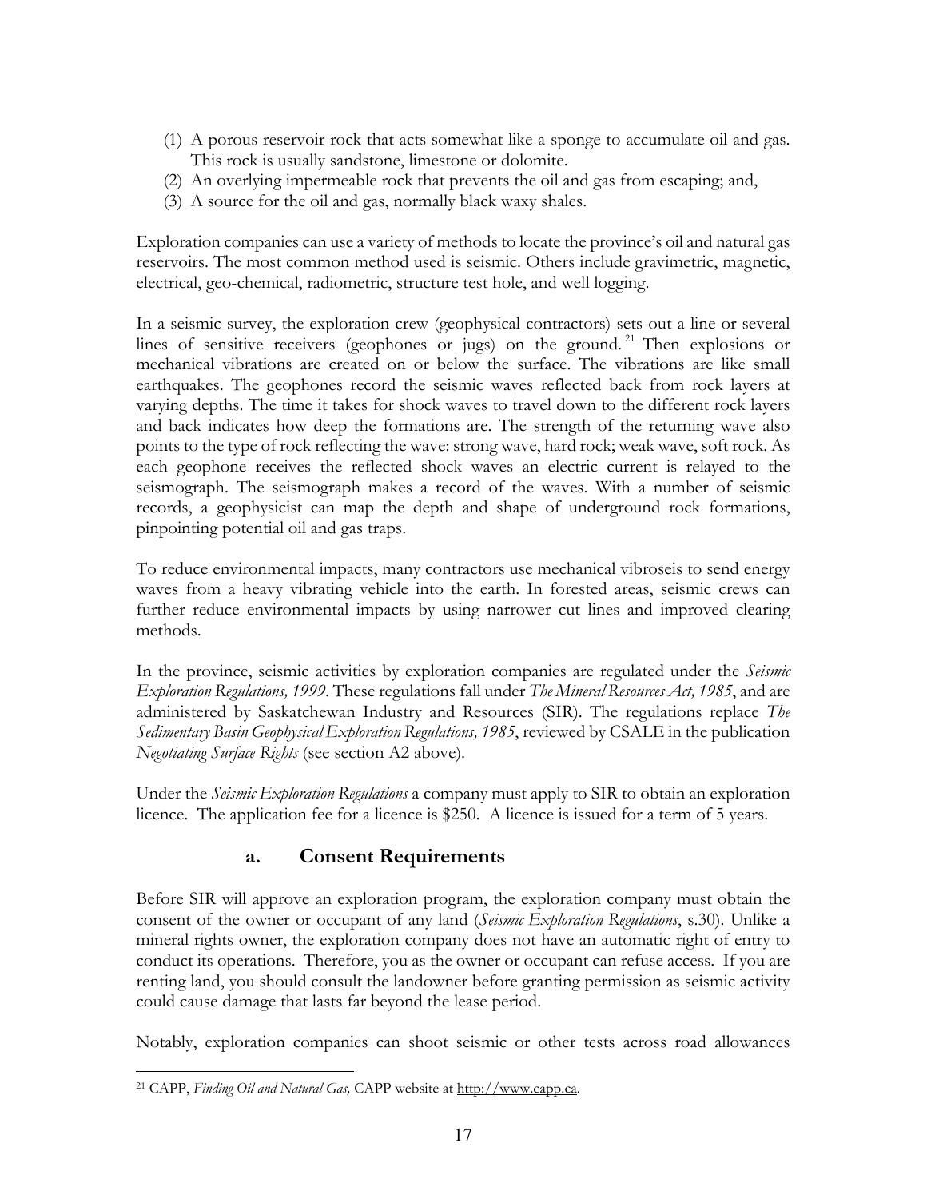(1) A porous reservoir rock that acts somewhat like a sponge to accumulate oil and gas. This rock is usually sandstone, limestone or dolomite.
(2) An overlying impermeable rock that prevents the oil and gas from escaping; and,
(3) A source for the oil and gas, normally black waxy shales.

Exploration companies can use a variety of methods to locate the province's oil and natural gas reservoirs. The most common method used is seismic. Others include gravimetric, magnetic, electrical, geo-chemical, radiometric, structure test hole, and well logging.

In a seismic survey, the exploration crew (geophysical contractors) sets out a line or several lines of sensitive receivers (geophones or jugs) on the ground.[21] Then explosions or mechanical vibrations are created on or below the surface. The vibrations are like small earthquakes. The geophones record the seismic waves reflected back from rock layers at varying depths. The time it takes for shock waves to travel down to the different rock layers and back indicates how deep the formations are. The strength of the returning wave also points to the type of rock reflecting the wave: strong wave, hard rock; weak wave, soft rock. As each geophone receives the reflected shock waves an electric current is relayed to the seismograph. The seismograph makes a record of the waves. With a number of seismic records, a geophysicist can map the depth and shape of underground rock formations, pinpointing potential oil and gas traps.

To reduce environmental impacts, many contractors use mechanical vibroseis to send energy waves from a heavy vibrating vehicle into the earth. In forested areas, seismic crews can further reduce environmental impacts by using narrower cut lines and improved clearing methods.

In the province, seismic activities by exploration companies are regulated under the *Seismic Exploration Regulations, 1999*. These regulations fall under *The Mineral Resources Act, 1985*, and are administered by Saskatchewan Industry and Resources (SIR). The regulations replace *The Sedimentary Basin Geophysical Exploration Regulations, 1985*, reviewed by CSALE in the publication *Negotiating Surface Rights* (see section A2 above).

Under the *Seismic Exploration Regulations* a company must apply to SIR to obtain an exploration licence. The application fee for a licence is $250. A licence is issued for a term of 5 years.

### a. Consent Requirements

Before SIR will approve an exploration program, the exploration company must obtain the consent of the owner or occupant of any land (*Seismic Exploration Regulations*, s.30). Unlike a mineral rights owner, the exploration company does not have an automatic right of entry to conduct its operations. Therefore, you as the owner or occupant can refuse access. If you are renting land, you should consult the landowner before granting permission as seismic activity could cause damage that lasts far beyond the lease period.

Notably, exploration companies can shoot seismic or other tests across road allowances

---

[21] CAPP, *Finding Oil and Natural Gas,* CAPP website at http://www.capp.ca.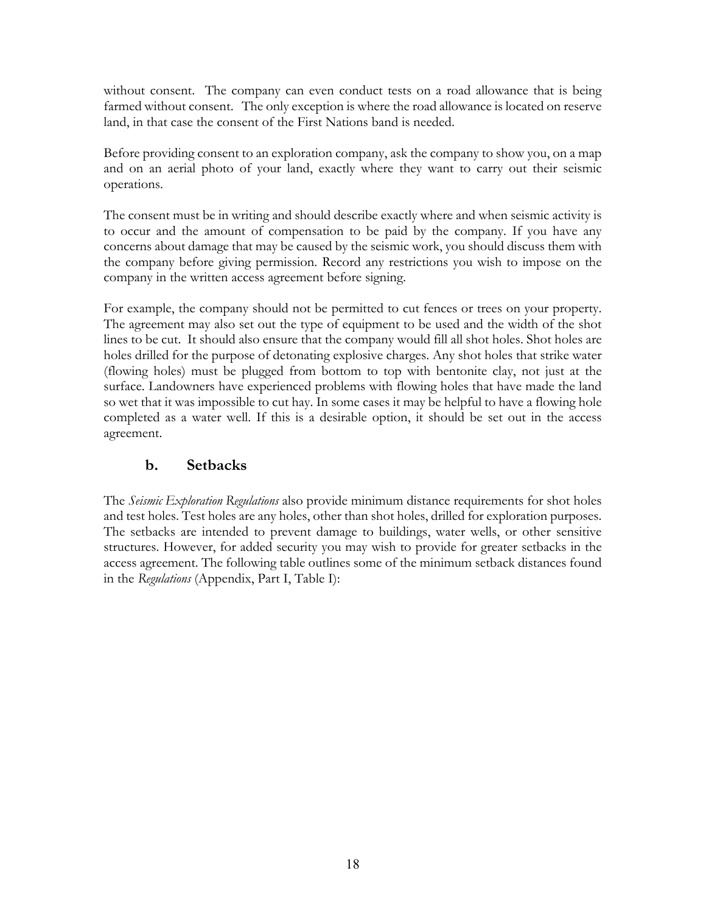without consent. The company can even conduct tests on a road allowance that is being farmed without consent. The only exception is where the road allowance is located on reserve land, in that case the consent of the First Nations band is needed.

Before providing consent to an exploration company, ask the company to show you, on a map and on an aerial photo of your land, exactly where they want to carry out their seismic operations.

The consent must be in writing and should describe exactly where and when seismic activity is to occur and the amount of compensation to be paid by the company. If you have any concerns about damage that may be caused by the seismic work, you should discuss them with the company before giving permission. Record any restrictions you wish to impose on the company in the written access agreement before signing.

For example, the company should not be permitted to cut fences or trees on your property. The agreement may also set out the type of equipment to be used and the width of the shot lines to be cut. It should also ensure that the company would fill all shot holes. Shot holes are holes drilled for the purpose of detonating explosive charges. Any shot holes that strike water (flowing holes) must be plugged from bottom to top with bentonite clay, not just at the surface. Landowners have experienced problems with flowing holes that have made the land so wet that it was impossible to cut hay. In some cases it may be helpful to have a flowing hole completed as a water well. If this is a desirable option, it should be set out in the access agreement.

### b. Setbacks

The *Seismic Exploration Regulations* also provide minimum distance requirements for shot holes and test holes. Test holes are any holes, other than shot holes, drilled for exploration purposes. The setbacks are intended to prevent damage to buildings, water wells, or other sensitive structures. However, for added security you may wish to provide for greater setbacks in the access agreement. The following table outlines some of the minimum setback distances found in the *Regulations* (Appendix, Part I, Table I):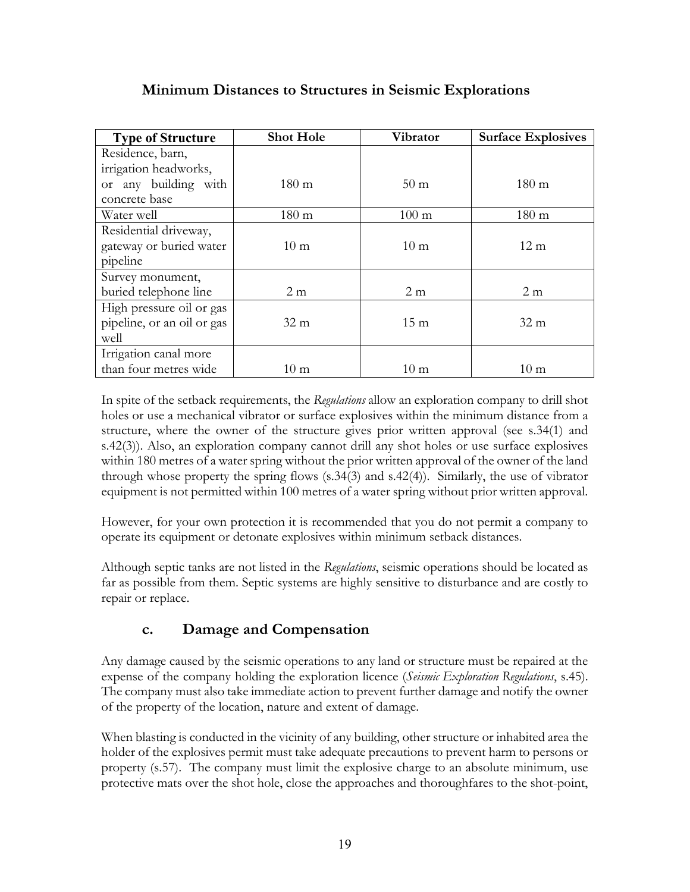## Minimum Distances to Structures in Seismic Explorations

| Type of Structure | Shot Hole | Vibrator | Surface Explosives |
|---|---|---|---|
| Residence, barn, irrigation headworks, or any building with concrete base | 180 m | 50 m | 180 m |
| Water well | 180 m | 100 m | 180 m |
| Residential driveway, gateway or buried water pipeline | 10 m | 10 m | 12 m |
| Survey monument, buried telephone line | 2 m | 2 m | 2 m |
| High pressure oil or gas pipeline, or an oil or gas well | 32 m | 15 m | 32 m |
| Irrigation canal more than four metres wide | 10 m | 10 m | 10 m |

In spite of the setback requirements, the *Regulations* allow an exploration company to drill shot holes or use a mechanical vibrator or surface explosives within the minimum distance from a structure, where the owner of the structure gives prior written approval (see s.34(1) and s.42(3)). Also, an exploration company cannot drill any shot holes or use surface explosives within 180 metres of a water spring without the prior written approval of the owner of the land through whose property the spring flows (s.34(3) and s.42(4)). Similarly, the use of vibrator equipment is not permitted within 100 metres of a water spring without prior written approval.

However, for your own protection it is recommended that you do not permit a company to operate its equipment or detonate explosives within minimum setback distances.

Although septic tanks are not listed in the *Regulations*, seismic operations should be located as far as possible from them. Septic systems are highly sensitive to disturbance and are costly to repair or replace.

### c. Damage and Compensation

Any damage caused by the seismic operations to any land or structure must be repaired at the expense of the company holding the exploration licence (*Seismic Exploration Regulations*, s.45). The company must also take immediate action to prevent further damage and notify the owner of the property of the location, nature and extent of damage.

When blasting is conducted in the vicinity of any building, other structure or inhabited area the holder of the explosives permit must take adequate precautions to prevent harm to persons or property (s.57). The company must limit the explosive charge to an absolute minimum, use protective mats over the shot hole, close the approaches and thoroughfares to the shot-point,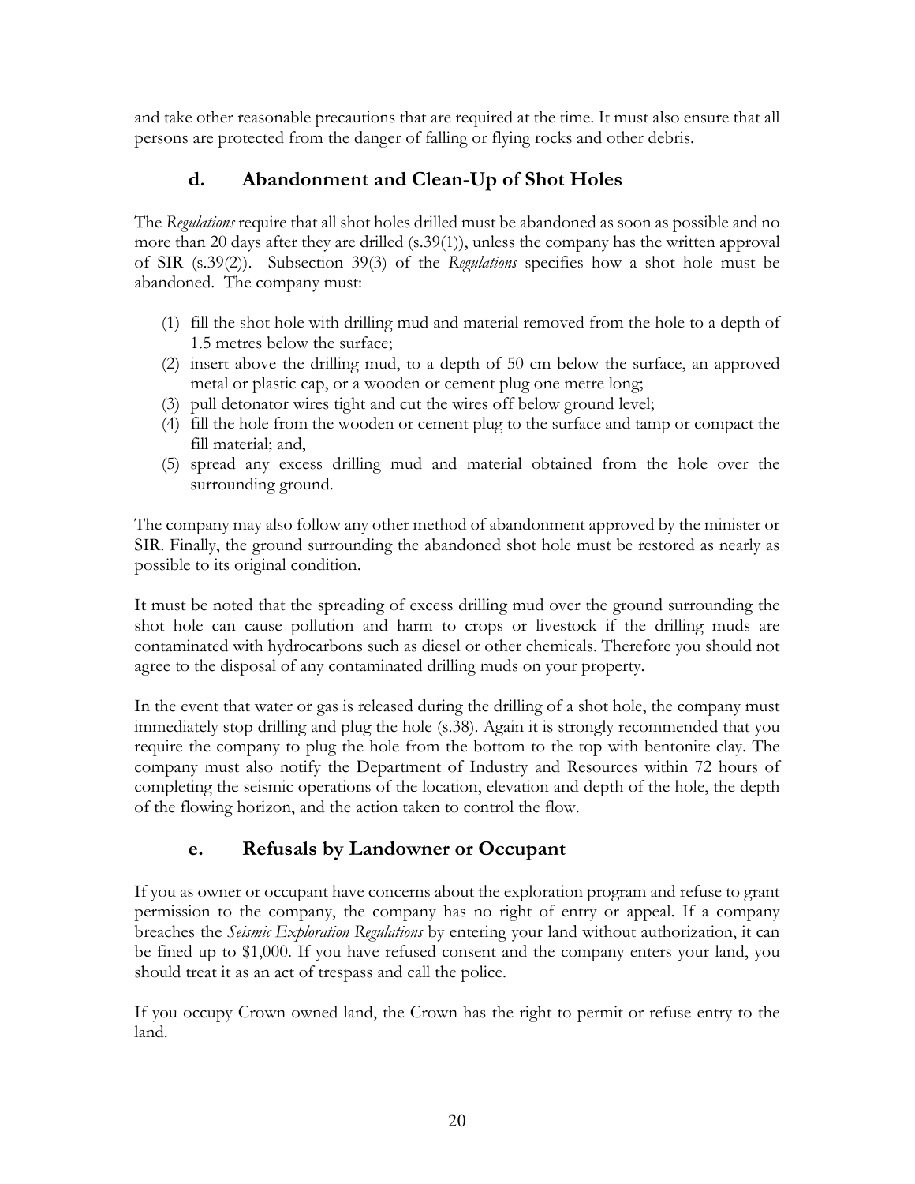and take other reasonable precautions that are required at the time. It must also ensure that all persons are protected from the danger of falling or flying rocks and other debris.

### d. Abandonment and Clean-Up of Shot Holes

The *Regulations* require that all shot holes drilled must be abandoned as soon as possible and no more than 20 days after they are drilled (s.39(1)), unless the company has the written approval of SIR (s.39(2)). Subsection 39(3) of the *Regulations* specifies how a shot hole must be abandoned. The company must:

(1) fill the shot hole with drilling mud and material removed from the hole to a depth of 1.5 metres below the surface;
(2) insert above the drilling mud, to a depth of 50 cm below the surface, an approved metal or plastic cap, or a wooden or cement plug one metre long;
(3) pull detonator wires tight and cut the wires off below ground level;
(4) fill the hole from the wooden or cement plug to the surface and tamp or compact the fill material; and,
(5) spread any excess drilling mud and material obtained from the hole over the surrounding ground.

The company may also follow any other method of abandonment approved by the minister or SIR. Finally, the ground surrounding the abandoned shot hole must be restored as nearly as possible to its original condition.

It must be noted that the spreading of excess drilling mud over the ground surrounding the shot hole can cause pollution and harm to crops or livestock if the drilling muds are contaminated with hydrocarbons such as diesel or other chemicals. Therefore you should not agree to the disposal of any contaminated drilling muds on your property.

In the event that water or gas is released during the drilling of a shot hole, the company must immediately stop drilling and plug the hole (s.38). Again it is strongly recommended that you require the company to plug the hole from the bottom to the top with bentonite clay. The company must also notify the Department of Industry and Resources within 72 hours of completing the seismic operations of the location, elevation and depth of the hole, the depth of the flowing horizon, and the action taken to control the flow.

### e. Refusals by Landowner or Occupant

If you as owner or occupant have concerns about the exploration program and refuse to grant permission to the company, the company has no right of entry or appeal. If a company breaches the *Seismic Exploration Regulations* by entering your land without authorization, it can be fined up to $1,000. If you have refused consent and the company enters your land, you should treat it as an act of trespass and call the police.

If you occupy Crown owned land, the Crown has the right to permit or refuse entry to the land.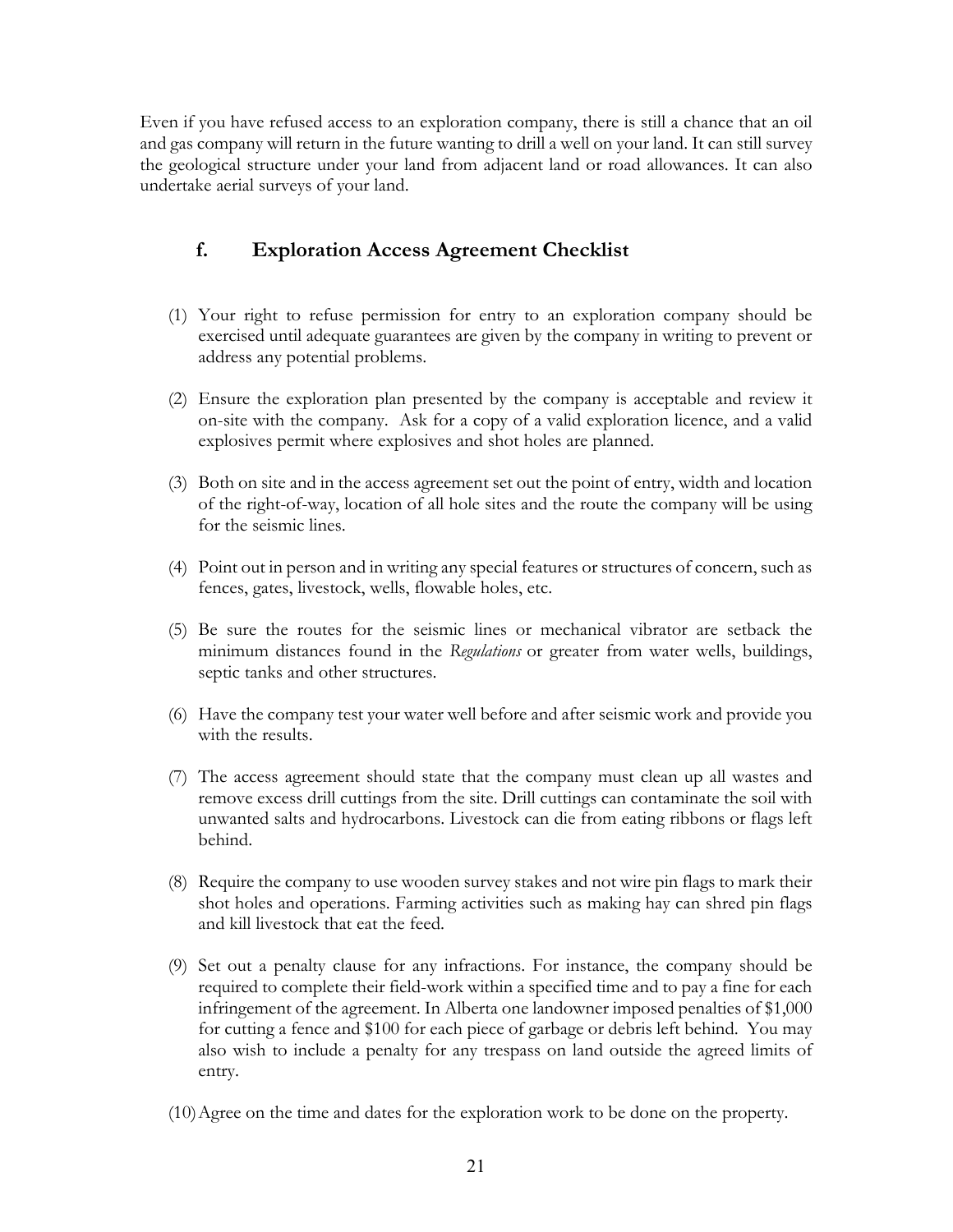Even if you have refused access to an exploration company, there is still a chance that an oil and gas company will return in the future wanting to drill a well on your land. It can still survey the geological structure under your land from adjacent land or road allowances. It can also undertake aerial surveys of your land.

### f. Exploration Access Agreement Checklist

(1) Your right to refuse permission for entry to an exploration company should be exercised until adequate guarantees are given by the company in writing to prevent or address any potential problems.

(2) Ensure the exploration plan presented by the company is acceptable and review it on-site with the company. Ask for a copy of a valid exploration licence, and a valid explosives permit where explosives and shot holes are planned.

(3) Both on site and in the access agreement set out the point of entry, width and location of the right-of-way, location of all hole sites and the route the company will be using for the seismic lines.

(4) Point out in person and in writing any special features or structures of concern, such as fences, gates, livestock, wells, flowable holes, etc.

(5) Be sure the routes for the seismic lines or mechanical vibrator are setback the minimum distances found in the *Regulations* or greater from water wells, buildings, septic tanks and other structures.

(6) Have the company test your water well before and after seismic work and provide you with the results.

(7) The access agreement should state that the company must clean up all wastes and remove excess drill cuttings from the site. Drill cuttings can contaminate the soil with unwanted salts and hydrocarbons. Livestock can die from eating ribbons or flags left behind.

(8) Require the company to use wooden survey stakes and not wire pin flags to mark their shot holes and operations. Farming activities such as making hay can shred pin flags and kill livestock that eat the feed.

(9) Set out a penalty clause for any infractions. For instance, the company should be required to complete their field-work within a specified time and to pay a fine for each infringement of the agreement. In Alberta one landowner imposed penalties of $1,000 for cutting a fence and $100 for each piece of garbage or debris left behind. You may also wish to include a penalty for any trespass on land outside the agreed limits of entry.

(10) Agree on the time and dates for the exploration work to be done on the property.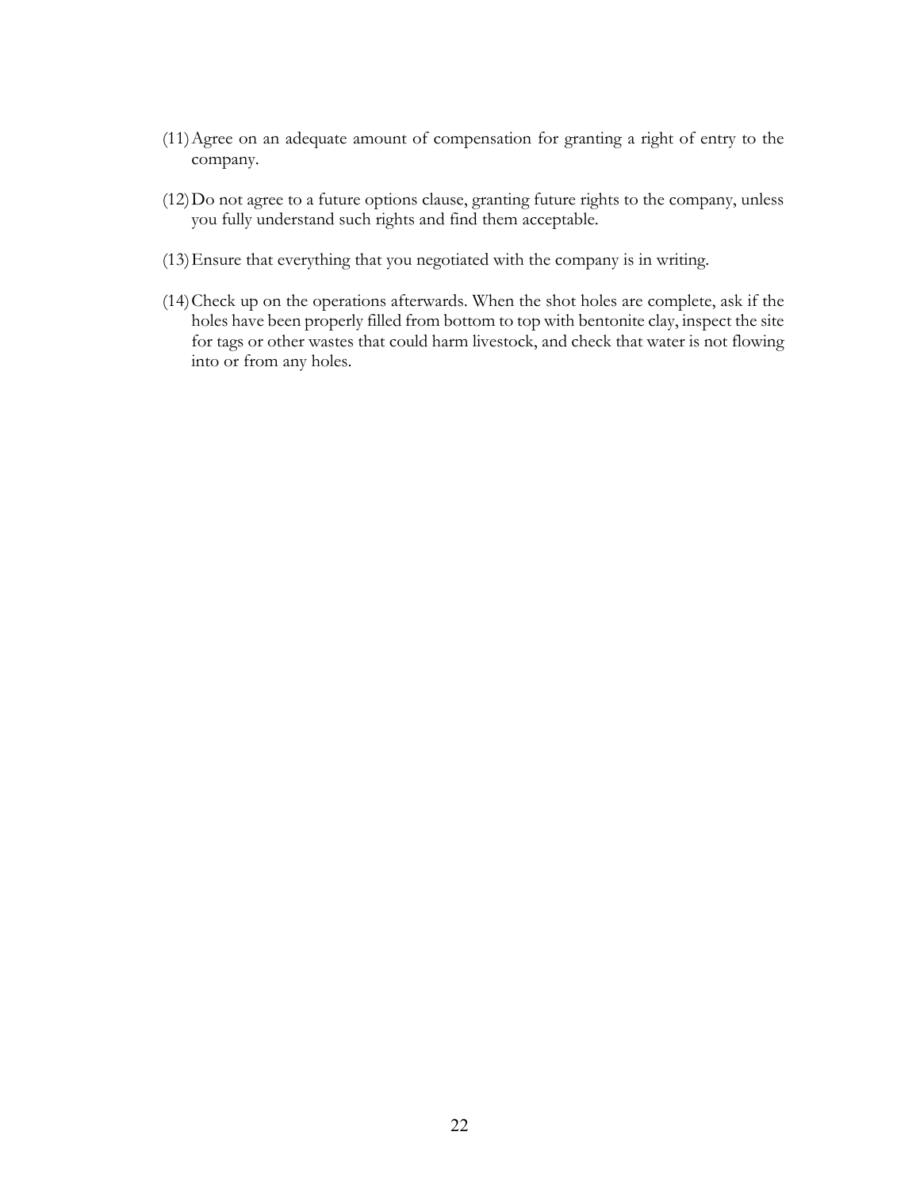(11) Agree on an adequate amount of compensation for granting a right of entry to the company.

(12) Do not agree to a future options clause, granting future rights to the company, unless you fully understand such rights and find them acceptable.

(13) Ensure that everything that you negotiated with the company is in writing.

(14) Check up on the operations afterwards. When the shot holes are complete, ask if the holes have been properly filled from bottom to top with bentonite clay, inspect the site for tags or other wastes that could harm livestock, and check that water is not flowing into or from any holes.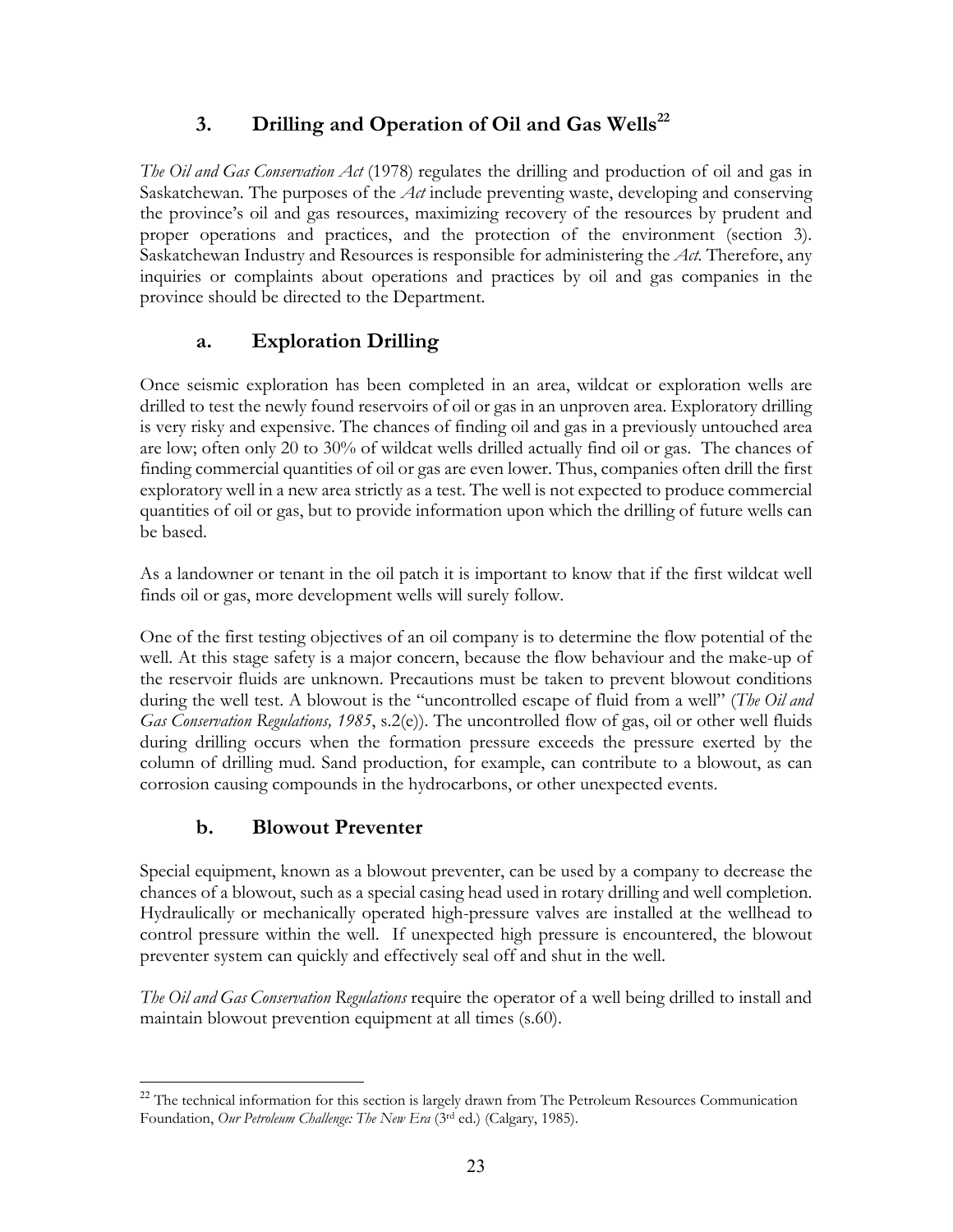## 3. Drilling and Operation of Oil and Gas Wells[22]

*The Oil and Gas Conservation Act* (1978) regulates the drilling and production of oil and gas in Saskatchewan. The purposes of the *Act* include preventing waste, developing and conserving the province's oil and gas resources, maximizing recovery of the resources by prudent and proper operations and practices, and the protection of the environment (section 3). Saskatchewan Industry and Resources is responsible for administering the *Act*. Therefore, any inquiries or complaints about operations and practices by oil and gas companies in the province should be directed to the Department.

### a. Exploration Drilling

Once seismic exploration has been completed in an area, wildcat or exploration wells are drilled to test the newly found reservoirs of oil or gas in an unproven area. Exploratory drilling is very risky and expensive. The chances of finding oil and gas in a previously untouched area are low; often only 20 to 30% of wildcat wells drilled actually find oil or gas. The chances of finding commercial quantities of oil or gas are even lower. Thus, companies often drill the first exploratory well in a new area strictly as a test. The well is not expected to produce commercial quantities of oil or gas, but to provide information upon which the drilling of future wells can be based.

As a landowner or tenant in the oil patch it is important to know that if the first wildcat well finds oil or gas, more development wells will surely follow.

One of the first testing objectives of an oil company is to determine the flow potential of the well. At this stage safety is a major concern, because the flow behaviour and the make-up of the reservoir fluids are unknown. Precautions must be taken to prevent blowout conditions during the well test. A blowout is the "uncontrolled escape of fluid from a well" (*The Oil and Gas Conservation Regulations, 1985*, s.2(e)). The uncontrolled flow of gas, oil or other well fluids during drilling occurs when the formation pressure exceeds the pressure exerted by the column of drilling mud. Sand production, for example, can contribute to a blowout, as can corrosion causing compounds in the hydrocarbons, or other unexpected events.

### b. Blowout Preventer

Special equipment, known as a blowout preventer, can be used by a company to decrease the chances of a blowout, such as a special casing head used in rotary drilling and well completion. Hydraulically or mechanically operated high-pressure valves are installed at the wellhead to control pressure within the well. If unexpected high pressure is encountered, the blowout preventer system can quickly and effectively seal off and shut in the well.

*The Oil and Gas Conservation Regulations* require the operator of a well being drilled to install and maintain blowout prevention equipment at all times (s.60).

---

[22] The technical information for this section is largely drawn from The Petroleum Resources Communication Foundation, *Our Petroleum Challenge: The New Era* (3rd ed.) (Calgary, 1985).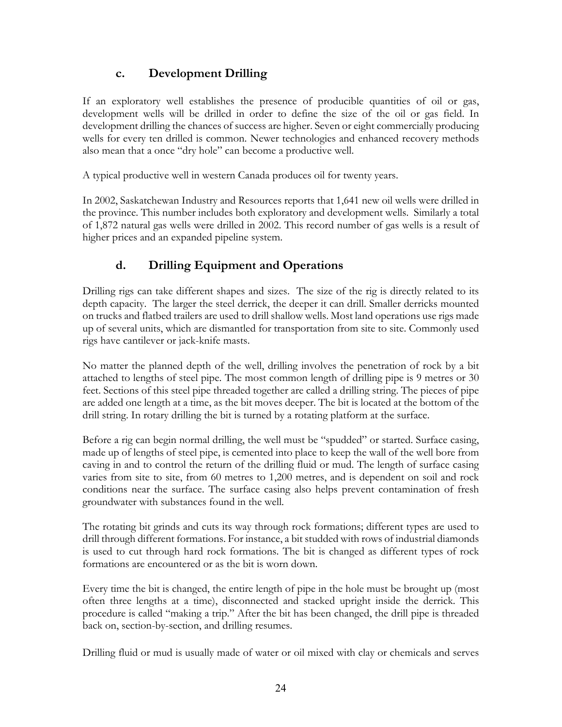## c. Development Drilling

If an exploratory well establishes the presence of producible quantities of oil or gas, development wells will be drilled in order to define the size of the oil or gas field. In development drilling the chances of success are higher. Seven or eight commercially producing wells for every ten drilled is common. Newer technologies and enhanced recovery methods also mean that a once "dry hole" can become a productive well.

A typical productive well in western Canada produces oil for twenty years.

In 2002, Saskatchewan Industry and Resources reports that 1,641 new oil wells were drilled in the province. This number includes both exploratory and development wells. Similarly a total of 1,872 natural gas wells were drilled in 2002. This record number of gas wells is a result of higher prices and an expanded pipeline system.

## d. Drilling Equipment and Operations

Drilling rigs can take different shapes and sizes. The size of the rig is directly related to its depth capacity. The larger the steel derrick, the deeper it can drill. Smaller derricks mounted on trucks and flatbed trailers are used to drill shallow wells. Most land operations use rigs made up of several units, which are dismantled for transportation from site to site. Commonly used rigs have cantilever or jack-knife masts.

No matter the planned depth of the well, drilling involves the penetration of rock by a bit attached to lengths of steel pipe. The most common length of drilling pipe is 9 metres or 30 feet. Sections of this steel pipe threaded together are called a drilling string. The pieces of pipe are added one length at a time, as the bit moves deeper. The bit is located at the bottom of the drill string. In rotary drilling the bit is turned by a rotating platform at the surface.

Before a rig can begin normal drilling, the well must be "spudded" or started. Surface casing, made up of lengths of steel pipe, is cemented into place to keep the wall of the well bore from caving in and to control the return of the drilling fluid or mud. The length of surface casing varies from site to site, from 60 metres to 1,200 metres, and is dependent on soil and rock conditions near the surface. The surface casing also helps prevent contamination of fresh groundwater with substances found in the well.

The rotating bit grinds and cuts its way through rock formations; different types are used to drill through different formations. For instance, a bit studded with rows of industrial diamonds is used to cut through hard rock formations. The bit is changed as different types of rock formations are encountered or as the bit is worn down.

Every time the bit is changed, the entire length of pipe in the hole must be brought up (most often three lengths at a time), disconnected and stacked upright inside the derrick. This procedure is called "making a trip." After the bit has been changed, the drill pipe is threaded back on, section-by-section, and drilling resumes.

Drilling fluid or mud is usually made of water or oil mixed with clay or chemicals and serves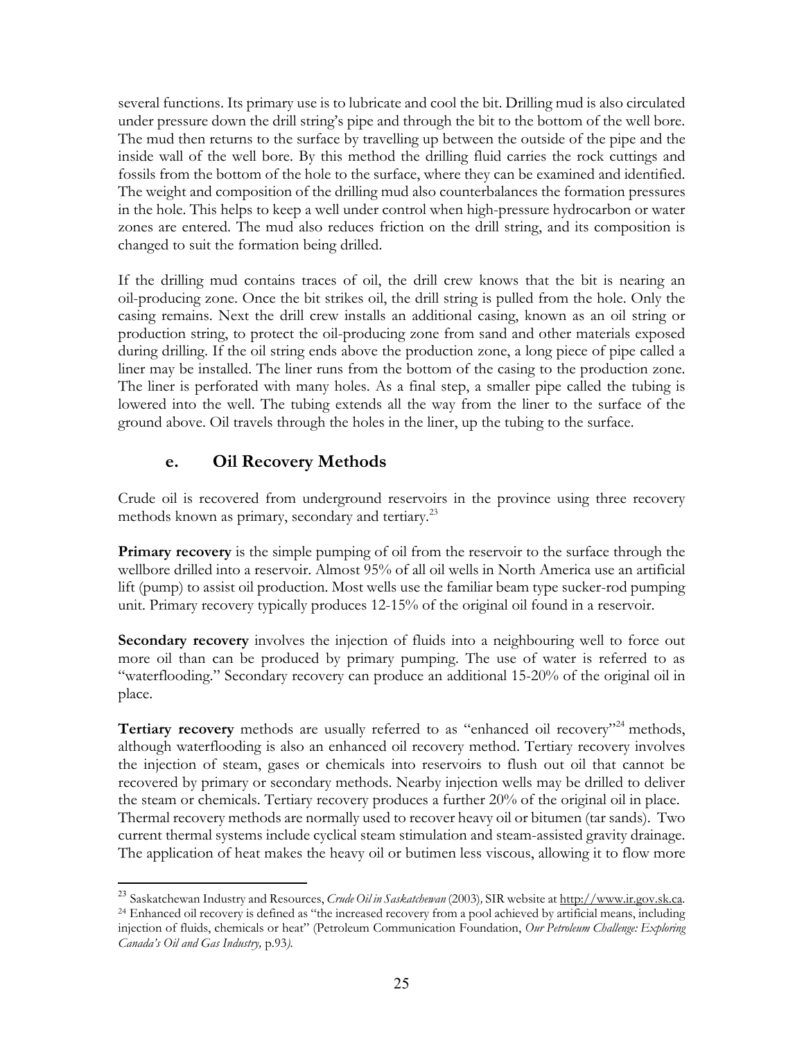several functions. Its primary use is to lubricate and cool the bit. Drilling mud is also circulated under pressure down the drill string's pipe and through the bit to the bottom of the well bore. The mud then returns to the surface by travelling up between the outside of the pipe and the inside wall of the well bore. By this method the drilling fluid carries the rock cuttings and fossils from the bottom of the hole to the surface, where they can be examined and identified. The weight and composition of the drilling mud also counterbalances the formation pressures in the hole. This helps to keep a well under control when high-pressure hydrocarbon or water zones are entered. The mud also reduces friction on the drill string, and its composition is changed to suit the formation being drilled.

If the drilling mud contains traces of oil, the drill crew knows that the bit is nearing an oil-producing zone. Once the bit strikes oil, the drill string is pulled from the hole. Only the casing remains. Next the drill crew installs an additional casing, known as an oil string or production string, to protect the oil-producing zone from sand and other materials exposed during drilling. If the oil string ends above the production zone, a long piece of pipe called a liner may be installed. The liner runs from the bottom of the casing to the production zone. The liner is perforated with many holes. As a final step, a smaller pipe called the tubing is lowered into the well. The tubing extends all the way from the liner to the surface of the ground above. Oil travels through the holes in the liner, up the tubing to the surface.

### e. Oil Recovery Methods

Crude oil is recovered from underground reservoirs in the province using three recovery methods known as primary, secondary and tertiary.[23]

**Primary recovery** is the simple pumping of oil from the reservoir to the surface through the wellbore drilled into a reservoir. Almost 95% of all oil wells in North America use an artificial lift (pump) to assist oil production. Most wells use the familiar beam type sucker-rod pumping unit. Primary recovery typically produces 12-15% of the original oil found in a reservoir.

**Secondary recovery** involves the injection of fluids into a neighbouring well to force out more oil than can be produced by primary pumping. The use of water is referred to as "waterflooding." Secondary recovery can produce an additional 15-20% of the original oil in place.

**Tertiary recovery** methods are usually referred to as "enhanced oil recovery"[24] methods, although waterflooding is also an enhanced oil recovery method. Tertiary recovery involves the injection of steam, gases or chemicals into reservoirs to flush out oil that cannot be recovered by primary or secondary methods. Nearby injection wells may be drilled to deliver the steam or chemicals. Tertiary recovery produces a further 20% of the original oil in place. Thermal recovery methods are normally used to recover heavy oil or bitumen (tar sands). Two current thermal systems include cyclical steam stimulation and steam-assisted gravity drainage. The application of heat makes the heavy oil or butimen less viscous, allowing it to flow more

---

[23] Saskatchewan Industry and Resources, *Crude Oil in Saskatchewan* (2003), SIR website at http://www.ir.gov.sk.ca.

[24] Enhanced oil recovery is defined as "the increased recovery from a pool achieved by artificial means, including injection of fluids, chemicals or heat" (Petroleum Communication Foundation, *Our Petroleum Challenge: Exploring Canada's Oil and Gas Industry,* p.93).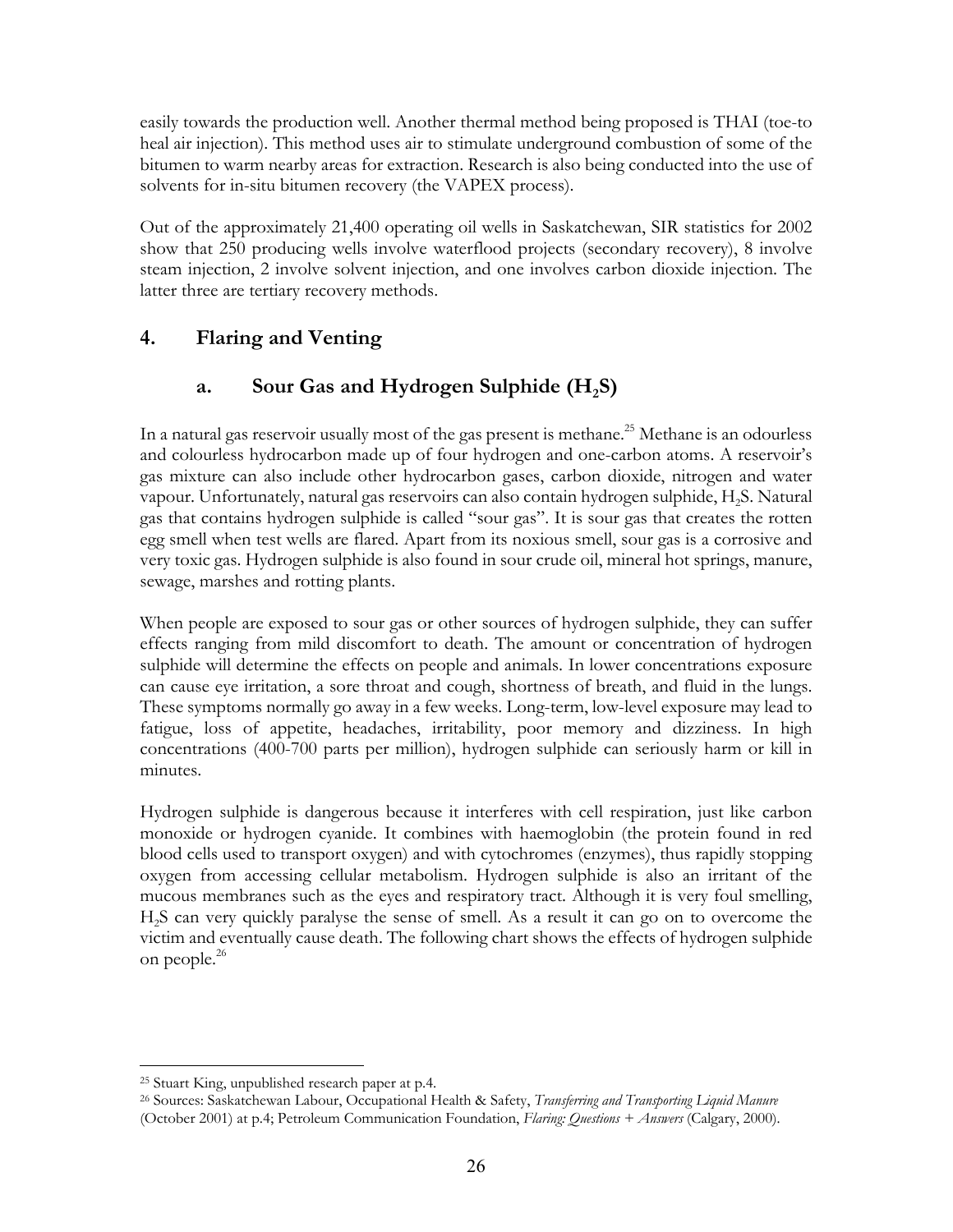easily towards the production well. Another thermal method being proposed is THAI (toe-to heal air injection). This method uses air to stimulate underground combustion of some of the bitumen to warm nearby areas for extraction. Research is also being conducted into the use of solvents for in-situ bitumen recovery (the VAPEX process).

Out of the approximately 21,400 operating oil wells in Saskatchewan, SIR statistics for 2002 show that 250 producing wells involve waterflood projects (secondary recovery), 8 involve steam injection, 2 involve solvent injection, and one involves carbon dioxide injection. The latter three are tertiary recovery methods.

## 4. Flaring and Venting

### a. Sour Gas and Hydrogen Sulphide ($H_2S$)

In a natural gas reservoir usually most of the gas present is methane.[25] Methane is an odourless and colourless hydrocarbon made up of four hydrogen and one-carbon atoms. A reservoir's gas mixture can also include other hydrocarbon gases, carbon dioxide, nitrogen and water vapour. Unfortunately, natural gas reservoirs can also contain hydrogen sulphide, $H_2S$. Natural gas that contains hydrogen sulphide is called "sour gas". It is sour gas that creates the rotten egg smell when test wells are flared. Apart from its noxious smell, sour gas is a corrosive and very toxic gas. Hydrogen sulphide is also found in sour crude oil, mineral hot springs, manure, sewage, marshes and rotting plants.

When people are exposed to sour gas or other sources of hydrogen sulphide, they can suffer effects ranging from mild discomfort to death. The amount or concentration of hydrogen sulphide will determine the effects on people and animals. In lower concentrations exposure can cause eye irritation, a sore throat and cough, shortness of breath, and fluid in the lungs. These symptoms normally go away in a few weeks. Long-term, low-level exposure may lead to fatigue, loss of appetite, headaches, irritability, poor memory and dizziness. In high concentrations (400-700 parts per million), hydrogen sulphide can seriously harm or kill in minutes.

Hydrogen sulphide is dangerous because it interferes with cell respiration, just like carbon monoxide or hydrogen cyanide. It combines with haemoglobin (the protein found in red blood cells used to transport oxygen) and with cytochromes (enzymes), thus rapidly stopping oxygen from accessing cellular metabolism. Hydrogen sulphide is also an irritant of the mucous membranes such as the eyes and respiratory tract. Although it is very foul smelling, $H_2S$ can very quickly paralyse the sense of smell. As a result it can go on to overcome the victim and eventually cause death. The following chart shows the effects of hydrogen sulphide on people.[26]

---

[25] Stuart King, unpublished research paper at p.4.

[26] Sources: Saskatchewan Labour, Occupational Health & Safety, *Transferring and Transporting Liquid Manure* (October 2001) at p.4; Petroleum Communication Foundation, *Flaring: Questions + Answers* (Calgary, 2000).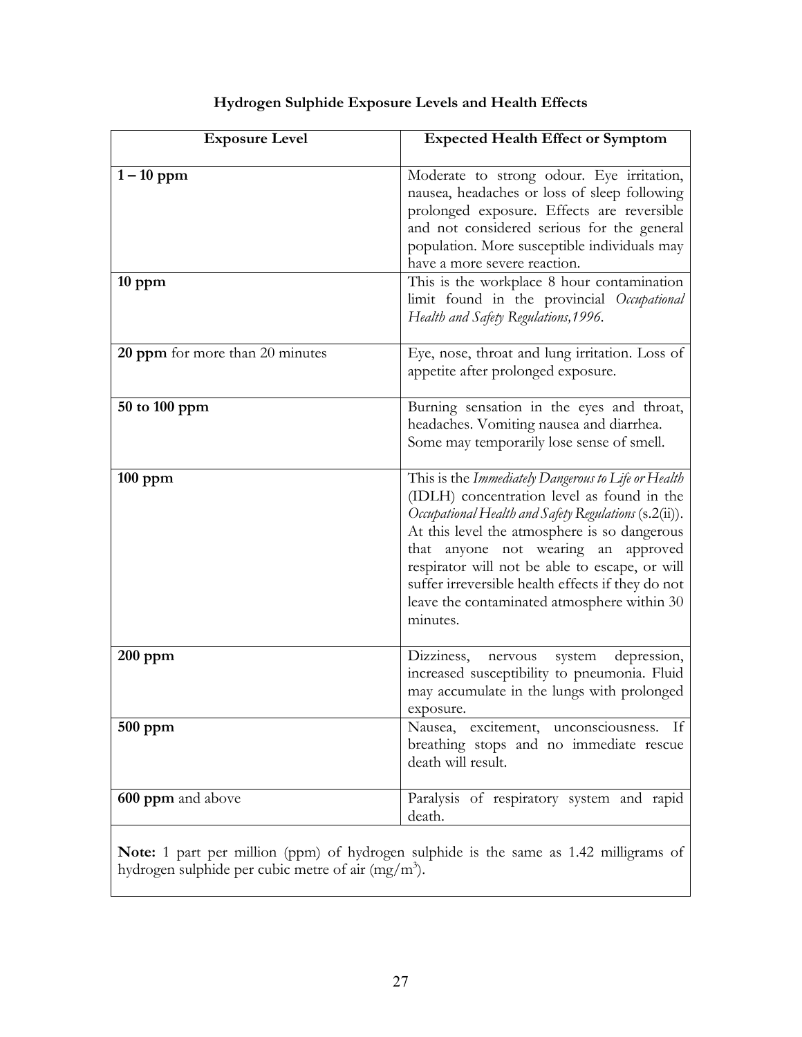## Hydrogen Sulphide Exposure Levels and Health Effects

| Exposure Level | Expected Health Effect or Symptom |
|---|---|
| **1 – 10 ppm** | Moderate to strong odour. Eye irritation, nausea, headaches or loss of sleep following prolonged exposure. Effects are reversible and not considered serious for the general population. More susceptible individuals may have a more severe reaction. |
| **10 ppm** | This is the workplace 8 hour contamination limit found in the provincial *Occupational Health and Safety Regulations,1996*. |
| **20 ppm** for more than 20 minutes | Eye, nose, throat and lung irritation. Loss of appetite after prolonged exposure. |
| **50 to 100 ppm** | Burning sensation in the eyes and throat, headaches. Vomiting nausea and diarrhea. Some may temporarily lose sense of smell. |
| **100 ppm** | This is the *Immediately Dangerous to Life or Health* (IDLH) concentration level as found in the *Occupational Health and Safety Regulations* (s.2(ii)). At this level the atmosphere is so dangerous that anyone not wearing an approved respirator will not be able to escape, or will suffer irreversible health effects if they do not leave the contaminated atmosphere within 30 minutes. |
| **200 ppm** | Dizziness, nervous system depression, increased susceptibility to pneumonia. Fluid may accumulate in the lungs with prolonged exposure. |
| **500 ppm** | Nausea, excitement, unconsciousness. If breathing stops and no immediate rescue death will result. |
| **600 ppm** and above | Paralysis of respiratory system and rapid death. |

**Note:** 1 part per million (ppm) of hydrogen sulphide is the same as 1.42 milligrams of hydrogen sulphide per cubic metre of air ($mg/m^3$).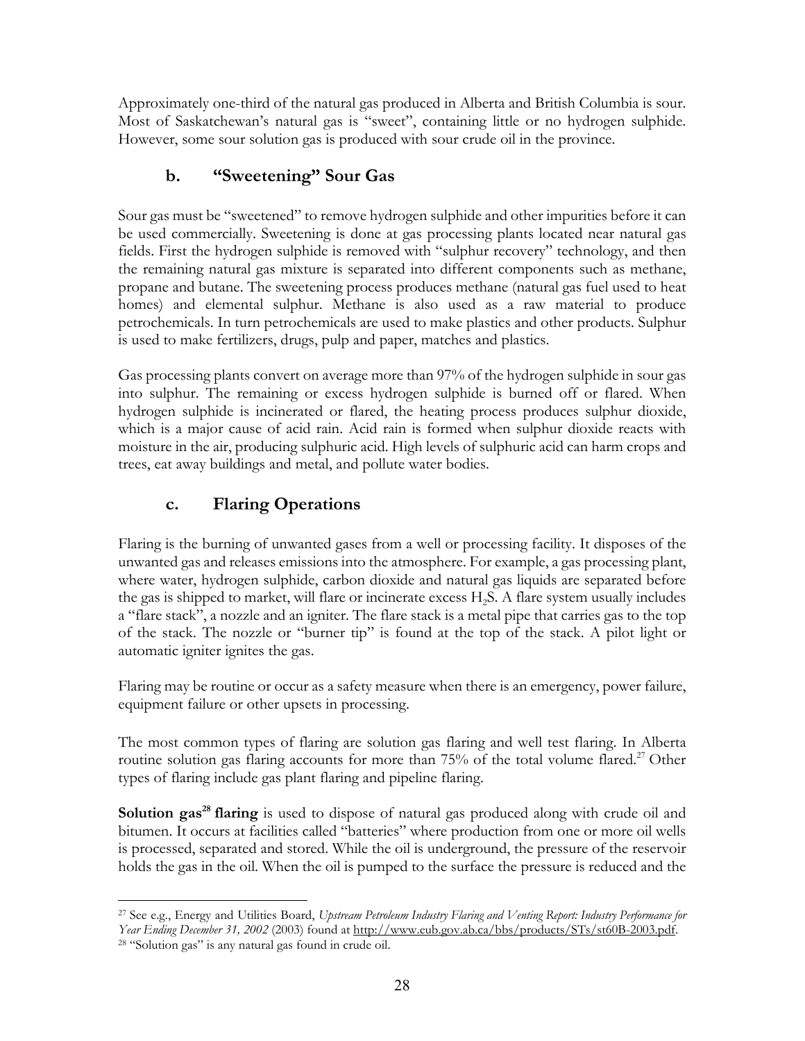Approximately one-third of the natural gas produced in Alberta and British Columbia is sour. Most of Saskatchewan's natural gas is "sweet", containing little or no hydrogen sulphide. However, some sour solution gas is produced with sour crude oil in the province.

### b. "Sweetening" Sour Gas

Sour gas must be "sweetened" to remove hydrogen sulphide and other impurities before it can be used commercially. Sweetening is done at gas processing plants located near natural gas fields. First the hydrogen sulphide is removed with "sulphur recovery" technology, and then the remaining natural gas mixture is separated into different components such as methane, propane and butane. The sweetening process produces methane (natural gas fuel used to heat homes) and elemental sulphur. Methane is also used as a raw material to produce petrochemicals. In turn petrochemicals are used to make plastics and other products. Sulphur is used to make fertilizers, drugs, pulp and paper, matches and plastics.

Gas processing plants convert on average more than 97% of the hydrogen sulphide in sour gas into sulphur. The remaining or excess hydrogen sulphide is burned off or flared. When hydrogen sulphide is incinerated or flared, the heating process produces sulphur dioxide, which is a major cause of acid rain. Acid rain is formed when sulphur dioxide reacts with moisture in the air, producing sulphuric acid. High levels of sulphuric acid can harm crops and trees, eat away buildings and metal, and pollute water bodies.

### c. Flaring Operations

Flaring is the burning of unwanted gases from a well or processing facility. It disposes of the unwanted gas and releases emissions into the atmosphere. For example, a gas processing plant, where water, hydrogen sulphide, carbon dioxide and natural gas liquids are separated before the gas is shipped to market, will flare or incinerate excess $H_2S$. A flare system usually includes a "flare stack", a nozzle and an igniter. The flare stack is a metal pipe that carries gas to the top of the stack. The nozzle or "burner tip" is found at the top of the stack. A pilot light or automatic igniter ignites the gas.

Flaring may be routine or occur as a safety measure when there is an emergency, power failure, equipment failure or other upsets in processing.

The most common types of flaring are solution gas flaring and well test flaring. In Alberta routine solution gas flaring accounts for more than 75% of the total volume flared.[27] Other types of flaring include gas plant flaring and pipeline flaring.

**Solution gas[28] flaring** is used to dispose of natural gas produced along with crude oil and bitumen. It occurs at facilities called "batteries" where production from one or more oil wells is processed, separated and stored. While the oil is underground, the pressure of the reservoir holds the gas in the oil. When the oil is pumped to the surface the pressure is reduced and the

---

[27] See e.g., Energy and Utilities Board, *Upstream Petroleum Industry Flaring and Venting Report: Industry Performance for Year Ending December 31, 2002* (2003) found at http://www.eub.gov.ab.ca/bbs/products/STs/st60B-2003.pdf.

[28] "Solution gas" is any natural gas found in crude oil.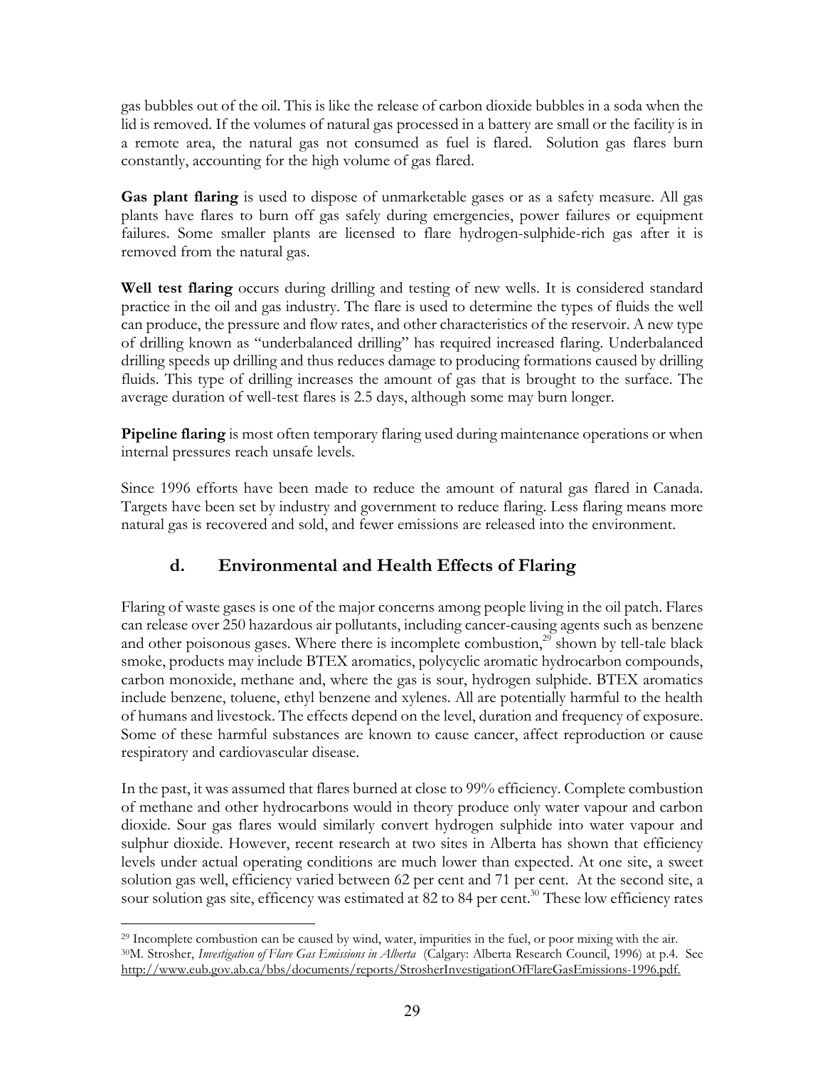gas bubbles out of the oil. This is like the release of carbon dioxide bubbles in a soda when the lid is removed. If the volumes of natural gas processed in a battery are small or the facility is in a remote area, the natural gas not consumed as fuel is flared. Solution gas flares burn constantly, accounting for the high volume of gas flared.

**Gas plant flaring** is used to dispose of unmarketable gases or as a safety measure. All gas plants have flares to burn off gas safely during emergencies, power failures or equipment failures. Some smaller plants are licensed to flare hydrogen-sulphide-rich gas after it is removed from the natural gas.

**Well test flaring** occurs during drilling and testing of new wells. It is considered standard practice in the oil and gas industry. The flare is used to determine the types of fluids the well can produce, the pressure and flow rates, and other characteristics of the reservoir. A new type of drilling known as "underbalanced drilling" has required increased flaring. Underbalanced drilling speeds up drilling and thus reduces damage to producing formations caused by drilling fluids. This type of drilling increases the amount of gas that is brought to the surface. The average duration of well-test flares is 2.5 days, although some may burn longer.

**Pipeline flaring** is most often temporary flaring used during maintenance operations or when internal pressures reach unsafe levels.

Since 1996 efforts have been made to reduce the amount of natural gas flared in Canada. Targets have been set by industry and government to reduce flaring. Less flaring means more natural gas is recovered and sold, and fewer emissions are released into the environment.

## d. Environmental and Health Effects of Flaring

Flaring of waste gases is one of the major concerns among people living in the oil patch. Flares can release over 250 hazardous air pollutants, including cancer-causing agents such as benzene and other poisonous gases. Where there is incomplete combustion,[29] shown by tell-tale black smoke, products may include BTEX aromatics, polycyclic aromatic hydrocarbon compounds, carbon monoxide, methane and, where the gas is sour, hydrogen sulphide. BTEX aromatics include benzene, toluene, ethyl benzene and xylenes. All are potentially harmful to the health of humans and livestock. The effects depend on the level, duration and frequency of exposure. Some of these harmful substances are known to cause cancer, affect reproduction or cause respiratory and cardiovascular disease.

In the past, it was assumed that flares burned at close to 99% efficiency. Complete combustion of methane and other hydrocarbons would in theory produce only water vapour and carbon dioxide. Sour gas flares would similarly convert hydrogen sulphide into water vapour and sulphur dioxide. However, recent research at two sites in Alberta has shown that efficiency levels under actual operating conditions are much lower than expected. At one site, a sweet solution gas well, efficiency varied between 62 per cent and 71 per cent. At the second site, a sour solution gas site, efficency was estimated at 82 to 84 per cent.[30] These low efficiency rates

---

[29] Incomplete combustion can be caused by wind, water, impurities in the fuel, or poor mixing with the air.

[30] M. Strosher, *Investigation of Flare Gas Emissions in Alberta* (Calgary: Alberta Research Council, 1996) at p.4. See http://www.eub.gov.ab.ca/bbs/documents/reports/StrosherInvestigationOfFlareGasEmissions-1996.pdf.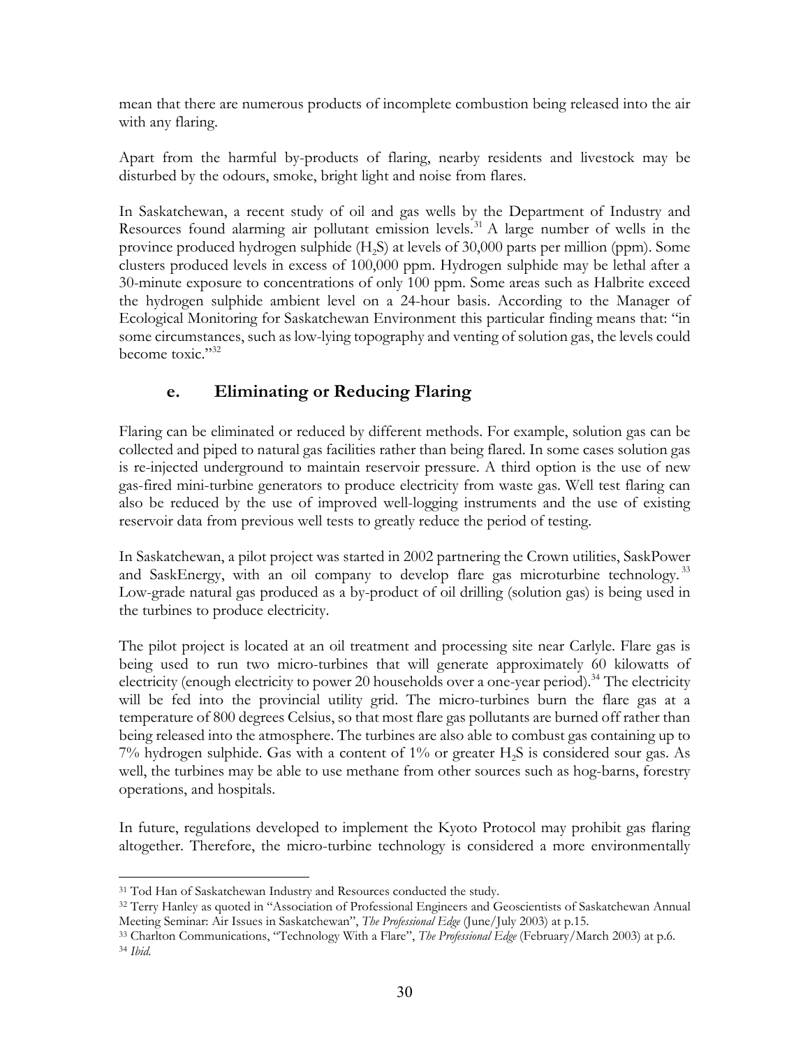mean that there are numerous products of incomplete combustion being released into the air with any flaring.

Apart from the harmful by-products of flaring, nearby residents and livestock may be disturbed by the odours, smoke, bright light and noise from flares.

In Saskatchewan, a recent study of oil and gas wells by the Department of Industry and Resources found alarming air pollutant emission levels.[31] A large number of wells in the province produced hydrogen sulphide ($H_2S$) at levels of 30,000 parts per million (ppm). Some clusters produced levels in excess of 100,000 ppm. Hydrogen sulphide may be lethal after a 30-minute exposure to concentrations of only 100 ppm. Some areas such as Halbrite exceed the hydrogen sulphide ambient level on a 24-hour basis. According to the Manager of Ecological Monitoring for Saskatchewan Environment this particular finding means that: "in some circumstances, such as low-lying topography and venting of solution gas, the levels could become toxic."[32]

### e. Eliminating or Reducing Flaring

Flaring can be eliminated or reduced by different methods. For example, solution gas can be collected and piped to natural gas facilities rather than being flared. In some cases solution gas is re-injected underground to maintain reservoir pressure. A third option is the use of new gas-fired mini-turbine generators to produce electricity from waste gas. Well test flaring can also be reduced by the use of improved well-logging instruments and the use of existing reservoir data from previous well tests to greatly reduce the period of testing.

In Saskatchewan, a pilot project was started in 2002 partnering the Crown utilities, SaskPower and SaskEnergy, with an oil company to develop flare gas microturbine technology.[33] Low-grade natural gas produced as a by-product of oil drilling (solution gas) is being used in the turbines to produce electricity.

The pilot project is located at an oil treatment and processing site near Carlyle. Flare gas is being used to run two micro-turbines that will generate approximately 60 kilowatts of electricity (enough electricity to power 20 households over a one-year period).[34] The electricity will be fed into the provincial utility grid. The micro-turbines burn the flare gas at a temperature of 800 degrees Celsius, so that most flare gas pollutants are burned off rather than being released into the atmosphere. The turbines are also able to combust gas containing up to 7% hydrogen sulphide. Gas with a content of 1% or greater $H_2S$ is considered sour gas. As well, the turbines may be able to use methane from other sources such as hog-barns, forestry operations, and hospitals.

In future, regulations developed to implement the Kyoto Protocol may prohibit gas flaring altogether. Therefore, the micro-turbine technology is considered a more environmentally

---

[31] Tod Han of Saskatchewan Industry and Resources conducted the study.

[32] Terry Hanley as quoted in "Association of Professional Engineers and Geoscientists of Saskatchewan Annual Meeting Seminar: Air Issues in Saskatchewan", *The Professional Edge* (June/July 2003) at p.15.

[33] Charlton Communications, "Technology With a Flare", *The Professional Edge* (February/March 2003) at p.6.

[34] *Ibid.*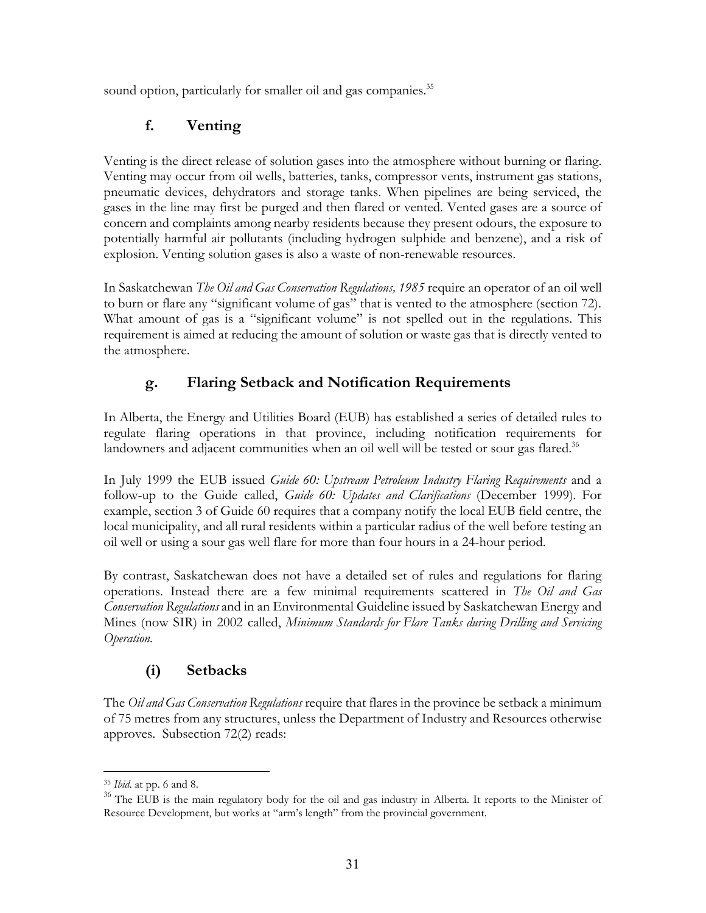sound option, particularly for smaller oil and gas companies.[35]

### f. Venting

Venting is the direct release of solution gases into the atmosphere without burning or flaring. Venting may occur from oil wells, batteries, tanks, compressor vents, instrument gas stations, pneumatic devices, dehydrators and storage tanks. When pipelines are being serviced, the gases in the line may first be purged and then flared or vented. Vented gases are a source of concern and complaints among nearby residents because they present odours, the exposure to potentially harmful air pollutants (including hydrogen sulphide and benzene), and a risk of explosion. Venting solution gases is also a waste of non-renewable resources.

In Saskatchewan *The Oil and Gas Conservation Regulations, 1985* require an operator of an oil well to burn or flare any "significant volume of gas" that is vented to the atmosphere (section 72). What amount of gas is a "significant volume" is not spelled out in the regulations. This requirement is aimed at reducing the amount of solution or waste gas that is directly vented to the atmosphere.

### g. Flaring Setback and Notification Requirements

In Alberta, the Energy and Utilities Board (EUB) has established a series of detailed rules to regulate flaring operations in that province, including notification requirements for landowners and adjacent communities when an oil well will be tested or sour gas flared.[36]

In July 1999 the EUB issued *Guide 60: Upstream Petroleum Industry Flaring Requirements* and a follow-up to the Guide called, *Guide 60: Updates and Clarifications* (December 1999). For example, section 3 of Guide 60 requires that a company notify the local EUB field centre, the local municipality, and all rural residents within a particular radius of the well before testing an oil well or using a sour gas well flare for more than four hours in a 24-hour period.

By contrast, Saskatchewan does not have a detailed set of rules and regulations for flaring operations. Instead there are a few minimal requirements scattered in *The Oil and Gas Conservation Regulations* and in an Environmental Guideline issued by Saskatchewan Energy and Mines (now SIR) in 2002 called, *Minimum Standards for Flare Tanks during Drilling and Servicing Operation.*

#### (i) Setbacks

The *Oil and Gas Conservation Regulations* require that flares in the province be setback a minimum of 75 metres from any structures, unless the Department of Industry and Resources otherwise approves. Subsection 72(2) reads:

---

[35] *Ibid*. at pp. 6 and 8.

[36] The EUB is the main regulatory body for the oil and gas industry in Alberta. It reports to the Minister of Resource Development, but works at "arm's length" from the provincial government.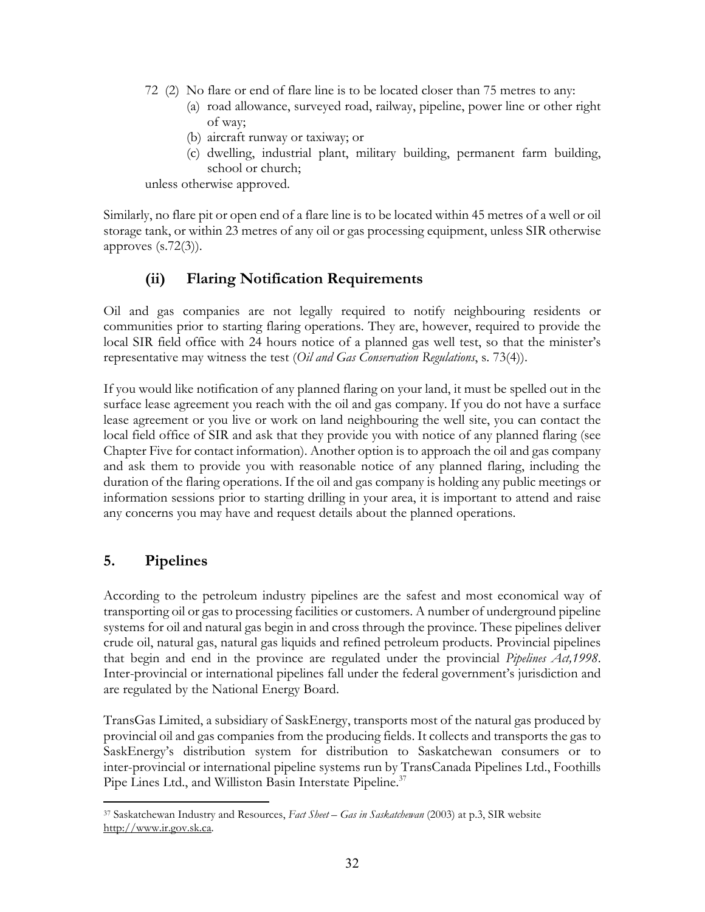72 (2) No flare or end of flare line is to be located closer than 75 metres to any:

(a) road allowance, surveyed road, railway, pipeline, power line or other right of way;

(b) aircraft runway or taxiway; or

(c) dwelling, industrial plant, military building, permanent farm building, school or church;

unless otherwise approved.

Similarly, no flare pit or open end of a flare line is to be located within 45 metres of a well or oil storage tank, or within 23 metres of any oil or gas processing equipment, unless SIR otherwise approves (s.72(3)).

### (ii) Flaring Notification Requirements

Oil and gas companies are not legally required to notify neighbouring residents or communities prior to starting flaring operations. They are, however, required to provide the local SIR field office with 24 hours notice of a planned gas well test, so that the minister's representative may witness the test (*Oil and Gas Conservation Regulations*, s. 73(4)).

If you would like notification of any planned flaring on your land, it must be spelled out in the surface lease agreement you reach with the oil and gas company. If you do not have a surface lease agreement or you live or work on land neighbouring the well site, you can contact the local field office of SIR and ask that they provide you with notice of any planned flaring (see Chapter Five for contact information). Another option is to approach the oil and gas company and ask them to provide you with reasonable notice of any planned flaring, including the duration of the flaring operations. If the oil and gas company is holding any public meetings or information sessions prior to starting drilling in your area, it is important to attend and raise any concerns you may have and request details about the planned operations.

## 5. Pipelines

According to the petroleum industry pipelines are the safest and most economical way of transporting oil or gas to processing facilities or customers. A number of underground pipeline systems for oil and natural gas begin in and cross through the province. These pipelines deliver crude oil, natural gas, natural gas liquids and refined petroleum products. Provincial pipelines that begin and end in the province are regulated under the provincial *Pipelines Act,1998*. Inter-provincial or international pipelines fall under the federal government's jurisdiction and are regulated by the National Energy Board.

TransGas Limited, a subsidiary of SaskEnergy, transports most of the natural gas produced by provincial oil and gas companies from the producing fields. It collects and transports the gas to SaskEnergy's distribution system for distribution to Saskatchewan consumers or to inter-provincial or international pipeline systems run by TransCanada Pipelines Ltd., Foothills Pipe Lines Ltd., and Williston Basin Interstate Pipeline.[37]

---

[37] Saskatchewan Industry and Resources, *Fact Sheet – Gas in Saskatchewan* (2003) at p.3, SIR website http://www.ir.gov.sk.ca.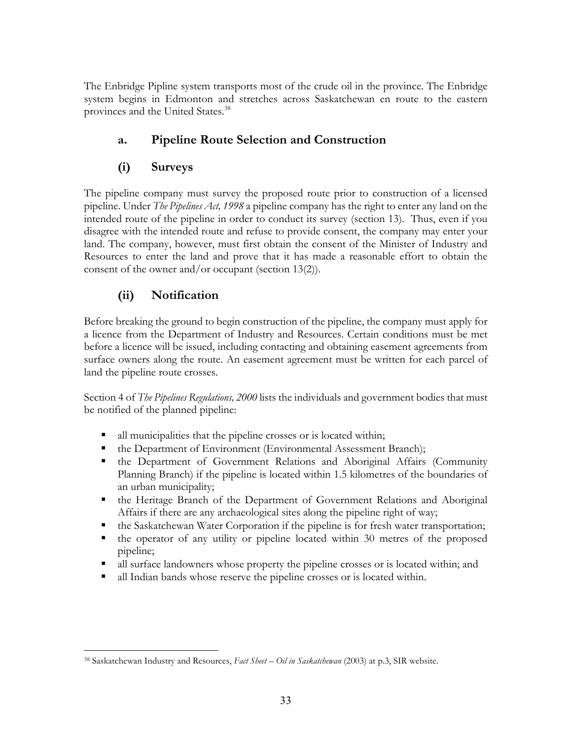The Enbridge Pipline system transports most of the crude oil in the province. The Enbridge system begins in Edmonton and stretches across Saskatchewan en route to the eastern provinces and the United States.[38]

### a. Pipeline Route Selection and Construction

#### (i) Surveys

The pipeline company must survey the proposed route prior to construction of a licensed pipeline. Under *The Pipelines Act, 1998* a pipeline company has the right to enter any land on the intended route of the pipeline in order to conduct its survey (section 13). Thus, even if you disagree with the intended route and refuse to provide consent, the company may enter your land. The company, however, must first obtain the consent of the Minister of Industry and Resources to enter the land and prove that it has made a reasonable effort to obtain the consent of the owner and/or occupant (section 13(2)).

#### (ii) Notification

Before breaking the ground to begin construction of the pipeline, the company must apply for a licence from the Department of Industry and Resources. Certain conditions must be met before a licence will be issued, including contacting and obtaining easement agreements from surface owners along the route. An easement agreement must be written for each parcel of land the pipeline route crosses.

Section 4 of *The Pipelines Regulations, 2000* lists the individuals and government bodies that must be notified of the planned pipeline:

- all municipalities that the pipeline crosses or is located within;
- the Department of Environment (Environmental Assessment Branch);
- the Department of Government Relations and Aboriginal Affairs (Community Planning Branch) if the pipeline is located within 1.5 kilometres of the boundaries of an urban municipality;
- the Heritage Branch of the Department of Government Relations and Aboriginal Affairs if there are any archaeological sites along the pipeline right of way;
- the Saskatchewan Water Corporation if the pipeline is for fresh water transportation;
- the operator of any utility or pipeline located within 30 metres of the proposed pipeline;
- all surface landowners whose property the pipeline crosses or is located within; and
- all Indian bands whose reserve the pipeline crosses or is located within.

---

[38] Saskatchewan Industry and Resources, *Fact Sheet – Oil in Saskatchewan* (2003) at p.3, SIR website.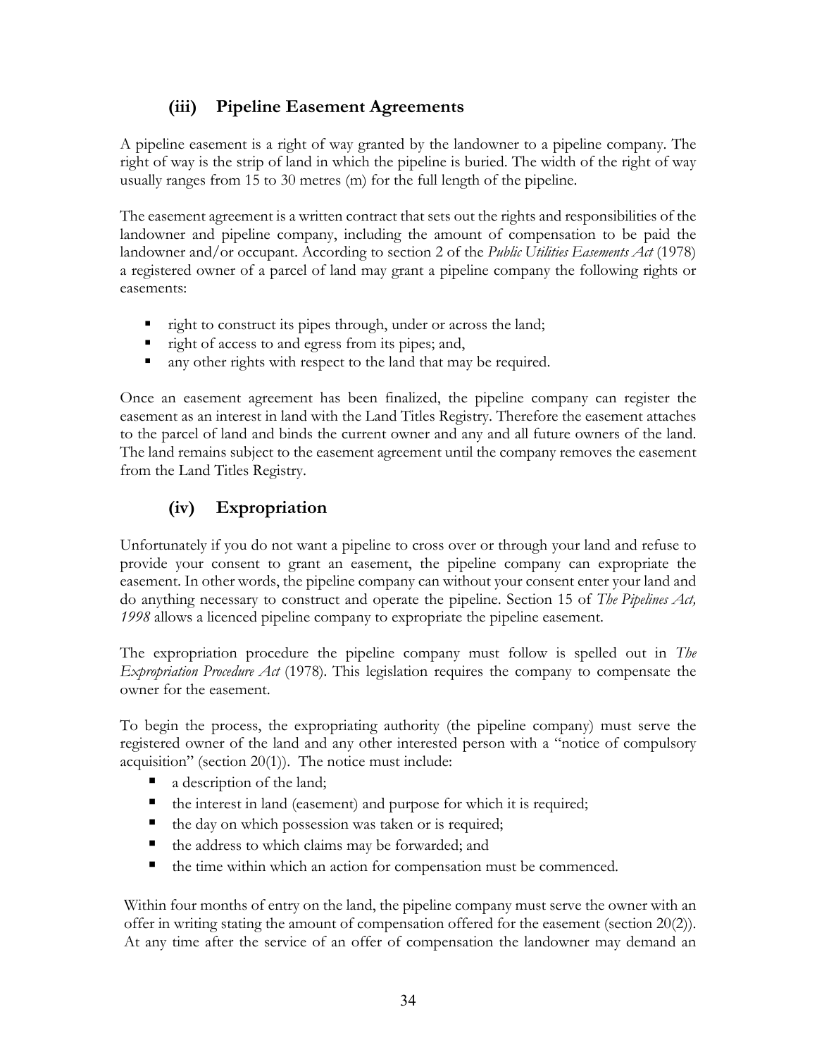### (iii) Pipeline Easement Agreements

A pipeline easement is a right of way granted by the landowner to a pipeline company. The right of way is the strip of land in which the pipeline is buried. The width of the right of way usually ranges from 15 to 30 metres (m) for the full length of the pipeline.

The easement agreement is a written contract that sets out the rights and responsibilities of the landowner and pipeline company, including the amount of compensation to be paid the landowner and/or occupant. According to section 2 of the *Public Utilities Easements Act* (1978) a registered owner of a parcel of land may grant a pipeline company the following rights or easements:

- right to construct its pipes through, under or across the land;
- right of access to and egress from its pipes; and,
- any other rights with respect to the land that may be required.

Once an easement agreement has been finalized, the pipeline company can register the easement as an interest in land with the Land Titles Registry. Therefore the easement attaches to the parcel of land and binds the current owner and any and all future owners of the land. The land remains subject to the easement agreement until the company removes the easement from the Land Titles Registry.

### (iv) Expropriation

Unfortunately if you do not want a pipeline to cross over or through your land and refuse to provide your consent to grant an easement, the pipeline company can expropriate the easement. In other words, the pipeline company can without your consent enter your land and do anything necessary to construct and operate the pipeline. Section 15 of *The Pipelines Act, 1998* allows a licenced pipeline company to expropriate the pipeline easement.

The expropriation procedure the pipeline company must follow is spelled out in *The Expropriation Procedure Act* (1978). This legislation requires the company to compensate the owner for the easement.

To begin the process, the expropriating authority (the pipeline company) must serve the registered owner of the land and any other interested person with a "notice of compulsory acquisition" (section 20(1)). The notice must include:

- a description of the land;
- the interest in land (easement) and purpose for which it is required;
- the day on which possession was taken or is required;
- the address to which claims may be forwarded; and
- the time within which an action for compensation must be commenced.

Within four months of entry on the land, the pipeline company must serve the owner with an offer in writing stating the amount of compensation offered for the easement (section 20(2)). At any time after the service of an offer of compensation the landowner may demand an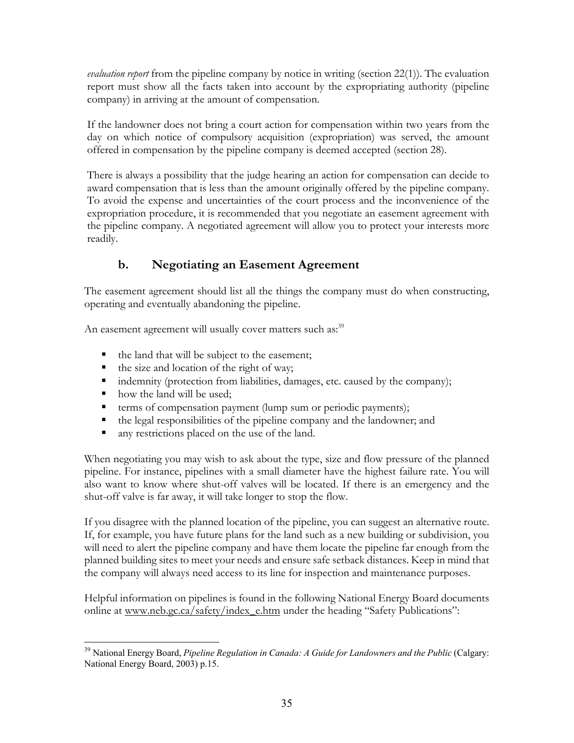*evaluation report* from the pipeline company by notice in writing (section 22(1)). The evaluation report must show all the facts taken into account by the expropriating authority (pipeline company) in arriving at the amount of compensation.

If the landowner does not bring a court action for compensation within two years from the day on which notice of compulsory acquisition (expropriation) was served, the amount offered in compensation by the pipeline company is deemed accepted (section 28).

There is always a possibility that the judge hearing an action for compensation can decide to award compensation that is less than the amount originally offered by the pipeline company. To avoid the expense and uncertainties of the court process and the inconvenience of the expropriation procedure, it is recommended that you negotiate an easement agreement with the pipeline company. A negotiated agreement will allow you to protect your interests more readily.

### b. Negotiating an Easement Agreement

The easement agreement should list all the things the company must do when constructing, operating and eventually abandoning the pipeline.

An easement agreement will usually cover matters such as:[39]

- the land that will be subject to the easement;
- the size and location of the right of way;
- indemnity (protection from liabilities, damages, etc. caused by the company);
- how the land will be used;
- terms of compensation payment (lump sum or periodic payments);
- the legal responsibilities of the pipeline company and the landowner; and
- any restrictions placed on the use of the land.

When negotiating you may wish to ask about the type, size and flow pressure of the planned pipeline. For instance, pipelines with a small diameter have the highest failure rate. You will also want to know where shut-off valves will be located. If there is an emergency and the shut-off valve is far away, it will take longer to stop the flow.

If you disagree with the planned location of the pipeline, you can suggest an alternative route. If, for example, you have future plans for the land such as a new building or subdivision, you will need to alert the pipeline company and have them locate the pipeline far enough from the planned building sites to meet your needs and ensure safe setback distances. Keep in mind that the company will always need access to its line for inspection and maintenance purposes.

Helpful information on pipelines is found in the following National Energy Board documents online at www.neb.gc.ca/safety/index_e.htm under the heading "Safety Publications":

---

[39] National Energy Board, *Pipeline Regulation in Canada: A Guide for Landowners and the Public* (Calgary: National Energy Board, 2003) p.15.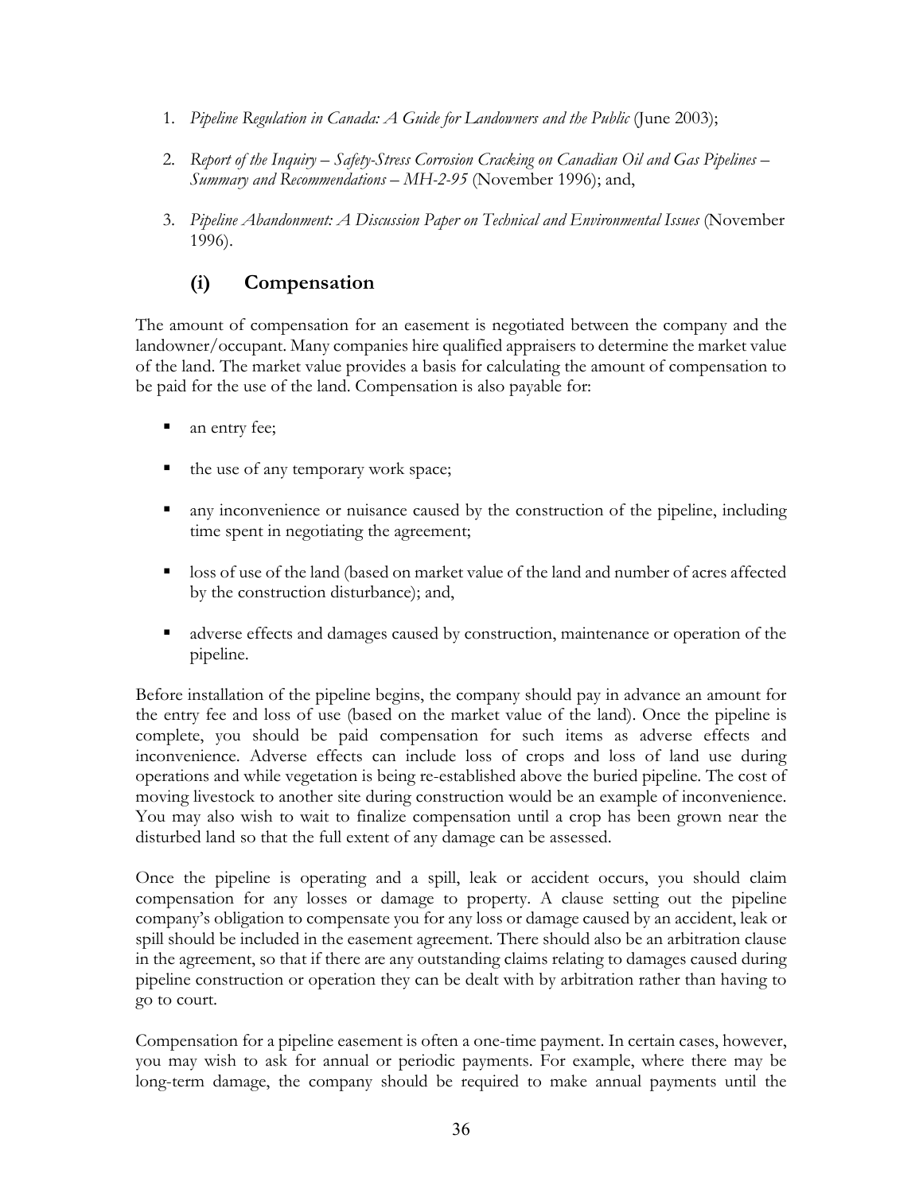1. *Pipeline Regulation in Canada: A Guide for Landowners and the Public* (June 2003);

2. *Report of the Inquiry – Safety-Stress Corrosion Cracking on Canadian Oil and Gas Pipelines – Summary and Recommendations – MH-2-95* (November 1996); and,

3. *Pipeline Abandonment: A Discussion Paper on Technical and Environmental Issues* (November 1996).

## (i) Compensation

The amount of compensation for an easement is negotiated between the company and the landowner/occupant. Many companies hire qualified appraisers to determine the market value of the land. The market value provides a basis for calculating the amount of compensation to be paid for the use of the land. Compensation is also payable for:

- an entry fee;
- the use of any temporary work space;
- any inconvenience or nuisance caused by the construction of the pipeline, including time spent in negotiating the agreement;
- loss of use of the land (based on market value of the land and number of acres affected by the construction disturbance); and,
- adverse effects and damages caused by construction, maintenance or operation of the pipeline.

Before installation of the pipeline begins, the company should pay in advance an amount for the entry fee and loss of use (based on the market value of the land). Once the pipeline is complete, you should be paid compensation for such items as adverse effects and inconvenience. Adverse effects can include loss of crops and loss of land use during operations and while vegetation is being re-established above the buried pipeline. The cost of moving livestock to another site during construction would be an example of inconvenience. You may also wish to wait to finalize compensation until a crop has been grown near the disturbed land so that the full extent of any damage can be assessed.

Once the pipeline is operating and a spill, leak or accident occurs, you should claim compensation for any losses or damage to property. A clause setting out the pipeline company's obligation to compensate you for any loss or damage caused by an accident, leak or spill should be included in the easement agreement. There should also be an arbitration clause in the agreement, so that if there are any outstanding claims relating to damages caused during pipeline construction or operation they can be dealt with by arbitration rather than having to go to court.

Compensation for a pipeline easement is often a one-time payment. In certain cases, however, you may wish to ask for annual or periodic payments. For example, where there may be long-term damage, the company should be required to make annual payments until the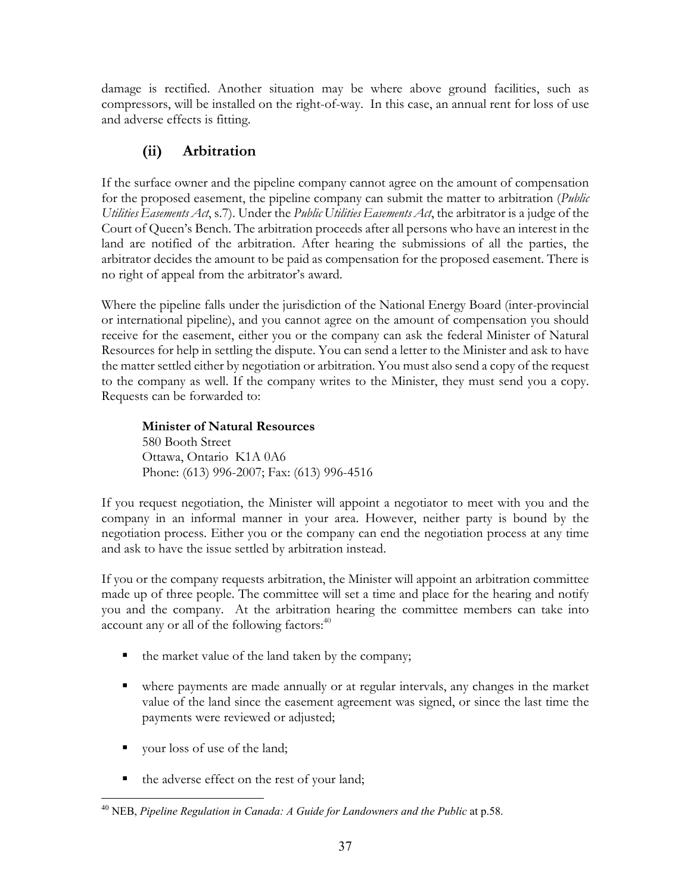damage is rectified. Another situation may be where above ground facilities, such as compressors, will be installed on the right-of-way. In this case, an annual rent for loss of use and adverse effects is fitting.

### (ii) Arbitration

If the surface owner and the pipeline company cannot agree on the amount of compensation for the proposed easement, the pipeline company can submit the matter to arbitration (*Public Utilities Easements Act*, s.7). Under the *Public Utilities Easements Act*, the arbitrator is a judge of the Court of Queen's Bench. The arbitration proceeds after all persons who have an interest in the land are notified of the arbitration. After hearing the submissions of all the parties, the arbitrator decides the amount to be paid as compensation for the proposed easement. There is no right of appeal from the arbitrator's award.

Where the pipeline falls under the jurisdiction of the National Energy Board (inter-provincial or international pipeline), and you cannot agree on the amount of compensation you should receive for the easement, either you or the company can ask the federal Minister of Natural Resources for help in settling the dispute. You can send a letter to the Minister and ask to have the matter settled either by negotiation or arbitration. You must also send a copy of the request to the company as well. If the company writes to the Minister, they must send you a copy. Requests can be forwarded to:

> **Minister of Natural Resources**
> 580 Booth Street
> Ottawa, Ontario K1A 0A6
> Phone: (613) 996-2007; Fax: (613) 996-4516

If you request negotiation, the Minister will appoint a negotiator to meet with you and the company in an informal manner in your area. However, neither party is bound by the negotiation process. Either you or the company can end the negotiation process at any time and ask to have the issue settled by arbitration instead.

If you or the company requests arbitration, the Minister will appoint an arbitration committee made up of three people. The committee will set a time and place for the hearing and notify you and the company. At the arbitration hearing the committee members can take into account any or all of the following factors:[40]

- the market value of the land taken by the company;
- where payments are made annually or at regular intervals, any changes in the market value of the land since the easement agreement was signed, or since the last time the payments were reviewed or adjusted;
- your loss of use of the land;
- the adverse effect on the rest of your land;

[40] NEB, *Pipeline Regulation in Canada: A Guide for Landowners and the Public* at p.58.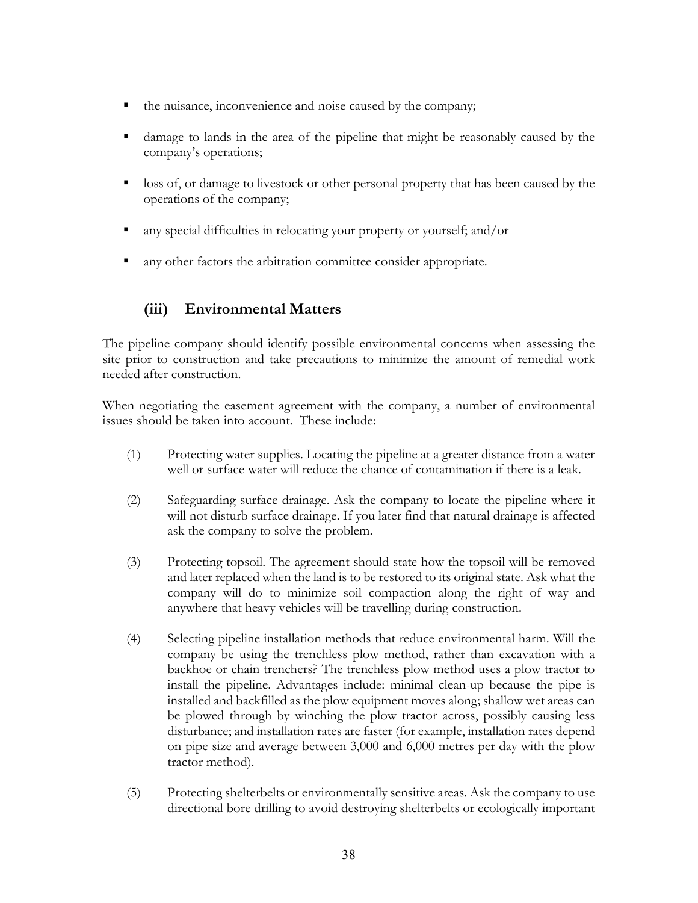- the nuisance, inconvenience and noise caused by the company;
- damage to lands in the area of the pipeline that might be reasonably caused by the company's operations;
- loss of, or damage to livestock or other personal property that has been caused by the operations of the company;
- any special difficulties in relocating your property or yourself; and/or
- any other factors the arbitration committee consider appropriate.

### (iii) Environmental Matters

The pipeline company should identify possible environmental concerns when assessing the site prior to construction and take precautions to minimize the amount of remedial work needed after construction.

When negotiating the easement agreement with the company, a number of environmental issues should be taken into account. These include:

(1) Protecting water supplies. Locating the pipeline at a greater distance from a water well or surface water will reduce the chance of contamination if there is a leak.

(2) Safeguarding surface drainage. Ask the company to locate the pipeline where it will not disturb surface drainage. If you later find that natural drainage is affected ask the company to solve the problem.

(3) Protecting topsoil. The agreement should state how the topsoil will be removed and later replaced when the land is to be restored to its original state. Ask what the company will do to minimize soil compaction along the right of way and anywhere that heavy vehicles will be travelling during construction.

(4) Selecting pipeline installation methods that reduce environmental harm. Will the company be using the trenchless plow method, rather than excavation with a backhoe or chain trenchers? The trenchless plow method uses a plow tractor to install the pipeline. Advantages include: minimal clean-up because the pipe is installed and backfilled as the plow equipment moves along; shallow wet areas can be plowed through by winching the plow tractor across, possibly causing less disturbance; and installation rates are faster (for example, installation rates depend on pipe size and average between 3,000 and 6,000 metres per day with the plow tractor method).

(5) Protecting shelterbelts or environmentally sensitive areas. Ask the company to use directional bore drilling to avoid destroying shelterbelts or ecologically important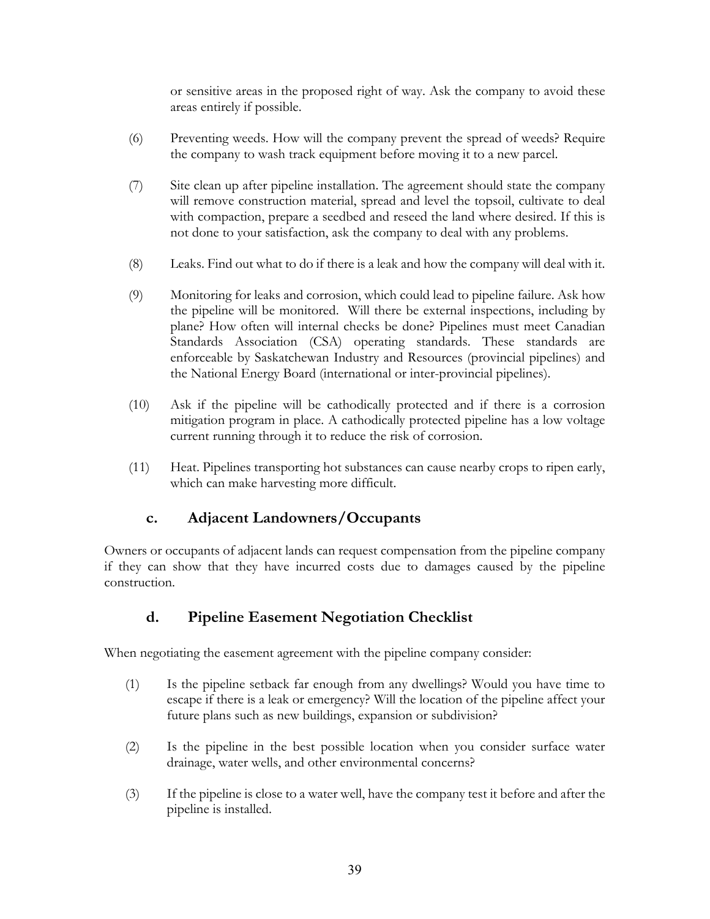or sensitive areas in the proposed right of way. Ask the company to avoid these areas entirely if possible.

(6) Preventing weeds. How will the company prevent the spread of weeds? Require the company to wash track equipment before moving it to a new parcel.

(7) Site clean up after pipeline installation. The agreement should state the company will remove construction material, spread and level the topsoil, cultivate to deal with compaction, prepare a seedbed and reseed the land where desired. If this is not done to your satisfaction, ask the company to deal with any problems.

(8) Leaks. Find out what to do if there is a leak and how the company will deal with it.

(9) Monitoring for leaks and corrosion, which could lead to pipeline failure. Ask how the pipeline will be monitored. Will there be external inspections, including by plane? How often will internal checks be done? Pipelines must meet Canadian Standards Association (CSA) operating standards. These standards are enforceable by Saskatchewan Industry and Resources (provincial pipelines) and the National Energy Board (international or inter-provincial pipelines).

(10) Ask if the pipeline will be cathodically protected and if there is a corrosion mitigation program in place. A cathodically protected pipeline has a low voltage current running through it to reduce the risk of corrosion.

(11) Heat. Pipelines transporting hot substances can cause nearby crops to ripen early, which can make harvesting more difficult.

### c. Adjacent Landowners/Occupants

Owners or occupants of adjacent lands can request compensation from the pipeline company if they can show that they have incurred costs due to damages caused by the pipeline construction.

### d. Pipeline Easement Negotiation Checklist

When negotiating the easement agreement with the pipeline company consider:

(1) Is the pipeline setback far enough from any dwellings? Would you have time to escape if there is a leak or emergency? Will the location of the pipeline affect your future plans such as new buildings, expansion or subdivision?

(2) Is the pipeline in the best possible location when you consider surface water drainage, water wells, and other environmental concerns?

(3) If the pipeline is close to a water well, have the company test it before and after the pipeline is installed.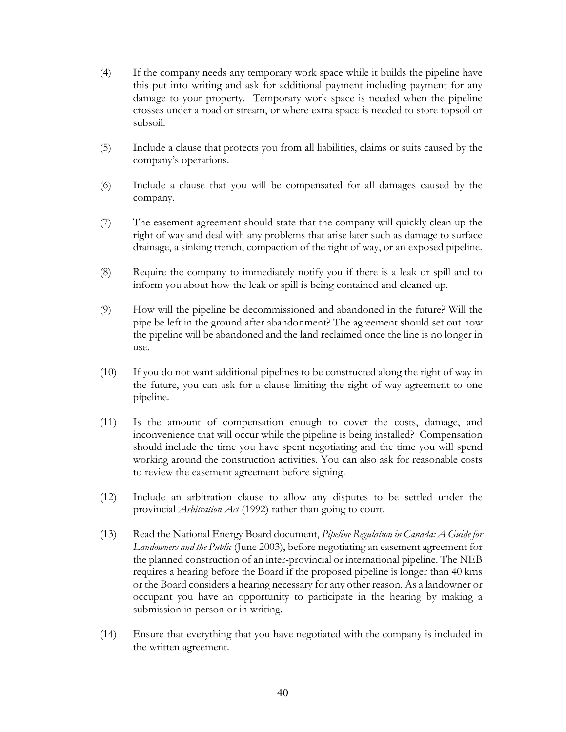(4) If the company needs any temporary work space while it builds the pipeline have this put into writing and ask for additional payment including payment for any damage to your property. Temporary work space is needed when the pipeline crosses under a road or stream, or where extra space is needed to store topsoil or subsoil.

(5) Include a clause that protects you from all liabilities, claims or suits caused by the company's operations.

(6) Include a clause that you will be compensated for all damages caused by the company.

(7) The easement agreement should state that the company will quickly clean up the right of way and deal with any problems that arise later such as damage to surface drainage, a sinking trench, compaction of the right of way, or an exposed pipeline.

(8) Require the company to immediately notify you if there is a leak or spill and to inform you about how the leak or spill is being contained and cleaned up.

(9) How will the pipeline be decommissioned and abandoned in the future? Will the pipe be left in the ground after abandonment? The agreement should set out how the pipeline will be abandoned and the land reclaimed once the line is no longer in use.

(10) If you do not want additional pipelines to be constructed along the right of way in the future, you can ask for a clause limiting the right of way agreement to one pipeline.

(11) Is the amount of compensation enough to cover the costs, damage, and inconvenience that will occur while the pipeline is being installed? Compensation should include the time you have spent negotiating and the time you will spend working around the construction activities. You can also ask for reasonable costs to review the easement agreement before signing.

(12) Include an arbitration clause to allow any disputes to be settled under the provincial *Arbitration Act* (1992) rather than going to court.

(13) Read the National Energy Board document, *Pipeline Regulation in Canada: A Guide for Landowners and the Public* (June 2003), before negotiating an easement agreement for the planned construction of an inter-provincial or international pipeline. The NEB requires a hearing before the Board if the proposed pipeline is longer than 40 kms or the Board considers a hearing necessary for any other reason. As a landowner or occupant you have an opportunity to participate in the hearing by making a submission in person or in writing.

(14) Ensure that everything that you have negotiated with the company is included in the written agreement.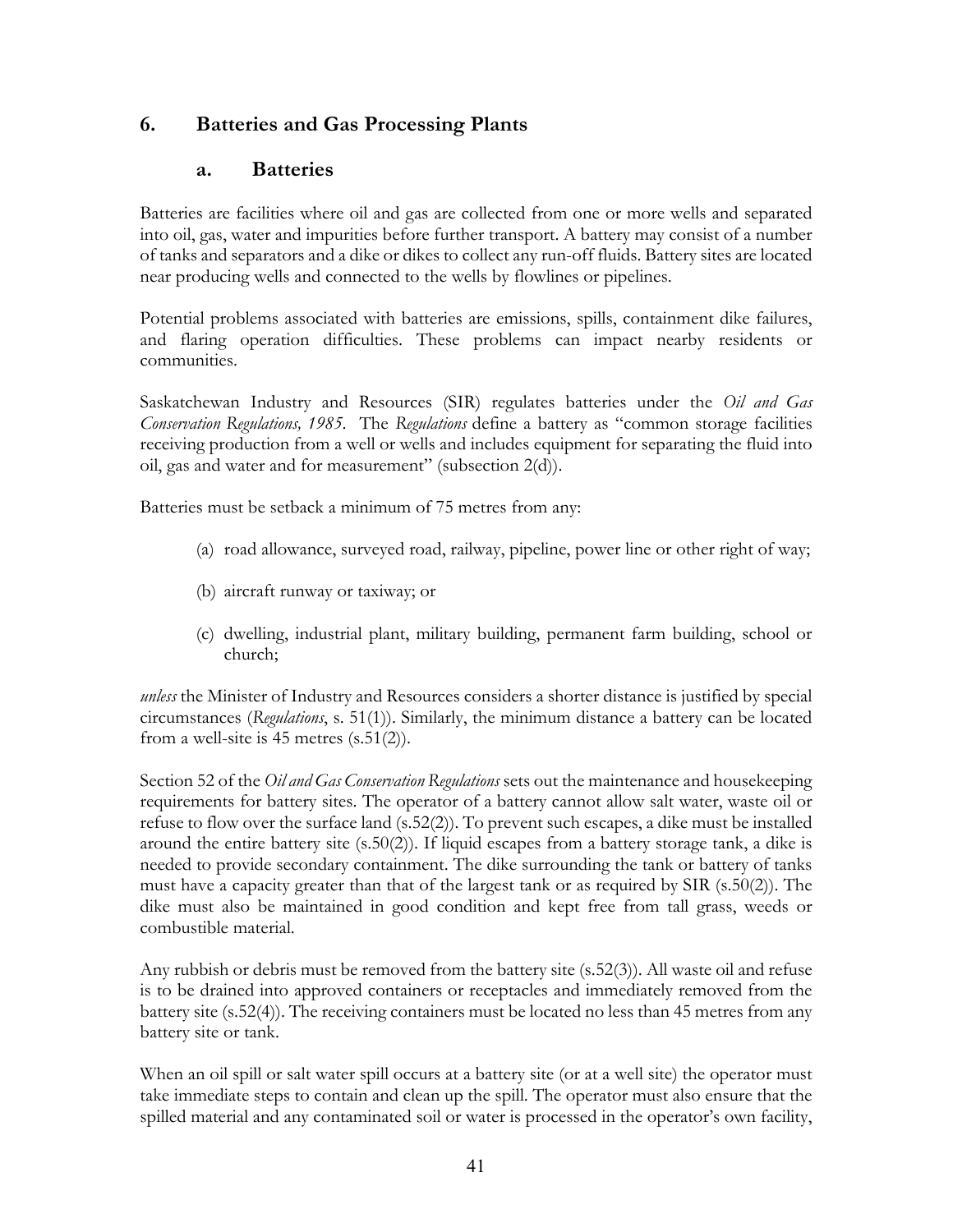## 6. Batteries and Gas Processing Plants

### a. Batteries

Batteries are facilities where oil and gas are collected from one or more wells and separated into oil, gas, water and impurities before further transport. A battery may consist of a number of tanks and separators and a dike or dikes to collect any run-off fluids. Battery sites are located near producing wells and connected to the wells by flowlines or pipelines.

Potential problems associated with batteries are emissions, spills, containment dike failures, and flaring operation difficulties. These problems can impact nearby residents or communities.

Saskatchewan Industry and Resources (SIR) regulates batteries under the *Oil and Gas Conservation Regulations, 1985*. The *Regulations* define a battery as "common storage facilities receiving production from a well or wells and includes equipment for separating the fluid into oil, gas and water and for measurement" (subsection 2(d)).

Batteries must be setback a minimum of 75 metres from any:

(a) road allowance, surveyed road, railway, pipeline, power line or other right of way;

(b) aircraft runway or taxiway; or

(c) dwelling, industrial plant, military building, permanent farm building, school or church;

*unless* the Minister of Industry and Resources considers a shorter distance is justified by special circumstances (*Regulations*, s. 51(1)). Similarly, the minimum distance a battery can be located from a well-site is 45 metres (s.51(2)).

Section 52 of the *Oil and Gas Conservation Regulations* sets out the maintenance and housekeeping requirements for battery sites. The operator of a battery cannot allow salt water, waste oil or refuse to flow over the surface land (s.52(2)). To prevent such escapes, a dike must be installed around the entire battery site (s.50(2)). If liquid escapes from a battery storage tank, a dike is needed to provide secondary containment. The dike surrounding the tank or battery of tanks must have a capacity greater than that of the largest tank or as required by SIR (s.50(2)). The dike must also be maintained in good condition and kept free from tall grass, weeds or combustible material.

Any rubbish or debris must be removed from the battery site (s.52(3)). All waste oil and refuse is to be drained into approved containers or receptacles and immediately removed from the battery site (s.52(4)). The receiving containers must be located no less than 45 metres from any battery site or tank.

When an oil spill or salt water spill occurs at a battery site (or at a well site) the operator must take immediate steps to contain and clean up the spill. The operator must also ensure that the spilled material and any contaminated soil or water is processed in the operator's own facility,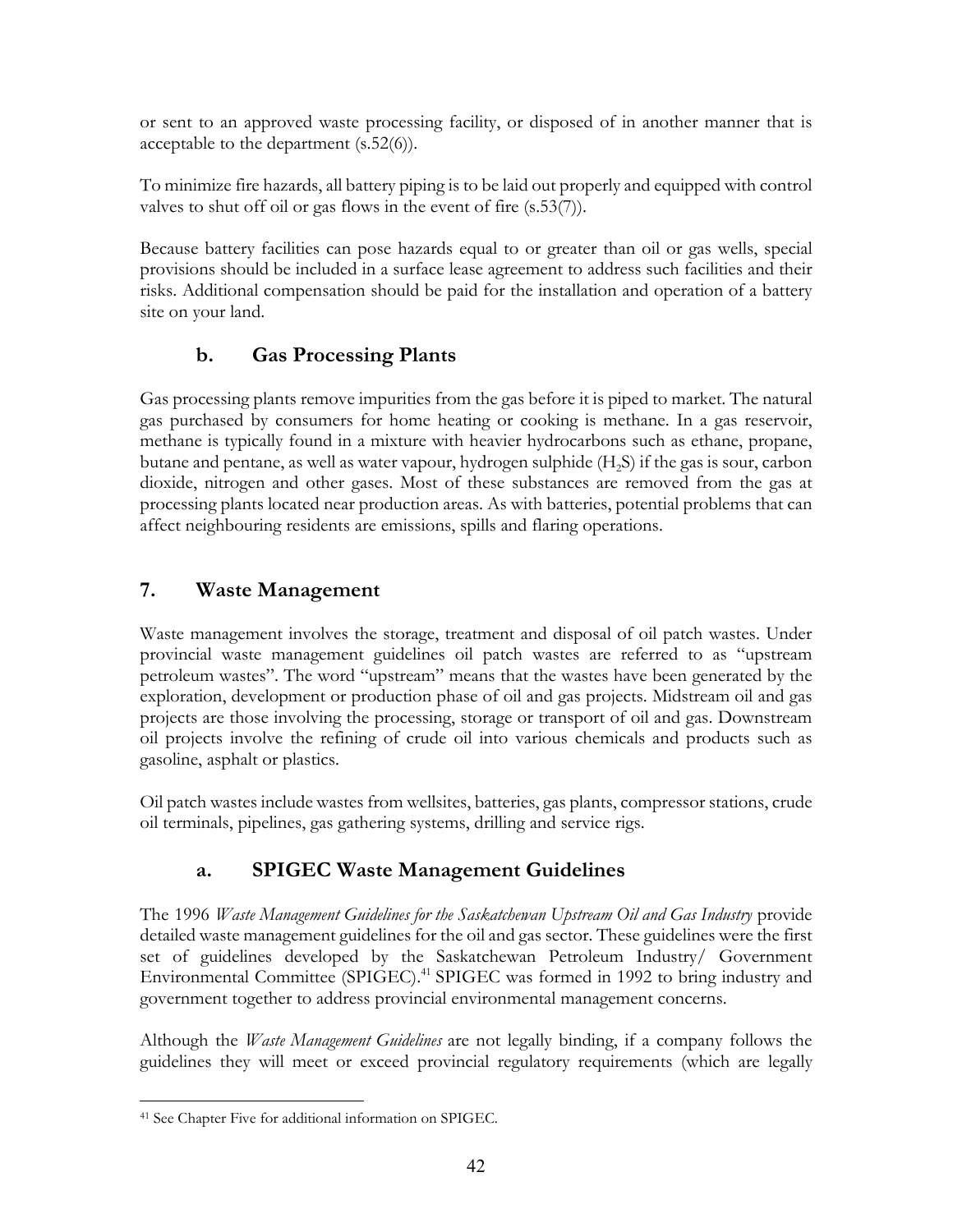or sent to an approved waste processing facility, or disposed of in another manner that is acceptable to the department (s.52(6)).

To minimize fire hazards, all battery piping is to be laid out properly and equipped with control valves to shut off oil or gas flows in the event of fire (s.53(7)).

Because battery facilities can pose hazards equal to or greater than oil or gas wells, special provisions should be included in a surface lease agreement to address such facilities and their risks. Additional compensation should be paid for the installation and operation of a battery site on your land.

### b. Gas Processing Plants

Gas processing plants remove impurities from the gas before it is piped to market. The natural gas purchased by consumers for home heating or cooking is methane. In a gas reservoir, methane is typically found in a mixture with heavier hydrocarbons such as ethane, propane, butane and pentane, as well as water vapour, hydrogen sulphide ($H_2S$) if the gas is sour, carbon dioxide, nitrogen and other gases. Most of these substances are removed from the gas at processing plants located near production areas. As with batteries, potential problems that can affect neighbouring residents are emissions, spills and flaring operations.

## 7. Waste Management

Waste management involves the storage, treatment and disposal of oil patch wastes. Under provincial waste management guidelines oil patch wastes are referred to as "upstream petroleum wastes". The word "upstream" means that the wastes have been generated by the exploration, development or production phase of oil and gas projects. Midstream oil and gas projects are those involving the processing, storage or transport of oil and gas. Downstream oil projects involve the refining of crude oil into various chemicals and products such as gasoline, asphalt or plastics.

Oil patch wastes include wastes from wellsites, batteries, gas plants, compressor stations, crude oil terminals, pipelines, gas gathering systems, drilling and service rigs.

### a. SPIGEC Waste Management Guidelines

The 1996 *Waste Management Guidelines for the Saskatchewan Upstream Oil and Gas Industry* provide detailed waste management guidelines for the oil and gas sector. These guidelines were the first set of guidelines developed by the Saskatchewan Petroleum Industry/ Government Environmental Committee (SPIGEC).[41] SPIGEC was formed in 1992 to bring industry and government together to address provincial environmental management concerns.

Although the *Waste Management Guidelines* are not legally binding, if a company follows the guidelines they will meet or exceed provincial regulatory requirements (which are legally

[41] See Chapter Five for additional information on SPIGEC.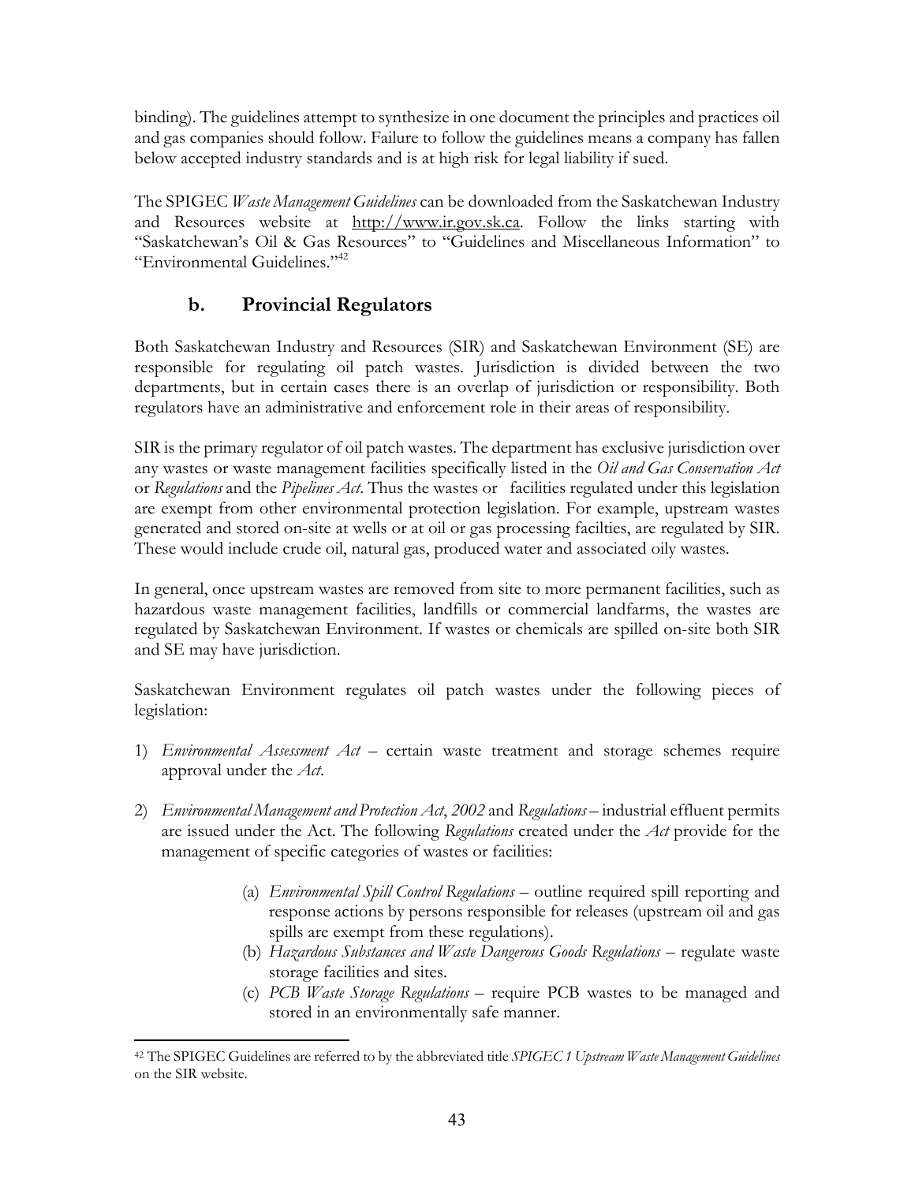binding). The guidelines attempt to synthesize in one document the principles and practices oil and gas companies should follow. Failure to follow the guidelines means a company has fallen below accepted industry standards and is at high risk for legal liability if sued.

The SPIGEC *Waste Management Guidelines* can be downloaded from the Saskatchewan Industry and Resources website at http://www.ir.gov.sk.ca. Follow the links starting with "Saskatchewan's Oil & Gas Resources" to "Guidelines and Miscellaneous Information" to "Environmental Guidelines."[42]

## b. Provincial Regulators

Both Saskatchewan Industry and Resources (SIR) and Saskatchewan Environment (SE) are responsible for regulating oil patch wastes. Jurisdiction is divided between the two departments, but in certain cases there is an overlap of jurisdiction or responsibility. Both regulators have an administrative and enforcement role in their areas of responsibility.

SIR is the primary regulator of oil patch wastes. The department has exclusive jurisdiction over any wastes or waste management facilities specifically listed in the *Oil and Gas Conservation Act* or *Regulations* and the *Pipelines Act*. Thus the wastes or facilities regulated under this legislation are exempt from other environmental protection legislation. For example, upstream wastes generated and stored on-site at wells or at oil or gas processing facilties, are regulated by SIR. These would include crude oil, natural gas, produced water and associated oily wastes.

In general, once upstream wastes are removed from site to more permanent facilities, such as hazardous waste management facilities, landfills or commercial landfarms, the wastes are regulated by Saskatchewan Environment. If wastes or chemicals are spilled on-site both SIR and SE may have jurisdiction.

Saskatchewan Environment regulates oil patch wastes under the following pieces of legislation:

1) *Environmental Assessment Act* – certain waste treatment and storage schemes require approval under the *Act*.

2) *Environmental Management and Protection Act, 2002* and *Regulations* – industrial effluent permits are issued under the Act. The following *Regulations* created under the *Act* provide for the management of specific categories of wastes or facilities:

   (a) *Environmental Spill Control Regulations* – outline required spill reporting and response actions by persons responsible for releases (upstream oil and gas spills are exempt from these regulations).
   (b) *Hazardous Substances and Waste Dangerous Goods Regulations* – regulate waste storage facilities and sites.
   (c) *PCB Waste Storage Regulations* – require PCB wastes to be managed and stored in an environmentally safe manner.

[42] The SPIGEC Guidelines are referred to by the abbreviated title *SPIGEC 1 Upstream Waste Management Guidelines* on the SIR website.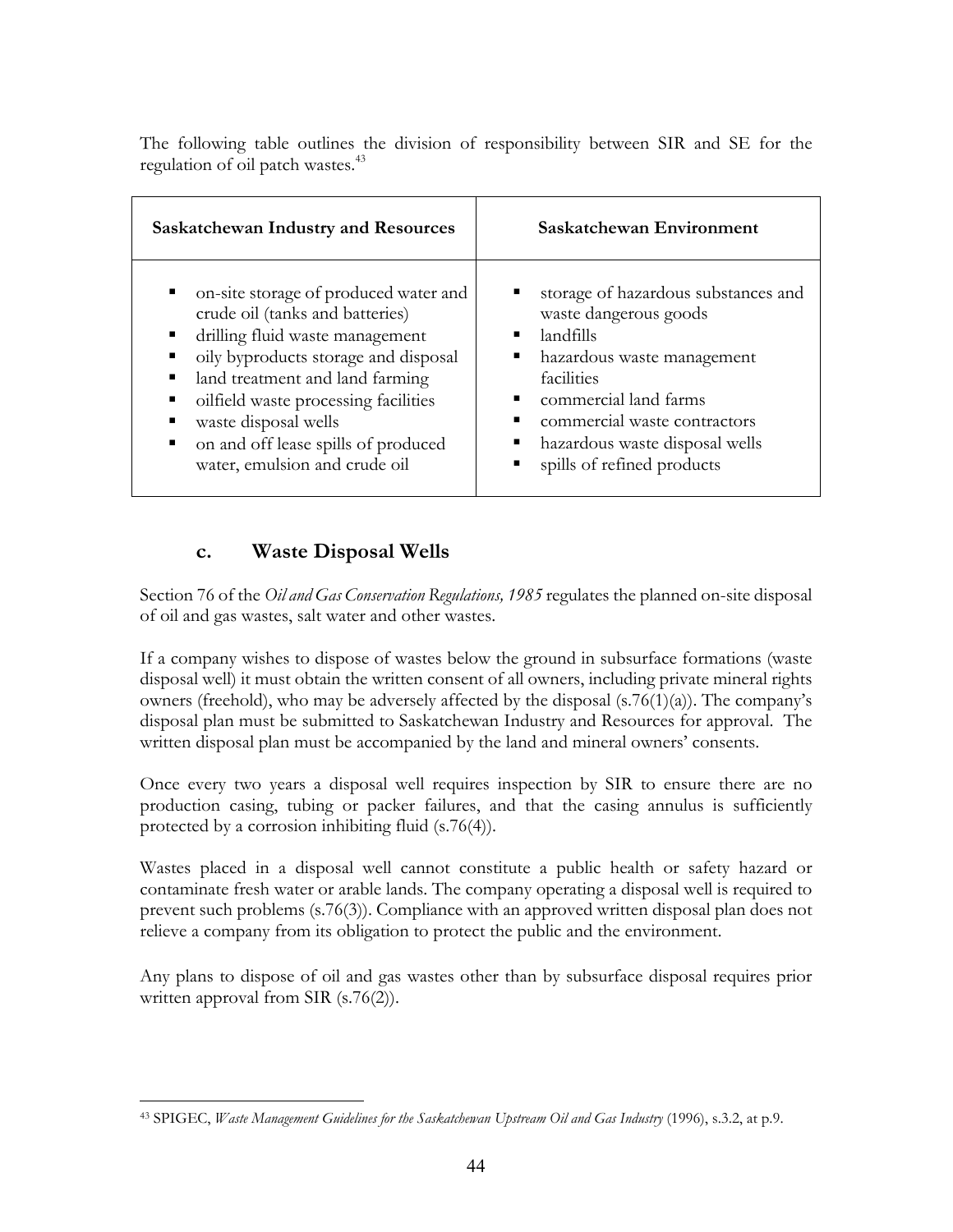The following table outlines the division of responsibility between SIR and SE for the regulation of oil patch wastes.[43]

| Saskatchewan Industry and Resources | Saskatchewan Environment |
|---|---|
| ▪ on-site storage of produced water and crude oil (tanks and batteries)<br>▪ drilling fluid waste management<br>▪ oily byproducts storage and disposal<br>▪ land treatment and land farming<br>▪ oilfield waste processing facilities<br>▪ waste disposal wells<br>▪ on and off lease spills of produced water, emulsion and crude oil | ▪ storage of hazardous substances and waste dangerous goods<br>▪ landfills<br>▪ hazardous waste management facilities<br>▪ commercial land farms<br>▪ commercial waste contractors<br>▪ hazardous waste disposal wells<br>▪ spills of refined products |

### c. Waste Disposal Wells

Section 76 of the *Oil and Gas Conservation Regulations, 1985* regulates the planned on-site disposal of oil and gas wastes, salt water and other wastes.

If a company wishes to dispose of wastes below the ground in subsurface formations (waste disposal well) it must obtain the written consent of all owners, including private mineral rights owners (freehold), who may be adversely affected by the disposal (s.76(1)(a)). The company's disposal plan must be submitted to Saskatchewan Industry and Resources for approval. The written disposal plan must be accompanied by the land and mineral owners' consents.

Once every two years a disposal well requires inspection by SIR to ensure there are no production casing, tubing or packer failures, and that the casing annulus is sufficiently protected by a corrosion inhibiting fluid (s.76(4)).

Wastes placed in a disposal well cannot constitute a public health or safety hazard or contaminate fresh water or arable lands. The company operating a disposal well is required to prevent such problems (s.76(3)). Compliance with an approved written disposal plan does not relieve a company from its obligation to protect the public and the environment.

Any plans to dispose of oil and gas wastes other than by subsurface disposal requires prior written approval from SIR (s.76(2)).

---

[43] SPIGEC, *Waste Management Guidelines for the Saskatchewan Upstream Oil and Gas Industry* (1996), s.3.2, at p.9.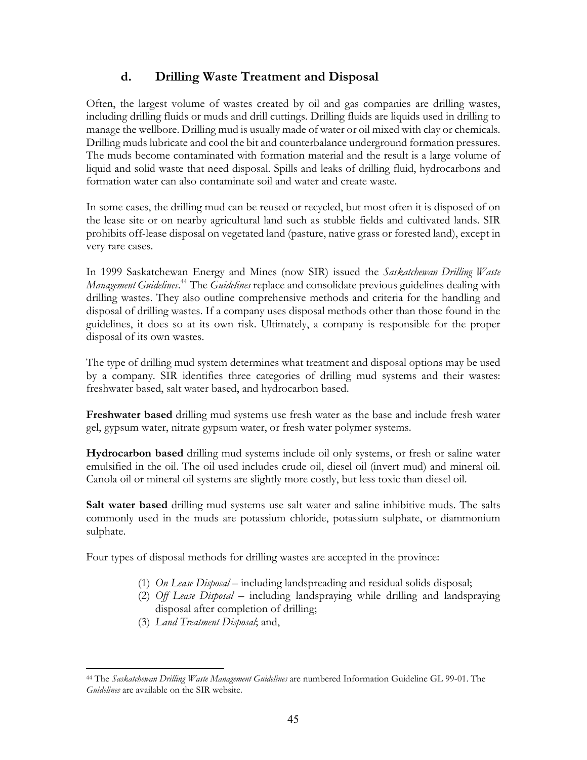### d. Drilling Waste Treatment and Disposal

Often, the largest volume of wastes created by oil and gas companies are drilling wastes, including drilling fluids or muds and drill cuttings. Drilling fluids are liquids used in drilling to manage the wellbore. Drilling mud is usually made of water or oil mixed with clay or chemicals. Drilling muds lubricate and cool the bit and counterbalance underground formation pressures. The muds become contaminated with formation material and the result is a large volume of liquid and solid waste that need disposal. Spills and leaks of drilling fluid, hydrocarbons and formation water can also contaminate soil and water and create waste.

In some cases, the drilling mud can be reused or recycled, but most often it is disposed of on the lease site or on nearby agricultural land such as stubble fields and cultivated lands. SIR prohibits off-lease disposal on vegetated land (pasture, native grass or forested land), except in very rare cases.

In 1999 Saskatchewan Energy and Mines (now SIR) issued the *Saskatchewan Drilling Waste Management Guidelines*.[44] The *Guidelines* replace and consolidate previous guidelines dealing with drilling wastes. They also outline comprehensive methods and criteria for the handling and disposal of drilling wastes. If a company uses disposal methods other than those found in the guidelines, it does so at its own risk. Ultimately, a company is responsible for the proper disposal of its own wastes.

The type of drilling mud system determines what treatment and disposal options may be used by a company. SIR identifies three categories of drilling mud systems and their wastes: freshwater based, salt water based, and hydrocarbon based.

**Freshwater based** drilling mud systems use fresh water as the base and include fresh water gel, gypsum water, nitrate gypsum water, or fresh water polymer systems.

**Hydrocarbon based** drilling mud systems include oil only systems, or fresh or saline water emulsified in the oil. The oil used includes crude oil, diesel oil (invert mud) and mineral oil. Canola oil or mineral oil systems are slightly more costly, but less toxic than diesel oil.

**Salt water based** drilling mud systems use salt water and saline inhibitive muds. The salts commonly used in the muds are potassium chloride, potassium sulphate, or diammonium sulphate.

Four types of disposal methods for drilling wastes are accepted in the province:

(1) *On Lease Disposal* – including landspreading and residual solids disposal;
(2) *Off Lease Disposal* – including landspraying while drilling and landspraying disposal after completion of drilling;
(3) *Land Treatment Disposal*; and,

---

[44] The *Saskatchewan Drilling Waste Management Guidelines* are numbered Information Guideline GL 99-01. The *Guidelines* are available on the SIR website.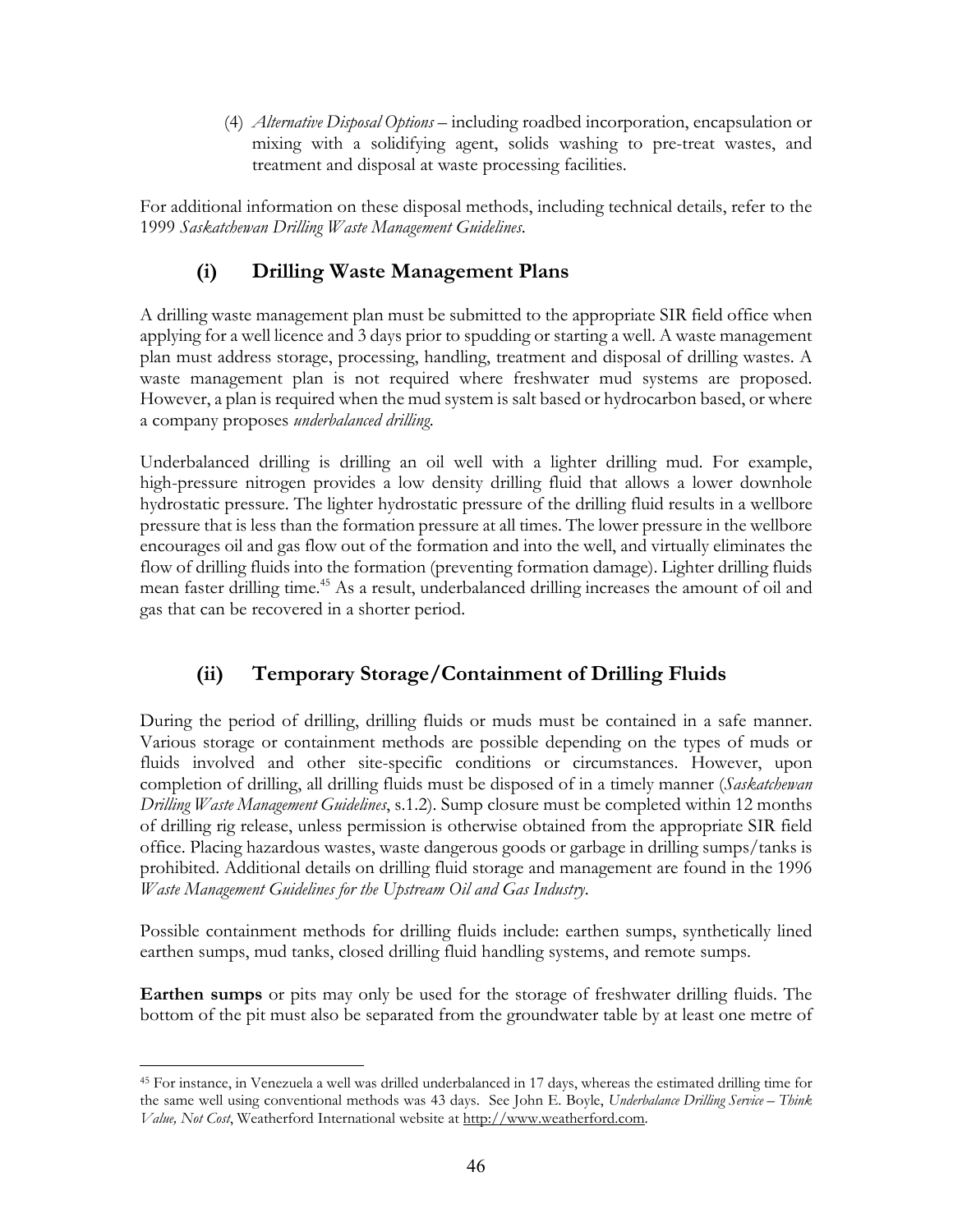(4) *Alternative Disposal Options* – including roadbed incorporation, encapsulation or mixing with a solidifying agent, solids washing to pre-treat wastes, and treatment and disposal at waste processing facilities.

For additional information on these disposal methods, including technical details, refer to the 1999 *Saskatchewan Drilling Waste Management Guidelines*.

### (i) Drilling Waste Management Plans

A drilling waste management plan must be submitted to the appropriate SIR field office when applying for a well licence and 3 days prior to spudding or starting a well. A waste management plan must address storage, processing, handling, treatment and disposal of drilling wastes. A waste management plan is not required where freshwater mud systems are proposed. However, a plan is required when the mud system is salt based or hydrocarbon based, or where a company proposes *underbalanced drilling*.

Underbalanced drilling is drilling an oil well with a lighter drilling mud. For example, high-pressure nitrogen provides a low density drilling fluid that allows a lower downhole hydrostatic pressure. The lighter hydrostatic pressure of the drilling fluid results in a wellbore pressure that is less than the formation pressure at all times. The lower pressure in the wellbore encourages oil and gas flow out of the formation and into the well, and virtually eliminates the flow of drilling fluids into the formation (preventing formation damage). Lighter drilling fluids mean faster drilling time.[45] As a result, underbalanced drilling increases the amount of oil and gas that can be recovered in a shorter period.

### (ii) Temporary Storage/Containment of Drilling Fluids

During the period of drilling, drilling fluids or muds must be contained in a safe manner. Various storage or containment methods are possible depending on the types of muds or fluids involved and other site-specific conditions or circumstances. However, upon completion of drilling, all drilling fluids must be disposed of in a timely manner (*Saskatchewan Drilling Waste Management Guidelines*, s.1.2). Sump closure must be completed within 12 months of drilling rig release, unless permission is otherwise obtained from the appropriate SIR field office. Placing hazardous wastes, waste dangerous goods or garbage in drilling sumps/tanks is prohibited. Additional details on drilling fluid storage and management are found in the 1996 *Waste Management Guidelines for the Upstream Oil and Gas Industry*.

Possible containment methods for drilling fluids include: earthen sumps, synthetically lined earthen sumps, mud tanks, closed drilling fluid handling systems, and remote sumps.

**Earthen sumps** or pits may only be used for the storage of freshwater drilling fluids. The bottom of the pit must also be separated from the groundwater table by at least one metre of

---

[45] For instance, in Venezuela a well was drilled underbalanced in 17 days, whereas the estimated drilling time for the same well using conventional methods was 43 days. See John E. Boyle, *Underbalance Drilling Service – Think Value, Not Cost*, Weatherford International website at http://www.weatherford.com.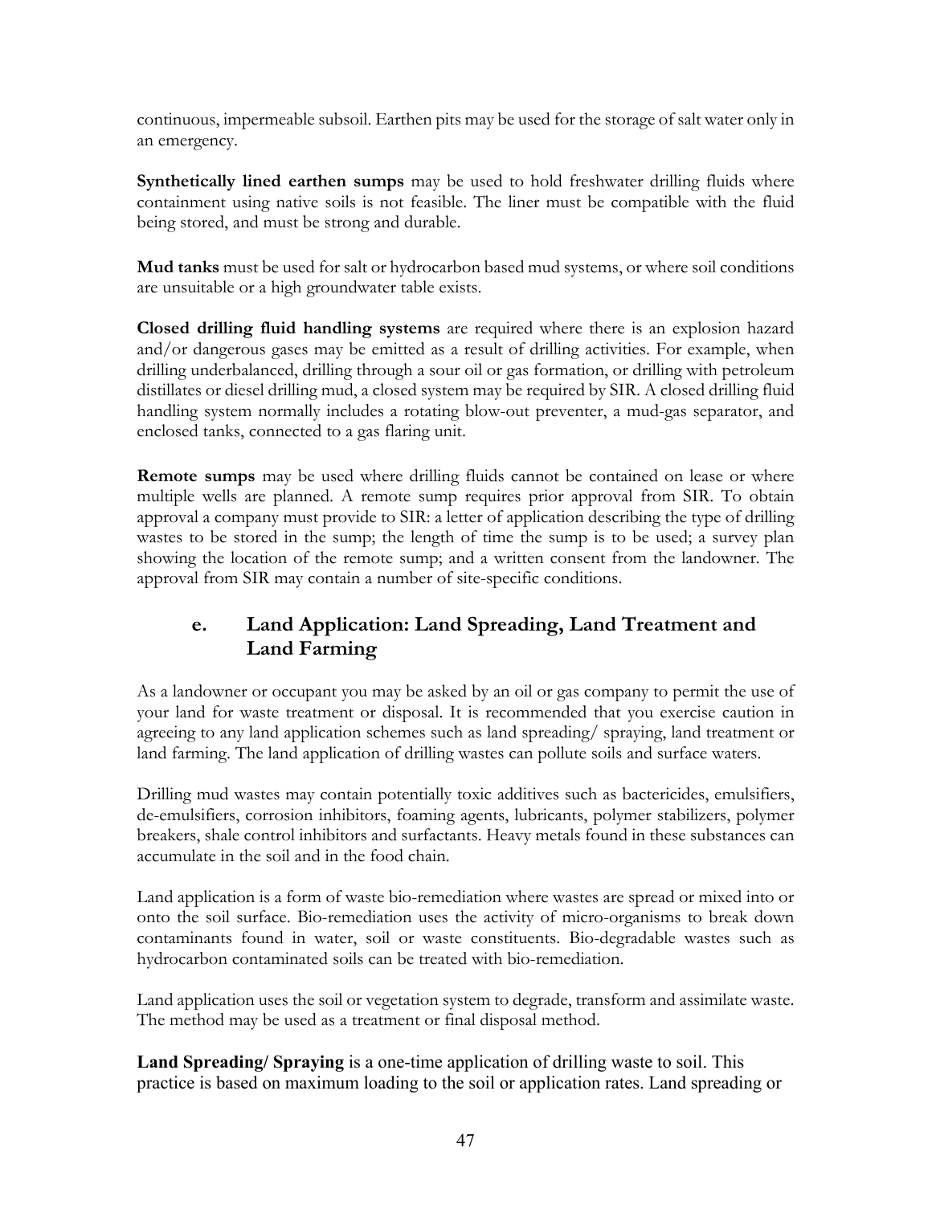continuous, impermeable subsoil. Earthen pits may be used for the storage of salt water only in an emergency.

**Synthetically lined earthen sumps** may be used to hold freshwater drilling fluids where containment using native soils is not feasible. The liner must be compatible with the fluid being stored, and must be strong and durable.

**Mud tanks** must be used for salt or hydrocarbon based mud systems, or where soil conditions are unsuitable or a high groundwater table exists.

**Closed drilling fluid handling systems** are required where there is an explosion hazard and/or dangerous gases may be emitted as a result of drilling activities. For example, when drilling underbalanced, drilling through a sour oil or gas formation, or drilling with petroleum distillates or diesel drilling mud, a closed system may be required by SIR. A closed drilling fluid handling system normally includes a rotating blow-out preventer, a mud-gas separator, and enclosed tanks, connected to a gas flaring unit.

**Remote sumps** may be used where drilling fluids cannot be contained on lease or where multiple wells are planned. A remote sump requires prior approval from SIR. To obtain approval a company must provide to SIR: a letter of application describing the type of drilling wastes to be stored in the sump; the length of time the sump is to be used; a survey plan showing the location of the remote sump; and a written consent from the landowner. The approval from SIR may contain a number of site-specific conditions.

### e. Land Application: Land Spreading, Land Treatment and Land Farming

As a landowner or occupant you may be asked by an oil or gas company to permit the use of your land for waste treatment or disposal. It is recommended that you exercise caution in agreeing to any land application schemes such as land spreading/ spraying, land treatment or land farming. The land application of drilling wastes can pollute soils and surface waters.

Drilling mud wastes may contain potentially toxic additives such as bactericides, emulsifiers, de-emulsifiers, corrosion inhibitors, foaming agents, lubricants, polymer stabilizers, polymer breakers, shale control inhibitors and surfactants. Heavy metals found in these substances can accumulate in the soil and in the food chain.

Land application is a form of waste bio-remediation where wastes are spread or mixed into or onto the soil surface. Bio-remediation uses the activity of micro-organisms to break down contaminants found in water, soil or waste constituents. Bio-degradable wastes such as hydrocarbon contaminated soils can be treated with bio-remediation.

Land application uses the soil or vegetation system to degrade, transform and assimilate waste. The method may be used as a treatment or final disposal method.

**Land Spreading/ Spraying** is a one-time application of drilling waste to soil. This practice is based on maximum loading to the soil or application rates. Land spreading or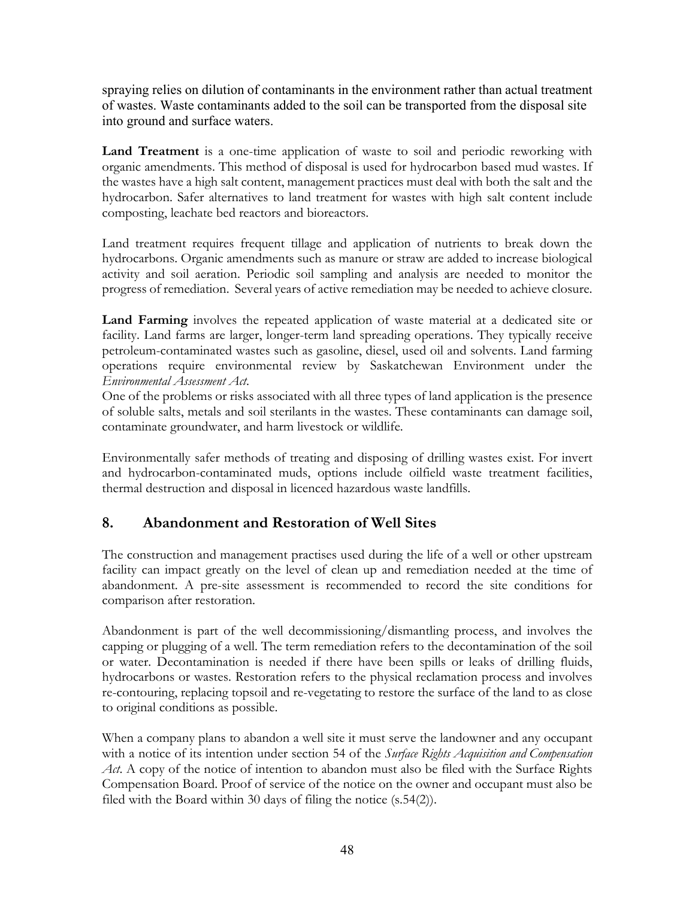spraying relies on dilution of contaminants in the environment rather than actual treatment of wastes. Waste contaminants added to the soil can be transported from the disposal site into ground and surface waters.

**Land Treatment** is a one-time application of waste to soil and periodic reworking with organic amendments. This method of disposal is used for hydrocarbon based mud wastes. If the wastes have a high salt content, management practices must deal with both the salt and the hydrocarbon. Safer alternatives to land treatment for wastes with high salt content include composting, leachate bed reactors and bioreactors.

Land treatment requires frequent tillage and application of nutrients to break down the hydrocarbons. Organic amendments such as manure or straw are added to increase biological activity and soil aeration. Periodic soil sampling and analysis are needed to monitor the progress of remediation. Several years of active remediation may be needed to achieve closure.

**Land Farming** involves the repeated application of waste material at a dedicated site or facility. Land farms are larger, longer-term land spreading operations. They typically receive petroleum-contaminated wastes such as gasoline, diesel, used oil and solvents. Land farming operations require environmental review by Saskatchewan Environment under the *Environmental Assessment Act*.

One of the problems or risks associated with all three types of land application is the presence of soluble salts, metals and soil sterilants in the wastes. These contaminants can damage soil, contaminate groundwater, and harm livestock or wildlife.

Environmentally safer methods of treating and disposing of drilling wastes exist. For invert and hydrocarbon-contaminated muds, options include oilfield waste treatment facilities, thermal destruction and disposal in licenced hazardous waste landfills.

## 8. Abandonment and Restoration of Well Sites

The construction and management practises used during the life of a well or other upstream facility can impact greatly on the level of clean up and remediation needed at the time of abandonment. A pre-site assessment is recommended to record the site conditions for comparison after restoration.

Abandonment is part of the well decommissioning/dismantling process, and involves the capping or plugging of a well. The term remediation refers to the decontamination of the soil or water. Decontamination is needed if there have been spills or leaks of drilling fluids, hydrocarbons or wastes. Restoration refers to the physical reclamation process and involves re-contouring, replacing topsoil and re-vegetating to restore the surface of the land to as close to original conditions as possible.

When a company plans to abandon a well site it must serve the landowner and any occupant with a notice of its intention under section 54 of the *Surface Rights Acquisition and Compensation Act*. A copy of the notice of intention to abandon must also be filed with the Surface Rights Compensation Board. Proof of service of the notice on the owner and occupant must also be filed with the Board within 30 days of filing the notice (s.54(2)).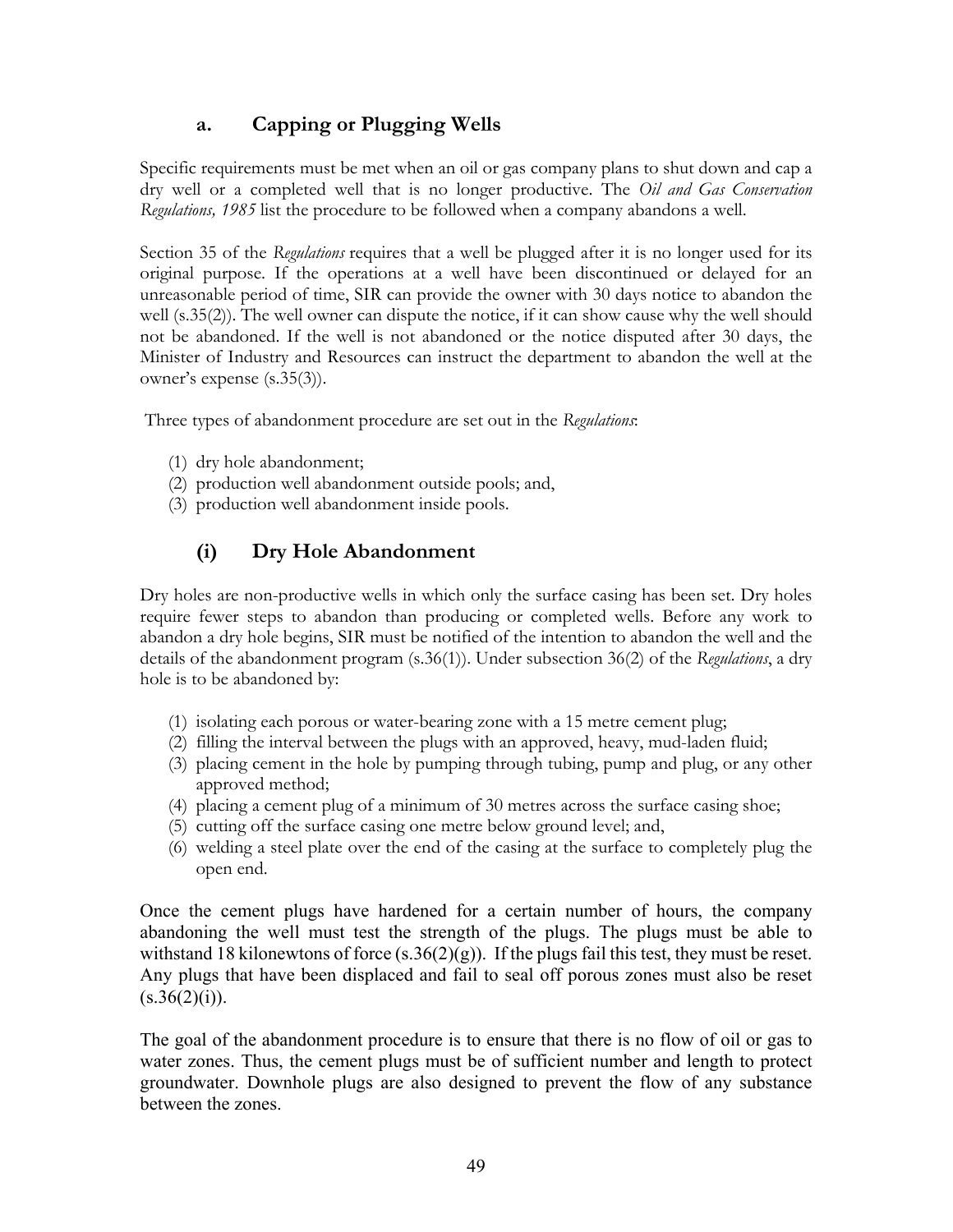### a. Capping or Plugging Wells

Specific requirements must be met when an oil or gas company plans to shut down and cap a dry well or a completed well that is no longer productive. The *Oil and Gas Conservation Regulations, 1985* list the procedure to be followed when a company abandons a well.

Section 35 of the *Regulations* requires that a well be plugged after it is no longer used for its original purpose. If the operations at a well have been discontinued or delayed for an unreasonable period of time, SIR can provide the owner with 30 days notice to abandon the well (s.35(2)). The well owner can dispute the notice, if it can show cause why the well should not be abandoned. If the well is not abandoned or the notice disputed after 30 days, the Minister of Industry and Resources can instruct the department to abandon the well at the owner's expense (s.35(3)).

Three types of abandonment procedure are set out in the *Regulations*:

(1) dry hole abandonment;
(2) production well abandonment outside pools; and,
(3) production well abandonment inside pools.

#### (i) Dry Hole Abandonment

Dry holes are non-productive wells in which only the surface casing has been set. Dry holes require fewer steps to abandon than producing or completed wells. Before any work to abandon a dry hole begins, SIR must be notified of the intention to abandon the well and the details of the abandonment program (s.36(1)). Under subsection 36(2) of the *Regulations*, a dry hole is to be abandoned by:

(1) isolating each porous or water-bearing zone with a 15 metre cement plug;
(2) filling the interval between the plugs with an approved, heavy, mud-laden fluid;
(3) placing cement in the hole by pumping through tubing, pump and plug, or any other approved method;
(4) placing a cement plug of a minimum of 30 metres across the surface casing shoe;
(5) cutting off the surface casing one metre below ground level; and,
(6) welding a steel plate over the end of the casing at the surface to completely plug the open end.

Once the cement plugs have hardened for a certain number of hours, the company abandoning the well must test the strength of the plugs. The plugs must be able to withstand 18 kilonewtons of force (s.36(2)(g)). If the plugs fail this test, they must be reset. Any plugs that have been displaced and fail to seal off porous zones must also be reset (s.36(2)(i)).

The goal of the abandonment procedure is to ensure that there is no flow of oil or gas to water zones. Thus, the cement plugs must be of sufficient number and length to protect groundwater. Downhole plugs are also designed to prevent the flow of any substance between the zones.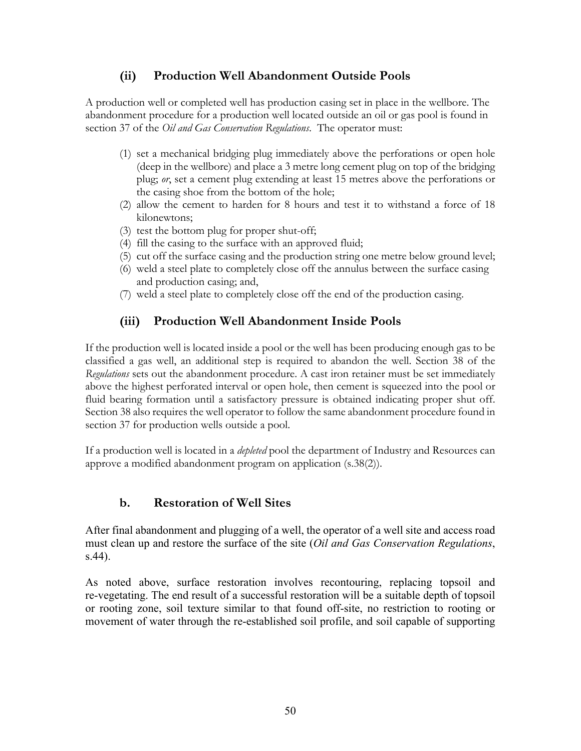### (ii) Production Well Abandonment Outside Pools

A production well or completed well has production casing set in place in the wellbore. The abandonment procedure for a production well located outside an oil or gas pool is found in section 37 of the *Oil and Gas Conservation Regulations*. The operator must:

(1) set a mechanical bridging plug immediately above the perforations or open hole (deep in the wellbore) and place a 3 metre long cement plug on top of the bridging plug; *or*, set a cement plug extending at least 15 metres above the perforations or the casing shoe from the bottom of the hole;
(2) allow the cement to harden for 8 hours and test it to withstand a force of 18 kilonewtons;
(3) test the bottom plug for proper shut-off;
(4) fill the casing to the surface with an approved fluid;
(5) cut off the surface casing and the production string one metre below ground level;
(6) weld a steel plate to completely close off the annulus between the surface casing and production casing; and,
(7) weld a steel plate to completely close off the end of the production casing.

### (iii) Production Well Abandonment Inside Pools

If the production well is located inside a pool or the well has been producing enough gas to be classified a gas well, an additional step is required to abandon the well. Section 38 of the *Regulations* sets out the abandonment procedure. A cast iron retainer must be set immediately above the highest perforated interval or open hole, then cement is squeezed into the pool or fluid bearing formation until a satisfactory pressure is obtained indicating proper shut off. Section 38 also requires the well operator to follow the same abandonment procedure found in section 37 for production wells outside a pool.

If a production well is located in a *depleted* pool the department of Industry and Resources can approve a modified abandonment program on application (s.38(2)).

## b. Restoration of Well Sites

After final abandonment and plugging of a well, the operator of a well site and access road must clean up and restore the surface of the site (*Oil and Gas Conservation Regulations*, s.44).

As noted above, surface restoration involves recontouring, replacing topsoil and re-vegetating. The end result of a successful restoration will be a suitable depth of topsoil or rooting zone, soil texture similar to that found off-site, no restriction to rooting or movement of water through the re-established soil profile, and soil capable of supporting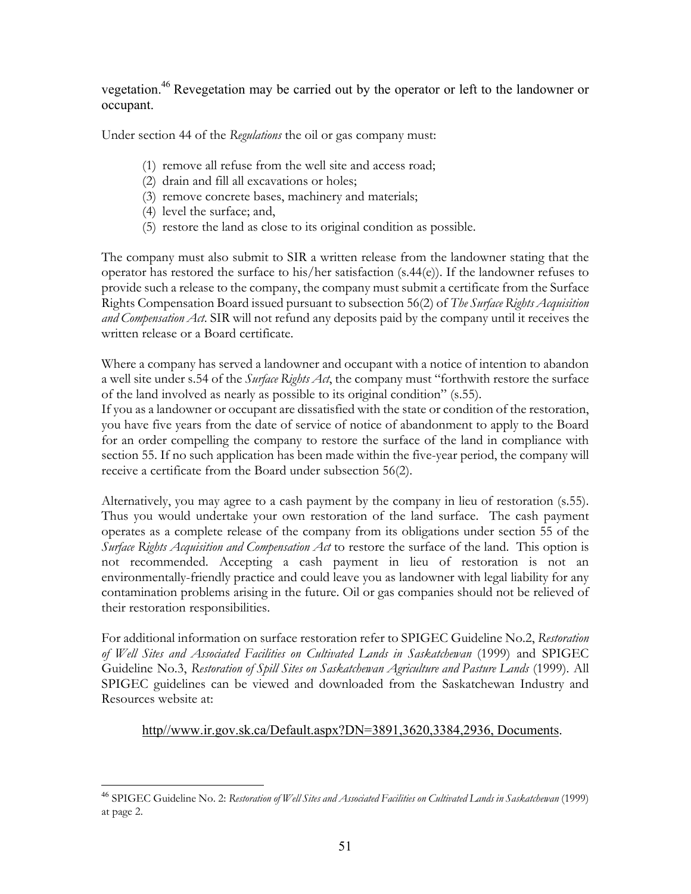vegetation.[46] Revegetation may be carried out by the operator or left to the landowner or occupant.

Under section 44 of the *Regulations* the oil or gas company must:

(1) remove all refuse from the well site and access road;
(2) drain and fill all excavations or holes;
(3) remove concrete bases, machinery and materials;
(4) level the surface; and,
(5) restore the land as close to its original condition as possible.

The company must also submit to SIR a written release from the landowner stating that the operator has restored the surface to his/her satisfaction (s.44(e)). If the landowner refuses to provide such a release to the company, the company must submit a certificate from the Surface Rights Compensation Board issued pursuant to subsection 56(2) of *The Surface Rights Acquisition and Compensation Act*. SIR will not refund any deposits paid by the company until it receives the written release or a Board certificate.

Where a company has served a landowner and occupant with a notice of intention to abandon a well site under s.54 of the *Surface Rights Act*, the company must "forthwith restore the surface of the land involved as nearly as possible to its original condition" (s.55).
If you as a landowner or occupant are dissatisfied with the state or condition of the restoration, you have five years from the date of service of notice of abandonment to apply to the Board for an order compelling the company to restore the surface of the land in compliance with section 55. If no such application has been made within the five-year period, the company will receive a certificate from the Board under subsection 56(2).

Alternatively, you may agree to a cash payment by the company in lieu of restoration (s.55). Thus you would undertake your own restoration of the land surface. The cash payment operates as a complete release of the company from its obligations under section 55 of the *Surface Rights Acquisition and Compensation Act* to restore the surface of the land. This option is not recommended. Accepting a cash payment in lieu of restoration is not an environmentally-friendly practice and could leave you as landowner with legal liability for any contamination problems arising in the future. Oil or gas companies should not be relieved of their restoration responsibilities.

For additional information on surface restoration refer to SPIGEC Guideline No.2, *Restoration of Well Sites and Associated Facilities on Cultivated Lands in Saskatchewan* (1999) and SPIGEC Guideline No.3, *Restoration of Spill Sites on Saskatchewan Agriculture and Pasture Lands* (1999). All SPIGEC guidelines can be viewed and downloaded from the Saskatchewan Industry and Resources website at:

http//www.ir.gov.sk.ca/Default.aspx?DN=3891,3620,3384,2936, Documents.

[46] SPIGEC Guideline No. 2: *Restoration of Well Sites and Associated Facilities on Cultivated Lands in Saskatchewan* (1999) at page 2.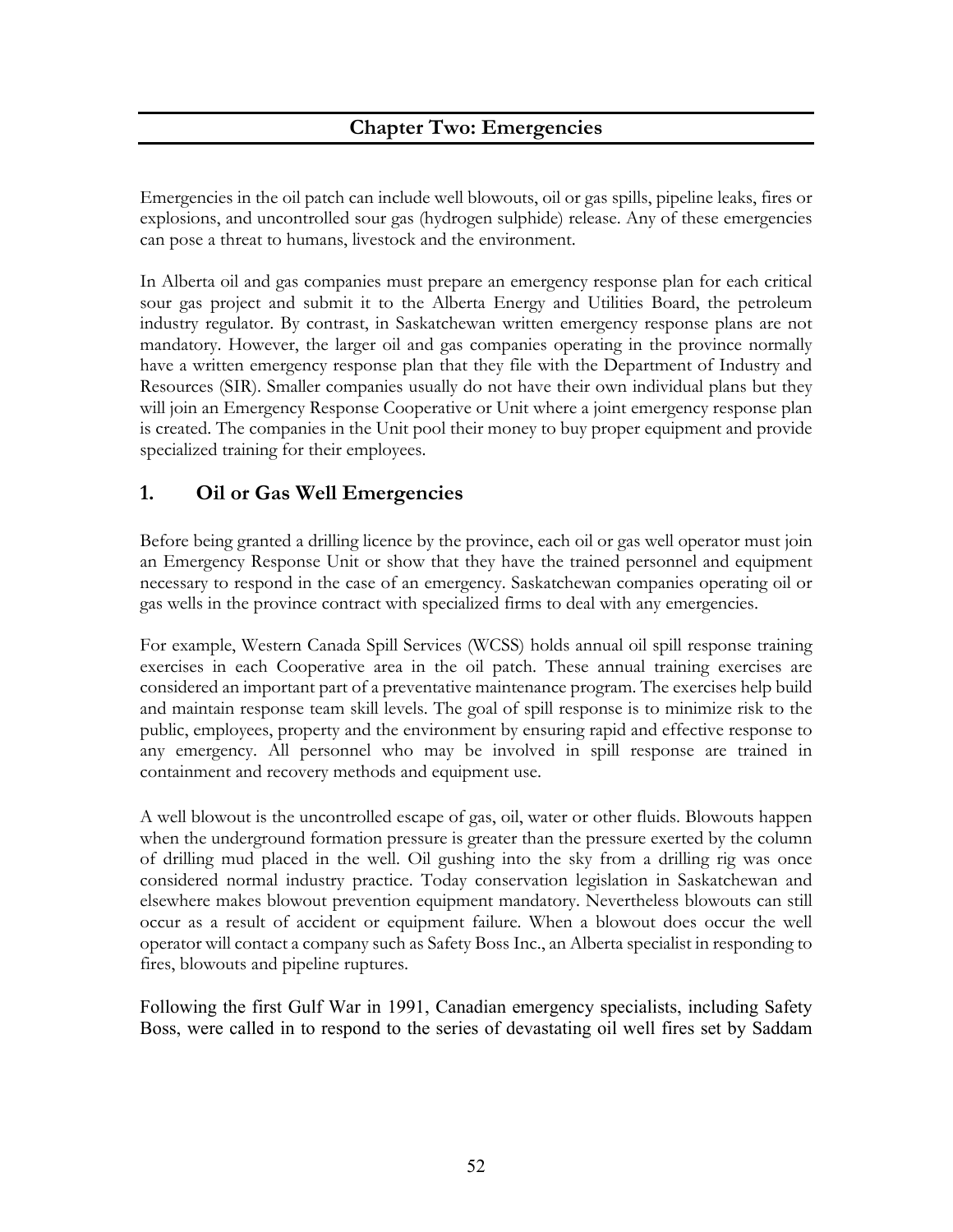## Chapter Two: Emergencies

Emergencies in the oil patch can include well blowouts, oil or gas spills, pipeline leaks, fires or explosions, and uncontrolled sour gas (hydrogen sulphide) release. Any of these emergencies can pose a threat to humans, livestock and the environment.

In Alberta oil and gas companies must prepare an emergency response plan for each critical sour gas project and submit it to the Alberta Energy and Utilities Board, the petroleum industry regulator. By contrast, in Saskatchewan written emergency response plans are not mandatory. However, the larger oil and gas companies operating in the province normally have a written emergency response plan that they file with the Department of Industry and Resources (SIR). Smaller companies usually do not have their own individual plans but they will join an Emergency Response Cooperative or Unit where a joint emergency response plan is created. The companies in the Unit pool their money to buy proper equipment and provide specialized training for their employees.

### 1. Oil or Gas Well Emergencies

Before being granted a drilling licence by the province, each oil or gas well operator must join an Emergency Response Unit or show that they have the trained personnel and equipment necessary to respond in the case of an emergency. Saskatchewan companies operating oil or gas wells in the province contract with specialized firms to deal with any emergencies.

For example, Western Canada Spill Services (WCSS) holds annual oil spill response training exercises in each Cooperative area in the oil patch. These annual training exercises are considered an important part of a preventative maintenance program. The exercises help build and maintain response team skill levels. The goal of spill response is to minimize risk to the public, employees, property and the environment by ensuring rapid and effective response to any emergency. All personnel who may be involved in spill response are trained in containment and recovery methods and equipment use.

A well blowout is the uncontrolled escape of gas, oil, water or other fluids. Blowouts happen when the underground formation pressure is greater than the pressure exerted by the column of drilling mud placed in the well. Oil gushing into the sky from a drilling rig was once considered normal industry practice. Today conservation legislation in Saskatchewan and elsewhere makes blowout prevention equipment mandatory. Nevertheless blowouts can still occur as a result of accident or equipment failure. When a blowout does occur the well operator will contact a company such as Safety Boss Inc., an Alberta specialist in responding to fires, blowouts and pipeline ruptures.

Following the first Gulf War in 1991, Canadian emergency specialists, including Safety Boss, were called in to respond to the series of devastating oil well fires set by Saddam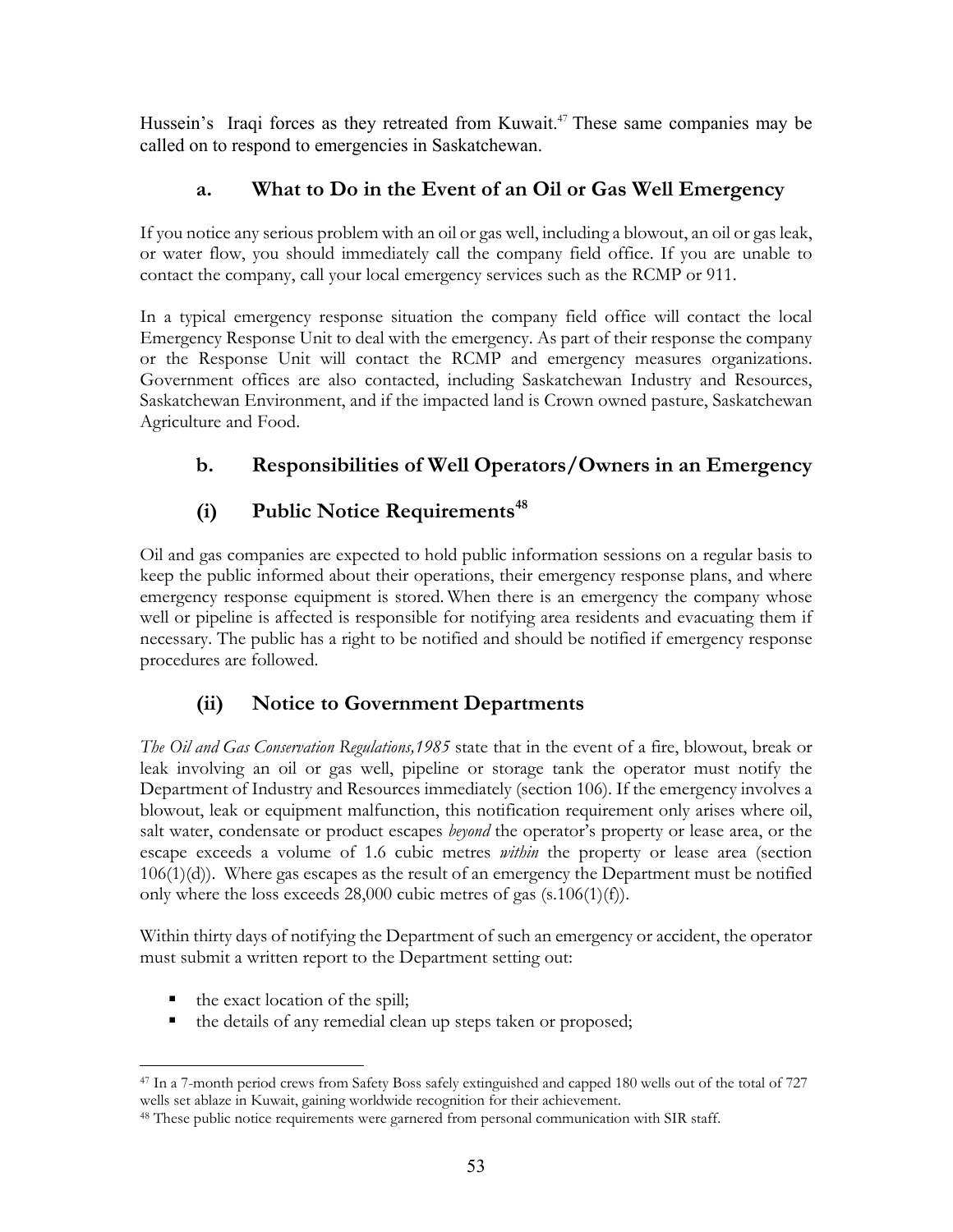Hussein's Iraqi forces as they retreated from Kuwait.[47] These same companies may be called on to respond to emergencies in Saskatchewan.

### a. What to Do in the Event of an Oil or Gas Well Emergency

If you notice any serious problem with an oil or gas well, including a blowout, an oil or gas leak, or water flow, you should immediately call the company field office. If you are unable to contact the company, call your local emergency services such as the RCMP or 911.

In a typical emergency response situation the company field office will contact the local Emergency Response Unit to deal with the emergency. As part of their response the company or the Response Unit will contact the RCMP and emergency measures organizations. Government offices are also contacted, including Saskatchewan Industry and Resources, Saskatchewan Environment, and if the impacted land is Crown owned pasture, Saskatchewan Agriculture and Food.

### b. Responsibilities of Well Operators/Owners in an Emergency

### (i) Public Notice Requirements[48]

Oil and gas companies are expected to hold public information sessions on a regular basis to keep the public informed about their operations, their emergency response plans, and where emergency response equipment is stored. When there is an emergency the company whose well or pipeline is affected is responsible for notifying area residents and evacuating them if necessary. The public has a right to be notified and should be notified if emergency response procedures are followed.

### (ii) Notice to Government Departments

*The Oil and Gas Conservation Regulations,1985* state that in the event of a fire, blowout, break or leak involving an oil or gas well, pipeline or storage tank the operator must notify the Department of Industry and Resources immediately (section 106). If the emergency involves a blowout, leak or equipment malfunction, this notification requirement only arises where oil, salt water, condensate or product escapes *beyond* the operator's property or lease area, or the escape exceeds a volume of 1.6 cubic metres *within* the property or lease area (section 106(1)(d)). Where gas escapes as the result of an emergency the Department must be notified only where the loss exceeds 28,000 cubic metres of gas (s.106(1)(f)).

Within thirty days of notifying the Department of such an emergency or accident, the operator must submit a written report to the Department setting out:

- the exact location of the spill;
- the details of any remedial clean up steps taken or proposed;

---

[47] In a 7-month period crews from Safety Boss safely extinguished and capped 180 wells out of the total of 727 wells set ablaze in Kuwait, gaining worldwide recognition for their achievement.

[48] These public notice requirements were garnered from personal communication with SIR staff.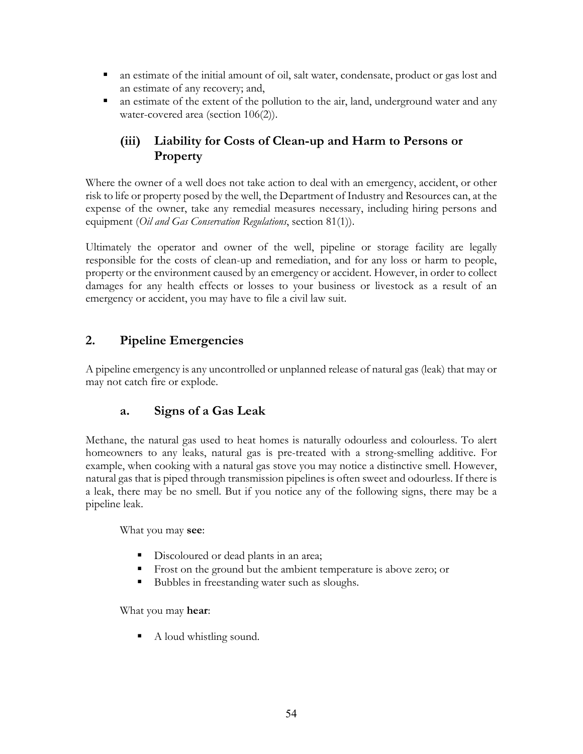- an estimate of the initial amount of oil, salt water, condensate, product or gas lost and an estimate of any recovery; and,
- an estimate of the extent of the pollution to the air, land, underground water and any water-covered area (section 106(2)).

### (iii) Liability for Costs of Clean-up and Harm to Persons or Property

Where the owner of a well does not take action to deal with an emergency, accident, or other risk to life or property posed by the well, the Department of Industry and Resources can, at the expense of the owner, take any remedial measures necessary, including hiring persons and equipment (*Oil and Gas Conservation Regulations*, section 81(1)).

Ultimately the operator and owner of the well, pipeline or storage facility are legally responsible for the costs of clean-up and remediation, and for any loss or harm to people, property or the environment caused by an emergency or accident. However, in order to collect damages for any health effects or losses to your business or livestock as a result of an emergency or accident, you may have to file a civil law suit.

## 2. Pipeline Emergencies

A pipeline emergency is any uncontrolled or unplanned release of natural gas (leak) that may or may not catch fire or explode.

### a. Signs of a Gas Leak

Methane, the natural gas used to heat homes is naturally odourless and colourless. To alert homeowners to any leaks, natural gas is pre-treated with a strong-smelling additive. For example, when cooking with a natural gas stove you may notice a distinctive smell. However, natural gas that is piped through transmission pipelines is often sweet and odourless. If there is a leak, there may be no smell. But if you notice any of the following signs, there may be a pipeline leak.

What you may **see**:

- Discoloured or dead plants in an area;
- Frost on the ground but the ambient temperature is above zero; or
- Bubbles in freestanding water such as sloughs.

What you may **hear**:

- A loud whistling sound.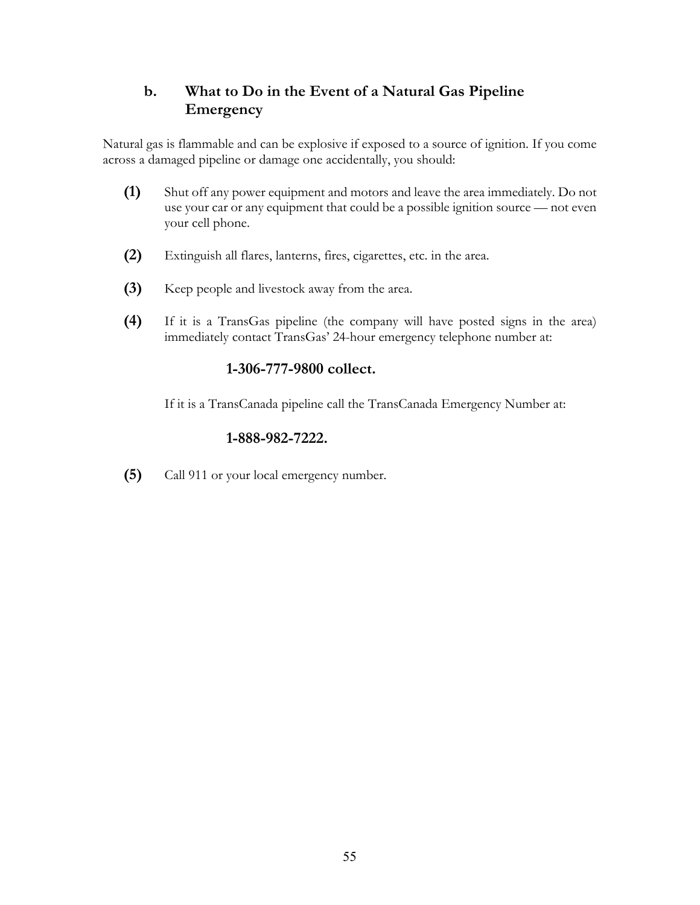### b. What to Do in the Event of a Natural Gas Pipeline Emergency

Natural gas is flammable and can be explosive if exposed to a source of ignition. If you come across a damaged pipeline or damage one accidentally, you should:

**(1)** Shut off any power equipment and motors and leave the area immediately. Do not use your car or any equipment that could be a possible ignition source — not even your cell phone.

**(2)** Extinguish all flares, lanterns, fires, cigarettes, etc. in the area.

**(3)** Keep people and livestock away from the area.

**(4)** If it is a TransGas pipeline (the company will have posted signs in the area) immediately contact TransGas' 24-hour emergency telephone number at:

**1-306-777-9800 collect.**

If it is a TransCanada pipeline call the TransCanada Emergency Number at:

**1-888-982-7222.**

**(5)** Call 911 or your local emergency number.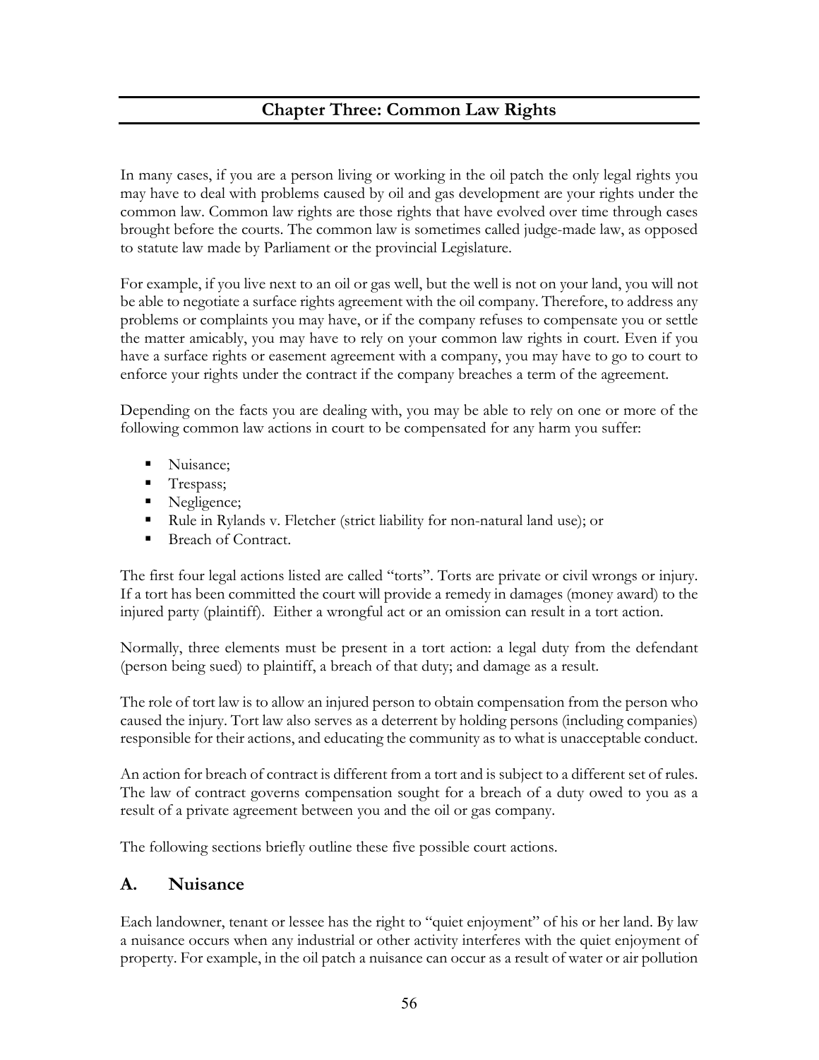# Chapter Three: Common Law Rights

In many cases, if you are a person living or working in the oil patch the only legal rights you may have to deal with problems caused by oil and gas development are your rights under the common law. Common law rights are those rights that have evolved over time through cases brought before the courts. The common law is sometimes called judge-made law, as opposed to statute law made by Parliament or the provincial Legislature.

For example, if you live next to an oil or gas well, but the well is not on your land, you will not be able to negotiate a surface rights agreement with the oil company. Therefore, to address any problems or complaints you may have, or if the company refuses to compensate you or settle the matter amicably, you may have to rely on your common law rights in court. Even if you have a surface rights or easement agreement with a company, you may have to go to court to enforce your rights under the contract if the company breaches a term of the agreement.

Depending on the facts you are dealing with, you may be able to rely on one or more of the following common law actions in court to be compensated for any harm you suffer:

- Nuisance;
- Trespass;
- Negligence;
- Rule in Rylands v. Fletcher (strict liability for non-natural land use); or
- Breach of Contract.

The first four legal actions listed are called "torts". Torts are private or civil wrongs or injury. If a tort has been committed the court will provide a remedy in damages (money award) to the injured party (plaintiff). Either a wrongful act or an omission can result in a tort action.

Normally, three elements must be present in a tort action: a legal duty from the defendant (person being sued) to plaintiff, a breach of that duty; and damage as a result.

The role of tort law is to allow an injured person to obtain compensation from the person who caused the injury. Tort law also serves as a deterrent by holding persons (including companies) responsible for their actions, and educating the community as to what is unacceptable conduct.

An action for breach of contract is different from a tort and is subject to a different set of rules. The law of contract governs compensation sought for a breach of a duty owed to you as a result of a private agreement between you and the oil or gas company.

The following sections briefly outline these five possible court actions.

## A. Nuisance

Each landowner, tenant or lessee has the right to "quiet enjoyment" of his or her land. By law a nuisance occurs when any industrial or other activity interferes with the quiet enjoyment of property. For example, in the oil patch a nuisance can occur as a result of water or air pollution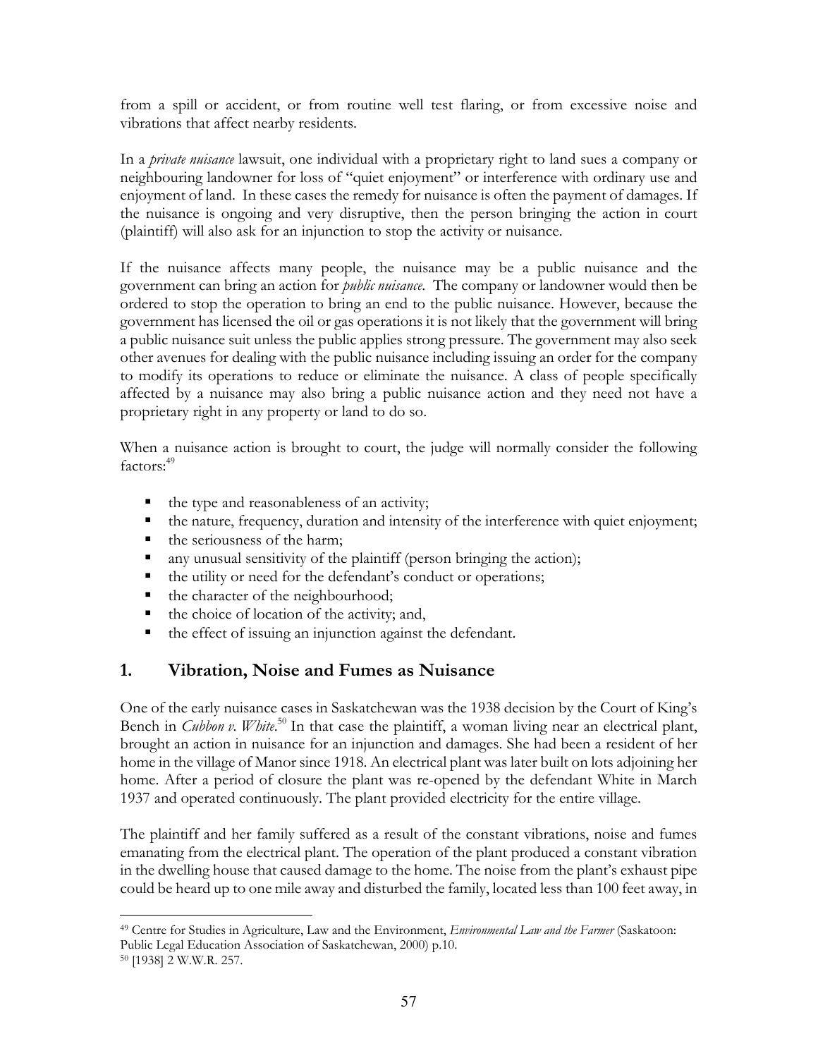from a spill or accident, or from routine well test flaring, or from excessive noise and vibrations that affect nearby residents.

In a *private nuisance* lawsuit, one individual with a proprietary right to land sues a company or neighbouring landowner for loss of "quiet enjoyment" or interference with ordinary use and enjoyment of land. In these cases the remedy for nuisance is often the payment of damages. If the nuisance is ongoing and very disruptive, then the person bringing the action in court (plaintiff) will also ask for an injunction to stop the activity or nuisance.

If the nuisance affects many people, the nuisance may be a public nuisance and the government can bring an action for *public nuisance*. The company or landowner would then be ordered to stop the operation to bring an end to the public nuisance. However, because the government has licensed the oil or gas operations it is not likely that the government will bring a public nuisance suit unless the public applies strong pressure. The government may also seek other avenues for dealing with the public nuisance including issuing an order for the company to modify its operations to reduce or eliminate the nuisance. A class of people specifically affected by a nuisance may also bring a public nuisance action and they need not have a proprietary right in any property or land to do so.

When a nuisance action is brought to court, the judge will normally consider the following factors:[49]

- the type and reasonableness of an activity;
- the nature, frequency, duration and intensity of the interference with quiet enjoyment;
- the seriousness of the harm;
- any unusual sensitivity of the plaintiff (person bringing the action);
- the utility or need for the defendant's conduct or operations;
- the character of the neighbourhood;
- the choice of location of the activity; and,
- the effect of issuing an injunction against the defendant.

## 1. Vibration, Noise and Fumes as Nuisance

One of the early nuisance cases in Saskatchewan was the 1938 decision by the Court of King's Bench in *Cubbon v. White*.[50] In that case the plaintiff, a woman living near an electrical plant, brought an action in nuisance for an injunction and damages. She had been a resident of her home in the village of Manor since 1918. An electrical plant was later built on lots adjoining her home. After a period of closure the plant was re-opened by the defendant White in March 1937 and operated continuously. The plant provided electricity for the entire village.

The plaintiff and her family suffered as a result of the constant vibrations, noise and fumes emanating from the electrical plant. The operation of the plant produced a constant vibration in the dwelling house that caused damage to the home. The noise from the plant's exhaust pipe could be heard up to one mile away and disturbed the family, located less than 100 feet away, in

---

[49] Centre for Studies in Agriculture, Law and the Environment, *Environmental Law and the Farmer* (Saskatoon: Public Legal Education Association of Saskatchewan, 2000) p.10.

[50] [1938] 2 W.W.R. 257.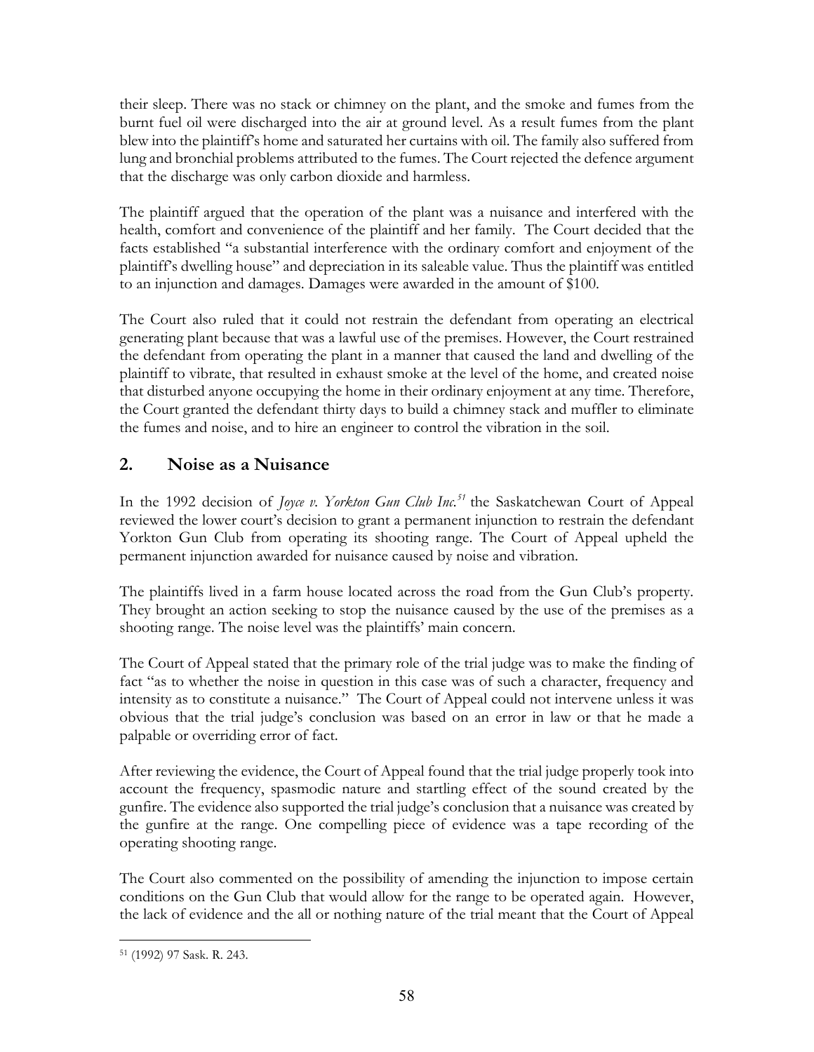their sleep. There was no stack or chimney on the plant, and the smoke and fumes from the burnt fuel oil were discharged into the air at ground level. As a result fumes from the plant blew into the plaintiff's home and saturated her curtains with oil. The family also suffered from lung and bronchial problems attributed to the fumes. The Court rejected the defence argument that the discharge was only carbon dioxide and harmless.

The plaintiff argued that the operation of the plant was a nuisance and interfered with the health, comfort and convenience of the plaintiff and her family. The Court decided that the facts established "a substantial interference with the ordinary comfort and enjoyment of the plaintiff's dwelling house" and depreciation in its saleable value. Thus the plaintiff was entitled to an injunction and damages. Damages were awarded in the amount of $100.

The Court also ruled that it could not restrain the defendant from operating an electrical generating plant because that was a lawful use of the premises. However, the Court restrained the defendant from operating the plant in a manner that caused the land and dwelling of the plaintiff to vibrate, that resulted in exhaust smoke at the level of the home, and created noise that disturbed anyone occupying the home in their ordinary enjoyment at any time. Therefore, the Court granted the defendant thirty days to build a chimney stack and muffler to eliminate the fumes and noise, and to hire an engineer to control the vibration in the soil.

## 2. Noise as a Nuisance

In the 1992 decision of *Joyce v. Yorkton Gun Club Inc.*[51] the Saskatchewan Court of Appeal reviewed the lower court's decision to grant a permanent injunction to restrain the defendant Yorkton Gun Club from operating its shooting range. The Court of Appeal upheld the permanent injunction awarded for nuisance caused by noise and vibration.

The plaintiffs lived in a farm house located across the road from the Gun Club's property. They brought an action seeking to stop the nuisance caused by the use of the premises as a shooting range. The noise level was the plaintiffs' main concern.

The Court of Appeal stated that the primary role of the trial judge was to make the finding of fact "as to whether the noise in question in this case was of such a character, frequency and intensity as to constitute a nuisance." The Court of Appeal could not intervene unless it was obvious that the trial judge's conclusion was based on an error in law or that he made a palpable or overriding error of fact.

After reviewing the evidence, the Court of Appeal found that the trial judge properly took into account the frequency, spasmodic nature and startling effect of the sound created by the gunfire. The evidence also supported the trial judge's conclusion that a nuisance was created by the gunfire at the range. One compelling piece of evidence was a tape recording of the operating shooting range.

The Court also commented on the possibility of amending the injunction to impose certain conditions on the Gun Club that would allow for the range to be operated again. However, the lack of evidence and the all or nothing nature of the trial meant that the Court of Appeal

---

[51] (1992) 97 Sask. R. 243.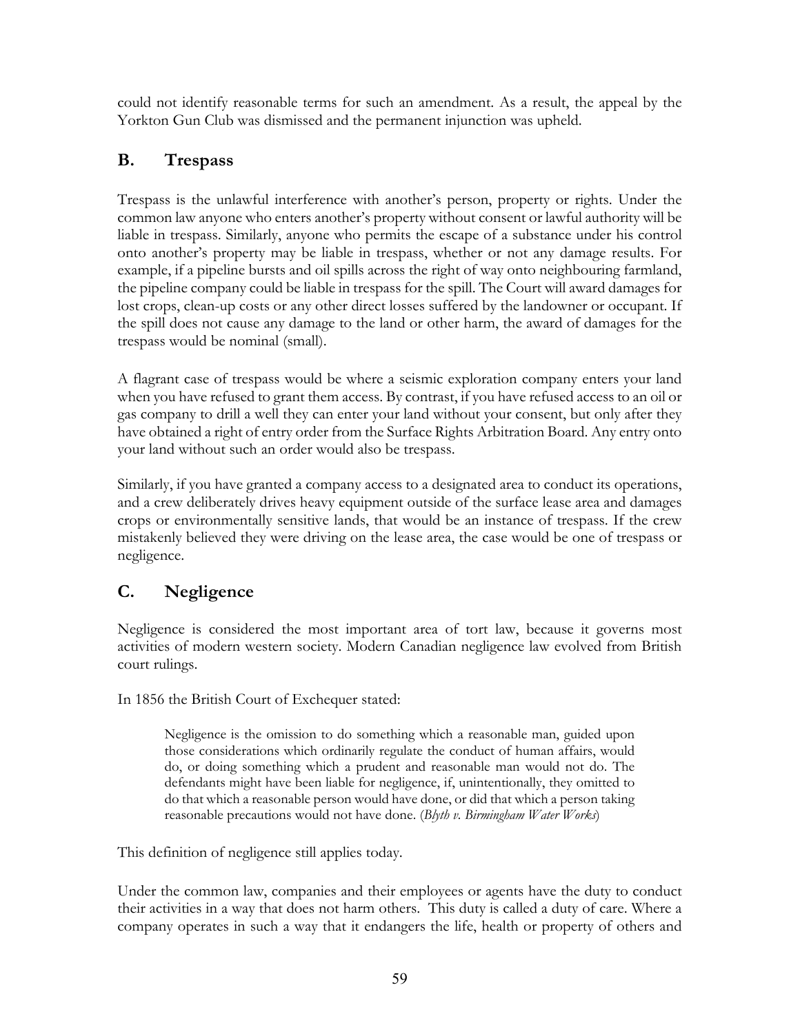could not identify reasonable terms for such an amendment. As a result, the appeal by the Yorkton Gun Club was dismissed and the permanent injunction was upheld.

## B. Trespass

Trespass is the unlawful interference with another's person, property or rights. Under the common law anyone who enters another's property without consent or lawful authority will be liable in trespass. Similarly, anyone who permits the escape of a substance under his control onto another's property may be liable in trespass, whether or not any damage results. For example, if a pipeline bursts and oil spills across the right of way onto neighbouring farmland, the pipeline company could be liable in trespass for the spill. The Court will award damages for lost crops, clean-up costs or any other direct losses suffered by the landowner or occupant. If the spill does not cause any damage to the land or other harm, the award of damages for the trespass would be nominal (small).

A flagrant case of trespass would be where a seismic exploration company enters your land when you have refused to grant them access. By contrast, if you have refused access to an oil or gas company to drill a well they can enter your land without your consent, but only after they have obtained a right of entry order from the Surface Rights Arbitration Board. Any entry onto your land without such an order would also be trespass.

Similarly, if you have granted a company access to a designated area to conduct its operations, and a crew deliberately drives heavy equipment outside of the surface lease area and damages crops or environmentally sensitive lands, that would be an instance of trespass. If the crew mistakenly believed they were driving on the lease area, the case would be one of trespass or negligence.

## C. Negligence

Negligence is considered the most important area of tort law, because it governs most activities of modern western society. Modern Canadian negligence law evolved from British court rulings.

In 1856 the British Court of Exchequer stated:

> Negligence is the omission to do something which a reasonable man, guided upon those considerations which ordinarily regulate the conduct of human affairs, would do, or doing something which a prudent and reasonable man would not do. The defendants might have been liable for negligence, if, unintentionally, they omitted to do that which a reasonable person would have done, or did that which a person taking reasonable precautions would not have done. (*Blyth v. Birmingham Water Works*)

This definition of negligence still applies today.

Under the common law, companies and their employees or agents have the duty to conduct their activities in a way that does not harm others. This duty is called a duty of care. Where a company operates in such a way that it endangers the life, health or property of others and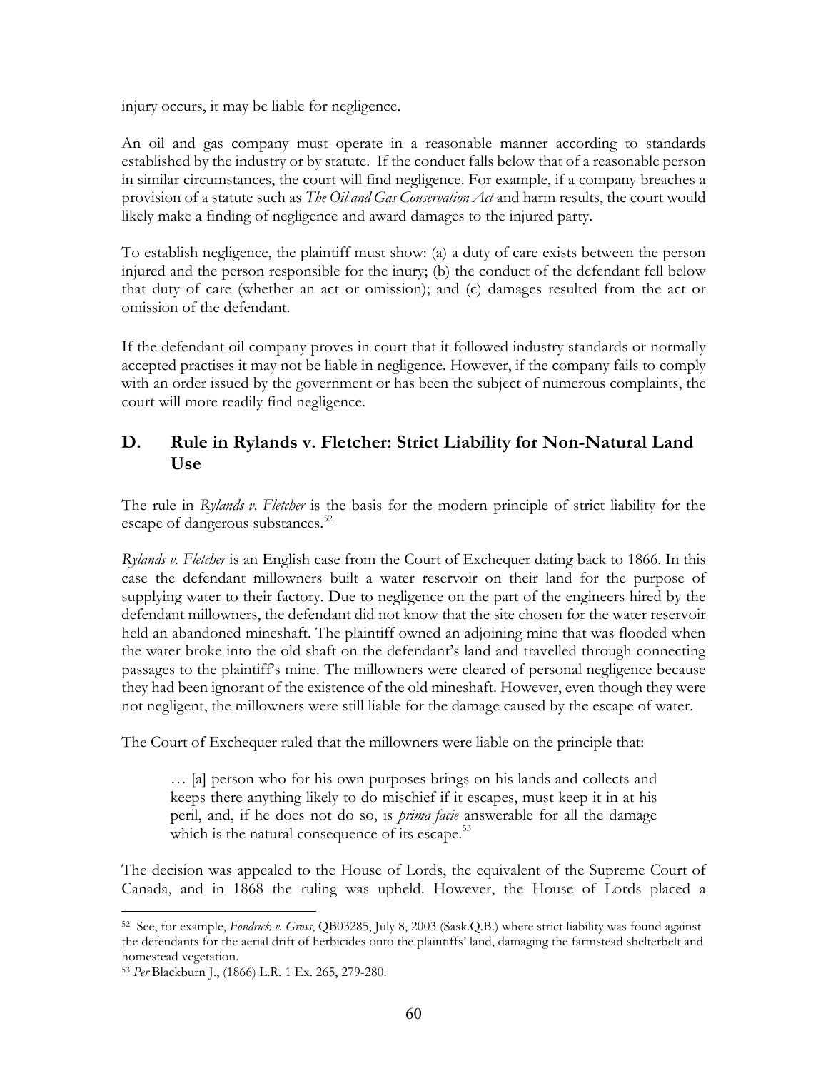injury occurs, it may be liable for negligence.

An oil and gas company must operate in a reasonable manner according to standards established by the industry or by statute. If the conduct falls below that of a reasonable person in similar circumstances, the court will find negligence. For example, if a company breaches a provision of a statute such as *The Oil and Gas Conservation Act* and harm results, the court would likely make a finding of negligence and award damages to the injured party.

To establish negligence, the plaintiff must show: (a) a duty of care exists between the person injured and the person responsible for the inury; (b) the conduct of the defendant fell below that duty of care (whether an act or omission); and (c) damages resulted from the act or omission of the defendant.

If the defendant oil company proves in court that it followed industry standards or normally accepted practises it may not be liable in negligence. However, if the company fails to comply with an order issued by the government or has been the subject of numerous complaints, the court will more readily find negligence.

## D. Rule in Rylands v. Fletcher: Strict Liability for Non-Natural Land Use

The rule in *Rylands v. Fletcher* is the basis for the modern principle of strict liability for the escape of dangerous substances.[52]

*Rylands v. Fletcher* is an English case from the Court of Exchequer dating back to 1866. In this case the defendant millowners built a water reservoir on their land for the purpose of supplying water to their factory. Due to negligence on the part of the engineers hired by the defendant millowners, the defendant did not know that the site chosen for the water reservoir held an abandoned mineshaft. The plaintiff owned an adjoining mine that was flooded when the water broke into the old shaft on the defendant's land and travelled through connecting passages to the plaintiff's mine. The millowners were cleared of personal negligence because they had been ignorant of the existence of the old mineshaft. However, even though they were not negligent, the millowners were still liable for the damage caused by the escape of water.

The Court of Exchequer ruled that the millowners were liable on the principle that:

> … [a] person who for his own purposes brings on his lands and collects and keeps there anything likely to do mischief if it escapes, must keep it in at his peril, and, if he does not do so, is *prima facie* answerable for all the damage which is the natural consequence of its escape.[53]

The decision was appealed to the House of Lords, the equivalent of the Supreme Court of Canada, and in 1868 the ruling was upheld. However, the House of Lords placed a

---

[52] See, for example, *Fondrick v. Gross*, QB03285, July 8, 2003 (Sask.Q.B.) where strict liability was found against the defendants for the aerial drift of herbicides onto the plaintiffs' land, damaging the farmstead shelterbelt and homestead vegetation.

[53] *Per* Blackburn J., (1866) L.R. 1 Ex. 265, 279-280.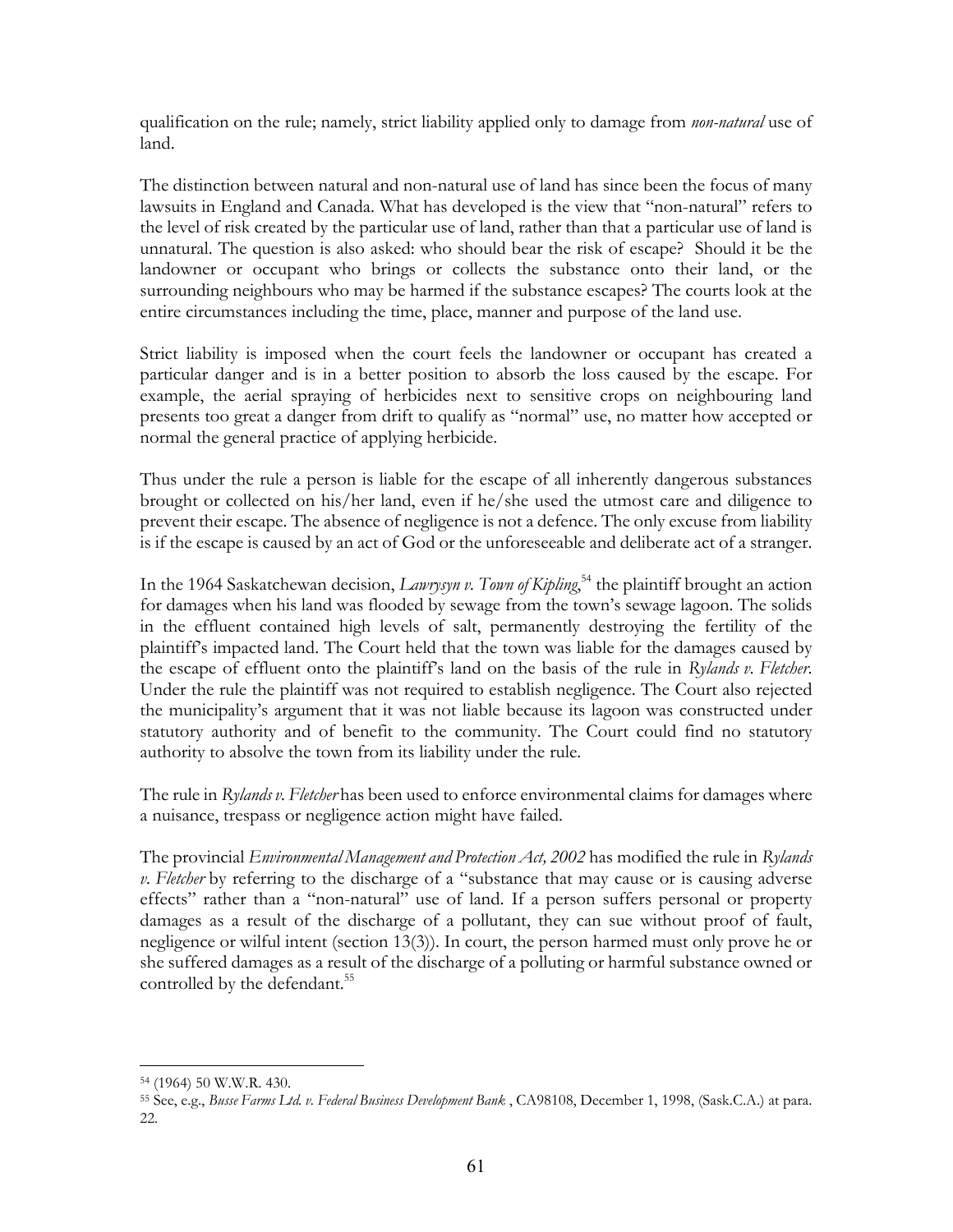qualification on the rule; namely, strict liability applied only to damage from *non-natural* use of land.

The distinction between natural and non-natural use of land has since been the focus of many lawsuits in England and Canada. What has developed is the view that "non-natural" refers to the level of risk created by the particular use of land, rather than that a particular use of land is unnatural. The question is also asked: who should bear the risk of escape? Should it be the landowner or occupant who brings or collects the substance onto their land, or the surrounding neighbours who may be harmed if the substance escapes? The courts look at the entire circumstances including the time, place, manner and purpose of the land use.

Strict liability is imposed when the court feels the landowner or occupant has created a particular danger and is in a better position to absorb the loss caused by the escape. For example, the aerial spraying of herbicides next to sensitive crops on neighbouring land presents too great a danger from drift to qualify as "normal" use, no matter how accepted or normal the general practice of applying herbicide.

Thus under the rule a person is liable for the escape of all inherently dangerous substances brought or collected on his/her land, even if he/she used the utmost care and diligence to prevent their escape. The absence of negligence is not a defence. The only excuse from liability is if the escape is caused by an act of God or the unforeseeable and deliberate act of a stranger.

In the 1964 Saskatchewan decision, *Lawrysyn v. Town of Kipling*,[54] the plaintiff brought an action for damages when his land was flooded by sewage from the town's sewage lagoon. The solids in the effluent contained high levels of salt, permanently destroying the fertility of the plaintiff's impacted land. The Court held that the town was liable for the damages caused by the escape of effluent onto the plaintiff's land on the basis of the rule in *Rylands v. Fletcher*. Under the rule the plaintiff was not required to establish negligence. The Court also rejected the municipality's argument that it was not liable because its lagoon was constructed under statutory authority and of benefit to the community. The Court could find no statutory authority to absolve the town from its liability under the rule.

The rule in *Rylands v. Fletcher* has been used to enforce environmental claims for damages where a nuisance, trespass or negligence action might have failed.

The provincial *Environmental Management and Protection Act, 2002* has modified the rule in *Rylands v. Fletcher* by referring to the discharge of a "substance that may cause or is causing adverse effects" rather than a "non-natural" use of land. If a person suffers personal or property damages as a result of the discharge of a pollutant, they can sue without proof of fault, negligence or wilful intent (section 13(3)). In court, the person harmed must only prove he or she suffered damages as a result of the discharge of a polluting or harmful substance owned or controlled by the defendant.[55]

---

[54] (1964) 50 W.W.R. 430.

[55] See, e.g., *Busse Farms Ltd. v. Federal Business Development Bank* , CA98108, December 1, 1998, (Sask.C.A.) at para. 22.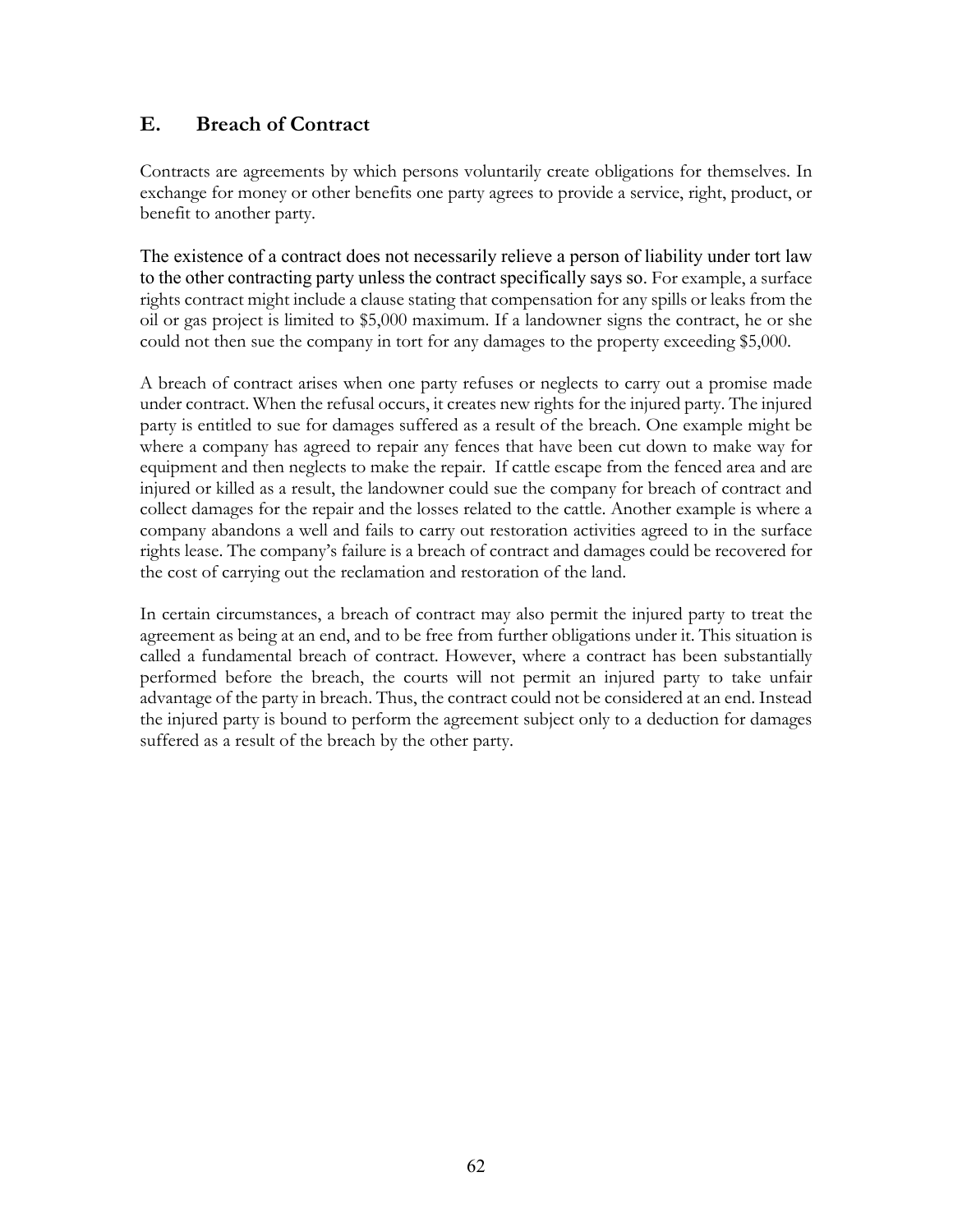## E. Breach of Contract

Contracts are agreements by which persons voluntarily create obligations for themselves. In exchange for money or other benefits one party agrees to provide a service, right, product, or benefit to another party.

The existence of a contract does not necessarily relieve a person of liability under tort law to the other contracting party unless the contract specifically says so. For example, a surface rights contract might include a clause stating that compensation for any spills or leaks from the oil or gas project is limited to $5,000 maximum. If a landowner signs the contract, he or she could not then sue the company in tort for any damages to the property exceeding $5,000.

A breach of contract arises when one party refuses or neglects to carry out a promise made under contract. When the refusal occurs, it creates new rights for the injured party. The injured party is entitled to sue for damages suffered as a result of the breach. One example might be where a company has agreed to repair any fences that have been cut down to make way for equipment and then neglects to make the repair. If cattle escape from the fenced area and are injured or killed as a result, the landowner could sue the company for breach of contract and collect damages for the repair and the losses related to the cattle. Another example is where a company abandons a well and fails to carry out restoration activities agreed to in the surface rights lease. The company's failure is a breach of contract and damages could be recovered for the cost of carrying out the reclamation and restoration of the land.

In certain circumstances, a breach of contract may also permit the injured party to treat the agreement as being at an end, and to be free from further obligations under it. This situation is called a fundamental breach of contract. However, where a contract has been substantially performed before the breach, the courts will not permit an injured party to take unfair advantage of the party in breach. Thus, the contract could not be considered at an end. Instead the injured party is bound to perform the agreement subject only to a deduction for damages suffered as a result of the breach by the other party.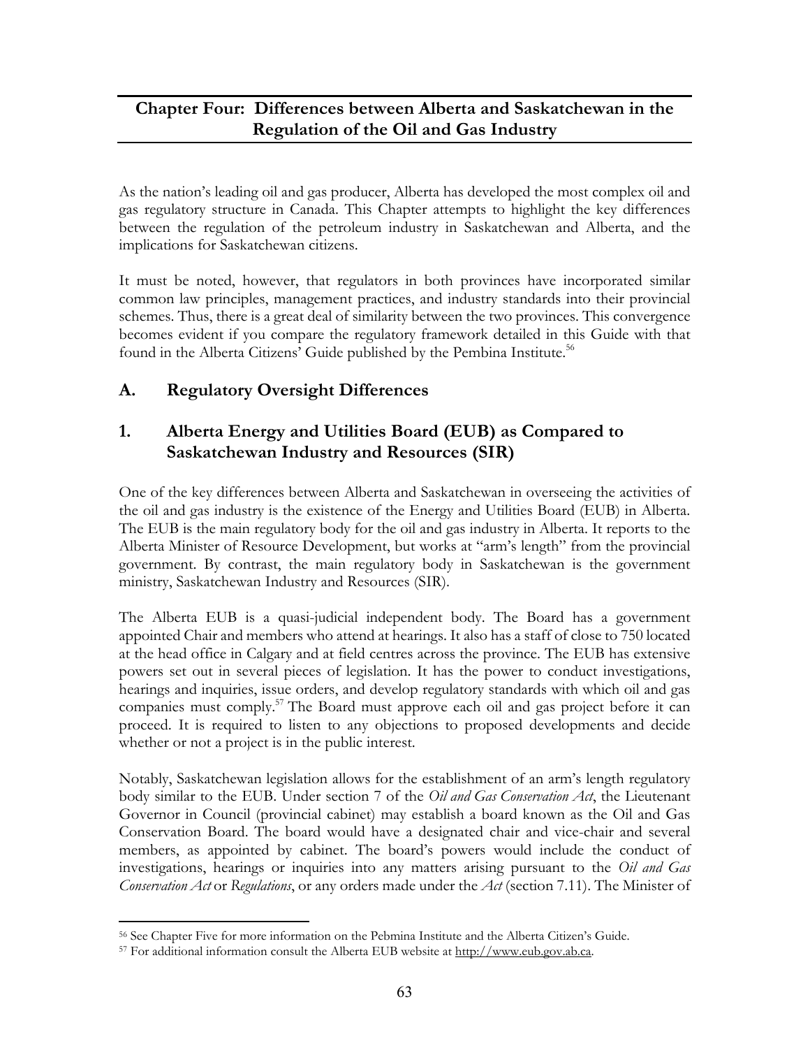## Chapter Four: Differences between Alberta and Saskatchewan in the Regulation of the Oil and Gas Industry

As the nation's leading oil and gas producer, Alberta has developed the most complex oil and gas regulatory structure in Canada. This Chapter attempts to highlight the key differences between the regulation of the petroleum industry in Saskatchewan and Alberta, and the implications for Saskatchewan citizens.

It must be noted, however, that regulators in both provinces have incorporated similar common law principles, management practices, and industry standards into their provincial schemes. Thus, there is a great deal of similarity between the two provinces. This convergence becomes evident if you compare the regulatory framework detailed in this Guide with that found in the Alberta Citizens' Guide published by the Pembina Institute.[56]

## A. Regulatory Oversight Differences

### 1. Alberta Energy and Utilities Board (EUB) as Compared to Saskatchewan Industry and Resources (SIR)

One of the key differences between Alberta and Saskatchewan in overseeing the activities of the oil and gas industry is the existence of the Energy and Utilities Board (EUB) in Alberta. The EUB is the main regulatory body for the oil and gas industry in Alberta. It reports to the Alberta Minister of Resource Development, but works at "arm's length" from the provincial government. By contrast, the main regulatory body in Saskatchewan is the government ministry, Saskatchewan Industry and Resources (SIR).

The Alberta EUB is a quasi-judicial independent body. The Board has a government appointed Chair and members who attend at hearings. It also has a staff of close to 750 located at the head office in Calgary and at field centres across the province. The EUB has extensive powers set out in several pieces of legislation. It has the power to conduct investigations, hearings and inquiries, issue orders, and develop regulatory standards with which oil and gas companies must comply.[57] The Board must approve each oil and gas project before it can proceed. It is required to listen to any objections to proposed developments and decide whether or not a project is in the public interest.

Notably, Saskatchewan legislation allows for the establishment of an arm's length regulatory body similar to the EUB. Under section 7 of the *Oil and Gas Conservation Act*, the Lieutenant Governor in Council (provincial cabinet) may establish a board known as the Oil and Gas Conservation Board. The board would have a designated chair and vice-chair and several members, as appointed by cabinet. The board's powers would include the conduct of investigations, hearings or inquiries into any matters arising pursuant to the *Oil and Gas Conservation Act* or *Regulations*, or any orders made under the *Act* (section 7.11). The Minister of

---

[56] See Chapter Five for more information on the Pebmina Institute and the Alberta Citizen's Guide.

[57] For additional information consult the Alberta EUB website at http://www.eub.gov.ab.ca.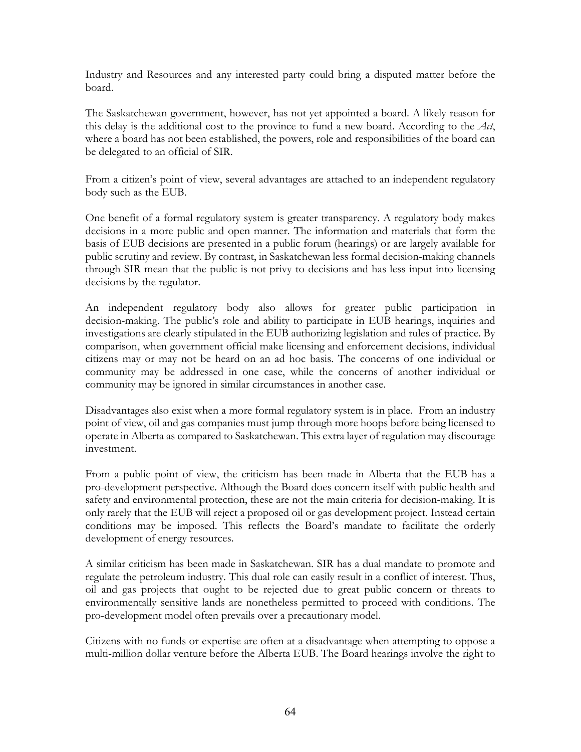Industry and Resources and any interested party could bring a disputed matter before the board.

The Saskatchewan government, however, has not yet appointed a board. A likely reason for this delay is the additional cost to the province to fund a new board. According to the *Act*, where a board has not been established, the powers, role and responsibilities of the board can be delegated to an official of SIR.

From a citizen's point of view, several advantages are attached to an independent regulatory body such as the EUB.

One benefit of a formal regulatory system is greater transparency. A regulatory body makes decisions in a more public and open manner. The information and materials that form the basis of EUB decisions are presented in a public forum (hearings) or are largely available for public scrutiny and review. By contrast, in Saskatchewan less formal decision-making channels through SIR mean that the public is not privy to decisions and has less input into licensing decisions by the regulator.

An independent regulatory body also allows for greater public participation in decision-making. The public's role and ability to participate in EUB hearings, inquiries and investigations are clearly stipulated in the EUB authorizing legislation and rules of practice. By comparison, when government official make licensing and enforcement decisions, individual citizens may or may not be heard on an ad hoc basis. The concerns of one individual or community may be addressed in one case, while the concerns of another individual or community may be ignored in similar circumstances in another case.

Disadvantages also exist when a more formal regulatory system is in place. From an industry point of view, oil and gas companies must jump through more hoops before being licensed to operate in Alberta as compared to Saskatchewan. This extra layer of regulation may discourage investment.

From a public point of view, the criticism has been made in Alberta that the EUB has a pro-development perspective. Although the Board does concern itself with public health and safety and environmental protection, these are not the main criteria for decision-making. It is only rarely that the EUB will reject a proposed oil or gas development project. Instead certain conditions may be imposed. This reflects the Board's mandate to facilitate the orderly development of energy resources.

A similar criticism has been made in Saskatchewan. SIR has a dual mandate to promote and regulate the petroleum industry. This dual role can easily result in a conflict of interest. Thus, oil and gas projects that ought to be rejected due to great public concern or threats to environmentally sensitive lands are nonetheless permitted to proceed with conditions. The pro-development model often prevails over a precautionary model.

Citizens with no funds or expertise are often at a disadvantage when attempting to oppose a multi-million dollar venture before the Alberta EUB. The Board hearings involve the right to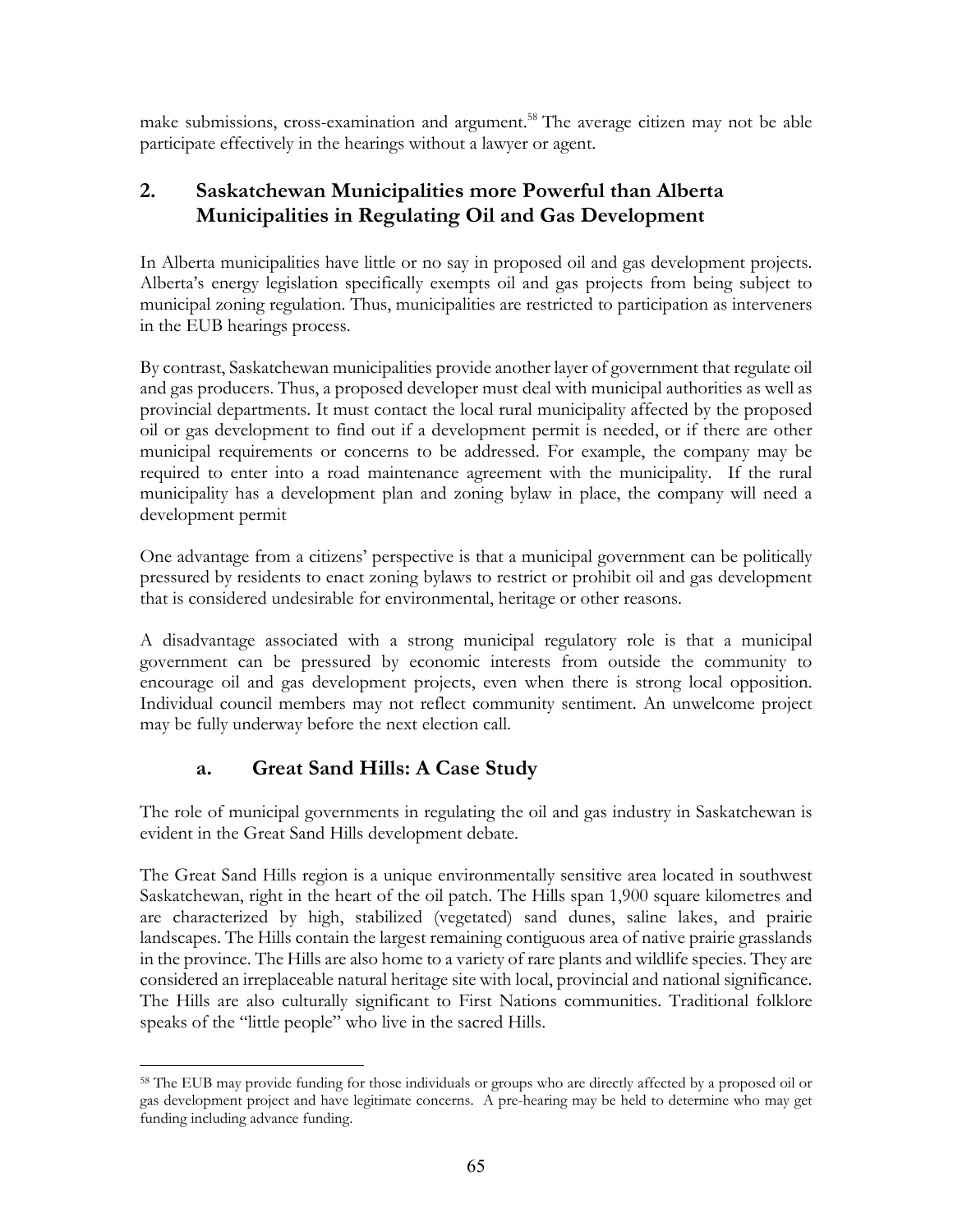make submissions, cross-examination and argument.[58] The average citizen may not be able participate effectively in the hearings without a lawyer or agent.

## 2. Saskatchewan Municipalities more Powerful than Alberta Municipalities in Regulating Oil and Gas Development

In Alberta municipalities have little or no say in proposed oil and gas development projects. Alberta's energy legislation specifically exempts oil and gas projects from being subject to municipal zoning regulation. Thus, municipalities are restricted to participation as interveners in the EUB hearings process.

By contrast, Saskatchewan municipalities provide another layer of government that regulate oil and gas producers. Thus, a proposed developer must deal with municipal authorities as well as provincial departments. It must contact the local rural municipality affected by the proposed oil or gas development to find out if a development permit is needed, or if there are other municipal requirements or concerns to be addressed. For example, the company may be required to enter into a road maintenance agreement with the municipality. If the rural municipality has a development plan and zoning bylaw in place, the company will need a development permit

One advantage from a citizens' perspective is that a municipal government can be politically pressured by residents to enact zoning bylaws to restrict or prohibit oil and gas development that is considered undesirable for environmental, heritage or other reasons.

A disadvantage associated with a strong municipal regulatory role is that a municipal government can be pressured by economic interests from outside the community to encourage oil and gas development projects, even when there is strong local opposition. Individual council members may not reflect community sentiment. An unwelcome project may be fully underway before the next election call.

### a. Great Sand Hills: A Case Study

The role of municipal governments in regulating the oil and gas industry in Saskatchewan is evident in the Great Sand Hills development debate.

The Great Sand Hills region is a unique environmentally sensitive area located in southwest Saskatchewan, right in the heart of the oil patch. The Hills span 1,900 square kilometres and are characterized by high, stabilized (vegetated) sand dunes, saline lakes, and prairie landscapes. The Hills contain the largest remaining contiguous area of native prairie grasslands in the province. The Hills are also home to a variety of rare plants and wildlife species. They are considered an irreplaceable natural heritage site with local, provincial and national significance. The Hills are also culturally significant to First Nations communities. Traditional folklore speaks of the "little people" who live in the sacred Hills.

---

[58] The EUB may provide funding for those individuals or groups who are directly affected by a proposed oil or gas development project and have legitimate concerns. A pre-hearing may be held to determine who may get funding including advance funding.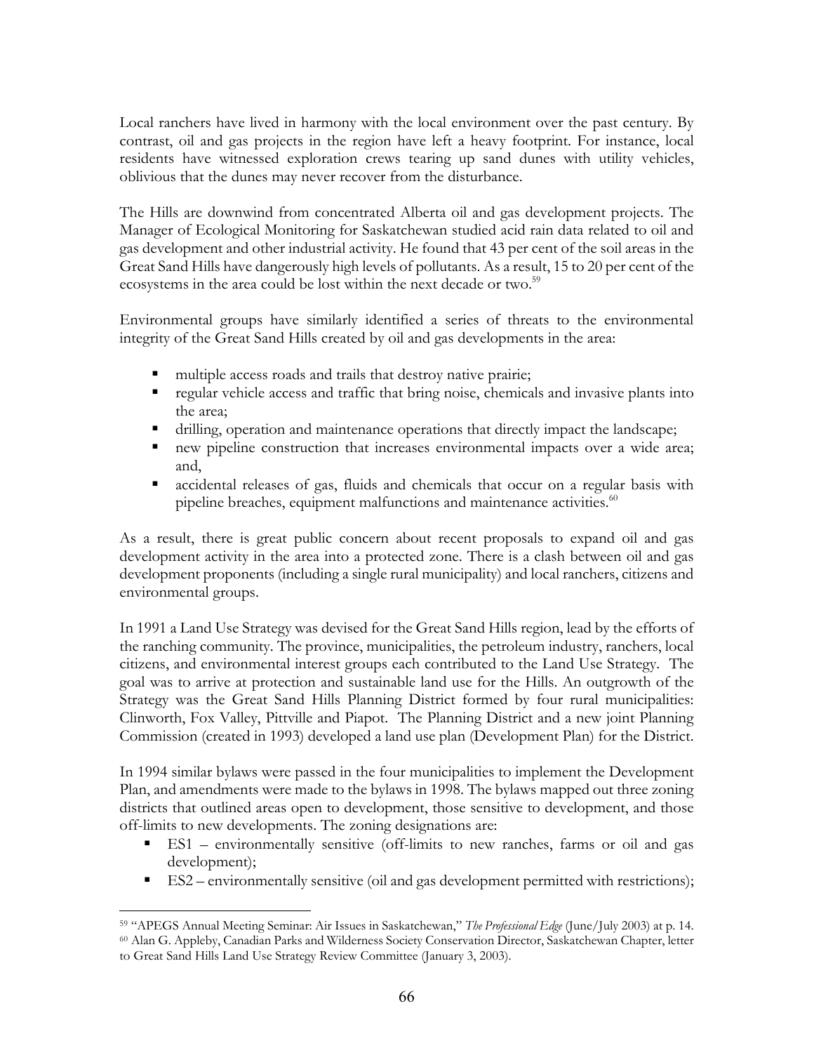Local ranchers have lived in harmony with the local environment over the past century. By contrast, oil and gas projects in the region have left a heavy footprint. For instance, local residents have witnessed exploration crews tearing up sand dunes with utility vehicles, oblivious that the dunes may never recover from the disturbance.

The Hills are downwind from concentrated Alberta oil and gas development projects. The Manager of Ecological Monitoring for Saskatchewan studied acid rain data related to oil and gas development and other industrial activity. He found that 43 per cent of the soil areas in the Great Sand Hills have dangerously high levels of pollutants. As a result, 15 to 20 per cent of the ecosystems in the area could be lost within the next decade or two.[59]

Environmental groups have similarly identified a series of threats to the environmental integrity of the Great Sand Hills created by oil and gas developments in the area:

- multiple access roads and trails that destroy native prairie;
- regular vehicle access and traffic that bring noise, chemicals and invasive plants into the area;
- drilling, operation and maintenance operations that directly impact the landscape;
- new pipeline construction that increases environmental impacts over a wide area; and,
- accidental releases of gas, fluids and chemicals that occur on a regular basis with pipeline breaches, equipment malfunctions and maintenance activities.[60]

As a result, there is great public concern about recent proposals to expand oil and gas development activity in the area into a protected zone. There is a clash between oil and gas development proponents (including a single rural municipality) and local ranchers, citizens and environmental groups.

In 1991 a Land Use Strategy was devised for the Great Sand Hills region, lead by the efforts of the ranching community. The province, municipalities, the petroleum industry, ranchers, local citizens, and environmental interest groups each contributed to the Land Use Strategy. The goal was to arrive at protection and sustainable land use for the Hills. An outgrowth of the Strategy was the Great Sand Hills Planning District formed by four rural municipalities: Clinworth, Fox Valley, Pittville and Piapot. The Planning District and a new joint Planning Commission (created in 1993) developed a land use plan (Development Plan) for the District.

In 1994 similar bylaws were passed in the four municipalities to implement the Development Plan, and amendments were made to the bylaws in 1998. The bylaws mapped out three zoning districts that outlined areas open to development, those sensitive to development, and those off-limits to new developments. The zoning designations are:

- ES1 – environmentally sensitive (off-limits to new ranches, farms or oil and gas development);
- ES2 – environmentally sensitive (oil and gas development permitted with restrictions);

---

[59] "APEGS Annual Meeting Seminar: Air Issues in Saskatchewan," *The Professional Edge* (June/July 2003) at p. 14.

[60] Alan G. Appleby, Canadian Parks and Wilderness Society Conservation Director, Saskatchewan Chapter, letter to Great Sand Hills Land Use Strategy Review Committee (January 3, 2003).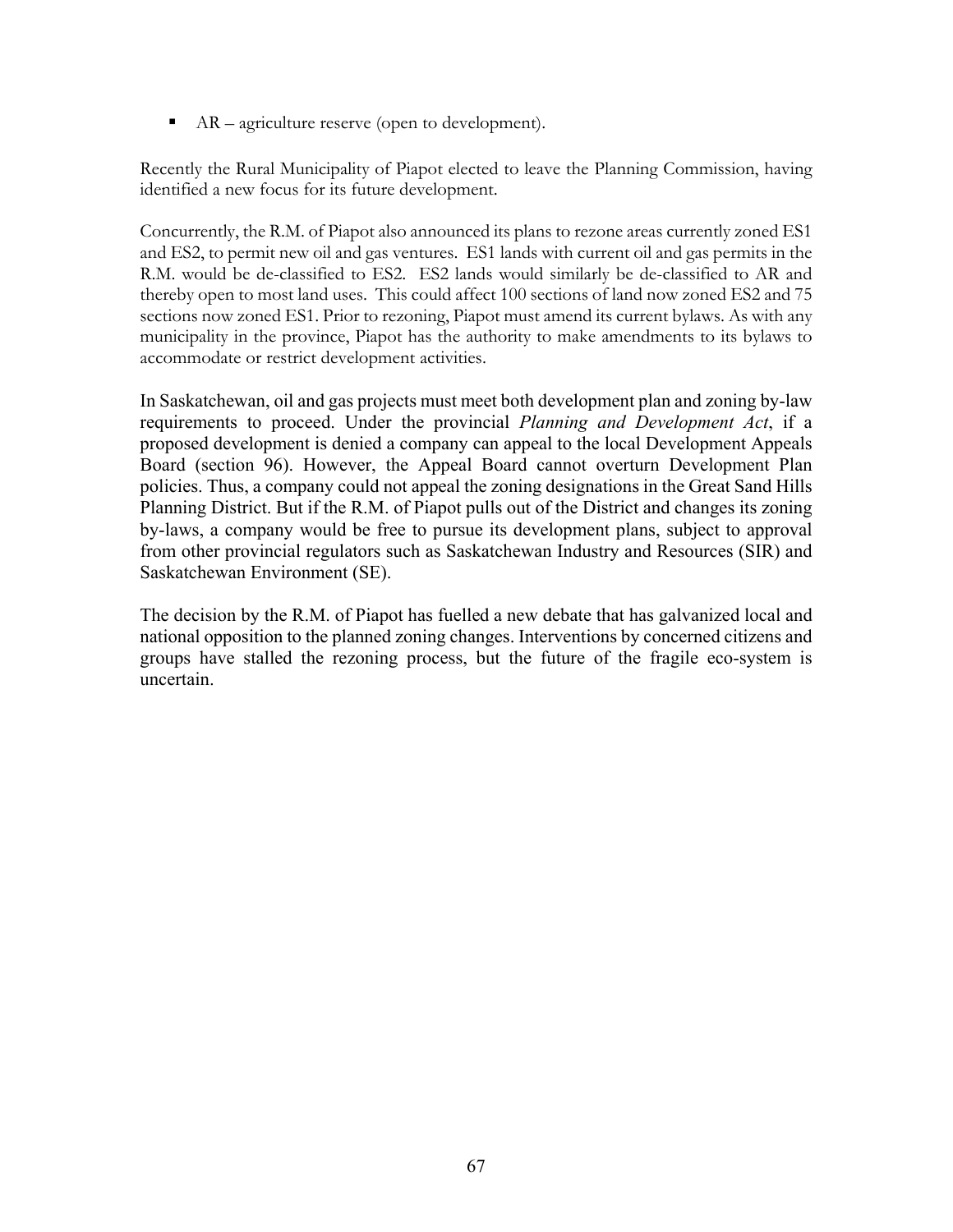- AR – agriculture reserve (open to development).

Recently the Rural Municipality of Piapot elected to leave the Planning Commission, having identified a new focus for its future development.

Concurrently, the R.M. of Piapot also announced its plans to rezone areas currently zoned ES1 and ES2, to permit new oil and gas ventures. ES1 lands with current oil and gas permits in the R.M. would be de-classified to ES2. ES2 lands would similarly be de-classified to AR and thereby open to most land uses. This could affect 100 sections of land now zoned ES2 and 75 sections now zoned ES1. Prior to rezoning, Piapot must amend its current bylaws. As with any municipality in the province, Piapot has the authority to make amendments to its bylaws to accommodate or restrict development activities.

In Saskatchewan, oil and gas projects must meet both development plan and zoning by-law requirements to proceed. Under the provincial *Planning and Development Act*, if a proposed development is denied a company can appeal to the local Development Appeals Board (section 96). However, the Appeal Board cannot overturn Development Plan policies. Thus, a company could not appeal the zoning designations in the Great Sand Hills Planning District. But if the R.M. of Piapot pulls out of the District and changes its zoning by-laws, a company would be free to pursue its development plans, subject to approval from other provincial regulators such as Saskatchewan Industry and Resources (SIR) and Saskatchewan Environment (SE).

The decision by the R.M. of Piapot has fuelled a new debate that has galvanized local and national opposition to the planned zoning changes. Interventions by concerned citizens and groups have stalled the rezoning process, but the future of the fragile eco-system is uncertain.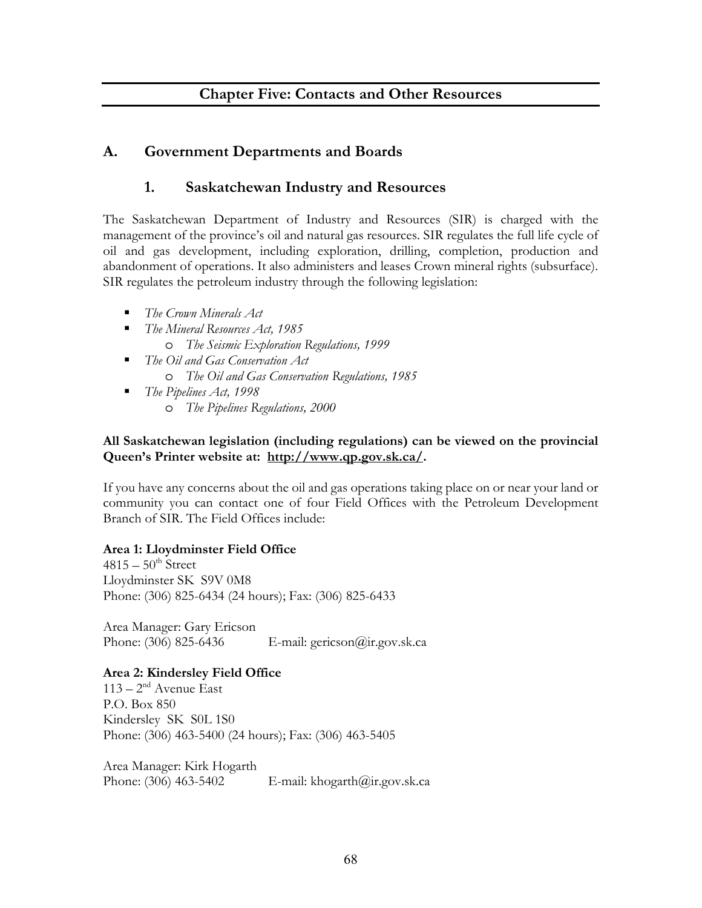# Chapter Five: Contacts and Other Resources

## A. Government Departments and Boards

### 1. Saskatchewan Industry and Resources

The Saskatchewan Department of Industry and Resources (SIR) is charged with the management of the province's oil and natural gas resources. SIR regulates the full life cycle of oil and gas development, including exploration, drilling, completion, production and abandonment of operations. It also administers and leases Crown mineral rights (subsurface). SIR regulates the petroleum industry through the following legislation:

- *The Crown Minerals Act*
- *The Mineral Resources Act, 1985*
  - *The Seismic Exploration Regulations, 1999*
- *The Oil and Gas Conservation Act*
  - *The Oil and Gas Conservation Regulations, 1985*
- *The Pipelines Act, 1998*
  - *The Pipelines Regulations, 2000*

**All Saskatchewan legislation (including regulations) can be viewed on the provincial Queen's Printer website at: http://www.qp.gov.sk.ca/.**

If you have any concerns about the oil and gas operations taking place on or near your land or community you can contact one of four Field Offices with the Petroleum Development Branch of SIR. The Field Offices include:

**Area 1: Lloydminster Field Office**
4815 – 50th Street
Lloydminster SK S9V 0M8
Phone: (306) 825-6434 (24 hours); Fax: (306) 825-6433

Area Manager: Gary Ericson
Phone: (306) 825-6436 E-mail: gericson@ir.gov.sk.ca

**Area 2: Kindersley Field Office**
113 – 2nd Avenue East
P.O. Box 850
Kindersley SK S0L 1S0
Phone: (306) 463-5400 (24 hours); Fax: (306) 463-5405

Area Manager: Kirk Hogarth
Phone: (306) 463-5402 E-mail: khogarth@ir.gov.sk.ca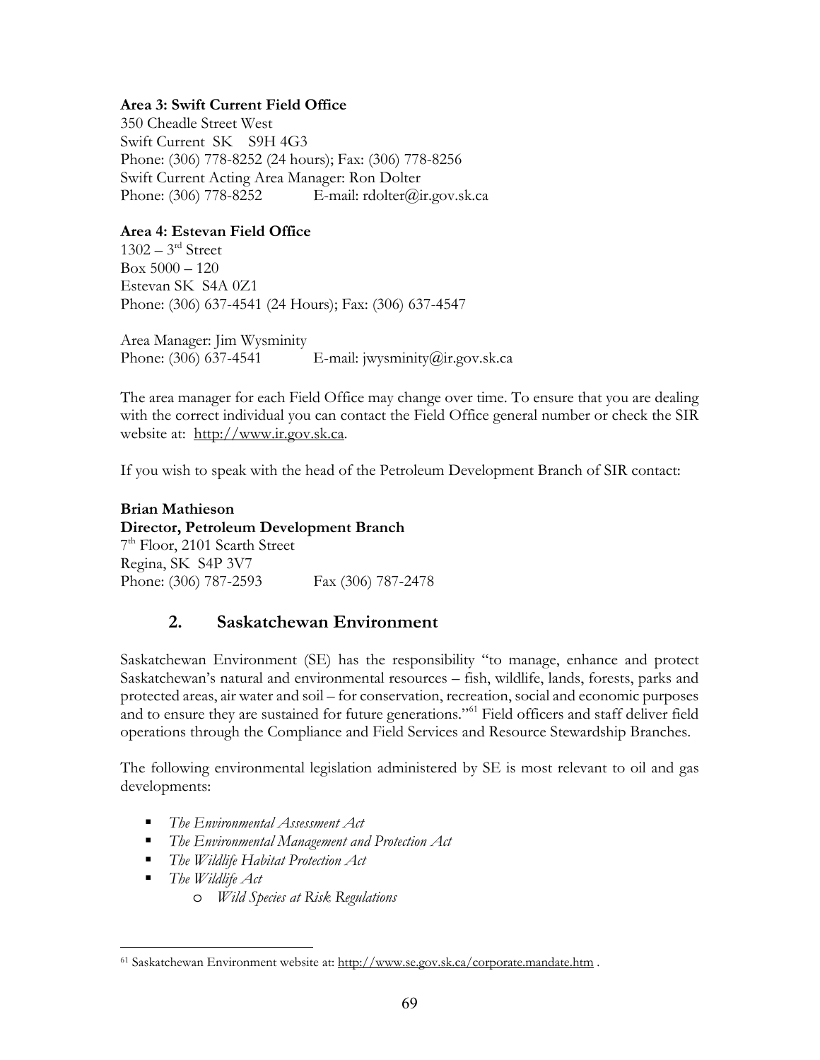**Area 3: Swift Current Field Office**
350 Cheadle Street West
Swift Current SK S9H 4G3
Phone: (306) 778-8252 (24 hours); Fax: (306) 778-8256
Swift Current Acting Area Manager: Ron Dolter
Phone: (306) 778-8252 E-mail: rdolter@ir.gov.sk.ca

**Area 4: Estevan Field Office**
1302 – 3rd Street
Box 5000 – 120
Estevan SK S4A 0Z1
Phone: (306) 637-4541 (24 Hours); Fax: (306) 637-4547

Area Manager: Jim Wysminity
Phone: (306) 637-4541 E-mail: jwysminity@ir.gov.sk.ca

The area manager for each Field Office may change over time. To ensure that you are dealing with the correct individual you can contact the Field Office general number or check the SIR website at: http://www.ir.gov.sk.ca.

If you wish to speak with the head of the Petroleum Development Branch of SIR contact:

**Brian Mathieson**
**Director, Petroleum Development Branch**
7th Floor, 2101 Scarth Street
Regina, SK S4P 3V7
Phone: (306) 787-2593 Fax (306) 787-2478

## 2. Saskatchewan Environment

Saskatchewan Environment (SE) has the responsibility "to manage, enhance and protect Saskatchewan's natural and environmental resources – fish, wildlife, lands, forests, parks and protected areas, air water and soil – for conservation, recreation, social and economic purposes and to ensure they are sustained for future generations."[61] Field officers and staff deliver field operations through the Compliance and Field Services and Resource Stewardship Branches.

The following environmental legislation administered by SE is most relevant to oil and gas developments:

- *The Environmental Assessment Act*
- *The Environmental Management and Protection Act*
- *The Wildlife Habitat Protection Act*
- *The Wildlife Act*
  - *Wild Species at Risk Regulations*

---

[61] Saskatchewan Environment website at: http://www.se.gov.sk.ca/corporate.mandate.htm .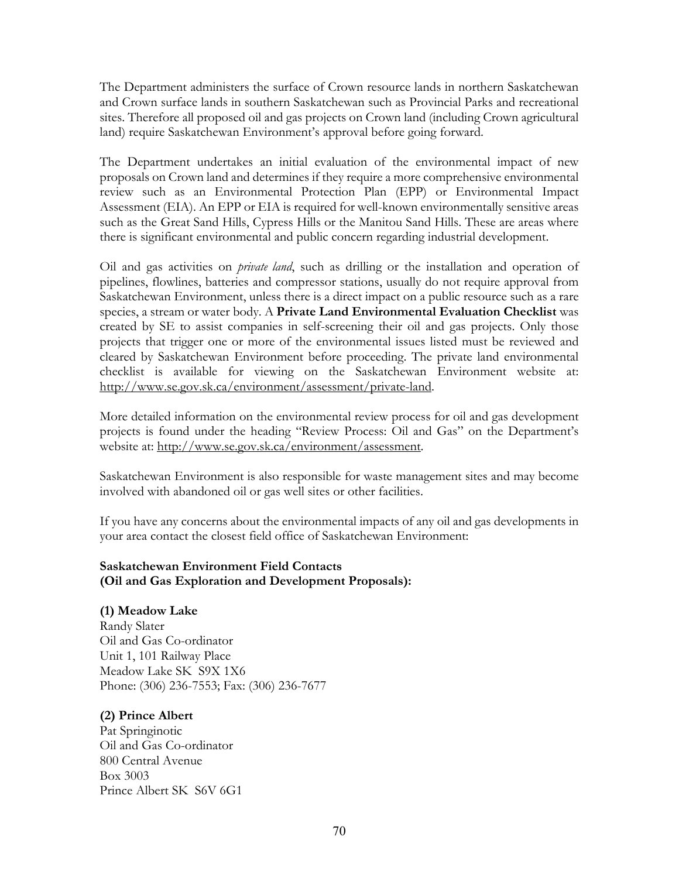The Department administers the surface of Crown resource lands in northern Saskatchewan and Crown surface lands in southern Saskatchewan such as Provincial Parks and recreational sites. Therefore all proposed oil and gas projects on Crown land (including Crown agricultural land) require Saskatchewan Environment's approval before going forward.

The Department undertakes an initial evaluation of the environmental impact of new proposals on Crown land and determines if they require a more comprehensive environmental review such as an Environmental Protection Plan (EPP) or Environmental Impact Assessment (EIA). An EPP or EIA is required for well-known environmentally sensitive areas such as the Great Sand Hills, Cypress Hills or the Manitou Sand Hills. These are areas where there is significant environmental and public concern regarding industrial development.

Oil and gas activities on *private land*, such as drilling or the installation and operation of pipelines, flowlines, batteries and compressor stations, usually do not require approval from Saskatchewan Environment, unless there is a direct impact on a public resource such as a rare species, a stream or water body. A **Private Land Environmental Evaluation Checklist** was created by SE to assist companies in self-screening their oil and gas projects. Only those projects that trigger one or more of the environmental issues listed must be reviewed and cleared by Saskatchewan Environment before proceeding. The private land environmental checklist is available for viewing on the Saskatchewan Environment website at: http://www.se.gov.sk.ca/environment/assessment/private-land.

More detailed information on the environmental review process for oil and gas development projects is found under the heading "Review Process: Oil and Gas" on the Department's website at: http://www.se.gov.sk.ca/environment/assessment.

Saskatchewan Environment is also responsible for waste management sites and may become involved with abandoned oil or gas well sites or other facilities.

If you have any concerns about the environmental impacts of any oil and gas developments in your area contact the closest field office of Saskatchewan Environment:

**Saskatchewan Environment Field Contacts**
**(Oil and Gas Exploration and Development Proposals):**

**(1) Meadow Lake**
Randy Slater
Oil and Gas Co-ordinator
Unit 1, 101 Railway Place
Meadow Lake SK S9X 1X6
Phone: (306) 236-7553; Fax: (306) 236-7677

**(2) Prince Albert**
Pat Springinotic
Oil and Gas Co-ordinator
800 Central Avenue
Box 3003
Prince Albert SK S6V 6G1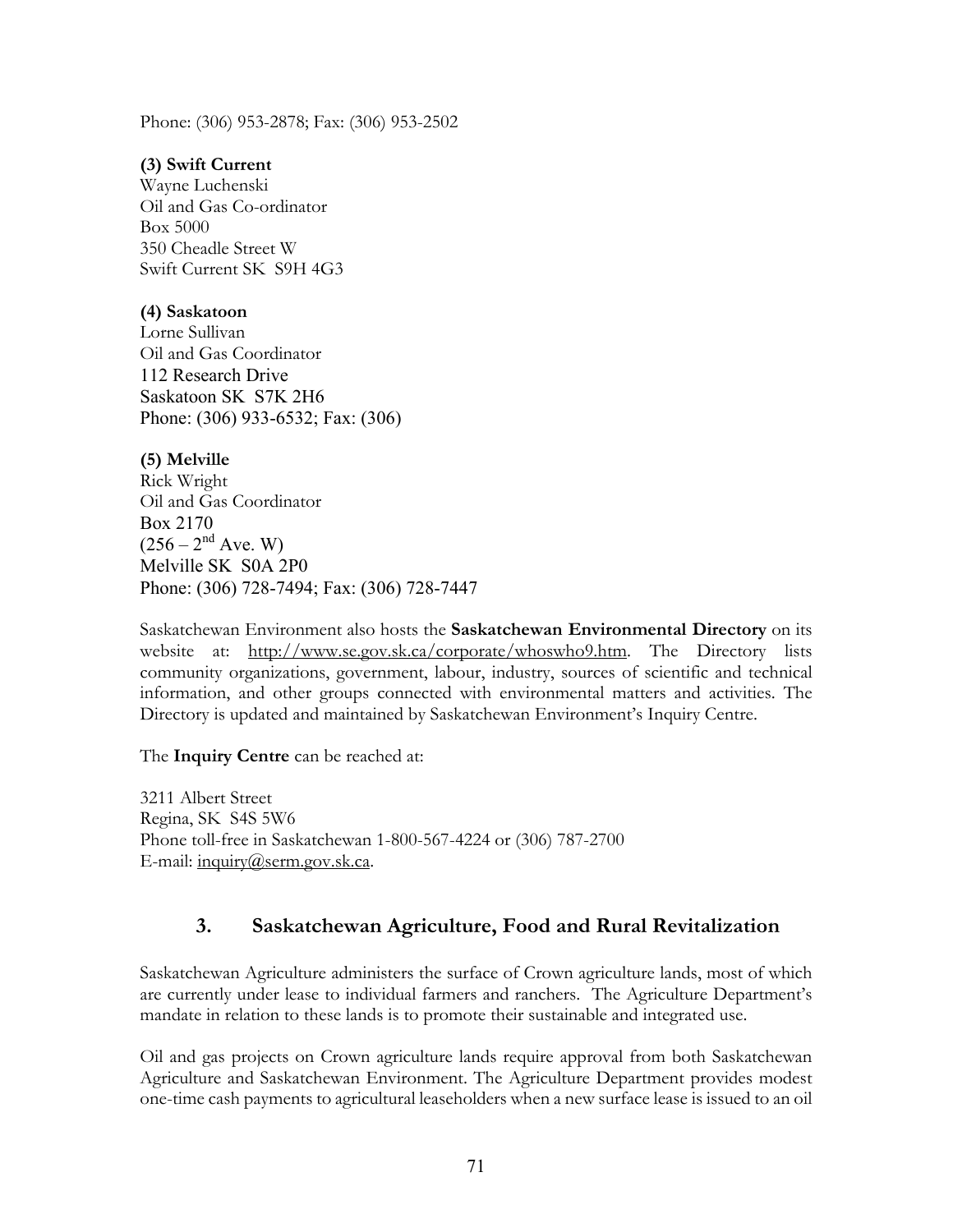Phone: (306) 953-2878; Fax: (306) 953-2502

**(3) Swift Current**
Wayne Luchenski
Oil and Gas Co-ordinator
Box 5000
350 Cheadle Street W
Swift Current SK S9H 4G3

**(4) Saskatoon**
Lorne Sullivan
Oil and Gas Coordinator
112 Research Drive
Saskatoon SK S7K 2H6
Phone: (306) 933-6532; Fax: (306)

**(5) Melville**
Rick Wright
Oil and Gas Coordinator
Box 2170
(256 – 2nd Ave. W)
Melville SK S0A 2P0
Phone: (306) 728-7494; Fax: (306) 728-7447

Saskatchewan Environment also hosts the **Saskatchewan Environmental Directory** on its website at: http://www.se.gov.sk.ca/corporate/whoswho9.htm. The Directory lists community organizations, government, labour, industry, sources of scientific and technical information, and other groups connected with environmental matters and activities. The Directory is updated and maintained by Saskatchewan Environment's Inquiry Centre.

The **Inquiry Centre** can be reached at:

3211 Albert Street
Regina, SK S4S 5W6
Phone toll-free in Saskatchewan 1-800-567-4224 or (306) 787-2700
E-mail: inquiry@serm.gov.sk.ca.

## 3. Saskatchewan Agriculture, Food and Rural Revitalization

Saskatchewan Agriculture administers the surface of Crown agriculture lands, most of which are currently under lease to individual farmers and ranchers. The Agriculture Department's mandate in relation to these lands is to promote their sustainable and integrated use.

Oil and gas projects on Crown agriculture lands require approval from both Saskatchewan Agriculture and Saskatchewan Environment. The Agriculture Department provides modest one-time cash payments to agricultural leaseholders when a new surface lease is issued to an oil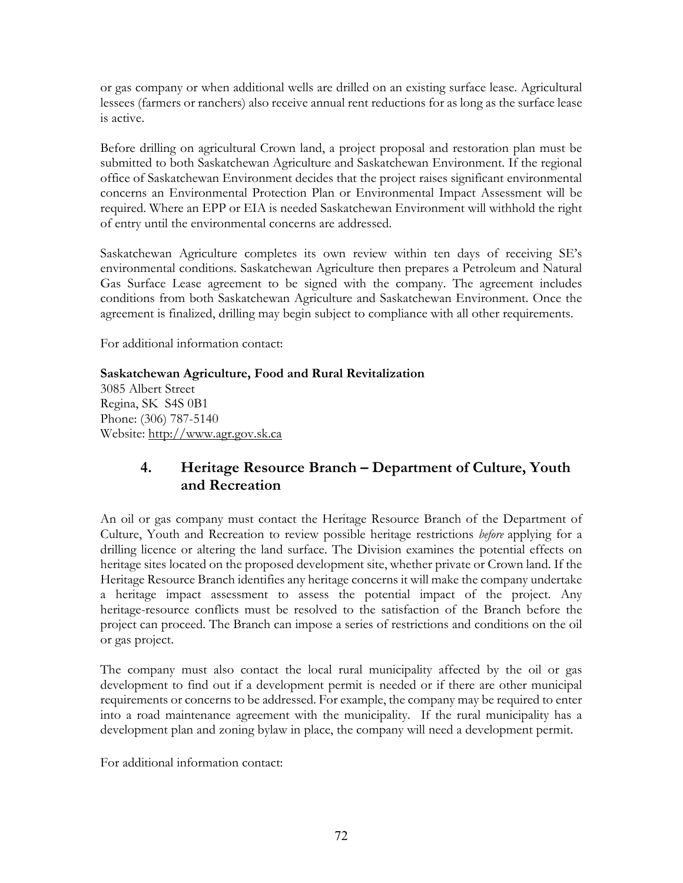or gas company or when additional wells are drilled on an existing surface lease. Agricultural lessees (farmers or ranchers) also receive annual rent reductions for as long as the surface lease is active.

Before drilling on agricultural Crown land, a project proposal and restoration plan must be submitted to both Saskatchewan Agriculture and Saskatchewan Environment. If the regional office of Saskatchewan Environment decides that the project raises significant environmental concerns an Environmental Protection Plan or Environmental Impact Assessment will be required. Where an EPP or EIA is needed Saskatchewan Environment will withhold the right of entry until the environmental concerns are addressed.

Saskatchewan Agriculture completes its own review within ten days of receiving SE's environmental conditions. Saskatchewan Agriculture then prepares a Petroleum and Natural Gas Surface Lease agreement to be signed with the company. The agreement includes conditions from both Saskatchewan Agriculture and Saskatchewan Environment. Once the agreement is finalized, drilling may begin subject to compliance with all other requirements.

For additional information contact:

**Saskatchewan Agriculture, Food and Rural Revitalization**
3085 Albert Street
Regina, SK S4S 0B1
Phone: (306) 787-5140
Website: http://www.agr.gov.sk.ca

## 4. Heritage Resource Branch – Department of Culture, Youth and Recreation

An oil or gas company must contact the Heritage Resource Branch of the Department of Culture, Youth and Recreation to review possible heritage restrictions *before* applying for a drilling licence or altering the land surface. The Division examines the potential effects on heritage sites located on the proposed development site, whether private or Crown land. If the Heritage Resource Branch identifies any heritage concerns it will make the company undertake a heritage impact assessment to assess the potential impact of the project. Any heritage-resource conflicts must be resolved to the satisfaction of the Branch before the project can proceed. The Branch can impose a series of restrictions and conditions on the oil or gas project.

The company must also contact the local rural municipality affected by the oil or gas development to find out if a development permit is needed or if there are other municipal requirements or concerns to be addressed. For example, the company may be required to enter into a road maintenance agreement with the municipality. If the rural municipality has a development plan and zoning bylaw in place, the company will need a development permit.

For additional information contact: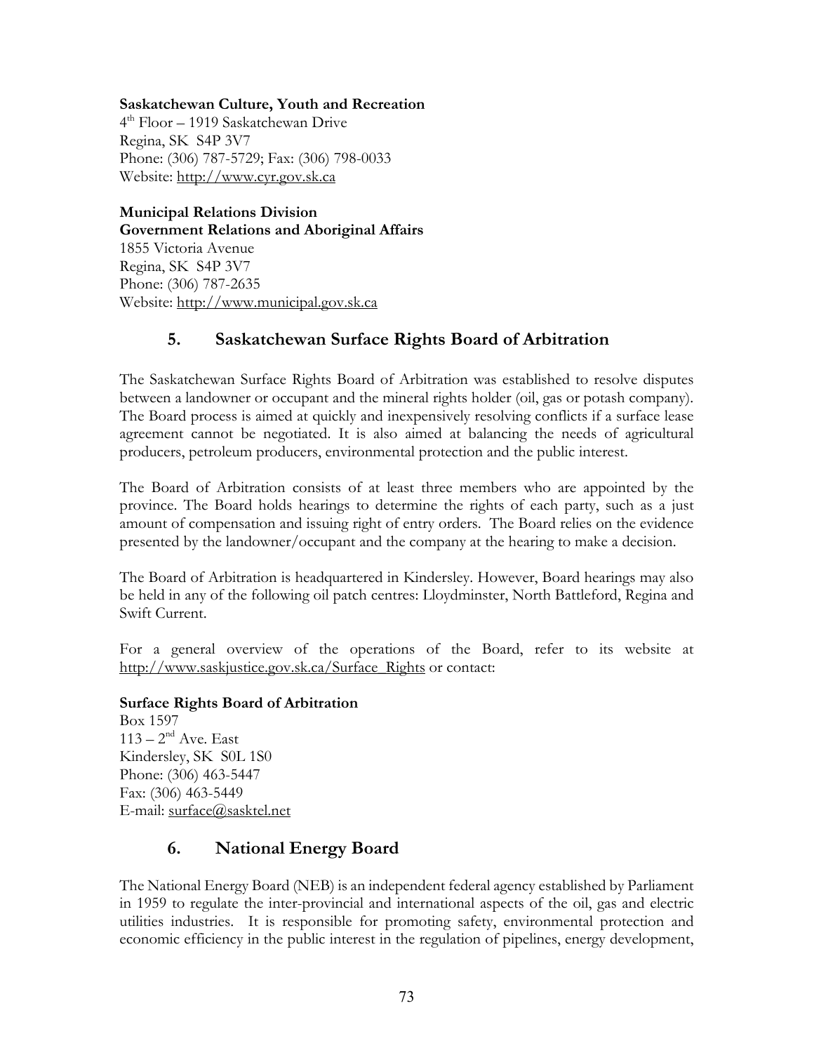**Saskatchewan Culture, Youth and Recreation**
4th Floor – 1919 Saskatchewan Drive
Regina, SK S4P 3V7
Phone: (306) 787-5729; Fax: (306) 798-0033
Website: http://www.cyr.gov.sk.ca

**Municipal Relations Division**
**Government Relations and Aboriginal Affairs**
1855 Victoria Avenue
Regina, SK S4P 3V7
Phone: (306) 787-2635
Website: http://www.municipal.gov.sk.ca

## 5. Saskatchewan Surface Rights Board of Arbitration

The Saskatchewan Surface Rights Board of Arbitration was established to resolve disputes between a landowner or occupant and the mineral rights holder (oil, gas or potash company). The Board process is aimed at quickly and inexpensively resolving conflicts if a surface lease agreement cannot be negotiated. It is also aimed at balancing the needs of agricultural producers, petroleum producers, environmental protection and the public interest.

The Board of Arbitration consists of at least three members who are appointed by the province. The Board holds hearings to determine the rights of each party, such as a just amount of compensation and issuing right of entry orders. The Board relies on the evidence presented by the landowner/occupant and the company at the hearing to make a decision.

The Board of Arbitration is headquartered in Kindersley. However, Board hearings may also be held in any of the following oil patch centres: Lloydminster, North Battleford, Regina and Swift Current.

For a general overview of the operations of the Board, refer to its website at http://www.saskjustice.gov.sk.ca/Surface_Rights or contact:

**Surface Rights Board of Arbitration**
Box 1597
113 – 2nd Ave. East
Kindersley, SK S0L 1S0
Phone: (306) 463-5447
Fax: (306) 463-5449
E-mail: surface@sasktel.net

## 6. National Energy Board

The National Energy Board (NEB) is an independent federal agency established by Parliament in 1959 to regulate the inter-provincial and international aspects of the oil, gas and electric utilities industries. It is responsible for promoting safety, environmental protection and economic efficiency in the public interest in the regulation of pipelines, energy development,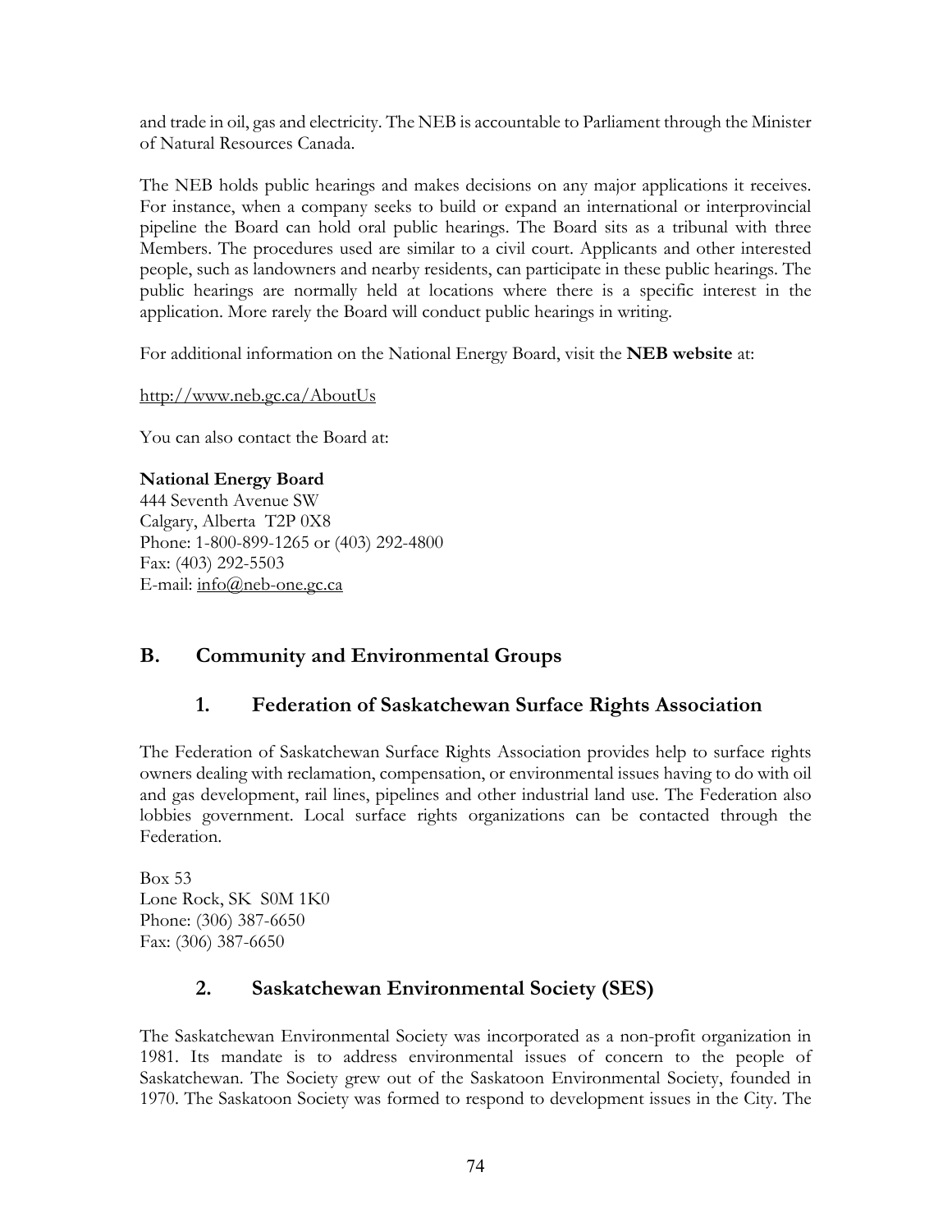and trade in oil, gas and electricity. The NEB is accountable to Parliament through the Minister of Natural Resources Canada.

The NEB holds public hearings and makes decisions on any major applications it receives. For instance, when a company seeks to build or expand an international or interprovincial pipeline the Board can hold oral public hearings. The Board sits as a tribunal with three Members. The procedures used are similar to a civil court. Applicants and other interested people, such as landowners and nearby residents, can participate in these public hearings. The public hearings are normally held at locations where there is a specific interest in the application. More rarely the Board will conduct public hearings in writing.

For additional information on the National Energy Board, visit the **NEB website** at:

http://www.neb.gc.ca/AboutUs

You can also contact the Board at:

**National Energy Board**
444 Seventh Avenue SW
Calgary, Alberta T2P 0X8
Phone: 1-800-899-1265 or (403) 292-4800
Fax: (403) 292-5503
E-mail: info@neb-one.gc.ca

## B. Community and Environmental Groups

### 1. Federation of Saskatchewan Surface Rights Association

The Federation of Saskatchewan Surface Rights Association provides help to surface rights owners dealing with reclamation, compensation, or environmental issues having to do with oil and gas development, rail lines, pipelines and other industrial land use. The Federation also lobbies government. Local surface rights organizations can be contacted through the Federation.

Box 53
Lone Rock, SK S0M 1K0
Phone: (306) 387-6650
Fax: (306) 387-6650

### 2. Saskatchewan Environmental Society (SES)

The Saskatchewan Environmental Society was incorporated as a non-profit organization in 1981. Its mandate is to address environmental issues of concern to the people of Saskatchewan. The Society grew out of the Saskatoon Environmental Society, founded in 1970. The Saskatoon Society was formed to respond to development issues in the City. The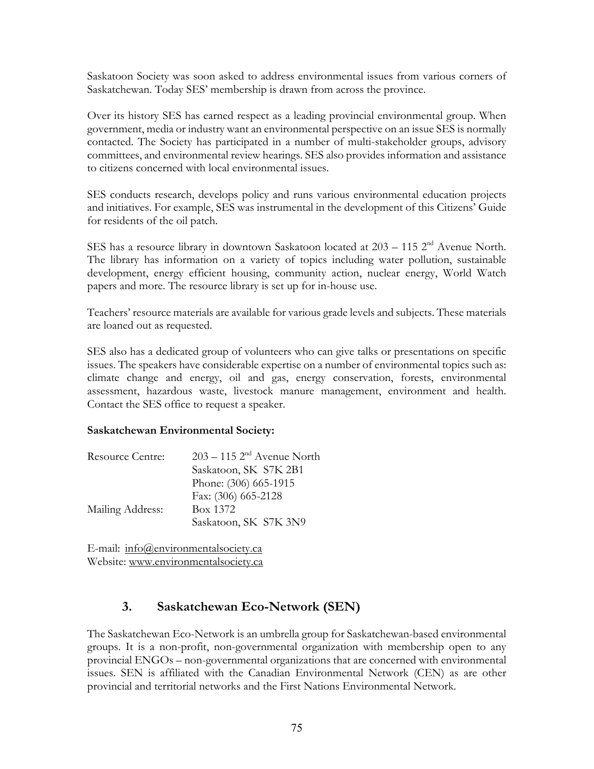Saskatoon Society was soon asked to address environmental issues from various corners of Saskatchewan. Today SES' membership is drawn from across the province.

Over its history SES has earned respect as a leading provincial environmental group. When government, media or industry want an environmental perspective on an issue SES is normally contacted. The Society has participated in a number of multi-stakeholder groups, advisory committees, and environmental review hearings. SES also provides information and assistance to citizens concerned with local environmental issues.

SES conducts research, develops policy and runs various environmental education projects and initiatives. For example, SES was instrumental in the development of this Citizens' Guide for residents of the oil patch.

SES has a resource library in downtown Saskatoon located at 203 – 115 2nd Avenue North. The library has information on a variety of topics including water pollution, sustainable development, energy efficient housing, community action, nuclear energy, World Watch papers and more. The resource library is set up for in-house use.

Teachers' resource materials are available for various grade levels and subjects. These materials are loaned out as requested.

SES also has a dedicated group of volunteers who can give talks or presentations on specific issues. The speakers have considerable expertise on a number of environmental topics such as: climate change and energy, oil and gas, energy conservation, forests, environmental assessment, hazardous waste, livestock manure management, environment and health. Contact the SES office to request a speaker.

**Saskatchewan Environmental Society:**

Resource Centre: 203 – 115 2nd Avenue North
Saskatoon, SK S7K 2B1
Phone: (306) 665-1915
Fax: (306) 665-2128
Mailing Address: Box 1372
Saskatoon, SK S7K 3N9

E-mail: info@environmentalsociety.ca
Website: www.environmentalsociety.ca

## 3. Saskatchewan Eco-Network (SEN)

The Saskatchewan Eco-Network is an umbrella group for Saskatchewan-based environmental groups. It is a non-profit, non-governmental organization with membership open to any provincial ENGOs – non-governmental organizations that are concerned with environmental issues. SEN is affiliated with the Canadian Environmental Network (CEN) as are other provincial and territorial networks and the First Nations Environmental Network.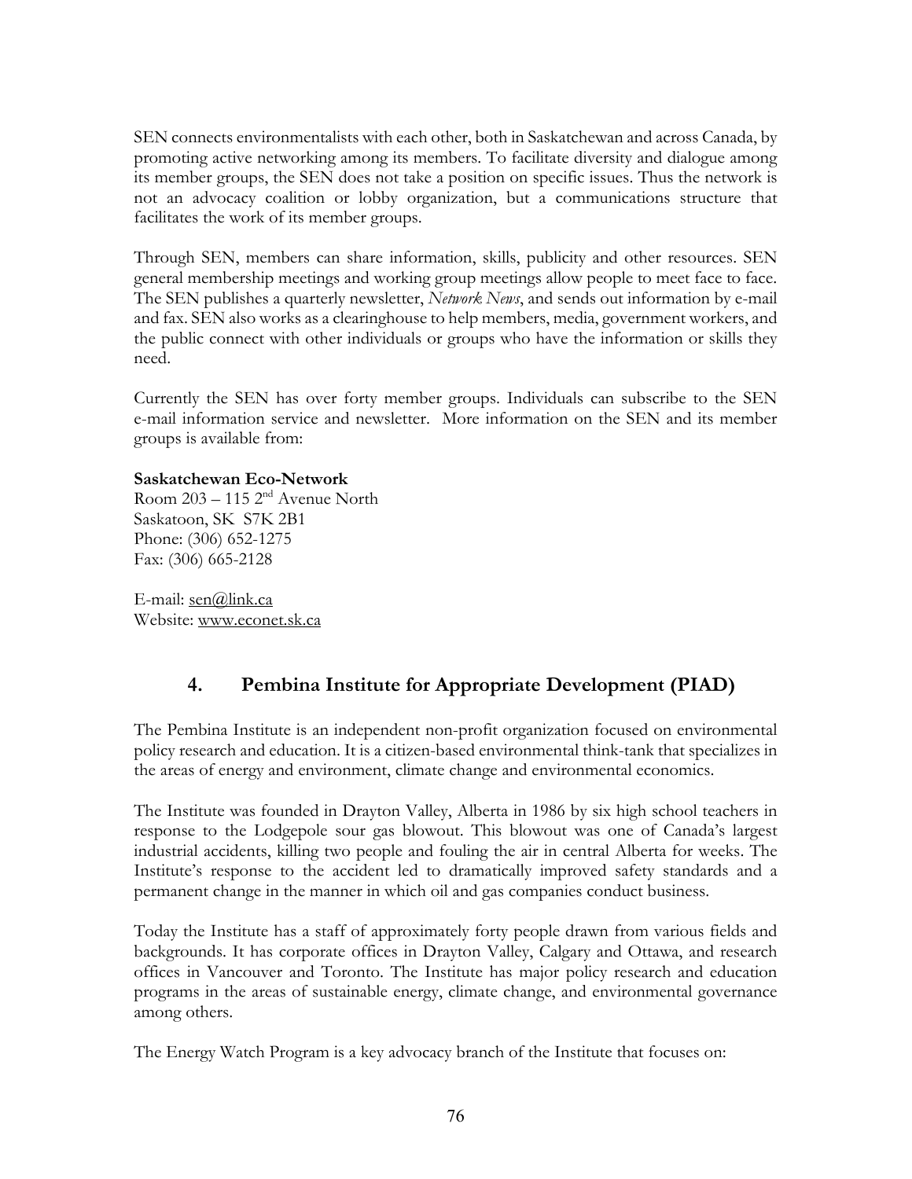SEN connects environmentalists with each other, both in Saskatchewan and across Canada, by promoting active networking among its members. To facilitate diversity and dialogue among its member groups, the SEN does not take a position on specific issues. Thus the network is not an advocacy coalition or lobby organization, but a communications structure that facilitates the work of its member groups.

Through SEN, members can share information, skills, publicity and other resources. SEN general membership meetings and working group meetings allow people to meet face to face. The SEN publishes a quarterly newsletter, *Network News*, and sends out information by e-mail and fax. SEN also works as a clearinghouse to help members, media, government workers, and the public connect with other individuals or groups who have the information or skills they need.

Currently the SEN has over forty member groups. Individuals can subscribe to the SEN e-mail information service and newsletter. More information on the SEN and its member groups is available from:

**Saskatchewan Eco-Network**
Room 203 – 115 2nd Avenue North
Saskatoon, SK S7K 2B1
Phone: (306) 652-1275
Fax: (306) 665-2128

E-mail: sen@link.ca
Website: www.econet.sk.ca

## 4. Pembina Institute for Appropriate Development (PIAD)

The Pembina Institute is an independent non-profit organization focused on environmental policy research and education. It is a citizen-based environmental think-tank that specializes in the areas of energy and environment, climate change and environmental economics.

The Institute was founded in Drayton Valley, Alberta in 1986 by six high school teachers in response to the Lodgepole sour gas blowout. This blowout was one of Canada's largest industrial accidents, killing two people and fouling the air in central Alberta for weeks. The Institute's response to the accident led to dramatically improved safety standards and a permanent change in the manner in which oil and gas companies conduct business.

Today the Institute has a staff of approximately forty people drawn from various fields and backgrounds. It has corporate offices in Drayton Valley, Calgary and Ottawa, and research offices in Vancouver and Toronto. The Institute has major policy research and education programs in the areas of sustainable energy, climate change, and environmental governance among others.

The Energy Watch Program is a key advocacy branch of the Institute that focuses on: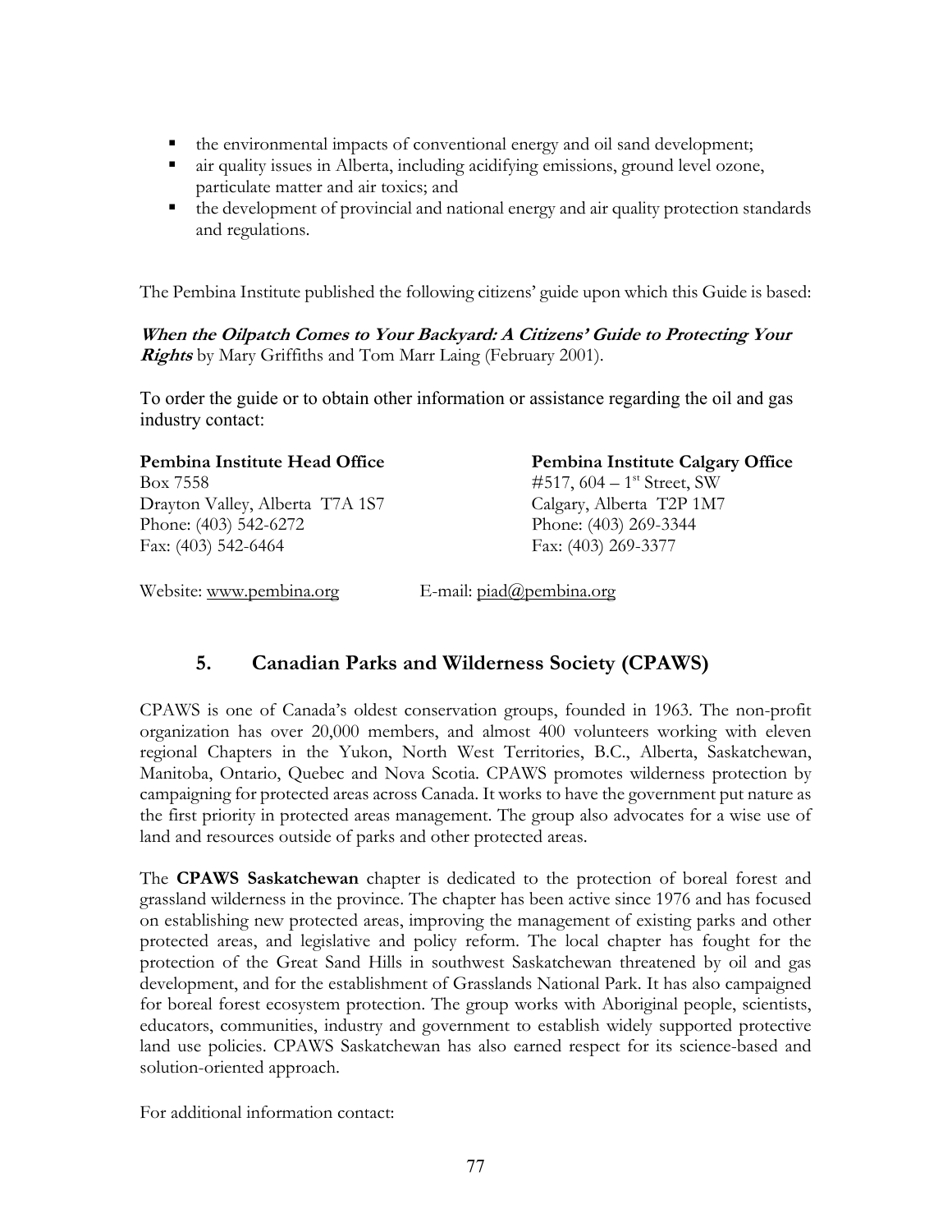- the environmental impacts of conventional energy and oil sand development;
- air quality issues in Alberta, including acidifying emissions, ground level ozone, particulate matter and air toxics; and
- the development of provincial and national energy and air quality protection standards and regulations.

The Pembina Institute published the following citizens' guide upon which this Guide is based:

***When the Oilpatch Comes to Your Backyard: A Citizens' Guide to Protecting Your Rights*** by Mary Griffiths and Tom Marr Laing (February 2001).

To order the guide or to obtain other information or assistance regarding the oil and gas industry contact:

**Pembina Institute Head Office**
Box 7558
Drayton Valley, Alberta T7A 1S7
Phone: (403) 542-6272
Fax: (403) 542-6464

**Pembina Institute Calgary Office**
#517, 604 – 1st Street, SW
Calgary, Alberta T2P 1M7
Phone: (403) 269-3344
Fax: (403) 269-3377

Website: www.pembina.org E-mail: piad@pembina.org

## 5. Canadian Parks and Wilderness Society (CPAWS)

CPAWS is one of Canada's oldest conservation groups, founded in 1963. The non-profit organization has over 20,000 members, and almost 400 volunteers working with eleven regional Chapters in the Yukon, North West Territories, B.C., Alberta, Saskatchewan, Manitoba, Ontario, Quebec and Nova Scotia. CPAWS promotes wilderness protection by campaigning for protected areas across Canada. It works to have the government put nature as the first priority in protected areas management. The group also advocates for a wise use of land and resources outside of parks and other protected areas.

The **CPAWS Saskatchewan** chapter is dedicated to the protection of boreal forest and grassland wilderness in the province. The chapter has been active since 1976 and has focused on establishing new protected areas, improving the management of existing parks and other protected areas, and legislative and policy reform. The local chapter has fought for the protection of the Great Sand Hills in southwest Saskatchewan threatened by oil and gas development, and for the establishment of Grasslands National Park. It has also campaigned for boreal forest ecosystem protection. The group works with Aboriginal people, scientists, educators, communities, industry and government to establish widely supported protective land use policies. CPAWS Saskatchewan has also earned respect for its science-based and solution-oriented approach.

For additional information contact: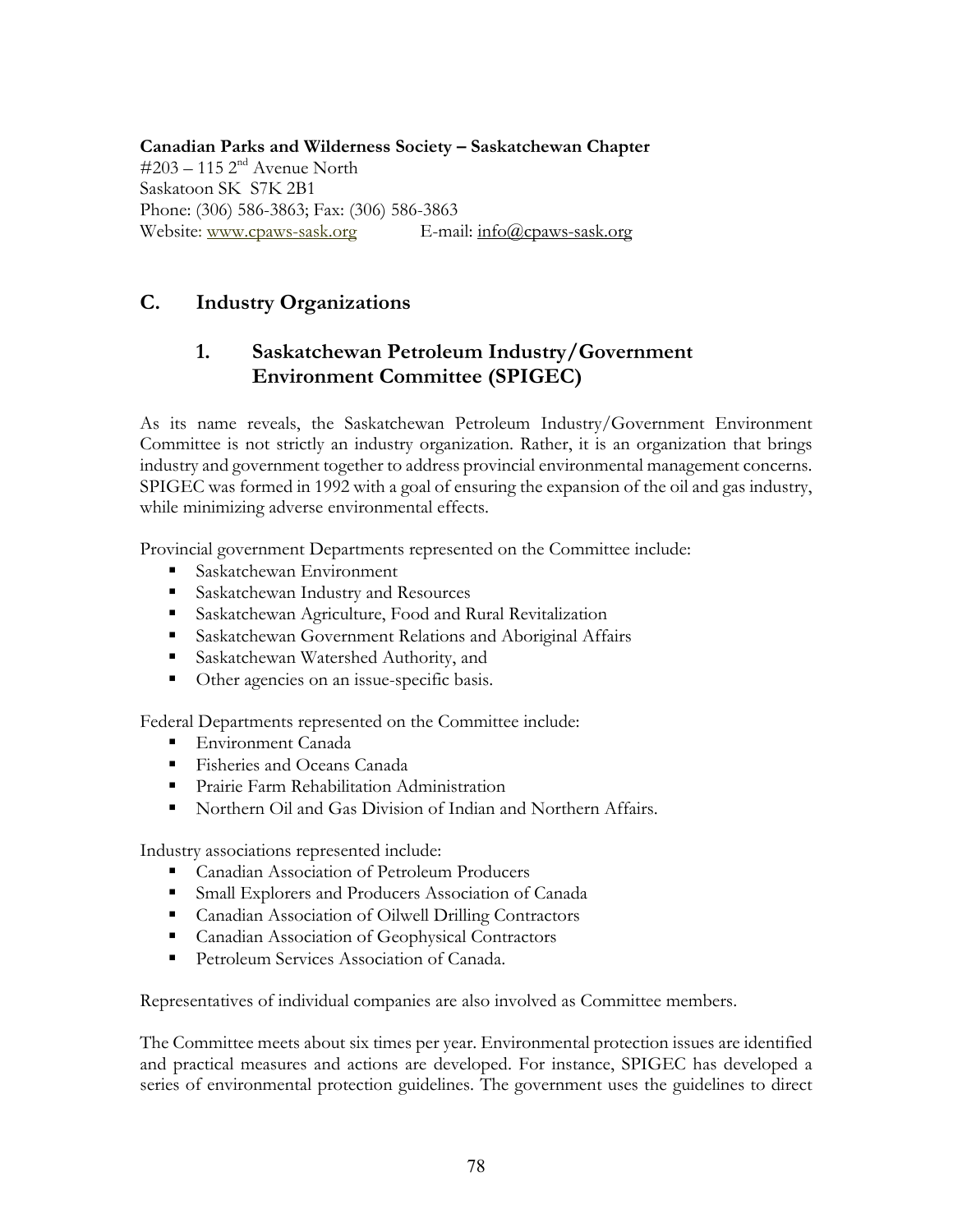**Canadian Parks and Wilderness Society – Saskatchewan Chapter**
#203 – 115 2nd Avenue North
Saskatoon SK S7K 2B1
Phone: (306) 586-3863; Fax: (306) 586-3863
Website: www.cpaws-sask.org E-mail: info@cpaws-sask.org

## C. Industry Organizations

### 1. Saskatchewan Petroleum Industry/Government Environment Committee (SPIGEC)

As its name reveals, the Saskatchewan Petroleum Industry/Government Environment Committee is not strictly an industry organization. Rather, it is an organization that brings industry and government together to address provincial environmental management concerns. SPIGEC was formed in 1992 with a goal of ensuring the expansion of the oil and gas industry, while minimizing adverse environmental effects.

Provincial government Departments represented on the Committee include:

- Saskatchewan Environment
- Saskatchewan Industry and Resources
- Saskatchewan Agriculture, Food and Rural Revitalization
- Saskatchewan Government Relations and Aboriginal Affairs
- Saskatchewan Watershed Authority, and
- Other agencies on an issue-specific basis.

Federal Departments represented on the Committee include:

- Environment Canada
- Fisheries and Oceans Canada
- Prairie Farm Rehabilitation Administration
- Northern Oil and Gas Division of Indian and Northern Affairs.

Industry associations represented include:

- Canadian Association of Petroleum Producers
- Small Explorers and Producers Association of Canada
- Canadian Association of Oilwell Drilling Contractors
- Canadian Association of Geophysical Contractors
- Petroleum Services Association of Canada.

Representatives of individual companies are also involved as Committee members.

The Committee meets about six times per year. Environmental protection issues are identified and practical measures and actions are developed. For instance, SPIGEC has developed a series of environmental protection guidelines. The government uses the guidelines to direct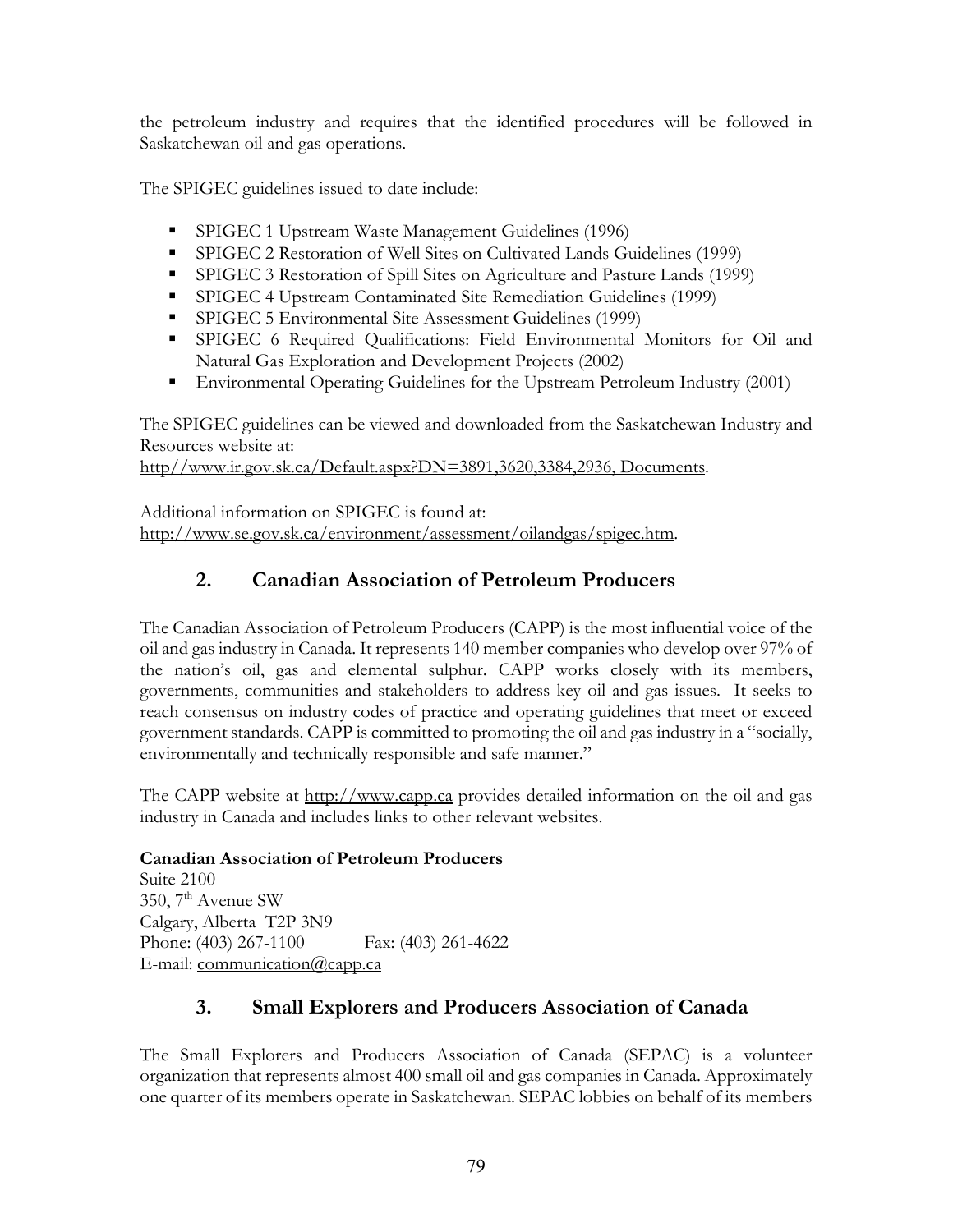the petroleum industry and requires that the identified procedures will be followed in Saskatchewan oil and gas operations.

The SPIGEC guidelines issued to date include:

- SPIGEC 1 Upstream Waste Management Guidelines (1996)
- SPIGEC 2 Restoration of Well Sites on Cultivated Lands Guidelines (1999)
- SPIGEC 3 Restoration of Spill Sites on Agriculture and Pasture Lands (1999)
- SPIGEC 4 Upstream Contaminated Site Remediation Guidelines (1999)
- SPIGEC 5 Environmental Site Assessment Guidelines (1999)
- SPIGEC 6 Required Qualifications: Field Environmental Monitors for Oil and Natural Gas Exploration and Development Projects (2002)
- Environmental Operating Guidelines for the Upstream Petroleum Industry (2001)

The SPIGEC guidelines can be viewed and downloaded from the Saskatchewan Industry and Resources website at:
http//www.ir.gov.sk.ca/Default.aspx?DN=3891,3620,3384,2936, Documents.

Additional information on SPIGEC is found at:
http://www.se.gov.sk.ca/environment/assessment/oilandgas/spigec.htm.

## 2. Canadian Association of Petroleum Producers

The Canadian Association of Petroleum Producers (CAPP) is the most influential voice of the oil and gas industry in Canada. It represents 140 member companies who develop over 97% of the nation's oil, gas and elemental sulphur. CAPP works closely with its members, governments, communities and stakeholders to address key oil and gas issues. It seeks to reach consensus on industry codes of practice and operating guidelines that meet or exceed government standards. CAPP is committed to promoting the oil and gas industry in a "socially, environmentally and technically responsible and safe manner."

The CAPP website at http://www.capp.ca provides detailed information on the oil and gas industry in Canada and includes links to other relevant websites.

**Canadian Association of Petroleum Producers**
Suite 2100
350, 7th Avenue SW
Calgary, Alberta T2P 3N9
Phone: (403) 267-1100 Fax: (403) 261-4622
E-mail: communication@capp.ca

## 3. Small Explorers and Producers Association of Canada

The Small Explorers and Producers Association of Canada (SEPAC) is a volunteer organization that represents almost 400 small oil and gas companies in Canada. Approximately one quarter of its members operate in Saskatchewan. SEPAC lobbies on behalf of its members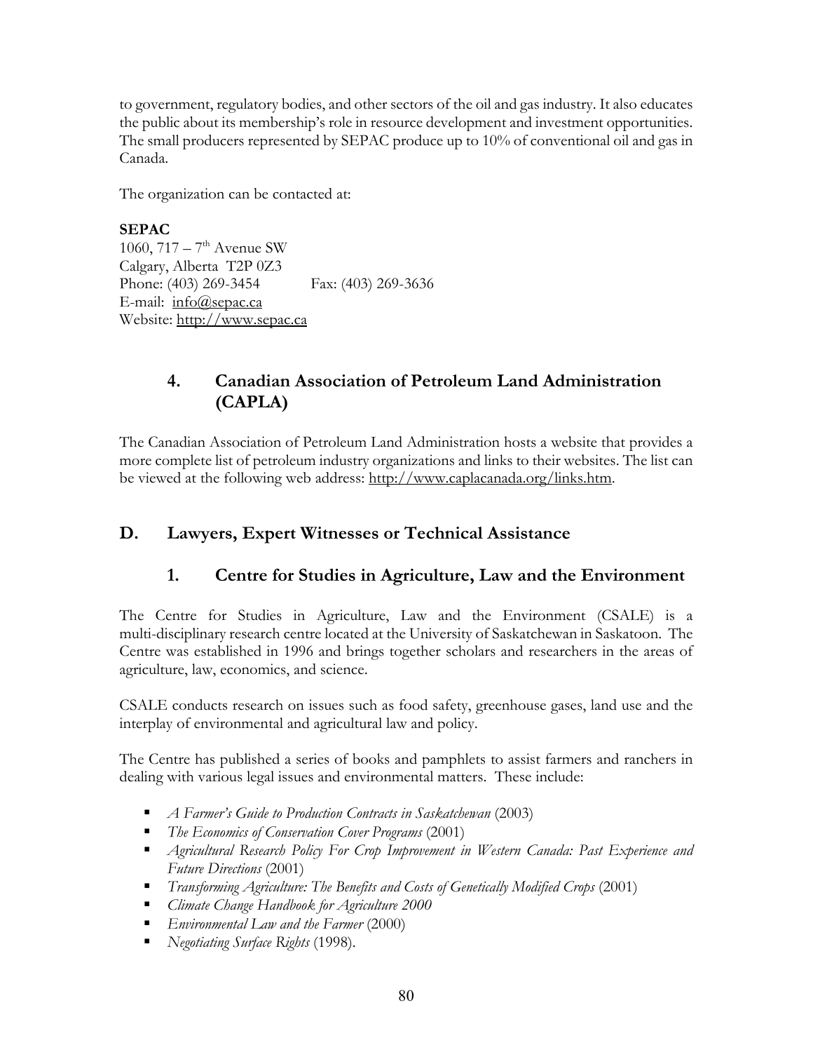to government, regulatory bodies, and other sectors of the oil and gas industry. It also educates the public about its membership's role in resource development and investment opportunities. The small producers represented by SEPAC produce up to 10% of conventional oil and gas in Canada.

The organization can be contacted at:

**SEPAC**
1060, 717 – 7th Avenue SW
Calgary, Alberta T2P 0Z3
Phone: (403) 269-3454 Fax: (403) 269-3636
E-mail: info@sepac.ca
Website: http://www.sepac.ca

### 4. Canadian Association of Petroleum Land Administration (CAPLA)

The Canadian Association of Petroleum Land Administration hosts a website that provides a more complete list of petroleum industry organizations and links to their websites. The list can be viewed at the following web address: http://www.caplacanada.org/links.htm.

## D. Lawyers, Expert Witnesses or Technical Assistance

### 1. Centre for Studies in Agriculture, Law and the Environment

The Centre for Studies in Agriculture, Law and the Environment (CSALE) is a multi-disciplinary research centre located at the University of Saskatchewan in Saskatoon. The Centre was established in 1996 and brings together scholars and researchers in the areas of agriculture, law, economics, and science.

CSALE conducts research on issues such as food safety, greenhouse gases, land use and the interplay of environmental and agricultural law and policy.

The Centre has published a series of books and pamphlets to assist farmers and ranchers in dealing with various legal issues and environmental matters. These include:

- *A Farmer's Guide to Production Contracts in Saskatchewan* (2003)
- *The Economics of Conservation Cover Programs* (2001)
- *Agricultural Research Policy For Crop Improvement in Western Canada: Past Experience and Future Directions* (2001)
- *Transforming Agriculture: The Benefits and Costs of Genetically Modified Crops* (2001)
- *Climate Change Handbook for Agriculture 2000*
- *Environmental Law and the Farmer* (2000)
- *Negotiating Surface Rights* (1998).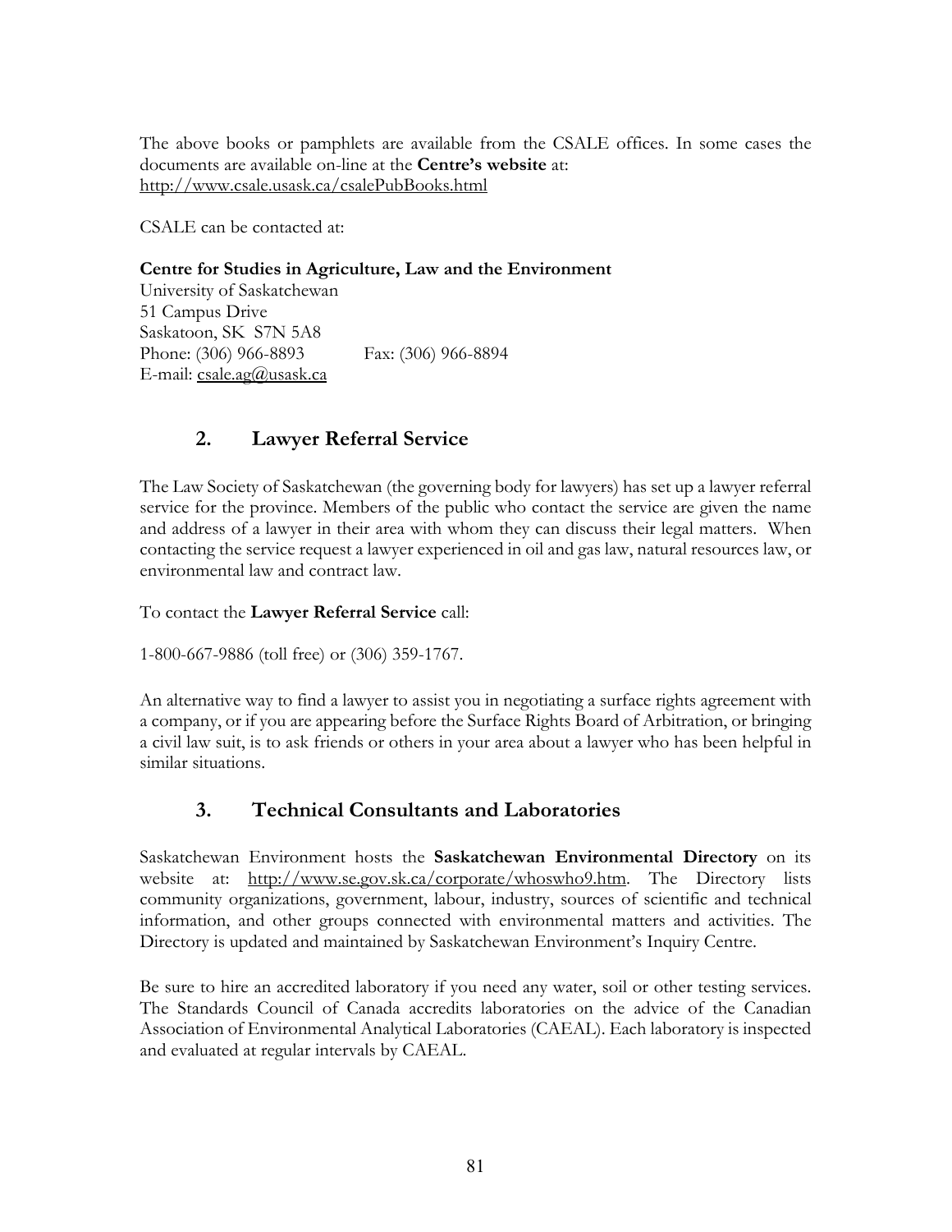The above books or pamphlets are available from the CSALE offices. In some cases the documents are available on-line at the **Centre's website** at: http://www.csale.usask.ca/csalePubBooks.html

CSALE can be contacted at:

**Centre for Studies in Agriculture, Law and the Environment**
University of Saskatchewan
51 Campus Drive
Saskatoon, SK S7N 5A8
Phone: (306) 966-8893 Fax: (306) 966-8894
E-mail: csale.ag@usask.ca

## 2. Lawyer Referral Service

The Law Society of Saskatchewan (the governing body for lawyers) has set up a lawyer referral service for the province. Members of the public who contact the service are given the name and address of a lawyer in their area with whom they can discuss their legal matters. When contacting the service request a lawyer experienced in oil and gas law, natural resources law, or environmental law and contract law.

To contact the **Lawyer Referral Service** call:

1-800-667-9886 (toll free) or (306) 359-1767.

An alternative way to find a lawyer to assist you in negotiating a surface rights agreement with a company, or if you are appearing before the Surface Rights Board of Arbitration, or bringing a civil law suit, is to ask friends or others in your area about a lawyer who has been helpful in similar situations.

## 3. Technical Consultants and Laboratories

Saskatchewan Environment hosts the **Saskatchewan Environmental Directory** on its website at: http://www.se.gov.sk.ca/corporate/whoswho9.htm. The Directory lists community organizations, government, labour, industry, sources of scientific and technical information, and other groups connected with environmental matters and activities. The Directory is updated and maintained by Saskatchewan Environment's Inquiry Centre.

Be sure to hire an accredited laboratory if you need any water, soil or other testing services. The Standards Council of Canada accredits laboratories on the advice of the Canadian Association of Environmental Analytical Laboratories (CAEAL). Each laboratory is inspected and evaluated at regular intervals by CAEAL.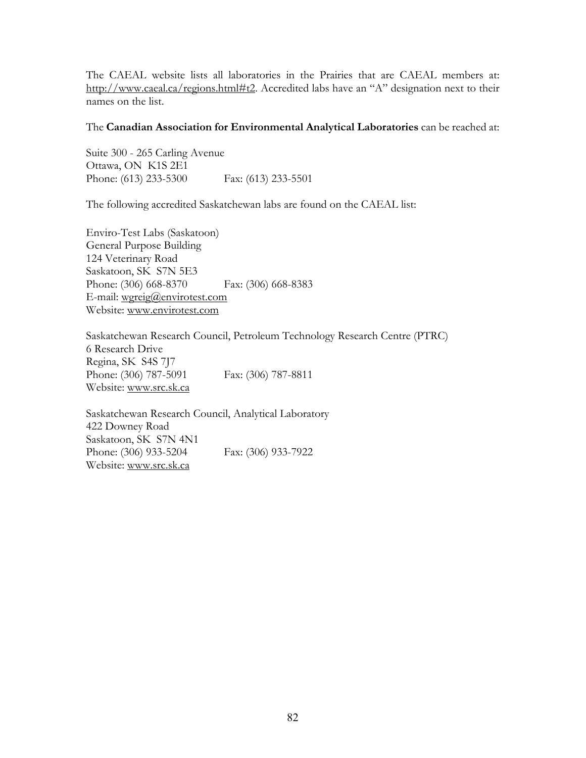The CAEAL website lists all laboratories in the Prairies that are CAEAL members at: http://www.caeal.ca/regions.html#t2. Accredited labs have an "A" designation next to their names on the list.

The **Canadian Association for Environmental Analytical Laboratories** can be reached at:

Suite 300 - 265 Carling Avenue  
Ottawa, ON K1S 2E1  
Phone: (613) 233-5300 Fax: (613) 233-5501

The following accredited Saskatchewan labs are found on the CAEAL list:

Enviro-Test Labs (Saskatoon)  
General Purpose Building  
124 Veterinary Road  
Saskatoon, SK S7N 5E3  
Phone: (306) 668-8370 Fax: (306) 668-8383  
E-mail: wgreig@envirotest.com  
Website: www.envirotest.com

Saskatchewan Research Council, Petroleum Technology Research Centre (PTRC)  
6 Research Drive  
Regina, SK S4S 7J7  
Phone: (306) 787-5091 Fax: (306) 787-8811  
Website: www.src.sk.ca

Saskatchewan Research Council, Analytical Laboratory  
422 Downey Road  
Saskatoon, SK S7N 4N1  
Phone: (306) 933-5204 Fax: (306) 933-7922  
Website: www.src.sk.ca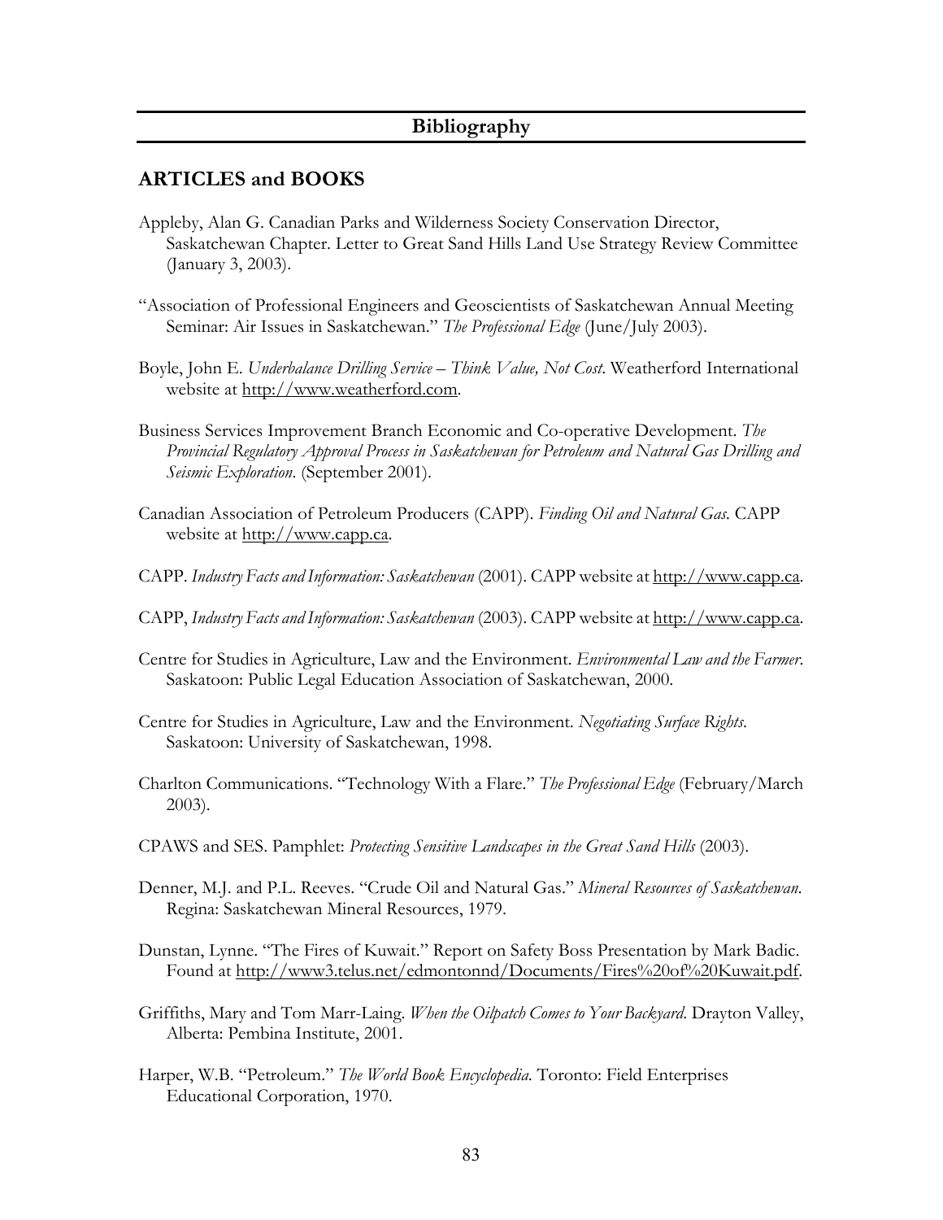## Bibliography

### ARTICLES and BOOKS

Appleby, Alan G. Canadian Parks and Wilderness Society Conservation Director, Saskatchewan Chapter. Letter to Great Sand Hills Land Use Strategy Review Committee (January 3, 2003).

"Association of Professional Engineers and Geoscientists of Saskatchewan Annual Meeting Seminar: Air Issues in Saskatchewan." *The Professional Edge* (June/July 2003).

Boyle, John E. *Underbalance Drilling Service – Think Value, Not Cost*. Weatherford International website at http://www.weatherford.com.

Business Services Improvement Branch Economic and Co-operative Development. *The Provincial Regulatory Approval Process in Saskatchewan for Petroleum and Natural Gas Drilling and Seismic Exploration*. (September 2001).

Canadian Association of Petroleum Producers (CAPP). *Finding Oil and Natural Gas*. CAPP website at http://www.capp.ca.

CAPP. *Industry Facts and Information: Saskatchewan* (2001). CAPP website at http://www.capp.ca.

CAPP, *Industry Facts and Information: Saskatchewan* (2003). CAPP website at http://www.capp.ca.

Centre for Studies in Agriculture, Law and the Environment. *Environmental Law and the Farmer*. Saskatoon: Public Legal Education Association of Saskatchewan, 2000.

Centre for Studies in Agriculture, Law and the Environment. *Negotiating Surface Rights*. Saskatoon: University of Saskatchewan, 1998.

Charlton Communications. "Technology With a Flare." *The Professional Edge* (February/March 2003).

CPAWS and SES. Pamphlet: *Protecting Sensitive Landscapes in the Great Sand Hills* (2003).

Denner, M.J. and P.L. Reeves. "Crude Oil and Natural Gas." *Mineral Resources of Saskatchewan*. Regina: Saskatchewan Mineral Resources, 1979.

Dunstan, Lynne. "The Fires of Kuwait." Report on Safety Boss Presentation by Mark Badic. Found at http://www3.telus.net/edmontonnd/Documents/Fires%20of%20Kuwait.pdf.

Griffiths, Mary and Tom Marr-Laing. *When the Oilpatch Comes to Your Backyard*. Drayton Valley, Alberta: Pembina Institute, 2001.

Harper, W.B. "Petroleum." *The World Book Encyclopedia*. Toronto: Field Enterprises Educational Corporation, 1970.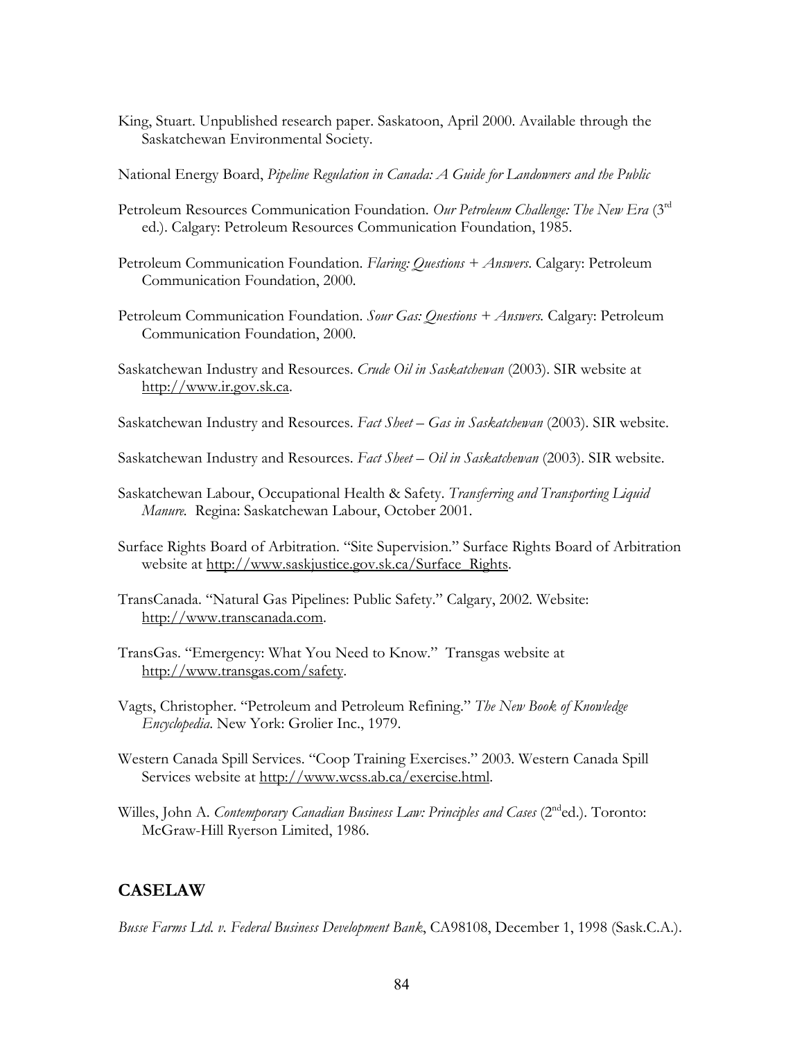King, Stuart. Unpublished research paper. Saskatoon, April 2000. Available through the Saskatchewan Environmental Society.

National Energy Board, *Pipeline Regulation in Canada: A Guide for Landowners and the Public*

Petroleum Resources Communication Foundation. *Our Petroleum Challenge: The New Era* (3rd ed.). Calgary: Petroleum Resources Communication Foundation, 1985.

Petroleum Communication Foundation. *Flaring: Questions + Answers*. Calgary: Petroleum Communication Foundation, 2000.

Petroleum Communication Foundation. *Sour Gas: Questions + Answers.* Calgary: Petroleum Communication Foundation, 2000.

Saskatchewan Industry and Resources. *Crude Oil in Saskatchewan* (2003). SIR website at http://www.ir.gov.sk.ca.

Saskatchewan Industry and Resources. *Fact Sheet – Gas in Saskatchewan* (2003). SIR website.

Saskatchewan Industry and Resources. *Fact Sheet – Oil in Saskatchewan* (2003). SIR website.

Saskatchewan Labour, Occupational Health & Safety. *Transferring and Transporting Liquid Manure.* Regina: Saskatchewan Labour, October 2001.

Surface Rights Board of Arbitration. "Site Supervision." Surface Rights Board of Arbitration website at http://www.saskjustice.gov.sk.ca/Surface_Rights.

TransCanada. "Natural Gas Pipelines: Public Safety." Calgary, 2002. Website: http://www.transcanada.com.

TransGas. "Emergency: What You Need to Know." Transgas website at http://www.transgas.com/safety.

Vagts, Christopher. "Petroleum and Petroleum Refining." *The New Book of Knowledge Encyclopedia*. New York: Grolier Inc., 1979.

Western Canada Spill Services. "Coop Training Exercises." 2003. Western Canada Spill Services website at http://www.wcss.ab.ca/exercise.html.

Willes, John A. *Contemporary Canadian Business Law: Principles and Cases* (2nd ed.). Toronto: McGraw-Hill Ryerson Limited, 1986.

## CASELAW

*Busse Farms Ltd. v. Federal Business Development Bank*, CA98108, December 1, 1998 (Sask.C.A.).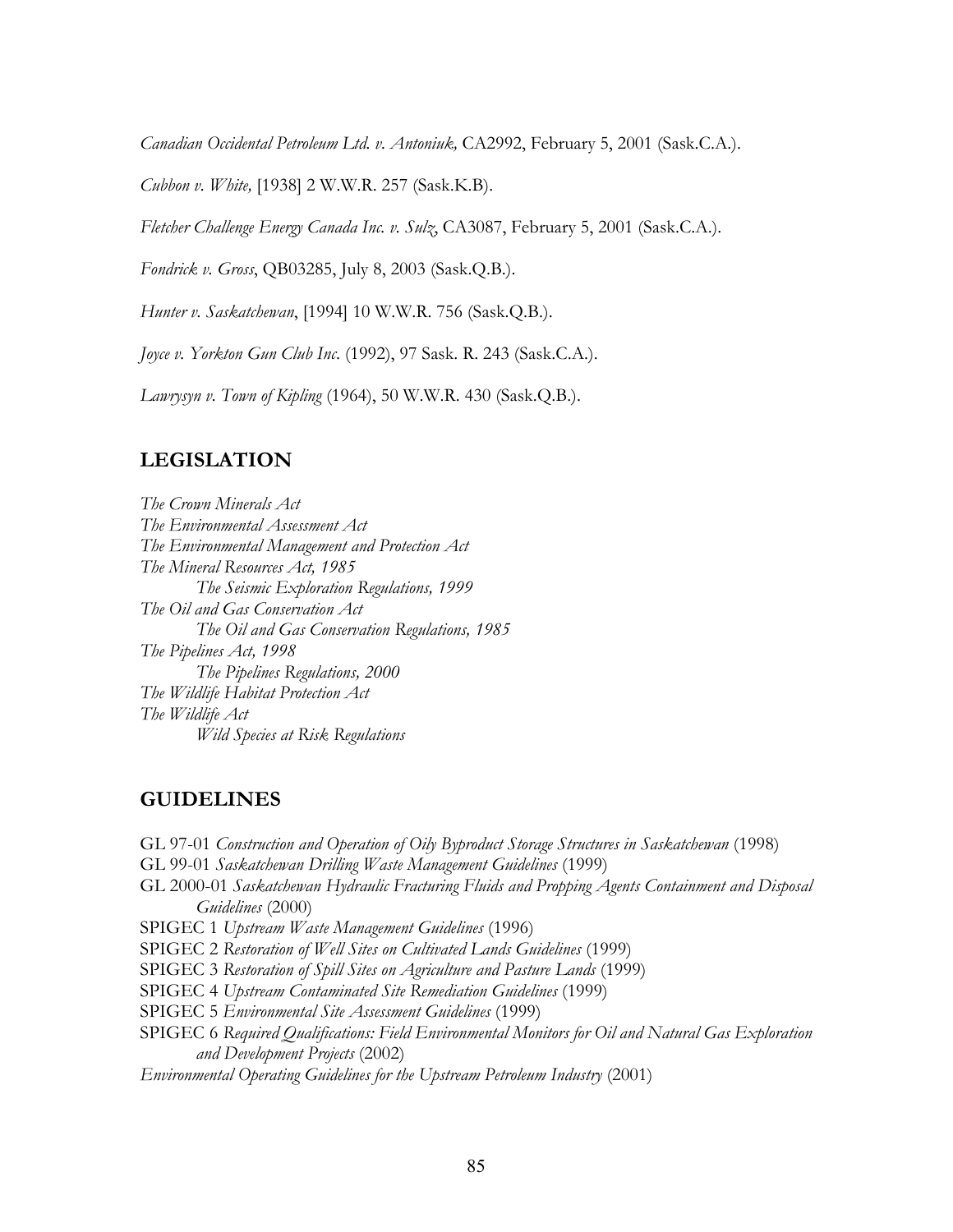*Canadian Occidental Petroleum Ltd. v. Antoniuk,* CA2992, February 5, 2001 (Sask.C.A.).

*Cubbon v. White,* [1938] 2 W.W.R. 257 (Sask.K.B).

*Fletcher Challenge Energy Canada Inc. v. Sulz,* CA3087, February 5, 2001 (Sask.C.A.).

*Fondrick v. Gross*, QB03285, July 8, 2003 (Sask.Q.B.).

*Hunter v. Saskatchewan*, [1994] 10 W.W.R. 756 (Sask.Q.B.).

*Joyce v. Yorkton Gun Club Inc.* (1992), 97 Sask. R. 243 (Sask.C.A.).

*Lawrysyn v. Town of Kipling* (1964), 50 W.W.R. 430 (Sask.Q.B.).

## LEGISLATION

*The Crown Minerals Act*
*The Environmental Assessment Act*
*The Environmental Management and Protection Act*
*The Mineral Resources Act, 1985*
    *The Seismic Exploration Regulations, 1999*
*The Oil and Gas Conservation Act*
    *The Oil and Gas Conservation Regulations, 1985*
*The Pipelines Act, 1998*
    *The Pipelines Regulations, 2000*
*The Wildlife Habitat Protection Act*
*The Wildlife Act*
    *Wild Species at Risk Regulations*

## GUIDELINES

GL 97-01 *Construction and Operation of Oily Byproduct Storage Structures in Saskatchewan* (1998)
GL 99-01 *Saskatchewan Drilling Waste Management Guidelines* (1999)
GL 2000-01 *Saskatchewan Hydraulic Fracturing Fluids and Propping Agents Containment and Disposal Guidelines* (2000)
SPIGEC 1 *Upstream Waste Management Guidelines* (1996)
SPIGEC 2 *Restoration of Well Sites on Cultivated Lands Guidelines* (1999)
SPIGEC 3 *Restoration of Spill Sites on Agriculture and Pasture Lands* (1999)
SPIGEC 4 *Upstream Contaminated Site Remediation Guidelines* (1999)
SPIGEC 5 *Environmental Site Assessment Guidelines* (1999)
SPIGEC 6 *Required Qualifications: Field Environmental Monitors for Oil and Natural Gas Exploration and Development Projects* (2002)
*Environmental Operating Guidelines for the Upstream Petroleum Industry* (2001)